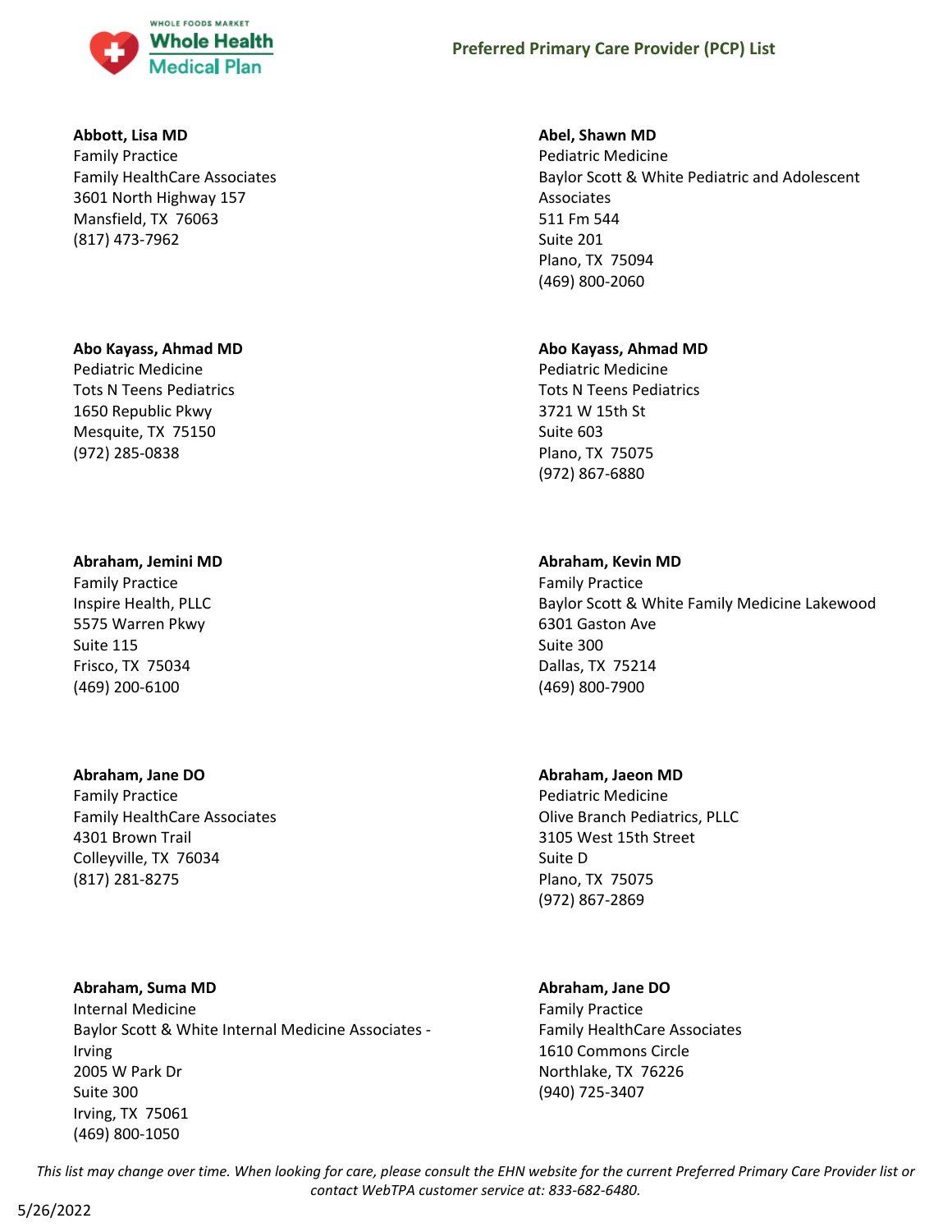## Preferred Primary Care Provider (PCP) List

**Abbott, Lisa MD**
Family Practice
Family HealthCare Associates
3601 North Highway 157
Mansfield, TX 76063
(817) 473-7962

**Abel, Shawn MD**
Pediatric Medicine
Baylor Scott & White Pediatric and Adolescent Associates
511 Fm 544
Suite 201
Plano, TX 75094
(469) 800-2060

**Abo Kayass, Ahmad MD**
Pediatric Medicine
Tots N Teens Pediatrics
1650 Republic Pkwy
Mesquite, TX 75150
(972) 285-0838

**Abo Kayass, Ahmad MD**
Pediatric Medicine
Tots N Teens Pediatrics
3721 W 15th St
Suite 603
Plano, TX 75075
(972) 867-6880

**Abraham, Jemini MD**
Family Practice
Inspire Health, PLLC
5575 Warren Pkwy
Suite 115
Frisco, TX 75034
(469) 200-6100

**Abraham, Kevin MD**
Family Practice
Baylor Scott & White Family Medicine Lakewood
6301 Gaston Ave
Suite 300
Dallas, TX 75214
(469) 800-7900

**Abraham, Jane DO**
Family Practice
Family HealthCare Associates
4301 Brown Trail
Colleyville, TX 76034
(817) 281-8275

**Abraham, Jaeon MD**
Pediatric Medicine
Olive Branch Pediatrics, PLLC
3105 West 15th Street
Suite D
Plano, TX 75075
(972) 867-2869

**Abraham, Suma MD**
Internal Medicine
Baylor Scott & White Internal Medicine Associates - Irving
2005 W Park Dr
Suite 300
Irving, TX 75061
(469) 800-1050

**Abraham, Jane DO**
Family Practice
Family HealthCare Associates
1610 Commons Circle
Northlake, TX 76226
(940) 725-3407

*This list may change over time. When looking for care, please consult the EHN website for the current Preferred Primary Care Provider list or contact WebTPA customer service at: 833-682-6480.*

5/26/2022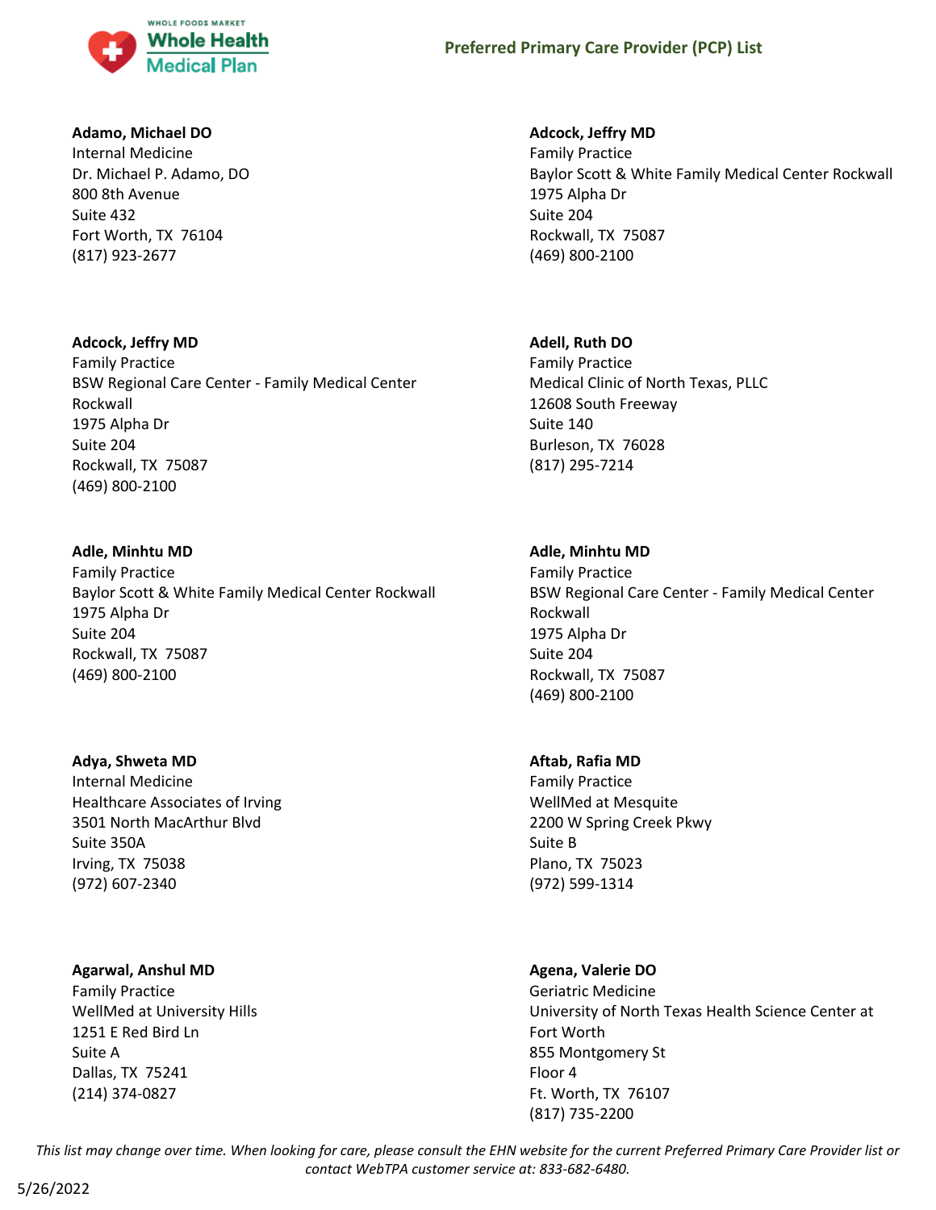**Adamo, Michael DO**
Internal Medicine
Dr. Michael P. Adamo, DO
800 8th Avenue
Suite 432
Fort Worth, TX 76104
(817) 923-2677

**Adcock, Jeffry MD**
Family Practice
BSW Regional Care Center - Family Medical Center Rockwall
1975 Alpha Dr
Suite 204
Rockwall, TX 75087
(469) 800-2100

**Adle, Minhtu MD**
Family Practice
Baylor Scott & White Family Medical Center Rockwall
1975 Alpha Dr
Suite 204
Rockwall, TX 75087
(469) 800-2100

**Adya, Shweta MD**
Internal Medicine
Healthcare Associates of Irving
3501 North MacArthur Blvd
Suite 350A
Irving, TX 75038
(972) 607-2340

**Agarwal, Anshul MD**
Family Practice
WellMed at University Hills
1251 E Red Bird Ln
Suite A
Dallas, TX 75241
(214) 374-0827

**Adcock, Jeffry MD**
Family Practice
Baylor Scott & White Family Medical Center Rockwall
1975 Alpha Dr
Suite 204
Rockwall, TX 75087
(469) 800-2100

**Adell, Ruth DO**
Family Practice
Medical Clinic of North Texas, PLLC
12608 South Freeway
Suite 140
Burleson, TX 76028
(817) 295-7214

**Adle, Minhtu MD**
Family Practice
BSW Regional Care Center - Family Medical Center Rockwall
1975 Alpha Dr
Suite 204
Rockwall, TX 75087
(469) 800-2100

**Aftab, Rafia MD**
Family Practice
WellMed at Mesquite
2200 W Spring Creek Pkwy
Suite B
Plano, TX 75023
(972) 599-1314

**Agena, Valerie DO**
Geriatric Medicine
University of North Texas Health Science Center at Fort Worth
855 Montgomery St
Floor 4
Ft. Worth, TX 76107
(817) 735-2200

*This list may change over time. When looking for care, please consult the EHN website for the current Preferred Primary Care Provider list or contact WebTPA customer service at: 833-682-6480.*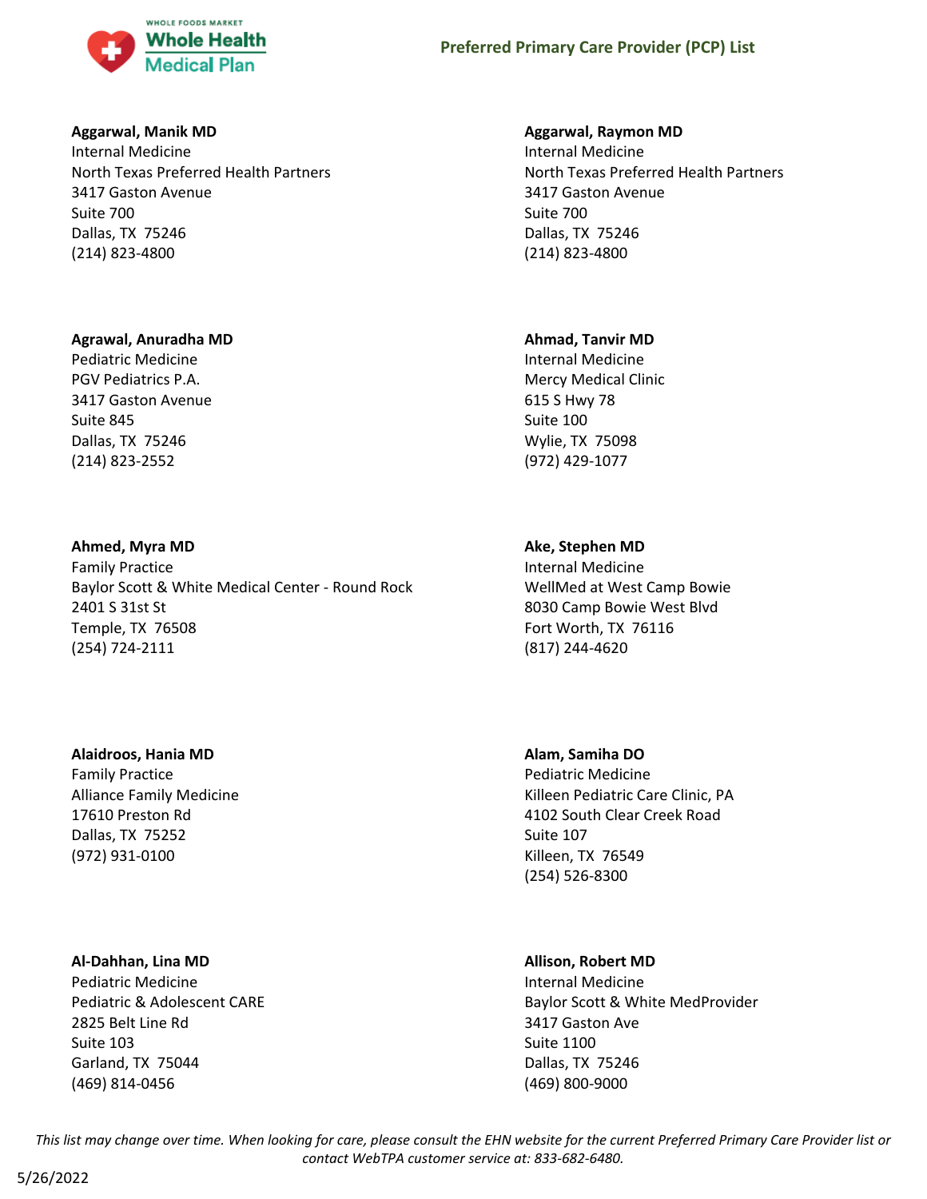**Aggarwal, Manik MD**
Internal Medicine
North Texas Preferred Health Partners
3417 Gaston Avenue
Suite 700
Dallas, TX 75246
(214) 823-4800

**Aggarwal, Raymon MD**
Internal Medicine
North Texas Preferred Health Partners
3417 Gaston Avenue
Suite 700
Dallas, TX 75246
(214) 823-4800

**Agrawal, Anuradha MD**
Pediatric Medicine
PGV Pediatrics P.A.
3417 Gaston Avenue
Suite 845
Dallas, TX 75246
(214) 823-2552

**Ahmad, Tanvir MD**
Internal Medicine
Mercy Medical Clinic
615 S Hwy 78
Suite 100
Wylie, TX 75098
(972) 429-1077

**Ahmed, Myra MD**
Family Practice
Baylor Scott & White Medical Center - Round Rock
2401 S 31st St
Temple, TX 76508
(254) 724-2111

**Ake, Stephen MD**
Internal Medicine
WellMed at West Camp Bowie
8030 Camp Bowie West Blvd
Fort Worth, TX 76116
(817) 244-4620

**Alaidroos, Hania MD**
Family Practice
Alliance Family Medicine
17610 Preston Rd
Dallas, TX 75252
(972) 931-0100

**Alam, Samiha DO**
Pediatric Medicine
Killeen Pediatric Care Clinic, PA
4102 South Clear Creek Road
Suite 107
Killeen, TX 76549
(254) 526-8300

**Al-Dahhan, Lina MD**
Pediatric Medicine
Pediatric & Adolescent CARE
2825 Belt Line Rd
Suite 103
Garland, TX 75044
(469) 814-0456

**Allison, Robert MD**
Internal Medicine
Baylor Scott & White MedProvider
3417 Gaston Ave
Suite 1100
Dallas, TX 75246
(469) 800-9000

*This list may change over time. When looking for care, please consult the EHN website for the current Preferred Primary Care Provider list or contact WebTPA customer service at: 833-682-6480.*

5/26/2022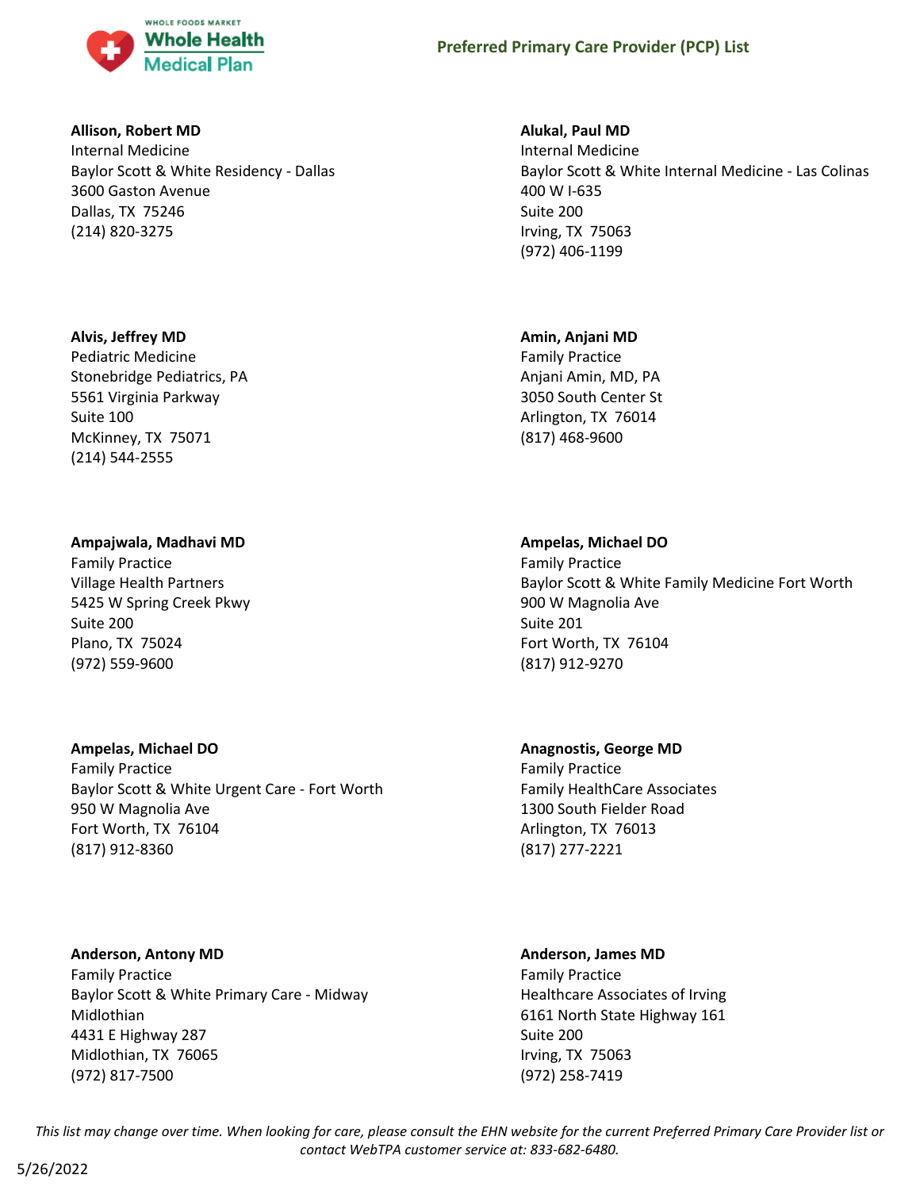**Allison, Robert MD**
Internal Medicine
Baylor Scott & White Residency - Dallas
3600 Gaston Avenue
Dallas, TX 75246
(214) 820-3275

**Alukal, Paul MD**
Internal Medicine
Baylor Scott & White Internal Medicine - Las Colinas
400 W I-635
Suite 200
Irving, TX 75063
(972) 406-1199

**Alvis, Jeffrey MD**
Pediatric Medicine
Stonebridge Pediatrics, PA
5561 Virginia Parkway
Suite 100
McKinney, TX 75071
(214) 544-2555

**Amin, Anjani MD**
Family Practice
Anjani Amin, MD, PA
3050 South Center St
Arlington, TX 76014
(817) 468-9600

**Ampajwala, Madhavi MD**
Family Practice
Village Health Partners
5425 W Spring Creek Pkwy
Suite 200
Plano, TX 75024
(972) 559-9600

**Ampelas, Michael DO**
Family Practice
Baylor Scott & White Family Medicine Fort Worth
900 W Magnolia Ave
Suite 201
Fort Worth, TX 76104
(817) 912-9270

**Ampelas, Michael DO**
Family Practice
Baylor Scott & White Urgent Care - Fort Worth
950 W Magnolia Ave
Fort Worth, TX 76104
(817) 912-8360

**Anagnostis, George MD**
Family Practice
Family HealthCare Associates
1300 South Fielder Road
Arlington, TX 76013
(817) 277-2221

**Anderson, Antony MD**
Family Practice
Baylor Scott & White Primary Care - Midway Midlothian
4431 E Highway 287
Midlothian, TX 76065
(972) 817-7500

**Anderson, James MD**
Family Practice
Healthcare Associates of Irving
6161 North State Highway 161
Suite 200
Irving, TX 75063
(972) 258-7419

*This list may change over time. When looking for care, please consult the EHN website for the current Preferred Primary Care Provider list or contact WebTPA customer service at: 833-682-6480.*

5/26/2022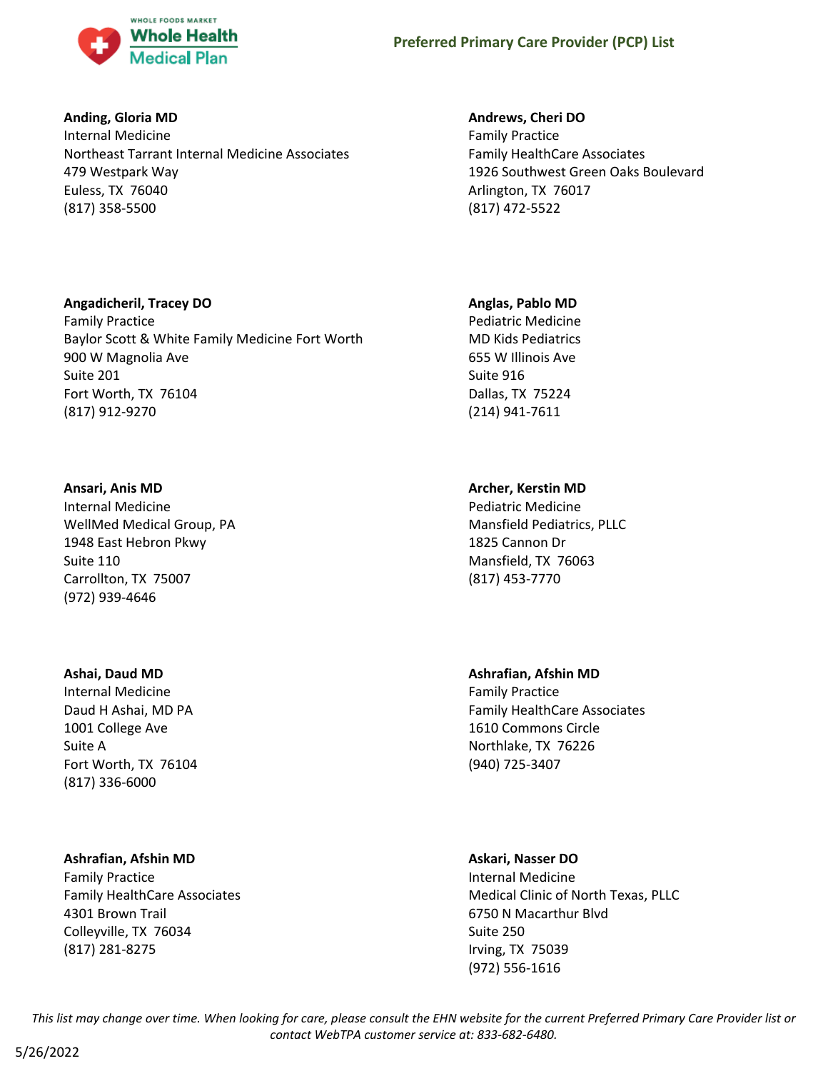**Anding, Gloria MD**
Internal Medicine
Northeast Tarrant Internal Medicine Associates
479 Westpark Way
Euless, TX 76040
(817) 358-5500

**Andrews, Cheri DO**
Family Practice
Family HealthCare Associates
1926 Southwest Green Oaks Boulevard
Arlington, TX 76017
(817) 472-5522

**Angadicheril, Tracey DO**
Family Practice
Baylor Scott & White Family Medicine Fort Worth
900 W Magnolia Ave
Suite 201
Fort Worth, TX 76104
(817) 912-9270

**Anglas, Pablo MD**
Pediatric Medicine
MD Kids Pediatrics
655 W Illinois Ave
Suite 916
Dallas, TX 75224
(214) 941-7611

**Ansari, Anis MD**
Internal Medicine
WellMed Medical Group, PA
1948 East Hebron Pkwy
Suite 110
Carrollton, TX 75007
(972) 939-4646

**Archer, Kerstin MD**
Pediatric Medicine
Mansfield Pediatrics, PLLC
1825 Cannon Dr
Mansfield, TX 76063
(817) 453-7770

**Ashai, Daud MD**
Internal Medicine
Daud H Ashai, MD PA
1001 College Ave
Suite A
Fort Worth, TX 76104
(817) 336-6000

**Ashrafian, Afshin MD**
Family Practice
Family HealthCare Associates
1610 Commons Circle
Northlake, TX 76226
(940) 725-3407

**Ashrafian, Afshin MD**
Family Practice
Family HealthCare Associates
4301 Brown Trail
Colleyville, TX 76034
(817) 281-8275

**Askari, Nasser DO**
Internal Medicine
Medical Clinic of North Texas, PLLC
6750 N Macarthur Blvd
Suite 250
Irving, TX 75039
(972) 556-1616

*This list may change over time. When looking for care, please consult the EHN website for the current Preferred Primary Care Provider list or contact WebTPA customer service at: 833-682-6480.*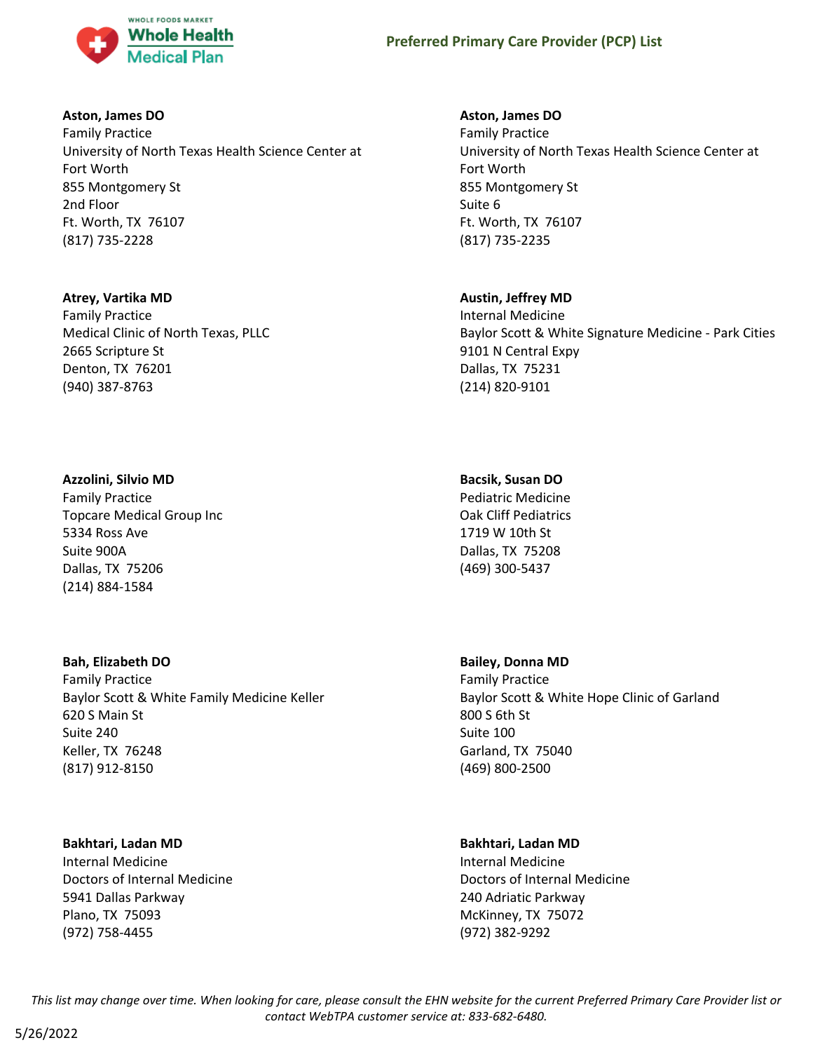**Aston, James DO**
Family Practice
University of North Texas Health Science Center at Fort Worth
855 Montgomery St
2nd Floor
Ft. Worth, TX 76107
(817) 735-2228

**Aston, James DO**
Family Practice
University of North Texas Health Science Center at Fort Worth
855 Montgomery St
Suite 6
Ft. Worth, TX 76107
(817) 735-2235

**Atrey, Vartika MD**
Family Practice
Medical Clinic of North Texas, PLLC
2665 Scripture St
Denton, TX 76201
(940) 387-8763

**Austin, Jeffrey MD**
Internal Medicine
Baylor Scott & White Signature Medicine - Park Cities
9101 N Central Expy
Dallas, TX 75231
(214) 820-9101

**Azzolini, Silvio MD**
Family Practice
Topcare Medical Group Inc
5334 Ross Ave
Suite 900A
Dallas, TX 75206
(214) 884-1584

**Bacsik, Susan DO**
Pediatric Medicine
Oak Cliff Pediatrics
1719 W 10th St
Dallas, TX 75208
(469) 300-5437

**Bah, Elizabeth DO**
Family Practice
Baylor Scott & White Family Medicine Keller
620 S Main St
Suite 240
Keller, TX 76248
(817) 912-8150

**Bailey, Donna MD**
Family Practice
Baylor Scott & White Hope Clinic of Garland
800 S 6th St
Suite 100
Garland, TX 75040
(469) 800-2500

**Bakhtari, Ladan MD**
Internal Medicine
Doctors of Internal Medicine
5941 Dallas Parkway
Plano, TX 75093
(972) 758-4455

**Bakhtari, Ladan MD**
Internal Medicine
Doctors of Internal Medicine
240 Adriatic Parkway
McKinney, TX 75072
(972) 382-9292

*This list may change over time. When looking for care, please consult the EHN website for the current Preferred Primary Care Provider list or contact WebTPA customer service at: 833-682-6480.*

5/26/2022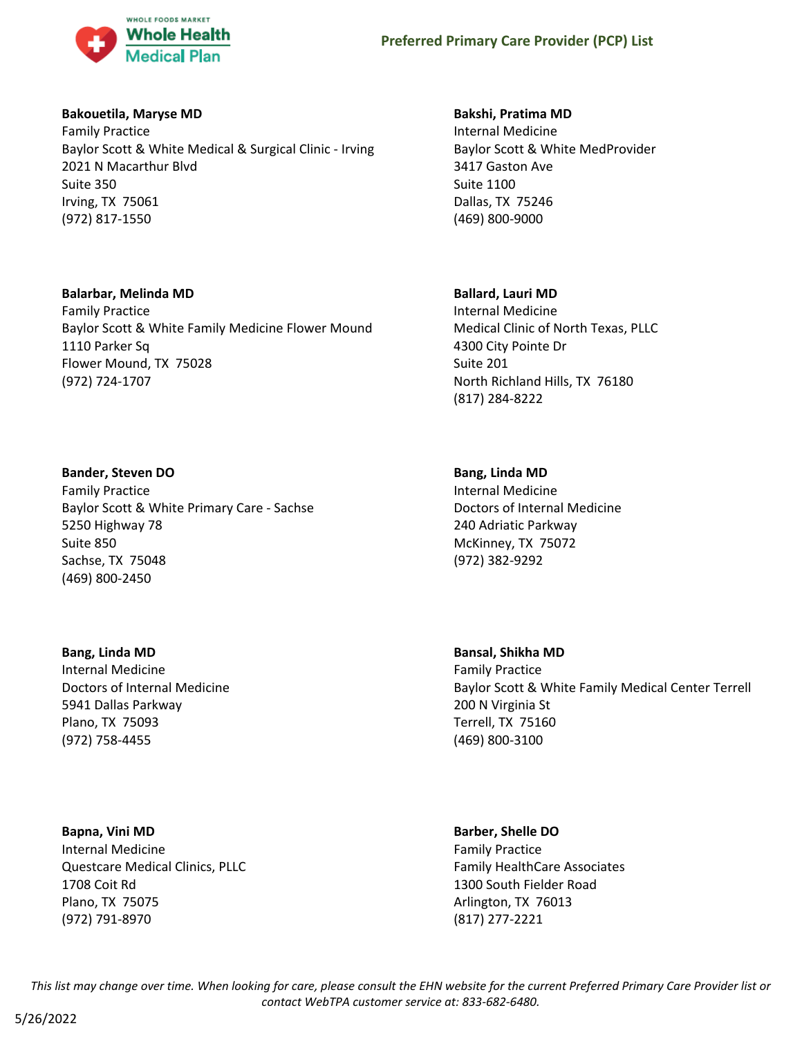**Bakouetila, Maryse MD**
Family Practice
Baylor Scott & White Medical & Surgical Clinic - Irving
2021 N Macarthur Blvd
Suite 350
Irving, TX 75061
(972) 817-1550

**Bakshi, Pratima MD**
Internal Medicine
Baylor Scott & White MedProvider
3417 Gaston Ave
Suite 1100
Dallas, TX 75246
(469) 800-9000

**Balarbar, Melinda MD**
Family Practice
Baylor Scott & White Family Medicine Flower Mound
1110 Parker Sq
Flower Mound, TX 75028
(972) 724-1707

**Ballard, Lauri MD**
Internal Medicine
Medical Clinic of North Texas, PLLC
4300 City Pointe Dr
Suite 201
North Richland Hills, TX 76180
(817) 284-8222

**Bander, Steven DO**
Family Practice
Baylor Scott & White Primary Care - Sachse
5250 Highway 78
Suite 850
Sachse, TX 75048
(469) 800-2450

**Bang, Linda MD**
Internal Medicine
Doctors of Internal Medicine
240 Adriatic Parkway
McKinney, TX 75072
(972) 382-9292

**Bang, Linda MD**
Internal Medicine
Doctors of Internal Medicine
5941 Dallas Parkway
Plano, TX 75093
(972) 758-4455

**Bansal, Shikha MD**
Family Practice
Baylor Scott & White Family Medical Center Terrell
200 N Virginia St
Terrell, TX 75160
(469) 800-3100

**Bapna, Vini MD**
Internal Medicine
Questcare Medical Clinics, PLLC
1708 Coit Rd
Plano, TX 75075
(972) 791-8970

**Barber, Shelle DO**
Family Practice
Family HealthCare Associates
1300 South Fielder Road
Arlington, TX 76013
(817) 277-2221

*This list may change over time. When looking for care, please consult the EHN website for the current Preferred Primary Care Provider list or contact WebTPA customer service at: 833-682-6480.*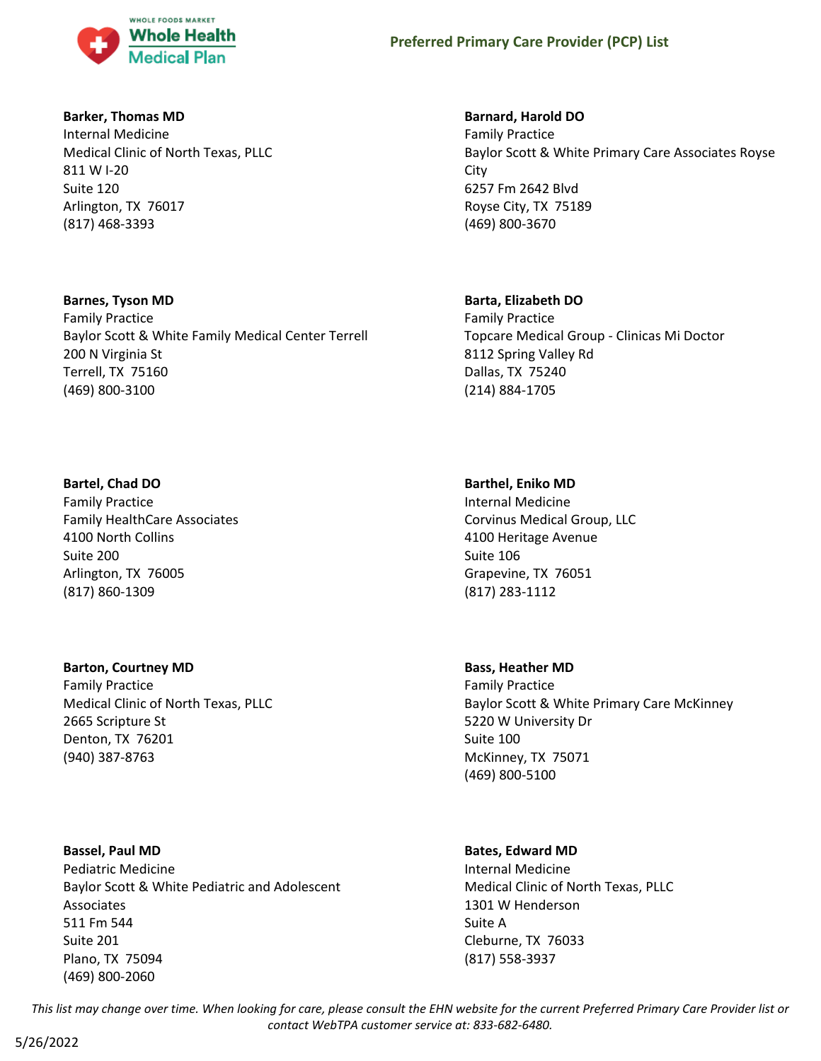**Barker, Thomas MD**
Internal Medicine
Medical Clinic of North Texas, PLLC
811 W I-20
Suite 120
Arlington, TX 76017
(817) 468-3393

**Barnes, Tyson MD**
Family Practice
Baylor Scott & White Family Medical Center Terrell
200 N Virginia St
Terrell, TX 75160
(469) 800-3100

**Bartel, Chad DO**
Family Practice
Family HealthCare Associates
4100 North Collins
Suite 200
Arlington, TX 76005
(817) 860-1309

**Barton, Courtney MD**
Family Practice
Medical Clinic of North Texas, PLLC
2665 Scripture St
Denton, TX 76201
(940) 387-8763

**Bassel, Paul MD**
Pediatric Medicine
Baylor Scott & White Pediatric and Adolescent Associates
511 Fm 544
Suite 201
Plano, TX 75094
(469) 800-2060

**Barnard, Harold DO**
Family Practice
Baylor Scott & White Primary Care Associates Royse City
6257 Fm 2642 Blvd
Royse City, TX 75189
(469) 800-3670

**Barta, Elizabeth DO**
Family Practice
Topcare Medical Group - Clinicas Mi Doctor
8112 Spring Valley Rd
Dallas, TX 75240
(214) 884-1705

**Barthel, Eniko MD**
Internal Medicine
Corvinus Medical Group, LLC
4100 Heritage Avenue
Suite 106
Grapevine, TX 76051
(817) 283-1112

**Bass, Heather MD**
Family Practice
Baylor Scott & White Primary Care McKinney
5220 W University Dr
Suite 100
McKinney, TX 75071
(469) 800-5100

**Bates, Edward MD**
Internal Medicine
Medical Clinic of North Texas, PLLC
1301 W Henderson
Suite A
Cleburne, TX 76033
(817) 558-3937

*This list may change over time. When looking for care, please consult the EHN website for the current Preferred Primary Care Provider list or contact WebTPA customer service at: 833-682-6480.*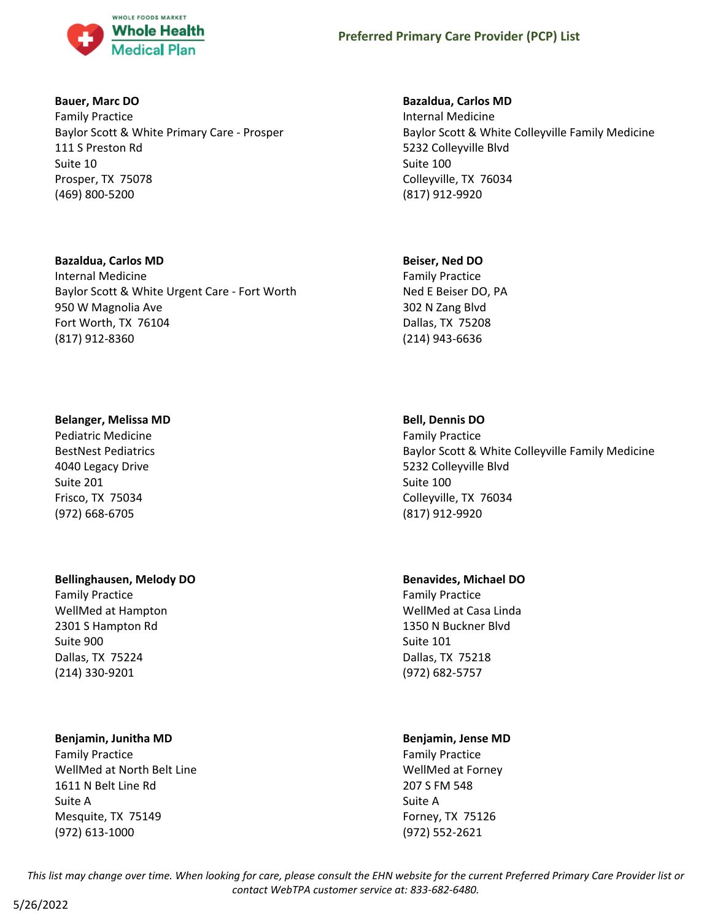**Bauer, Marc DO**
Family Practice
Baylor Scott & White Primary Care - Prosper
111 S Preston Rd
Suite 10
Prosper, TX 75078
(469) 800-5200

**Bazaldua, Carlos MD**
Internal Medicine
Baylor Scott & White Colleyville Family Medicine
5232 Colleyville Blvd
Suite 100
Colleyville, TX 76034
(817) 912-9920

**Bazaldua, Carlos MD**
Internal Medicine
Baylor Scott & White Urgent Care - Fort Worth
950 W Magnolia Ave
Fort Worth, TX 76104
(817) 912-8360

**Beiser, Ned DO**
Family Practice
Ned E Beiser DO, PA
302 N Zang Blvd
Dallas, TX 75208
(214) 943-6636

**Belanger, Melissa MD**
Pediatric Medicine
BestNest Pediatrics
4040 Legacy Drive
Suite 201
Frisco, TX 75034
(972) 668-6705

**Bell, Dennis DO**
Family Practice
Baylor Scott & White Colleyville Family Medicine
5232 Colleyville Blvd
Suite 100
Colleyville, TX 76034
(817) 912-9920

**Bellinghausen, Melody DO**
Family Practice
WellMed at Hampton
2301 S Hampton Rd
Suite 900
Dallas, TX 75224
(214) 330-9201

**Benavides, Michael DO**
Family Practice
WellMed at Casa Linda
1350 N Buckner Blvd
Suite 101
Dallas, TX 75218
(972) 682-5757

**Benjamin, Junitha MD**
Family Practice
WellMed at North Belt Line
1611 N Belt Line Rd
Suite A
Mesquite, TX 75149
(972) 613-1000

**Benjamin, Jense MD**
Family Practice
WellMed at Forney
207 S FM 548
Suite A
Forney, TX 75126
(972) 552-2621

*This list may change over time. When looking for care, please consult the EHN website for the current Preferred Primary Care Provider list or contact WebTPA customer service at: 833-682-6480.*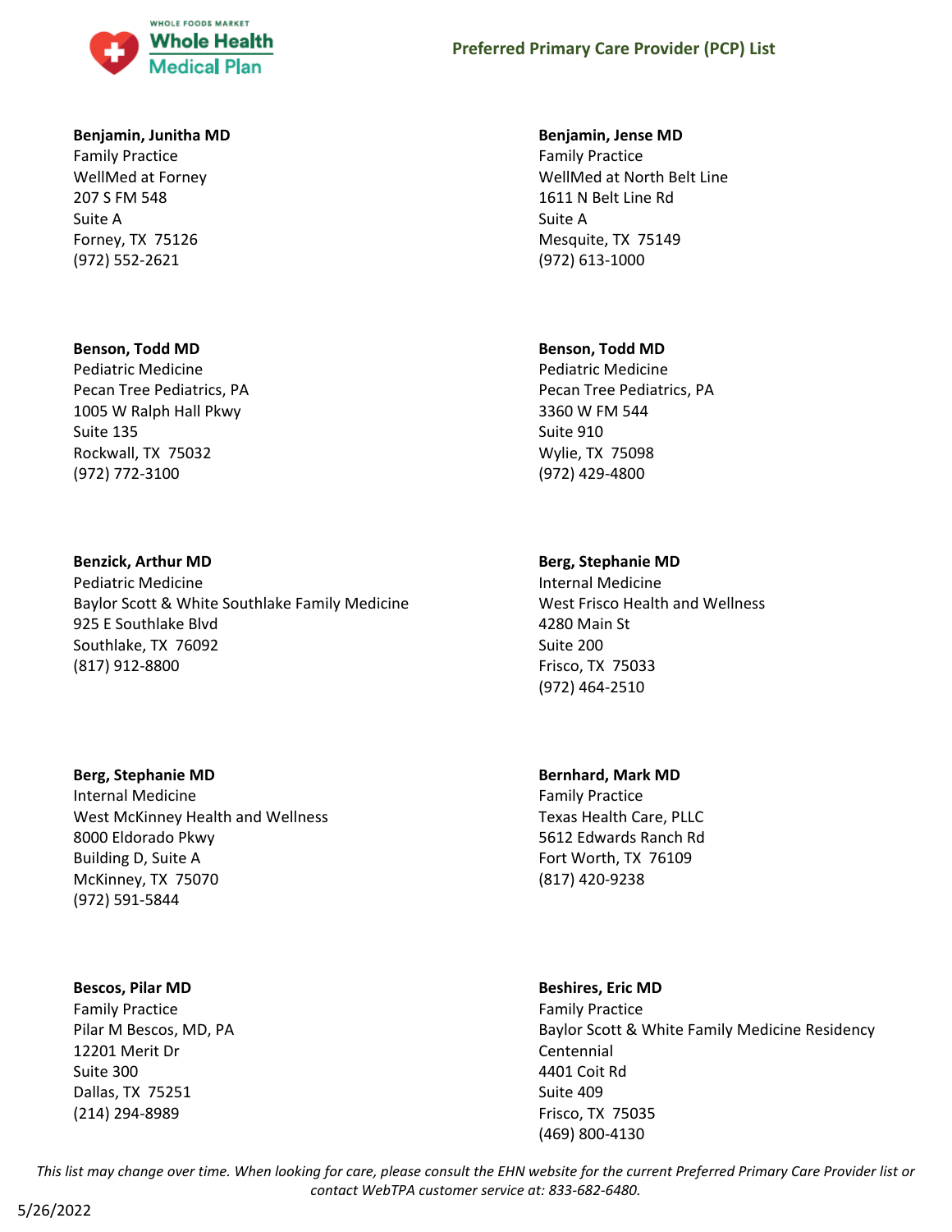**Benjamin, Junitha MD**
Family Practice
WellMed at Forney
207 S FM 548
Suite A
Forney, TX 75126
(972) 552-2621

**Benjamin, Jense MD**
Family Practice
WellMed at North Belt Line
1611 N Belt Line Rd
Suite A
Mesquite, TX 75149
(972) 613-1000

**Benson, Todd MD**
Pediatric Medicine
Pecan Tree Pediatrics, PA
1005 W Ralph Hall Pkwy
Suite 135
Rockwall, TX 75032
(972) 772-3100

**Benson, Todd MD**
Pediatric Medicine
Pecan Tree Pediatrics, PA
3360 W FM 544
Suite 910
Wylie, TX 75098
(972) 429-4800

**Benzick, Arthur MD**
Pediatric Medicine
Baylor Scott & White Southlake Family Medicine
925 E Southlake Blvd
Southlake, TX 76092
(817) 912-8800

**Berg, Stephanie MD**
Internal Medicine
West Frisco Health and Wellness
4280 Main St
Suite 200
Frisco, TX 75033
(972) 464-2510

**Berg, Stephanie MD**
Internal Medicine
West McKinney Health and Wellness
8000 Eldorado Pkwy
Building D, Suite A
McKinney, TX 75070
(972) 591-5844

**Bernhard, Mark MD**
Family Practice
Texas Health Care, PLLC
5612 Edwards Ranch Rd
Fort Worth, TX 76109
(817) 420-9238

**Bescos, Pilar MD**
Family Practice
Pilar M Bescos, MD, PA
12201 Merit Dr
Suite 300
Dallas, TX 75251
(214) 294-8989

**Beshires, Eric MD**
Family Practice
Baylor Scott & White Family Medicine Residency Centennial
4401 Coit Rd
Suite 409
Frisco, TX 75035
(469) 800-4130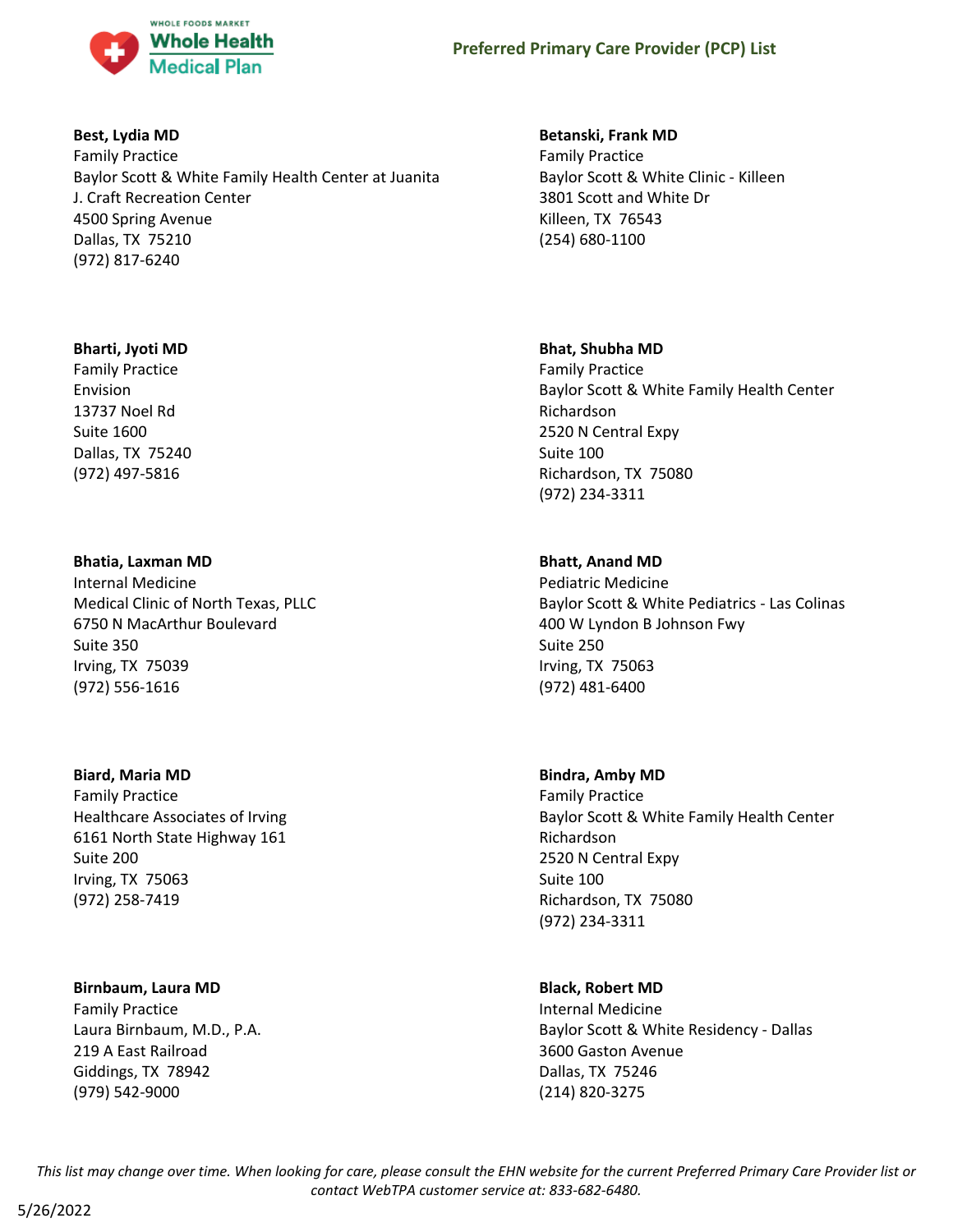**Best, Lydia MD**
Family Practice
Baylor Scott & White Family Health Center at Juanita J. Craft Recreation Center
4500 Spring Avenue
Dallas, TX 75210
(972) 817-6240

**Bharti, Jyoti MD**
Family Practice
Envision
13737 Noel Rd
Suite 1600
Dallas, TX 75240
(972) 497-5816

**Bhatia, Laxman MD**
Internal Medicine
Medical Clinic of North Texas, PLLC
6750 N MacArthur Boulevard
Suite 350
Irving, TX 75039
(972) 556-1616

**Biard, Maria MD**
Family Practice
Healthcare Associates of Irving
6161 North State Highway 161
Suite 200
Irving, TX 75063
(972) 258-7419

**Birnbaum, Laura MD**
Family Practice
Laura Birnbaum, M.D., P.A.
219 A East Railroad
Giddings, TX 78942
(979) 542-9000

**Betanski, Frank MD**
Family Practice
Baylor Scott & White Clinic - Killeen
3801 Scott and White Dr
Killeen, TX 76543
(254) 680-1100

**Bhat, Shubha MD**
Family Practice
Baylor Scott & White Family Health Center Richardson
2520 N Central Expy
Suite 100
Richardson, TX 75080
(972) 234-3311

**Bhatt, Anand MD**
Pediatric Medicine
Baylor Scott & White Pediatrics - Las Colinas
400 W Lyndon B Johnson Fwy
Suite 250
Irving, TX 75063
(972) 481-6400

**Bindra, Amby MD**
Family Practice
Baylor Scott & White Family Health Center Richardson
2520 N Central Expy
Suite 100
Richardson, TX 75080
(972) 234-3311

**Black, Robert MD**
Internal Medicine
Baylor Scott & White Residency - Dallas
3600 Gaston Avenue
Dallas, TX 75246
(214) 820-3275

*This list may change over time. When looking for care, please consult the EHN website for the current Preferred Primary Care Provider list or contact WebTPA customer service at: 833-682-6480.*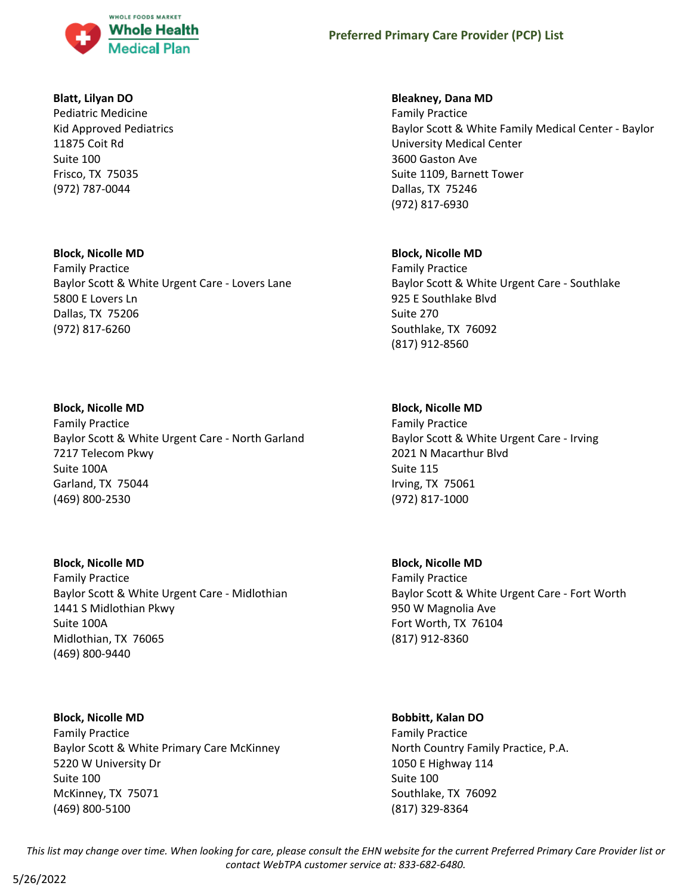**Blatt, Lilyan DO**
Pediatric Medicine
Kid Approved Pediatrics
11875 Coit Rd
Suite 100
Frisco, TX 75035
(972) 787-0044

**Bleakney, Dana MD**
Family Practice
Baylor Scott & White Family Medical Center - Baylor University Medical Center
3600 Gaston Ave
Suite 1109, Barnett Tower
Dallas, TX 75246
(972) 817-6930

**Block, Nicolle MD**
Family Practice
Baylor Scott & White Urgent Care - Lovers Lane
5800 E Lovers Ln
Dallas, TX 75206
(972) 817-6260

**Block, Nicolle MD**
Family Practice
Baylor Scott & White Urgent Care - Southlake
925 E Southlake Blvd
Suite 270
Southlake, TX 76092
(817) 912-8560

**Block, Nicolle MD**
Family Practice
Baylor Scott & White Urgent Care - North Garland
7217 Telecom Pkwy
Suite 100A
Garland, TX 75044
(469) 800-2530

**Block, Nicolle MD**
Family Practice
Baylor Scott & White Urgent Care - Irving
2021 N Macarthur Blvd
Suite 115
Irving, TX 75061
(972) 817-1000

**Block, Nicolle MD**
Family Practice
Baylor Scott & White Urgent Care - Midlothian
1441 S Midlothian Pkwy
Suite 100A
Midlothian, TX 76065
(469) 800-9440

**Block, Nicolle MD**
Family Practice
Baylor Scott & White Urgent Care - Fort Worth
950 W Magnolia Ave
Fort Worth, TX 76104
(817) 912-8360

**Block, Nicolle MD**
Family Practice
Baylor Scott & White Primary Care McKinney
5220 W University Dr
Suite 100
McKinney, TX 75071
(469) 800-5100

**Bobbitt, Kalan DO**
Family Practice
North Country Family Practice, P.A.
1050 E Highway 114
Suite 100
Southlake, TX 76092
(817) 329-8364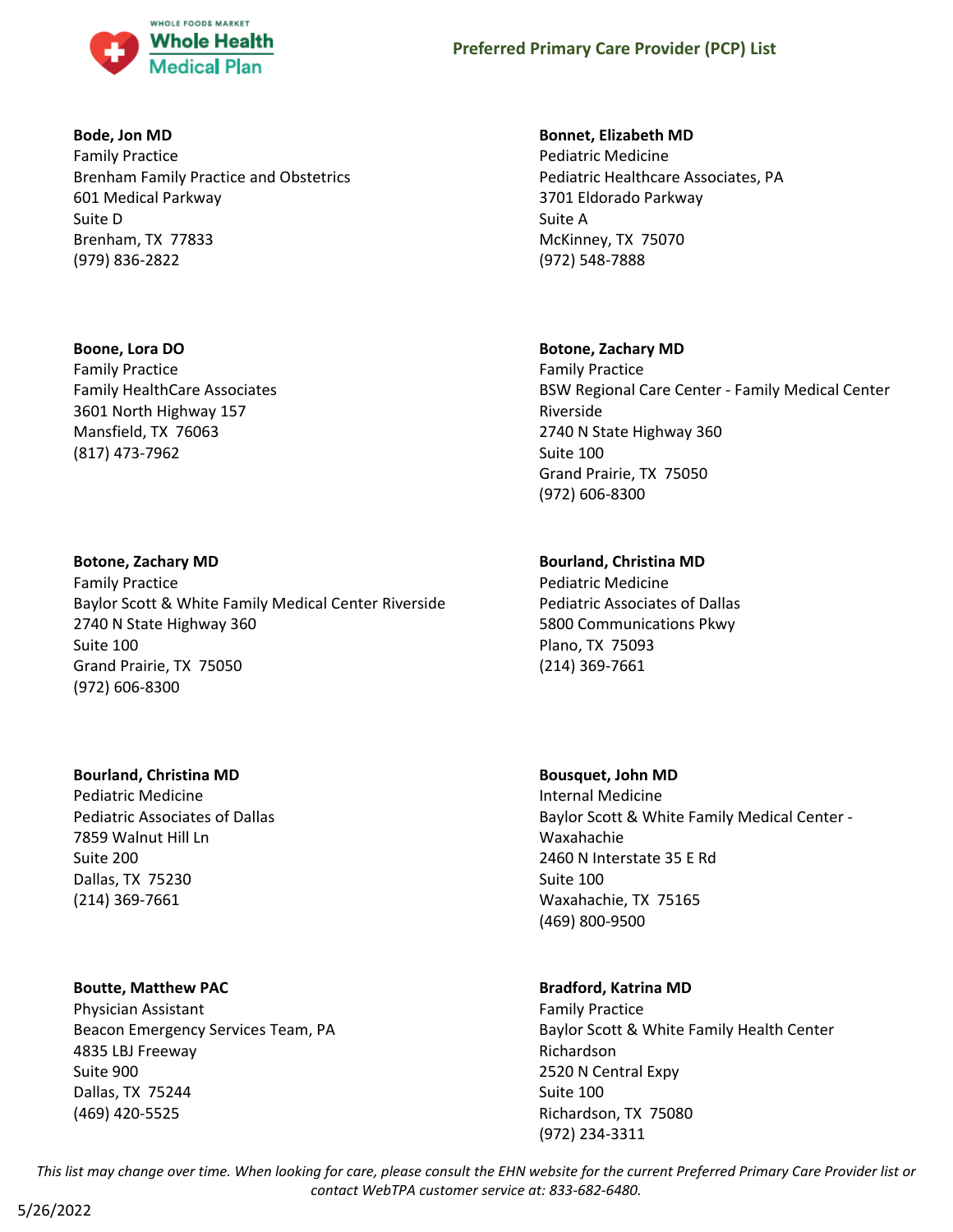**Bode, Jon MD**
Family Practice
Brenham Family Practice and Obstetrics
601 Medical Parkway
Suite D
Brenham, TX 77833
(979) 836-2822

**Boone, Lora DO**
Family Practice
Family HealthCare Associates
3601 North Highway 157
Mansfield, TX 76063
(817) 473-7962

**Botone, Zachary MD**
Family Practice
Baylor Scott & White Family Medical Center Riverside
2740 N State Highway 360
Suite 100
Grand Prairie, TX 75050
(972) 606-8300

**Bourland, Christina MD**
Pediatric Medicine
Pediatric Associates of Dallas
7859 Walnut Hill Ln
Suite 200
Dallas, TX 75230
(214) 369-7661

**Boutte, Matthew PAC**
Physician Assistant
Beacon Emergency Services Team, PA
4835 LBJ Freeway
Suite 900
Dallas, TX 75244
(469) 420-5525

**Bonnet, Elizabeth MD**
Pediatric Medicine
Pediatric Healthcare Associates, PA
3701 Eldorado Parkway
Suite A
McKinney, TX 75070
(972) 548-7888

**Botone, Zachary MD**
Family Practice
BSW Regional Care Center - Family Medical Center Riverside
2740 N State Highway 360
Suite 100
Grand Prairie, TX 75050
(972) 606-8300

**Bourland, Christina MD**
Pediatric Medicine
Pediatric Associates of Dallas
5800 Communications Pkwy
Plano, TX 75093
(214) 369-7661

**Bousquet, John MD**
Internal Medicine
Baylor Scott & White Family Medical Center - Waxahachie
2460 N Interstate 35 E Rd
Suite 100
Waxahachie, TX 75165
(469) 800-9500

**Bradford, Katrina MD**
Family Practice
Baylor Scott & White Family Health Center Richardson
2520 N Central Expy
Suite 100
Richardson, TX 75080
(972) 234-3311

*This list may change over time. When looking for care, please consult the EHN website for the current Preferred Primary Care Provider list or contact WebTPA customer service at: 833-682-6480.*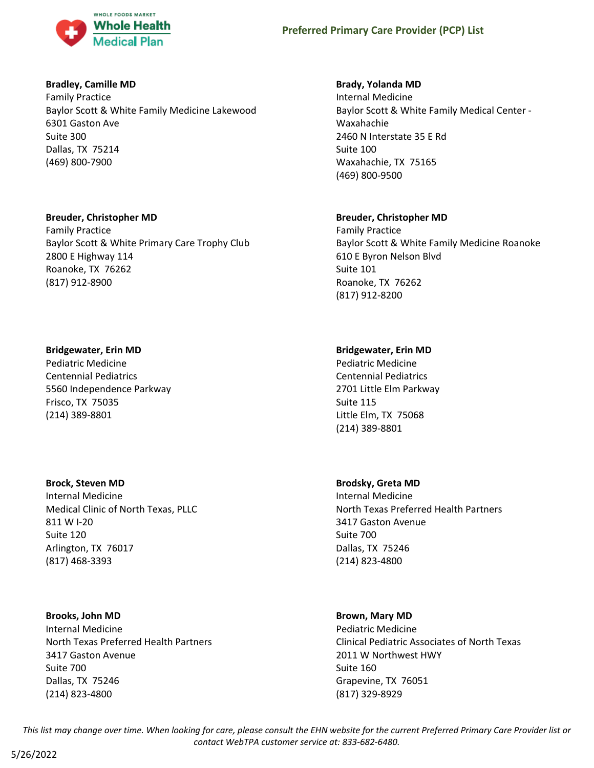**Bradley, Camille MD**
Family Practice
Baylor Scott & White Family Medicine Lakewood
6301 Gaston Ave
Suite 300
Dallas, TX 75214
(469) 800-7900

**Brady, Yolanda MD**
Internal Medicine
Baylor Scott & White Family Medical Center - Waxahachie
2460 N Interstate 35 E Rd
Suite 100
Waxahachie, TX 75165
(469) 800-9500

**Breuder, Christopher MD**
Family Practice
Baylor Scott & White Primary Care Trophy Club
2800 E Highway 114
Roanoke, TX 76262
(817) 912-8900

**Breuder, Christopher MD**
Family Practice
Baylor Scott & White Family Medicine Roanoke
610 E Byron Nelson Blvd
Suite 101
Roanoke, TX 76262
(817) 912-8200

**Bridgewater, Erin MD**
Pediatric Medicine
Centennial Pediatrics
5560 Independence Parkway
Frisco, TX 75035
(214) 389-8801

**Bridgewater, Erin MD**
Pediatric Medicine
Centennial Pediatrics
2701 Little Elm Parkway
Suite 115
Little Elm, TX 75068
(214) 389-8801

**Brock, Steven MD**
Internal Medicine
Medical Clinic of North Texas, PLLC
811 W I-20
Suite 120
Arlington, TX 76017
(817) 468-3393

**Brodsky, Greta MD**
Internal Medicine
North Texas Preferred Health Partners
3417 Gaston Avenue
Suite 700
Dallas, TX 75246
(214) 823-4800

**Brooks, John MD**
Internal Medicine
North Texas Preferred Health Partners
3417 Gaston Avenue
Suite 700
Dallas, TX 75246
(214) 823-4800

**Brown, Mary MD**
Pediatric Medicine
Clinical Pediatric Associates of North Texas
2011 W Northwest HWY
Suite 160
Grapevine, TX 76051
(817) 329-8929

*This list may change over time. When looking for care, please consult the EHN website for the current Preferred Primary Care Provider list or contact WebTPA customer service at: 833-682-6480.*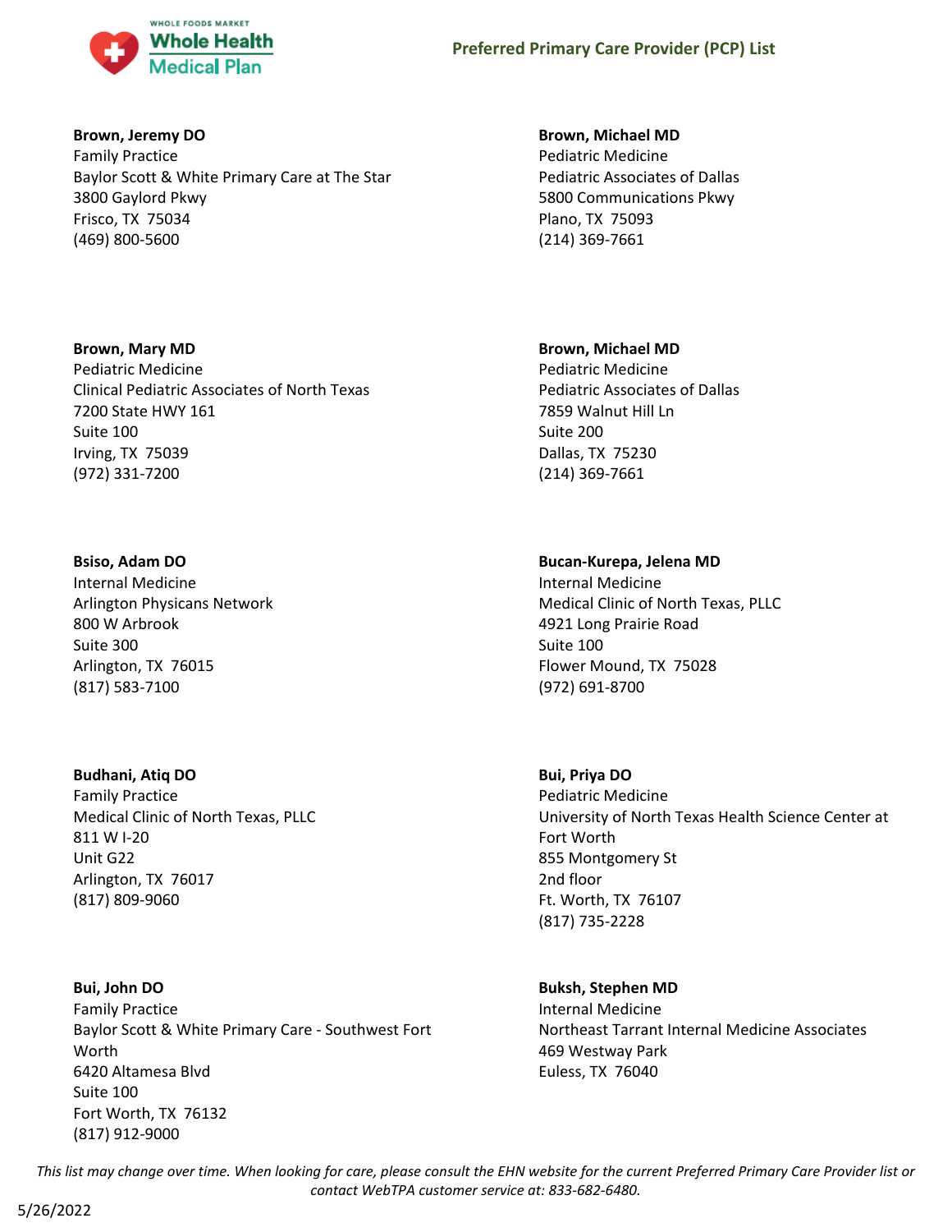**Brown, Jeremy DO**
Family Practice
Baylor Scott & White Primary Care at The Star
3800 Gaylord Pkwy
Frisco, TX 75034
(469) 800-5600

**Brown, Michael MD**
Pediatric Medicine
Pediatric Associates of Dallas
5800 Communications Pkwy
Plano, TX 75093
(214) 369-7661

**Brown, Mary MD**
Pediatric Medicine
Clinical Pediatric Associates of North Texas
7200 State HWY 161
Suite 100
Irving, TX 75039
(972) 331-7200

**Brown, Michael MD**
Pediatric Medicine
Pediatric Associates of Dallas
7859 Walnut Hill Ln
Suite 200
Dallas, TX 75230
(214) 369-7661

**Bsiso, Adam DO**
Internal Medicine
Arlington Physicans Network
800 W Arbrook
Suite 300
Arlington, TX 76015
(817) 583-7100

**Bucan-Kurepa, Jelena MD**
Internal Medicine
Medical Clinic of North Texas, PLLC
4921 Long Prairie Road
Suite 100
Flower Mound, TX 75028
(972) 691-8700

**Budhani, Atiq DO**
Family Practice
Medical Clinic of North Texas, PLLC
811 W I-20
Unit G22
Arlington, TX 76017
(817) 809-9060

**Bui, Priya DO**
Pediatric Medicine
University of North Texas Health Science Center at Fort Worth
855 Montgomery St
2nd floor
Ft. Worth, TX 76107
(817) 735-2228

**Bui, John DO**
Family Practice
Baylor Scott & White Primary Care - Southwest Fort Worth
6420 Altamesa Blvd
Suite 100
Fort Worth, TX 76132
(817) 912-9000

**Buksh, Stephen MD**
Internal Medicine
Northeast Tarrant Internal Medicine Associates
469 Westway Park
Euless, TX 76040

*This list may change over time. When looking for care, please consult the EHN website for the current Preferred Primary Care Provider list or contact WebTPA customer service at: 833-682-6480.*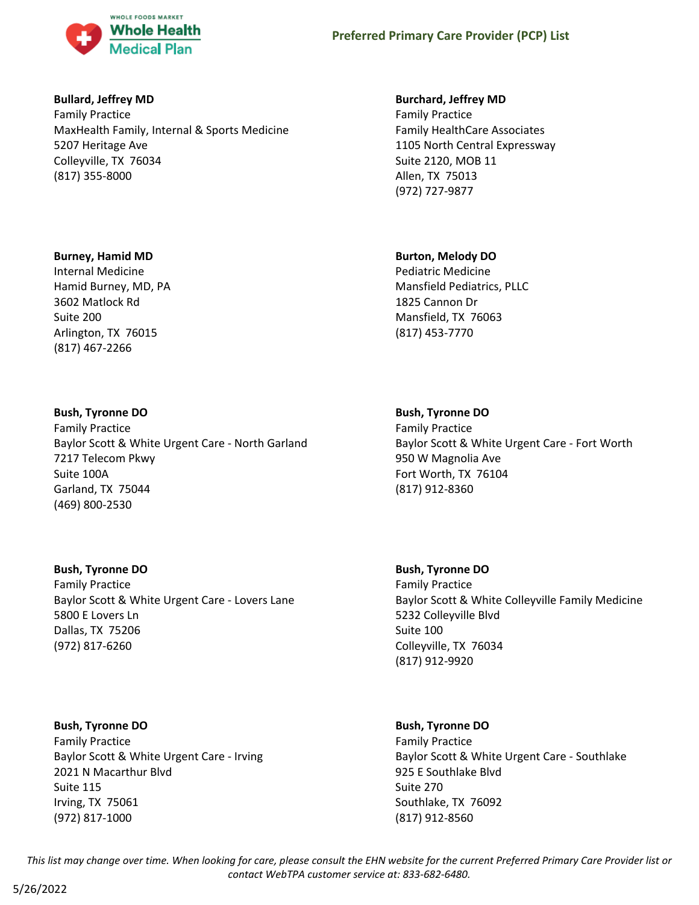**Bullard, Jeffrey MD**
Family Practice
MaxHealth Family, Internal & Sports Medicine
5207 Heritage Ave
Colleyville, TX 76034
(817) 355-8000

**Burchard, Jeffrey MD**
Family Practice
Family HealthCare Associates
1105 North Central Expressway
Suite 2120, MOB 11
Allen, TX 75013
(972) 727-9877

**Burney, Hamid MD**
Internal Medicine
Hamid Burney, MD, PA
3602 Matlock Rd
Suite 200
Arlington, TX 76015
(817) 467-2266

**Burton, Melody DO**
Pediatric Medicine
Mansfield Pediatrics, PLLC
1825 Cannon Dr
Mansfield, TX 76063
(817) 453-7770

**Bush, Tyronne DO**
Family Practice
Baylor Scott & White Urgent Care - North Garland
7217 Telecom Pkwy
Suite 100A
Garland, TX 75044
(469) 800-2530

**Bush, Tyronne DO**
Family Practice
Baylor Scott & White Urgent Care - Fort Worth
950 W Magnolia Ave
Fort Worth, TX 76104
(817) 912-8360

**Bush, Tyronne DO**
Family Practice
Baylor Scott & White Urgent Care - Lovers Lane
5800 E Lovers Ln
Dallas, TX 75206
(972) 817-6260

**Bush, Tyronne DO**
Family Practice
Baylor Scott & White Colleyville Family Medicine
5232 Colleyville Blvd
Suite 100
Colleyville, TX 76034
(817) 912-9920

**Bush, Tyronne DO**
Family Practice
Baylor Scott & White Urgent Care - Irving
2021 N Macarthur Blvd
Suite 115
Irving, TX 75061
(972) 817-1000

**Bush, Tyronne DO**
Family Practice
Baylor Scott & White Urgent Care - Southlake
925 E Southlake Blvd
Suite 270
Southlake, TX 76092
(817) 912-8560

*This list may change over time. When looking for care, please consult the EHN website for the current Preferred Primary Care Provider list or contact WebTPA customer service at: 833-682-6480.*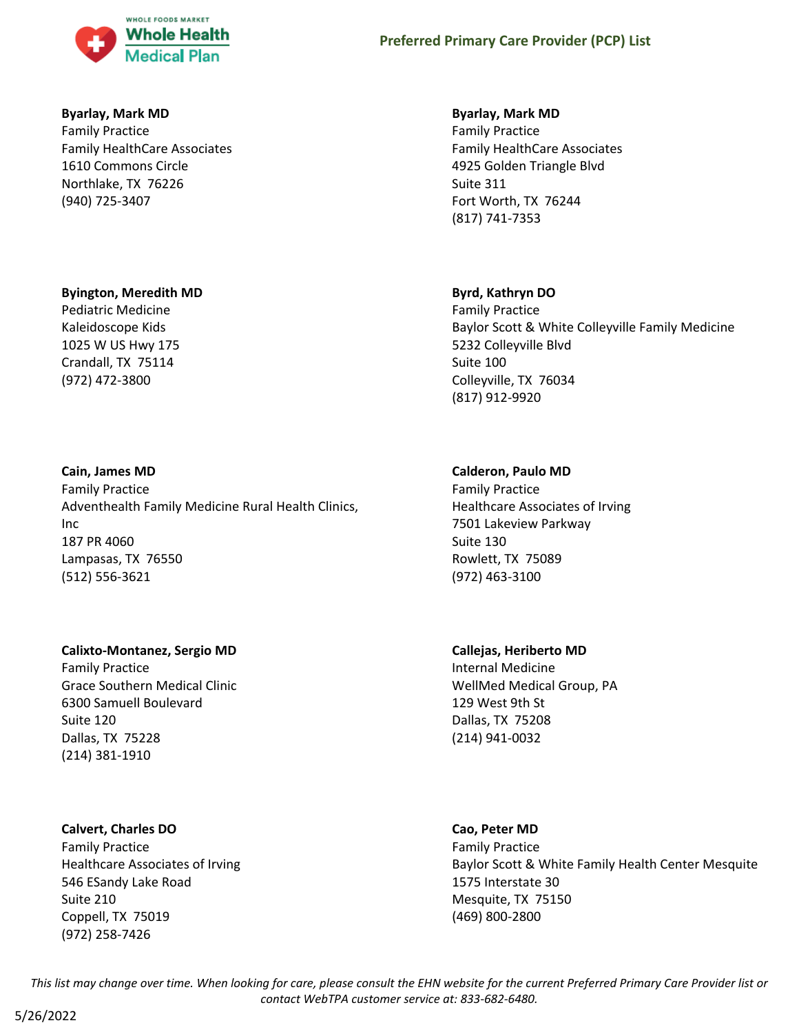**Byarlay, Mark MD**
Family Practice
Family HealthCare Associates
1610 Commons Circle
Northlake, TX 76226
(940) 725-3407

**Byarlay, Mark MD**
Family Practice
Family HealthCare Associates
4925 Golden Triangle Blvd
Suite 311
Fort Worth, TX 76244
(817) 741-7353

**Byington, Meredith MD**
Pediatric Medicine
Kaleidoscope Kids
1025 W US Hwy 175
Crandall, TX 75114
(972) 472-3800

**Byrd, Kathryn DO**
Family Practice
Baylor Scott & White Colleyville Family Medicine
5232 Colleyville Blvd
Suite 100
Colleyville, TX 76034
(817) 912-9920

**Cain, James MD**
Family Practice
Adventhealth Family Medicine Rural Health Clinics, Inc
187 PR 4060
Lampasas, TX 76550
(512) 556-3621

**Calderon, Paulo MD**
Family Practice
Healthcare Associates of Irving
7501 Lakeview Parkway
Suite 130
Rowlett, TX 75089
(972) 463-3100

**Calixto-Montanez, Sergio MD**
Family Practice
Grace Southern Medical Clinic
6300 Samuell Boulevard
Suite 120
Dallas, TX 75228
(214) 381-1910

**Callejas, Heriberto MD**
Internal Medicine
WellMed Medical Group, PA
129 West 9th St
Dallas, TX 75208
(214) 941-0032

**Calvert, Charles DO**
Family Practice
Healthcare Associates of Irving
546 ESandy Lake Road
Suite 210
Coppell, TX 75019
(972) 258-7426

**Cao, Peter MD**
Family Practice
Baylor Scott & White Family Health Center Mesquite
1575 Interstate 30
Mesquite, TX 75150
(469) 800-2800

*This list may change over time. When looking for care, please consult the EHN website for the current Preferred Primary Care Provider list or contact WebTPA customer service at: 833-682-6480.*

5/26/2022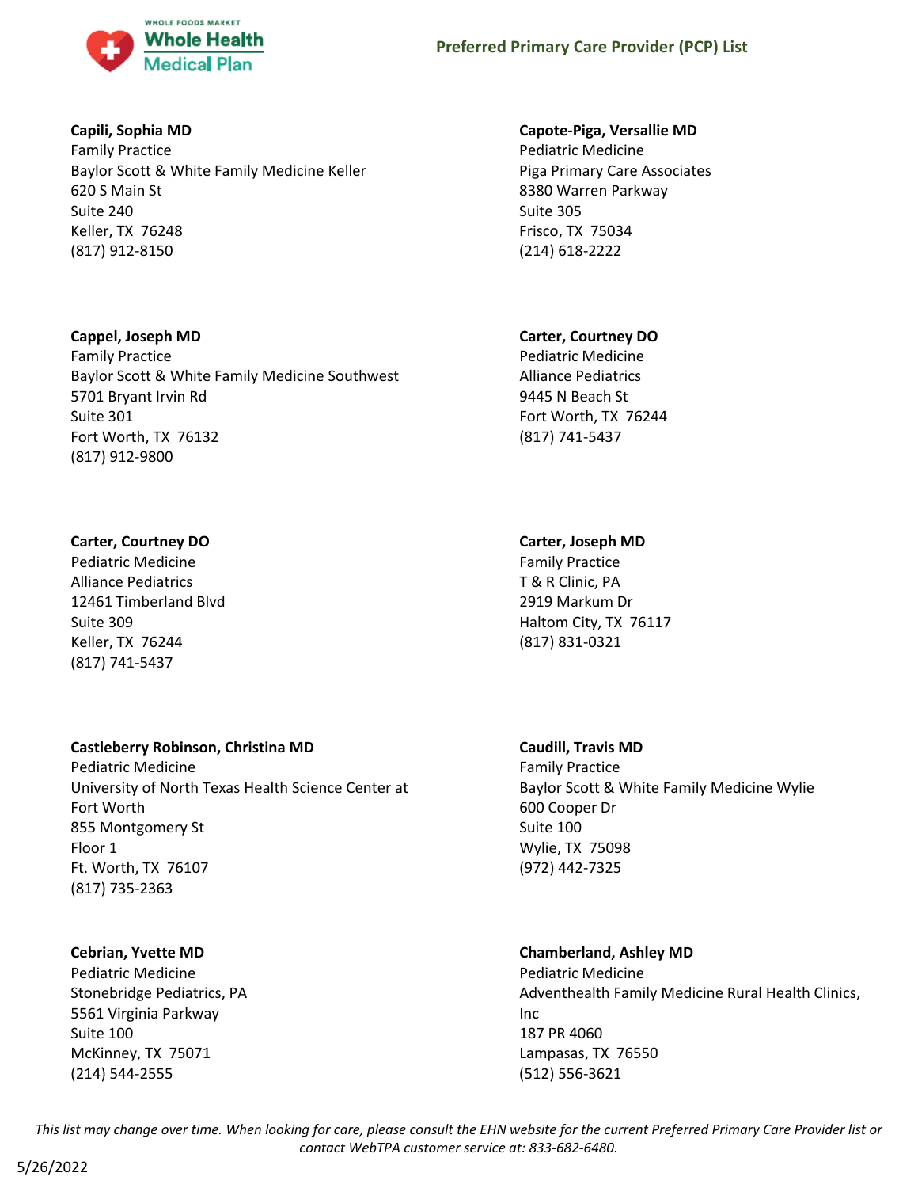**Capili, Sophia MD**
Family Practice
Baylor Scott & White Family Medicine Keller
620 S Main St
Suite 240
Keller, TX 76248
(817) 912-8150

**Capote-Piga, Versallie MD**
Pediatric Medicine
Piga Primary Care Associates
8380 Warren Parkway
Suite 305
Frisco, TX 75034
(214) 618-2222

**Cappel, Joseph MD**
Family Practice
Baylor Scott & White Family Medicine Southwest
5701 Bryant Irvin Rd
Suite 301
Fort Worth, TX 76132
(817) 912-9800

**Carter, Courtney DO**
Pediatric Medicine
Alliance Pediatrics
9445 N Beach St
Fort Worth, TX 76244
(817) 741-5437

**Carter, Courtney DO**
Pediatric Medicine
Alliance Pediatrics
12461 Timberland Blvd
Suite 309
Keller, TX 76244
(817) 741-5437

**Carter, Joseph MD**
Family Practice
T & R Clinic, PA
2919 Markum Dr
Haltom City, TX 76117
(817) 831-0321

**Castleberry Robinson, Christina MD**
Pediatric Medicine
University of North Texas Health Science Center at Fort Worth
855 Montgomery St
Floor 1
Ft. Worth, TX 76107
(817) 735-2363

**Caudill, Travis MD**
Family Practice
Baylor Scott & White Family Medicine Wylie
600 Cooper Dr
Suite 100
Wylie, TX 75098
(972) 442-7325

**Cebrian, Yvette MD**
Pediatric Medicine
Stonebridge Pediatrics, PA
5561 Virginia Parkway
Suite 100
McKinney, TX 75071
(214) 544-2555

**Chamberland, Ashley MD**
Pediatric Medicine
Adventhealth Family Medicine Rural Health Clinics, Inc
187 PR 4060
Lampasas, TX 76550
(512) 556-3621

*This list may change over time. When looking for care, please consult the EHN website for the current Preferred Primary Care Provider list or contact WebTPA customer service at: 833-682-6480.*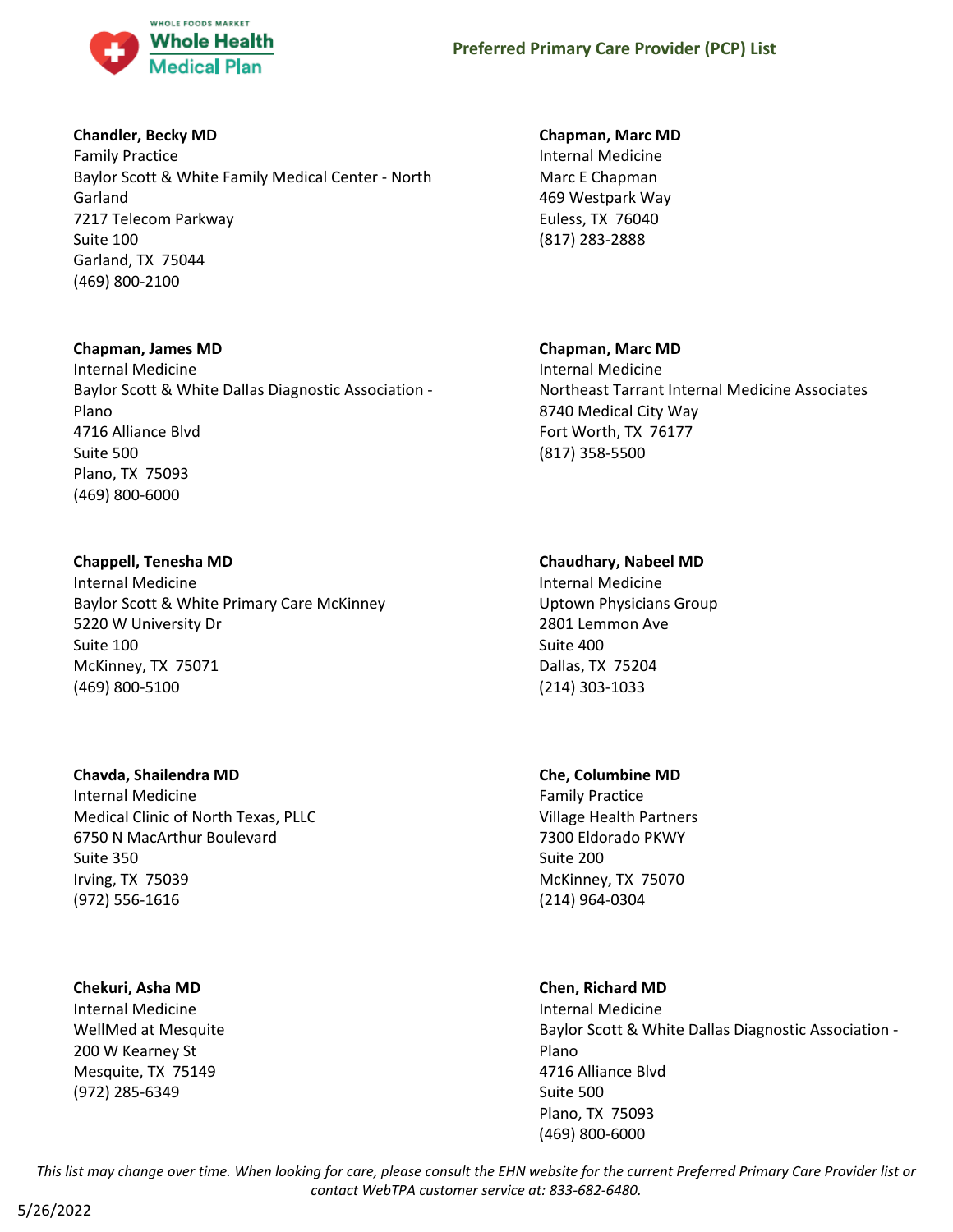**Chandler, Becky MD**
Family Practice
Baylor Scott & White Family Medical Center - North Garland
7217 Telecom Parkway
Suite 100
Garland, TX 75044
(469) 800-2100

**Chapman, James MD**
Internal Medicine
Baylor Scott & White Dallas Diagnostic Association - Plano
4716 Alliance Blvd
Suite 500
Plano, TX 75093
(469) 800-6000

**Chappell, Tenesha MD**
Internal Medicine
Baylor Scott & White Primary Care McKinney
5220 W University Dr
Suite 100
McKinney, TX 75071
(469) 800-5100

**Chavda, Shailendra MD**
Internal Medicine
Medical Clinic of North Texas, PLLC
6750 N MacArthur Boulevard
Suite 350
Irving, TX 75039
(972) 556-1616

**Chekuri, Asha MD**
Internal Medicine
WellMed at Mesquite
200 W Kearney St
Mesquite, TX 75149
(972) 285-6349

**Chapman, Marc MD**
Internal Medicine
Marc E Chapman
469 Westpark Way
Euless, TX 76040
(817) 283-2888

**Chapman, Marc MD**
Internal Medicine
Northeast Tarrant Internal Medicine Associates
8740 Medical City Way
Fort Worth, TX 76177
(817) 358-5500

**Chaudhary, Nabeel MD**
Internal Medicine
Uptown Physicians Group
2801 Lemmon Ave
Suite 400
Dallas, TX 75204
(214) 303-1033

**Che, Columbine MD**
Family Practice
Village Health Partners
7300 Eldorado PKWY
Suite 200
McKinney, TX 75070
(214) 964-0304

**Chen, Richard MD**
Internal Medicine
Baylor Scott & White Dallas Diagnostic Association - Plano
4716 Alliance Blvd
Suite 500
Plano, TX 75093
(469) 800-6000

*This list may change over time. When looking for care, please consult the EHN website for the current Preferred Primary Care Provider list or contact WebTPA customer service at: 833-682-6480.*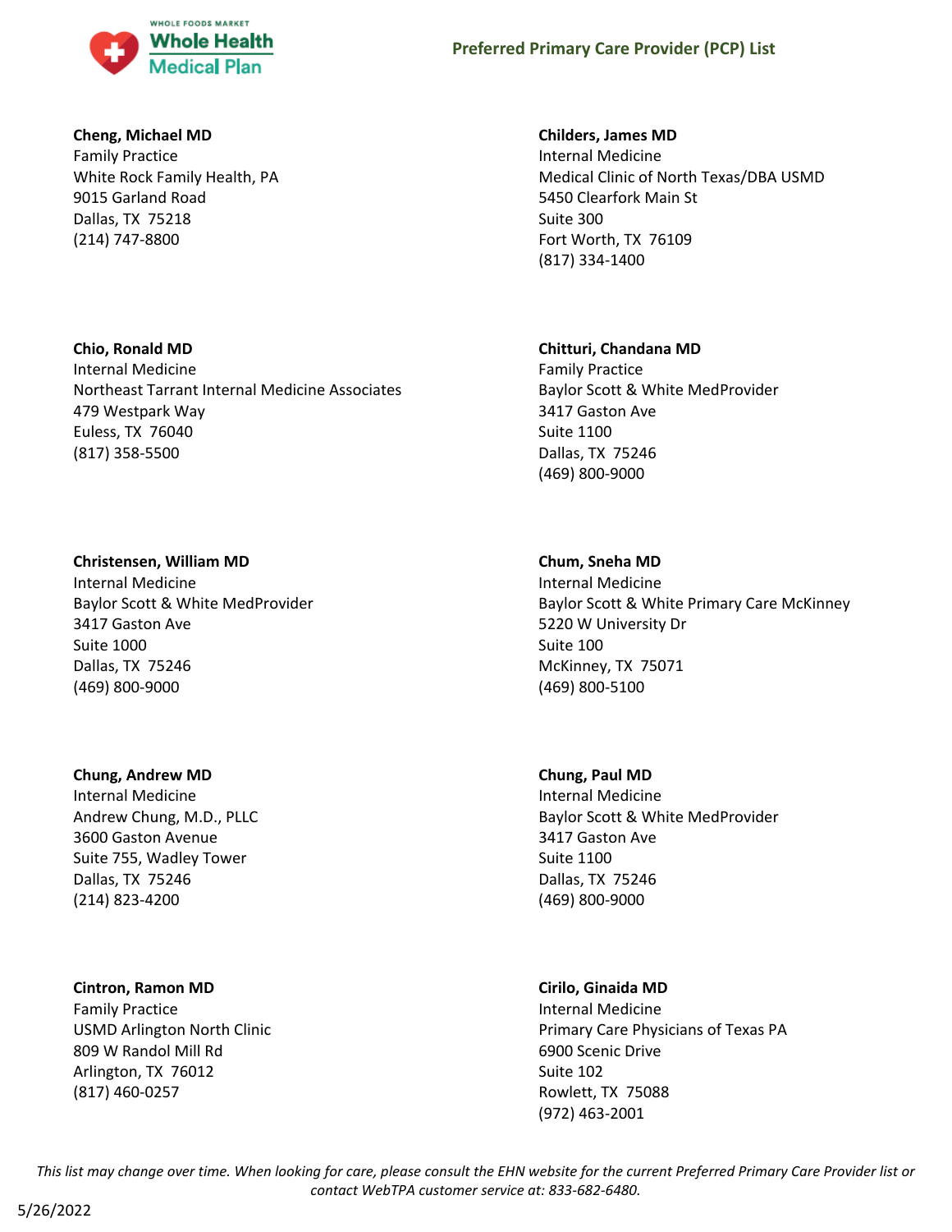**Cheng, Michael MD**
Family Practice
White Rock Family Health, PA
9015 Garland Road
Dallas, TX 75218
(214) 747-8800

**Childers, James MD**
Internal Medicine
Medical Clinic of North Texas/DBA USMD
5450 Clearfork Main St
Suite 300
Fort Worth, TX 76109
(817) 334-1400

**Chio, Ronald MD**
Internal Medicine
Northeast Tarrant Internal Medicine Associates
479 Westpark Way
Euless, TX 76040
(817) 358-5500

**Chitturi, Chandana MD**
Family Practice
Baylor Scott & White MedProvider
3417 Gaston Ave
Suite 1100
Dallas, TX 75246
(469) 800-9000

**Christensen, William MD**
Internal Medicine
Baylor Scott & White MedProvider
3417 Gaston Ave
Suite 1000
Dallas, TX 75246
(469) 800-9000

**Chum, Sneha MD**
Internal Medicine
Baylor Scott & White Primary Care McKinney
5220 W University Dr
Suite 100
McKinney, TX 75071
(469) 800-5100

**Chung, Andrew MD**
Internal Medicine
Andrew Chung, M.D., PLLC
3600 Gaston Avenue
Suite 755, Wadley Tower
Dallas, TX 75246
(214) 823-4200

**Chung, Paul MD**
Internal Medicine
Baylor Scott & White MedProvider
3417 Gaston Ave
Suite 1100
Dallas, TX 75246
(469) 800-9000

**Cintron, Ramon MD**
Family Practice
USMD Arlington North Clinic
809 W Randol Mill Rd
Arlington, TX 76012
(817) 460-0257

**Cirilo, Ginaida MD**
Internal Medicine
Primary Care Physicians of Texas PA
6900 Scenic Drive
Suite 102
Rowlett, TX 75088
(972) 463-2001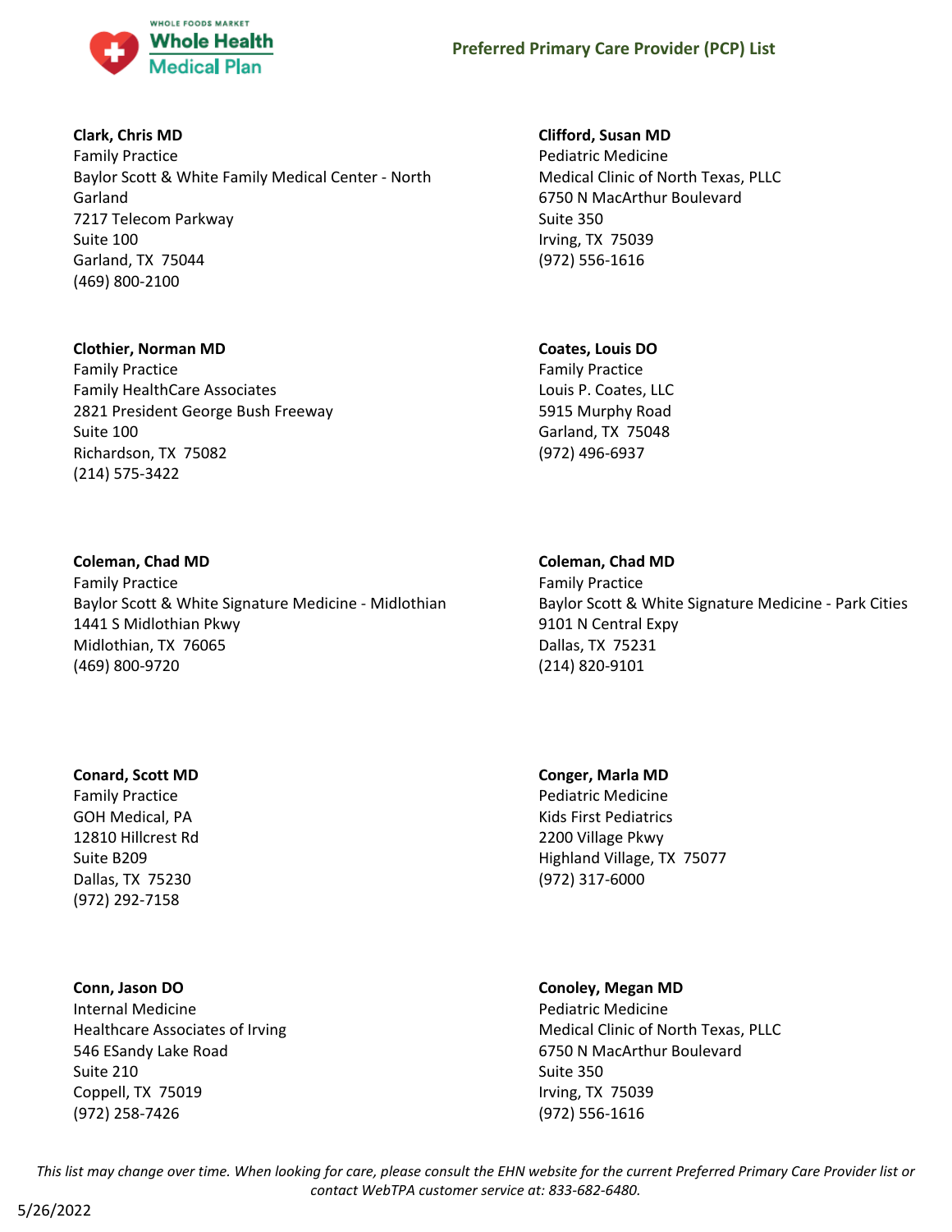**Clark, Chris MD**
Family Practice
Baylor Scott & White Family Medical Center - North Garland
7217 Telecom Parkway
Suite 100
Garland, TX 75044
(469) 800-2100

**Clifford, Susan MD**
Pediatric Medicine
Medical Clinic of North Texas, PLLC
6750 N MacArthur Boulevard
Suite 350
Irving, TX 75039
(972) 556-1616

**Clothier, Norman MD**
Family Practice
Family HealthCare Associates
2821 President George Bush Freeway
Suite 100
Richardson, TX 75082
(214) 575-3422

**Coates, Louis DO**
Family Practice
Louis P. Coates, LLC
5915 Murphy Road
Garland, TX 75048
(972) 496-6937

**Coleman, Chad MD**
Family Practice
Baylor Scott & White Signature Medicine - Midlothian
1441 S Midlothian Pkwy
Midlothian, TX 76065
(469) 800-9720

**Coleman, Chad MD**
Family Practice
Baylor Scott & White Signature Medicine - Park Cities
9101 N Central Expy
Dallas, TX 75231
(214) 820-9101

**Conard, Scott MD**
Family Practice
GOH Medical, PA
12810 Hillcrest Rd
Suite B209
Dallas, TX 75230
(972) 292-7158

**Conger, Marla MD**
Pediatric Medicine
Kids First Pediatrics
2200 Village Pkwy
Highland Village, TX 75077
(972) 317-6000

**Conn, Jason DO**
Internal Medicine
Healthcare Associates of Irving
546 ESandy Lake Road
Suite 210
Coppell, TX 75019
(972) 258-7426

**Conoley, Megan MD**
Pediatric Medicine
Medical Clinic of North Texas, PLLC
6750 N MacArthur Boulevard
Suite 350
Irving, TX 75039
(972) 556-1616

*This list may change over time. When looking for care, please consult the EHN website for the current Preferred Primary Care Provider list or contact WebTPA customer service at: 833-682-6480.*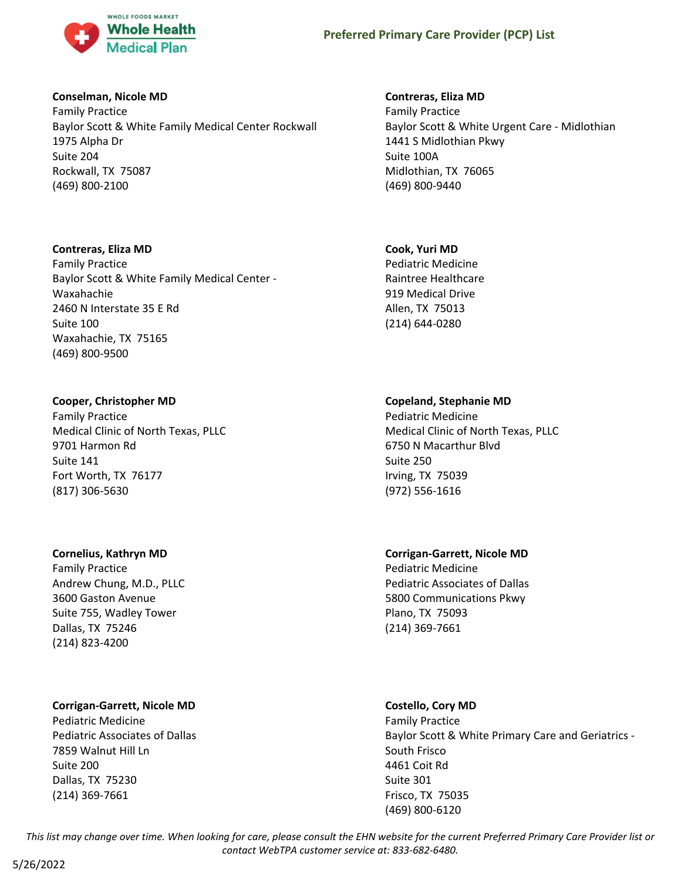**Conselman, Nicole MD**
Family Practice
Baylor Scott & White Family Medical Center Rockwall
1975 Alpha Dr
Suite 204
Rockwall, TX 75087
(469) 800-2100

**Contreras, Eliza MD**
Family Practice
Baylor Scott & White Urgent Care - Midlothian
1441 S Midlothian Pkwy
Suite 100A
Midlothian, TX 76065
(469) 800-9440

**Contreras, Eliza MD**
Family Practice
Baylor Scott & White Family Medical Center - Waxahachie
2460 N Interstate 35 E Rd
Suite 100
Waxahachie, TX 75165
(469) 800-9500

**Cook, Yuri MD**
Pediatric Medicine
Raintree Healthcare
919 Medical Drive
Allen, TX 75013
(214) 644-0280

**Cooper, Christopher MD**
Family Practice
Medical Clinic of North Texas, PLLC
9701 Harmon Rd
Suite 141
Fort Worth, TX 76177
(817) 306-5630

**Copeland, Stephanie MD**
Pediatric Medicine
Medical Clinic of North Texas, PLLC
6750 N Macarthur Blvd
Suite 250
Irving, TX 75039
(972) 556-1616

**Cornelius, Kathryn MD**
Family Practice
Andrew Chung, M.D., PLLC
3600 Gaston Avenue
Suite 755, Wadley Tower
Dallas, TX 75246
(214) 823-4200

**Corrigan-Garrett, Nicole MD**
Pediatric Medicine
Pediatric Associates of Dallas
5800 Communications Pkwy
Plano, TX 75093
(214) 369-7661

**Corrigan-Garrett, Nicole MD**
Pediatric Medicine
Pediatric Associates of Dallas
7859 Walnut Hill Ln
Suite 200
Dallas, TX 75230
(214) 369-7661

**Costello, Cory MD**
Family Practice
Baylor Scott & White Primary Care and Geriatrics - South Frisco
4461 Coit Rd
Suite 301
Frisco, TX 75035
(469) 800-6120

*This list may change over time. When looking for care, please consult the EHN website for the current Preferred Primary Care Provider list or contact WebTPA customer service at: 833-682-6480.*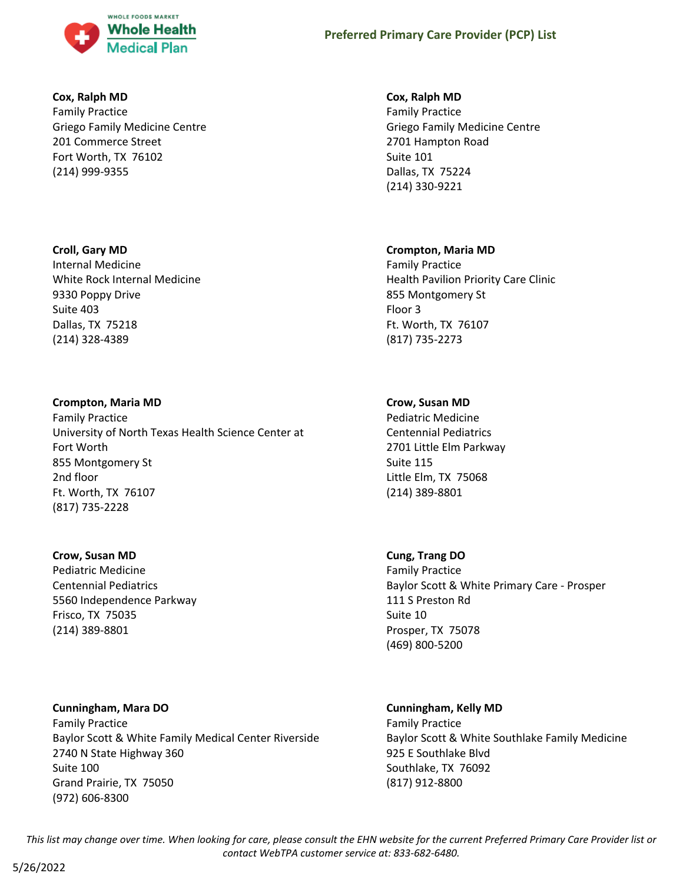**Cox, Ralph MD**
Family Practice
Griego Family Medicine Centre
201 Commerce Street
Fort Worth, TX 76102
(214) 999-9355

**Cox, Ralph MD**
Family Practice
Griego Family Medicine Centre
2701 Hampton Road
Suite 101
Dallas, TX 75224
(214) 330-9221

**Croll, Gary MD**
Internal Medicine
White Rock Internal Medicine
9330 Poppy Drive
Suite 403
Dallas, TX 75218
(214) 328-4389

**Crompton, Maria MD**
Family Practice
Health Pavilion Priority Care Clinic
855 Montgomery St
Floor 3
Ft. Worth, TX 76107
(817) 735-2273

**Crompton, Maria MD**
Family Practice
University of North Texas Health Science Center at Fort Worth
855 Montgomery St
2nd floor
Ft. Worth, TX 76107
(817) 735-2228

**Crow, Susan MD**
Pediatric Medicine
Centennial Pediatrics
2701 Little Elm Parkway
Suite 115
Little Elm, TX 75068
(214) 389-8801

**Crow, Susan MD**
Pediatric Medicine
Centennial Pediatrics
5560 Independence Parkway
Frisco, TX 75035
(214) 389-8801

**Cung, Trang DO**
Family Practice
Baylor Scott & White Primary Care - Prosper
111 S Preston Rd
Suite 10
Prosper, TX 75078
(469) 800-5200

**Cunningham, Mara DO**
Family Practice
Baylor Scott & White Family Medical Center Riverside
2740 N State Highway 360
Suite 100
Grand Prairie, TX 75050
(972) 606-8300

**Cunningham, Kelly MD**
Family Practice
Baylor Scott & White Southlake Family Medicine
925 E Southlake Blvd
Southlake, TX 76092
(817) 912-8800

*This list may change over time. When looking for care, please consult the EHN website for the current Preferred Primary Care Provider list or contact WebTPA customer service at: 833-682-6480.*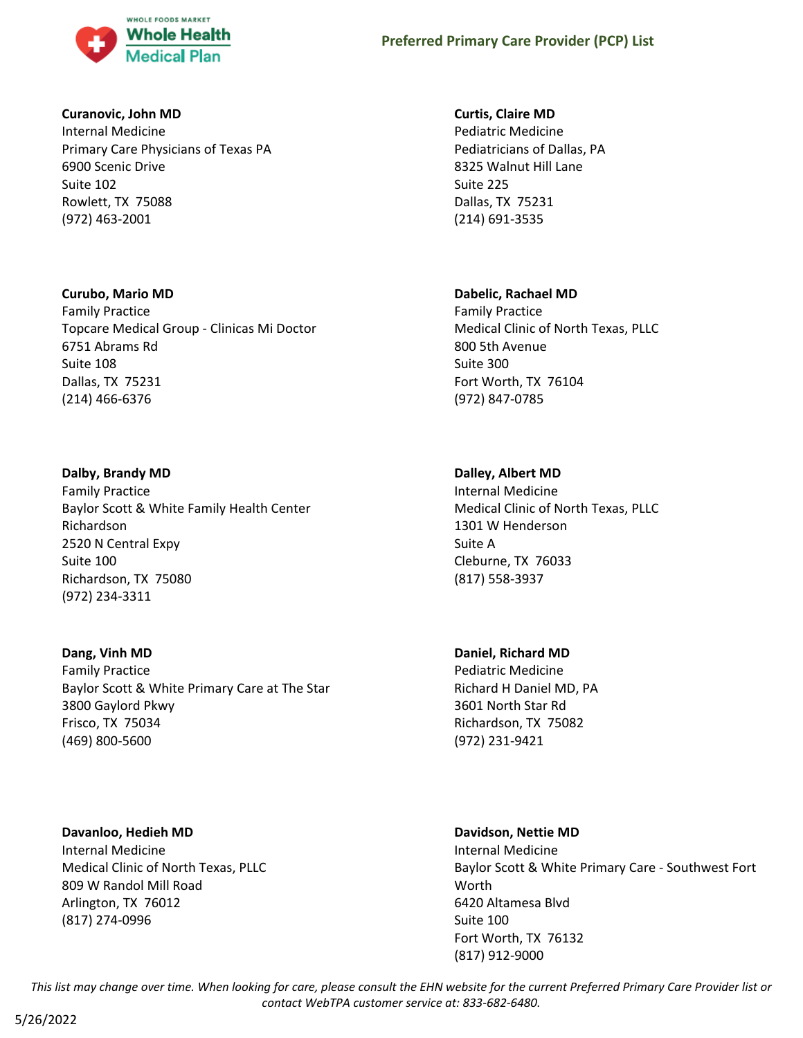**Curanovic, John MD**
Internal Medicine
Primary Care Physicians of Texas PA
6900 Scenic Drive
Suite 102
Rowlett, TX 75088
(972) 463-2001

**Curtis, Claire MD**
Pediatric Medicine
Pediatricians of Dallas, PA
8325 Walnut Hill Lane
Suite 225
Dallas, TX 75231
(214) 691-3535

**Curubo, Mario MD**
Family Practice
Topcare Medical Group - Clinicas Mi Doctor
6751 Abrams Rd
Suite 108
Dallas, TX 75231
(214) 466-6376

**Dabelic, Rachael MD**
Family Practice
Medical Clinic of North Texas, PLLC
800 5th Avenue
Suite 300
Fort Worth, TX 76104
(972) 847-0785

**Dalby, Brandy MD**
Family Practice
Baylor Scott & White Family Health Center Richardson
2520 N Central Expy
Suite 100
Richardson, TX 75080
(972) 234-3311

**Dalley, Albert MD**
Internal Medicine
Medical Clinic of North Texas, PLLC
1301 W Henderson
Suite A
Cleburne, TX 76033
(817) 558-3937

**Dang, Vinh MD**
Family Practice
Baylor Scott & White Primary Care at The Star
3800 Gaylord Pkwy
Frisco, TX 75034
(469) 800-5600

**Daniel, Richard MD**
Pediatric Medicine
Richard H Daniel MD, PA
3601 North Star Rd
Richardson, TX 75082
(972) 231-9421

**Davanloo, Hedieh MD**
Internal Medicine
Medical Clinic of North Texas, PLLC
809 W Randol Mill Road
Arlington, TX 76012
(817) 274-0996

**Davidson, Nettie MD**
Internal Medicine
Baylor Scott & White Primary Care - Southwest Fort Worth
6420 Altamesa Blvd
Suite 100
Fort Worth, TX 76132
(817) 912-9000

*This list may change over time. When looking for care, please consult the EHN website for the current Preferred Primary Care Provider list or contact WebTPA customer service at: 833-682-6480.*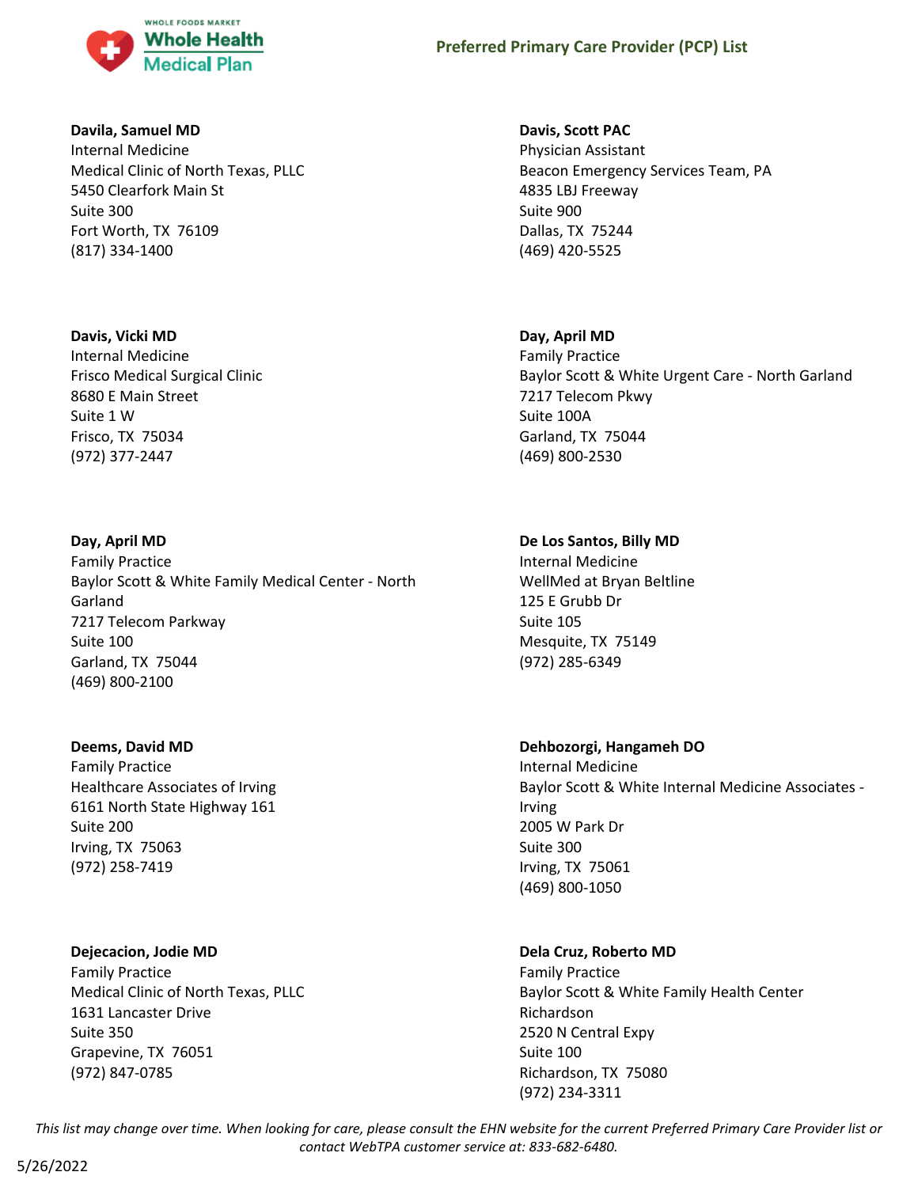**Davila, Samuel MD**
Internal Medicine
Medical Clinic of North Texas, PLLC
5450 Clearfork Main St
Suite 300
Fort Worth, TX 76109
(817) 334-1400

**Davis, Scott PAC**
Physician Assistant
Beacon Emergency Services Team, PA
4835 LBJ Freeway
Suite 900
Dallas, TX 75244
(469) 420-5525

**Davis, Vicki MD**
Internal Medicine
Frisco Medical Surgical Clinic
8680 E Main Street
Suite 1 W
Frisco, TX 75034
(972) 377-2447

**Day, April MD**
Family Practice
Baylor Scott & White Urgent Care - North Garland
7217 Telecom Pkwy
Suite 100A
Garland, TX 75044
(469) 800-2530

**Day, April MD**
Family Practice
Baylor Scott & White Family Medical Center - North Garland
7217 Telecom Parkway
Suite 100
Garland, TX 75044
(469) 800-2100

**De Los Santos, Billy MD**
Internal Medicine
WellMed at Bryan Beltline
125 E Grubb Dr
Suite 105
Mesquite, TX 75149
(972) 285-6349

**Deems, David MD**
Family Practice
Healthcare Associates of Irving
6161 North State Highway 161
Suite 200
Irving, TX 75063
(972) 258-7419

**Dehbozorgi, Hangameh DO**
Internal Medicine
Baylor Scott & White Internal Medicine Associates - Irving
2005 W Park Dr
Suite 300
Irving, TX 75061
(469) 800-1050

**Dejecacion, Jodie MD**
Family Practice
Medical Clinic of North Texas, PLLC
1631 Lancaster Drive
Suite 350
Grapevine, TX 76051
(972) 847-0785

**Dela Cruz, Roberto MD**
Family Practice
Baylor Scott & White Family Health Center Richardson
2520 N Central Expy
Suite 100
Richardson, TX 75080
(972) 234-3311

*This list may change over time. When looking for care, please consult the EHN website for the current Preferred Primary Care Provider list or contact WebTPA customer service at: 833-682-6480.*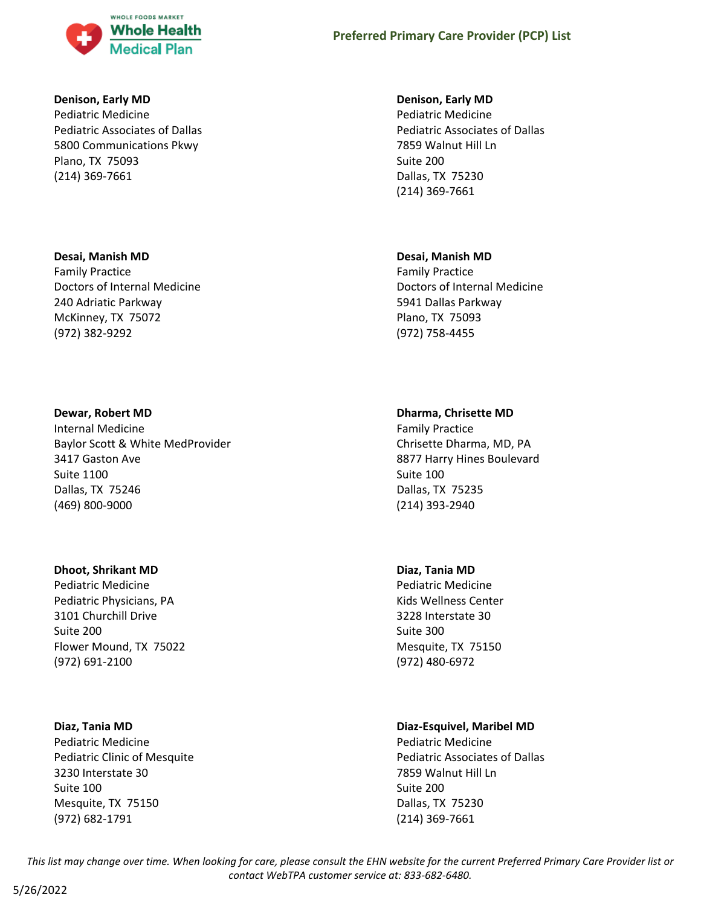**Denison, Early MD**
Pediatric Medicine
Pediatric Associates of Dallas
5800 Communications Pkwy
Plano, TX 75093
(214) 369-7661

**Denison, Early MD**
Pediatric Medicine
Pediatric Associates of Dallas
7859 Walnut Hill Ln
Suite 200
Dallas, TX 75230
(214) 369-7661

**Desai, Manish MD**
Family Practice
Doctors of Internal Medicine
240 Adriatic Parkway
McKinney, TX 75072
(972) 382-9292

**Desai, Manish MD**
Family Practice
Doctors of Internal Medicine
5941 Dallas Parkway
Plano, TX 75093
(972) 758-4455

**Dewar, Robert MD**
Internal Medicine
Baylor Scott & White MedProvider
3417 Gaston Ave
Suite 1100
Dallas, TX 75246
(469) 800-9000

**Dharma, Chrisette MD**
Family Practice
Chrisette Dharma, MD, PA
8877 Harry Hines Boulevard
Suite 100
Dallas, TX 75235
(214) 393-2940

**Dhoot, Shrikant MD**
Pediatric Medicine
Pediatric Physicians, PA
3101 Churchill Drive
Suite 200
Flower Mound, TX 75022
(972) 691-2100

**Diaz, Tania MD**
Pediatric Medicine
Kids Wellness Center
3228 Interstate 30
Suite 300
Mesquite, TX 75150
(972) 480-6972

**Diaz, Tania MD**
Pediatric Medicine
Pediatric Clinic of Mesquite
3230 Interstate 30
Suite 100
Mesquite, TX 75150
(972) 682-1791

**Diaz-Esquivel, Maribel MD**
Pediatric Medicine
Pediatric Associates of Dallas
7859 Walnut Hill Ln
Suite 200
Dallas, TX 75230
(214) 369-7661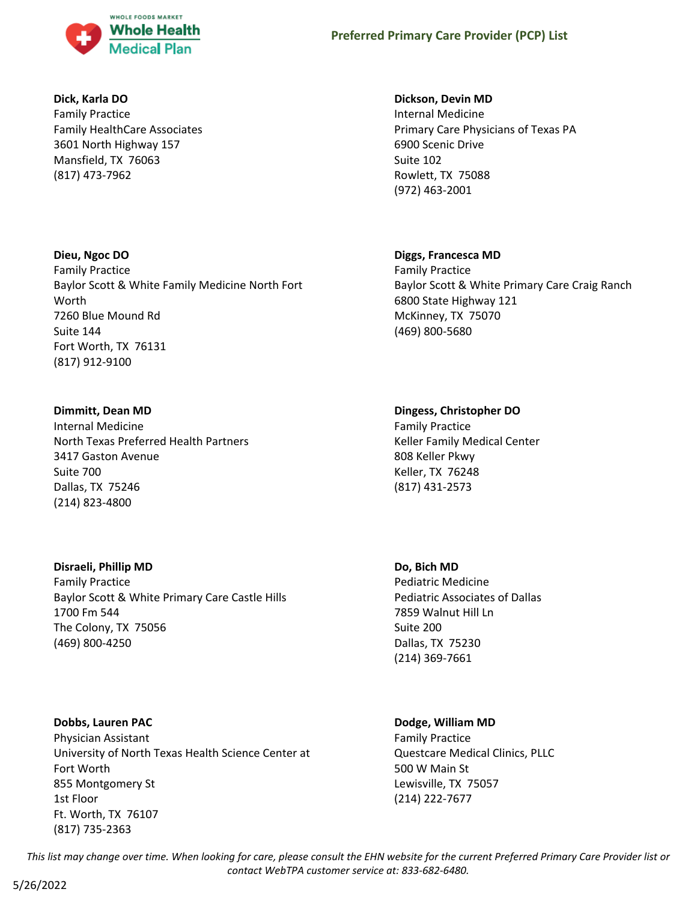**Dick, Karla DO**
Family Practice
Family HealthCare Associates
3601 North Highway 157
Mansfield, TX 76063
(817) 473-7962

**Dickson, Devin MD**
Internal Medicine
Primary Care Physicians of Texas PA
6900 Scenic Drive
Suite 102
Rowlett, TX 75088
(972) 463-2001

**Dieu, Ngoc DO**
Family Practice
Baylor Scott & White Family Medicine North Fort Worth
7260 Blue Mound Rd
Suite 144
Fort Worth, TX 76131
(817) 912-9100

**Diggs, Francesca MD**
Family Practice
Baylor Scott & White Primary Care Craig Ranch
6800 State Highway 121
McKinney, TX 75070
(469) 800-5680

**Dimmitt, Dean MD**
Internal Medicine
North Texas Preferred Health Partners
3417 Gaston Avenue
Suite 700
Dallas, TX 75246
(214) 823-4800

**Dingess, Christopher DO**
Family Practice
Keller Family Medical Center
808 Keller Pkwy
Keller, TX 76248
(817) 431-2573

**Disraeli, Phillip MD**
Family Practice
Baylor Scott & White Primary Care Castle Hills
1700 Fm 544
The Colony, TX 75056
(469) 800-4250

**Do, Bich MD**
Pediatric Medicine
Pediatric Associates of Dallas
7859 Walnut Hill Ln
Suite 200
Dallas, TX 75230
(214) 369-7661

**Dobbs, Lauren PAC**
Physician Assistant
University of North Texas Health Science Center at Fort Worth
855 Montgomery St
1st Floor
Ft. Worth, TX 76107
(817) 735-2363

**Dodge, William MD**
Family Practice
Questcare Medical Clinics, PLLC
500 W Main St
Lewisville, TX 75057
(214) 222-7677

*This list may change over time. When looking for care, please consult the EHN website for the current Preferred Primary Care Provider list or contact WebTPA customer service at: 833-682-6480.*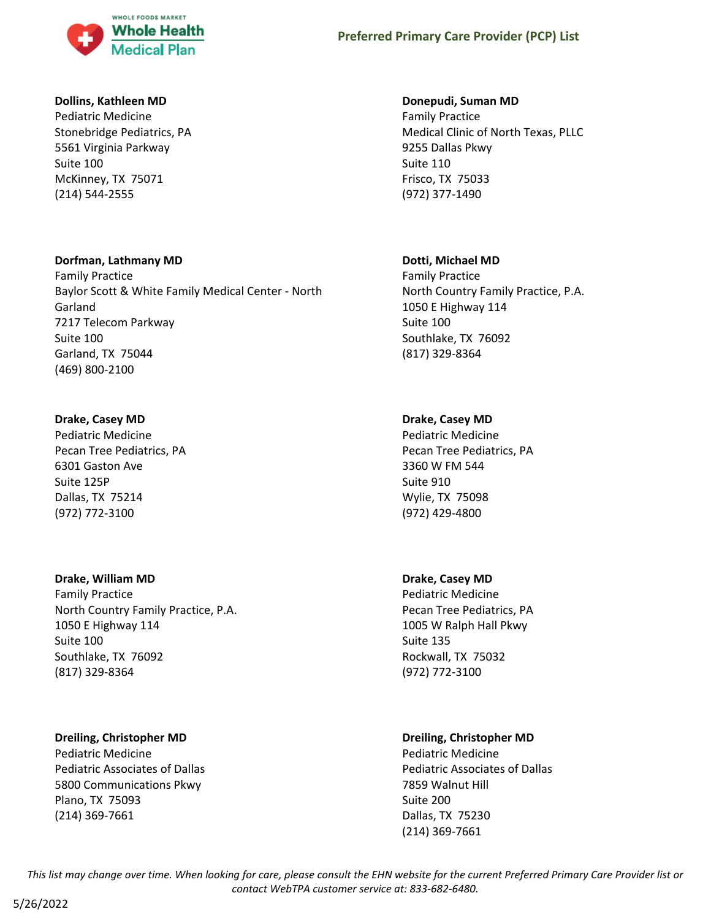**Dollins, Kathleen MD**
Pediatric Medicine
Stonebridge Pediatrics, PA
5561 Virginia Parkway
Suite 100
McKinney, TX 75071
(214) 544-2555

**Donepudi, Suman MD**
Family Practice
Medical Clinic of North Texas, PLLC
9255 Dallas Pkwy
Suite 110
Frisco, TX 75033
(972) 377-1490

**Dorfman, Lathmany MD**
Family Practice
Baylor Scott & White Family Medical Center - North Garland
7217 Telecom Parkway
Suite 100
Garland, TX 75044
(469) 800-2100

**Dotti, Michael MD**
Family Practice
North Country Family Practice, P.A.
1050 E Highway 114
Suite 100
Southlake, TX 76092
(817) 329-8364

**Drake, Casey MD**
Pediatric Medicine
Pecan Tree Pediatrics, PA
6301 Gaston Ave
Suite 125P
Dallas, TX 75214
(972) 772-3100

**Drake, Casey MD**
Pediatric Medicine
Pecan Tree Pediatrics, PA
3360 W FM 544
Suite 910
Wylie, TX 75098
(972) 429-4800

**Drake, William MD**
Family Practice
North Country Family Practice, P.A.
1050 E Highway 114
Suite 100
Southlake, TX 76092
(817) 329-8364

**Drake, Casey MD**
Pediatric Medicine
Pecan Tree Pediatrics, PA
1005 W Ralph Hall Pkwy
Suite 135
Rockwall, TX 75032
(972) 772-3100

**Dreiling, Christopher MD**
Pediatric Medicine
Pediatric Associates of Dallas
5800 Communications Pkwy
Plano, TX 75093
(214) 369-7661

**Dreiling, Christopher MD**
Pediatric Medicine
Pediatric Associates of Dallas
7859 Walnut Hill
Suite 200
Dallas, TX 75230
(214) 369-7661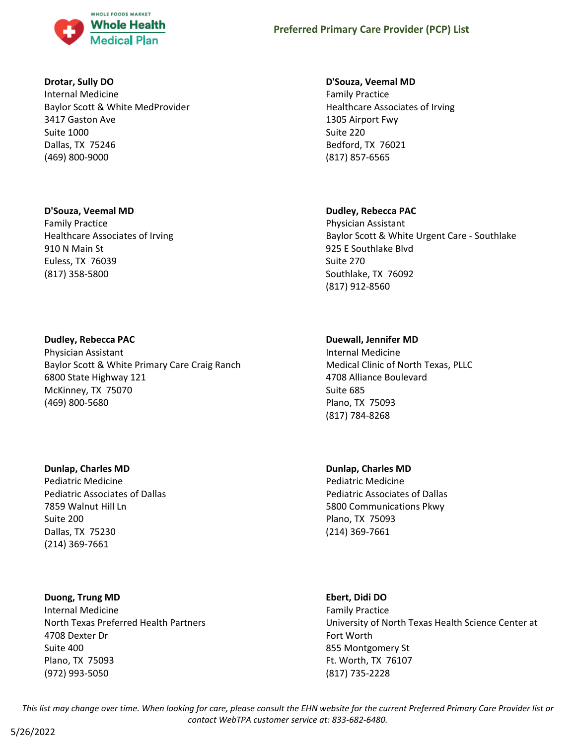**Drotar, Sully DO**
Internal Medicine
Baylor Scott & White MedProvider
3417 Gaston Ave
Suite 1000
Dallas, TX 75246
(469) 800-9000

**D'Souza, Veemal MD**
Family Practice
Healthcare Associates of Irving
910 N Main St
Euless, TX 76039
(817) 358-5800

**Dudley, Rebecca PAC**
Physician Assistant
Baylor Scott & White Primary Care Craig Ranch
6800 State Highway 121
McKinney, TX 75070
(469) 800-5680

**Dunlap, Charles MD**
Pediatric Medicine
Pediatric Associates of Dallas
7859 Walnut Hill Ln
Suite 200
Dallas, TX 75230
(214) 369-7661

**Duong, Trung MD**
Internal Medicine
North Texas Preferred Health Partners
4708 Dexter Dr
Suite 400
Plano, TX 75093
(972) 993-5050

**D'Souza, Veemal MD**
Family Practice
Healthcare Associates of Irving
1305 Airport Fwy
Suite 220
Bedford, TX 76021
(817) 857-6565

**Dudley, Rebecca PAC**
Physician Assistant
Baylor Scott & White Urgent Care - Southlake
925 E Southlake Blvd
Suite 270
Southlake, TX 76092
(817) 912-8560

**Duewall, Jennifer MD**
Internal Medicine
Medical Clinic of North Texas, PLLC
4708 Alliance Boulevard
Suite 685
Plano, TX 75093
(817) 784-8268

**Dunlap, Charles MD**
Pediatric Medicine
Pediatric Associates of Dallas
5800 Communications Pkwy
Plano, TX 75093
(214) 369-7661

**Ebert, Didi DO**
Family Practice
University of North Texas Health Science Center at Fort Worth
855 Montgomery St
Ft. Worth, TX 76107
(817) 735-2228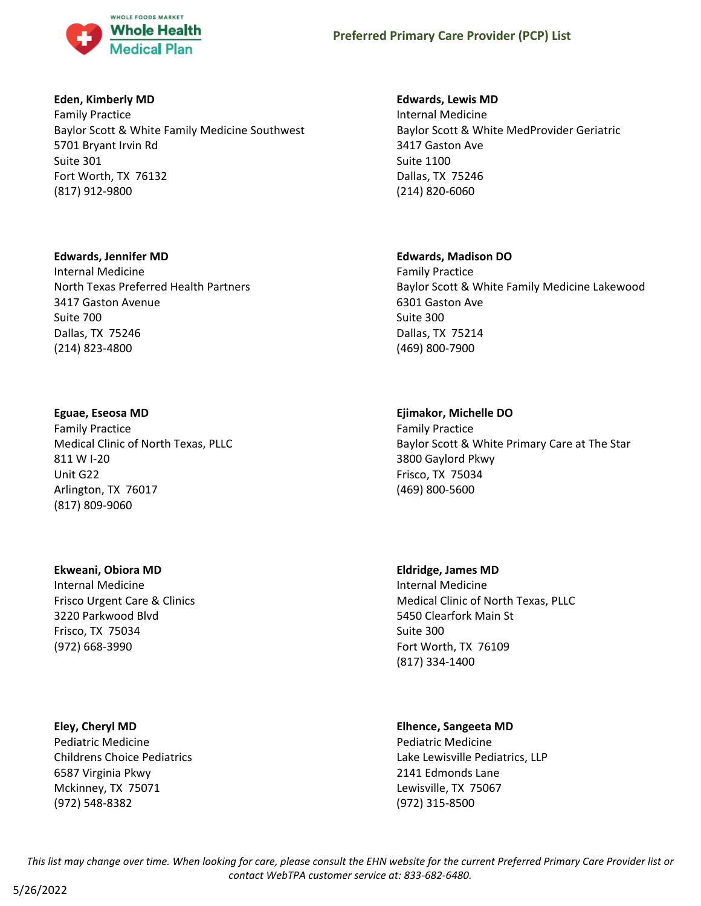**Eden, Kimberly MD**
Family Practice
Baylor Scott & White Family Medicine Southwest
5701 Bryant Irvin Rd
Suite 301
Fort Worth, TX 76132
(817) 912-9800

**Edwards, Lewis MD**
Internal Medicine
Baylor Scott & White MedProvider Geriatric
3417 Gaston Ave
Suite 1100
Dallas, TX 75246
(214) 820-6060

**Edwards, Jennifer MD**
Internal Medicine
North Texas Preferred Health Partners
3417 Gaston Avenue
Suite 700
Dallas, TX 75246
(214) 823-4800

**Edwards, Madison DO**
Family Practice
Baylor Scott & White Family Medicine Lakewood
6301 Gaston Ave
Suite 300
Dallas, TX 75214
(469) 800-7900

**Eguae, Eseosa MD**
Family Practice
Medical Clinic of North Texas, PLLC
811 W I-20
Unit G22
Arlington, TX 76017
(817) 809-9060

**Ejimakor, Michelle DO**
Family Practice
Baylor Scott & White Primary Care at The Star
3800 Gaylord Pkwy
Frisco, TX 75034
(469) 800-5600

**Ekweani, Obiora MD**
Internal Medicine
Frisco Urgent Care & Clinics
3220 Parkwood Blvd
Frisco, TX 75034
(972) 668-3990

**Eldridge, James MD**
Internal Medicine
Medical Clinic of North Texas, PLLC
5450 Clearfork Main St
Suite 300
Fort Worth, TX 76109
(817) 334-1400

**Eley, Cheryl MD**
Pediatric Medicine
Childrens Choice Pediatrics
6587 Virginia Pkwy
Mckinney, TX 75071
(972) 548-8382

**Elhence, Sangeeta MD**
Pediatric Medicine
Lake Lewisville Pediatrics, LLP
2141 Edmonds Lane
Lewisville, TX 75067
(972) 315-8500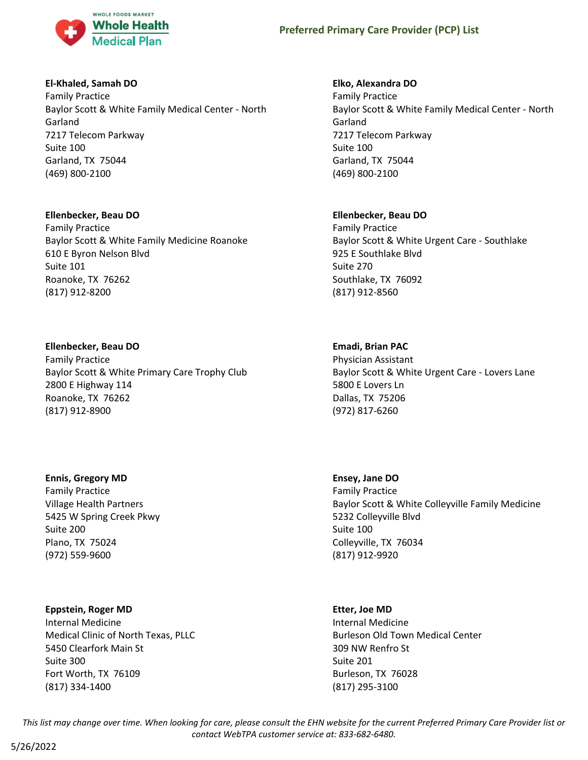**El-Khaled, Samah DO**
Family Practice
Baylor Scott & White Family Medical Center - North Garland
7217 Telecom Parkway
Suite 100
Garland, TX 75044
(469) 800-2100

**Elko, Alexandra DO**
Family Practice
Baylor Scott & White Family Medical Center - North Garland
7217 Telecom Parkway
Suite 100
Garland, TX 75044
(469) 800-2100

**Ellenbecker, Beau DO**
Family Practice
Baylor Scott & White Family Medicine Roanoke
610 E Byron Nelson Blvd
Suite 101
Roanoke, TX 76262
(817) 912-8200

**Ellenbecker, Beau DO**
Family Practice
Baylor Scott & White Urgent Care - Southlake
925 E Southlake Blvd
Suite 270
Southlake, TX 76092
(817) 912-8560

**Ellenbecker, Beau DO**
Family Practice
Baylor Scott & White Primary Care Trophy Club
2800 E Highway 114
Roanoke, TX 76262
(817) 912-8900

**Emadi, Brian PAC**
Physician Assistant
Baylor Scott & White Urgent Care - Lovers Lane
5800 E Lovers Ln
Dallas, TX 75206
(972) 817-6260

**Ennis, Gregory MD**
Family Practice
Village Health Partners
5425 W Spring Creek Pkwy
Suite 200
Plano, TX 75024
(972) 559-9600

**Ensey, Jane DO**
Family Practice
Baylor Scott & White Colleyville Family Medicine
5232 Colleyville Blvd
Suite 100
Colleyville, TX 76034
(817) 912-9920

**Eppstein, Roger MD**
Internal Medicine
Medical Clinic of North Texas, PLLC
5450 Clearfork Main St
Suite 300
Fort Worth, TX 76109
(817) 334-1400

**Etter, Joe MD**
Internal Medicine
Burleson Old Town Medical Center
309 NW Renfro St
Suite 201
Burleson, TX 76028
(817) 295-3100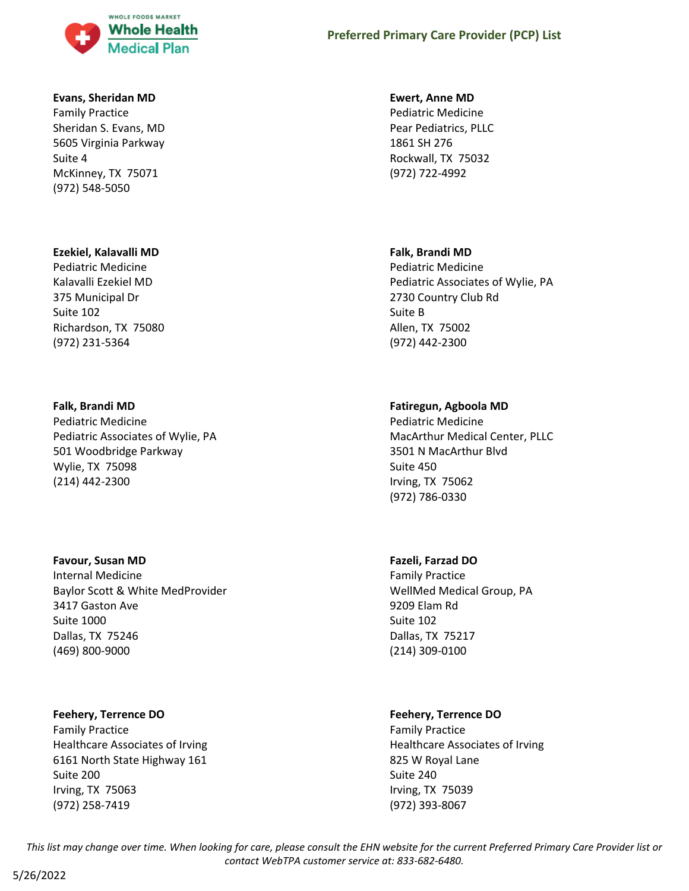**Evans, Sheridan MD**
Family Practice
Sheridan S. Evans, MD
5605 Virginia Parkway
Suite 4
McKinney, TX 75071
(972) 548-5050

**Ewert, Anne MD**
Pediatric Medicine
Pear Pediatrics, PLLC
1861 SH 276
Rockwall, TX 75032
(972) 722-4992

**Ezekiel, Kalavalli MD**
Pediatric Medicine
Kalavalli Ezekiel MD
375 Municipal Dr
Suite 102
Richardson, TX 75080
(972) 231-5364

**Falk, Brandi MD**
Pediatric Medicine
Pediatric Associates of Wylie, PA
2730 Country Club Rd
Suite B
Allen, TX 75002
(972) 442-2300

**Falk, Brandi MD**
Pediatric Medicine
Pediatric Associates of Wylie, PA
501 Woodbridge Parkway
Wylie, TX 75098
(214) 442-2300

**Fatiregun, Agboola MD**
Pediatric Medicine
MacArthur Medical Center, PLLC
3501 N MacArthur Blvd
Suite 450
Irving, TX 75062
(972) 786-0330

**Favour, Susan MD**
Internal Medicine
Baylor Scott & White MedProvider
3417 Gaston Ave
Suite 1000
Dallas, TX 75246
(469) 800-9000

**Fazeli, Farzad DO**
Family Practice
WellMed Medical Group, PA
9209 Elam Rd
Suite 102
Dallas, TX 75217
(214) 309-0100

**Feehery, Terrence DO**
Family Practice
Healthcare Associates of Irving
6161 North State Highway 161
Suite 200
Irving, TX 75063
(972) 258-7419

**Feehery, Terrence DO**
Family Practice
Healthcare Associates of Irving
825 W Royal Lane
Suite 240
Irving, TX 75039
(972) 393-8067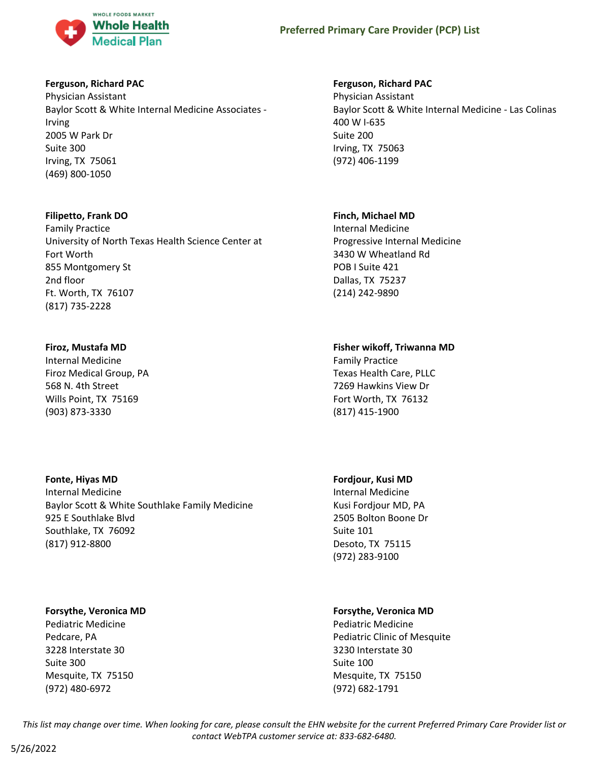**Ferguson, Richard PAC**
Physician Assistant
Baylor Scott & White Internal Medicine Associates - Irving
2005 W Park Dr
Suite 300
Irving, TX 75061
(469) 800-1050

**Ferguson, Richard PAC**
Physician Assistant
Baylor Scott & White Internal Medicine - Las Colinas
400 W I-635
Suite 200
Irving, TX 75063
(972) 406-1199

**Filipetto, Frank DO**
Family Practice
University of North Texas Health Science Center at Fort Worth
855 Montgomery St
2nd floor
Ft. Worth, TX 76107
(817) 735-2228

**Finch, Michael MD**
Internal Medicine
Progressive Internal Medicine
3430 W Wheatland Rd
POB I Suite 421
Dallas, TX 75237
(214) 242-9890

**Firoz, Mustafa MD**
Internal Medicine
Firoz Medical Group, PA
568 N. 4th Street
Wills Point, TX 75169
(903) 873-3330

**Fisher wikoff, Triwanna MD**
Family Practice
Texas Health Care, PLLC
7269 Hawkins View Dr
Fort Worth, TX 76132
(817) 415-1900

**Fonte, Hiyas MD**
Internal Medicine
Baylor Scott & White Southlake Family Medicine
925 E Southlake Blvd
Southlake, TX 76092
(817) 912-8800

**Fordjour, Kusi MD**
Internal Medicine
Kusi Fordjour MD, PA
2505 Bolton Boone Dr
Suite 101
Desoto, TX 75115
(972) 283-9100

**Forsythe, Veronica MD**
Pediatric Medicine
Pedcare, PA
3228 Interstate 30
Suite 300
Mesquite, TX 75150
(972) 480-6972

**Forsythe, Veronica MD**
Pediatric Medicine
Pediatric Clinic of Mesquite
3230 Interstate 30
Suite 100
Mesquite, TX 75150
(972) 682-1791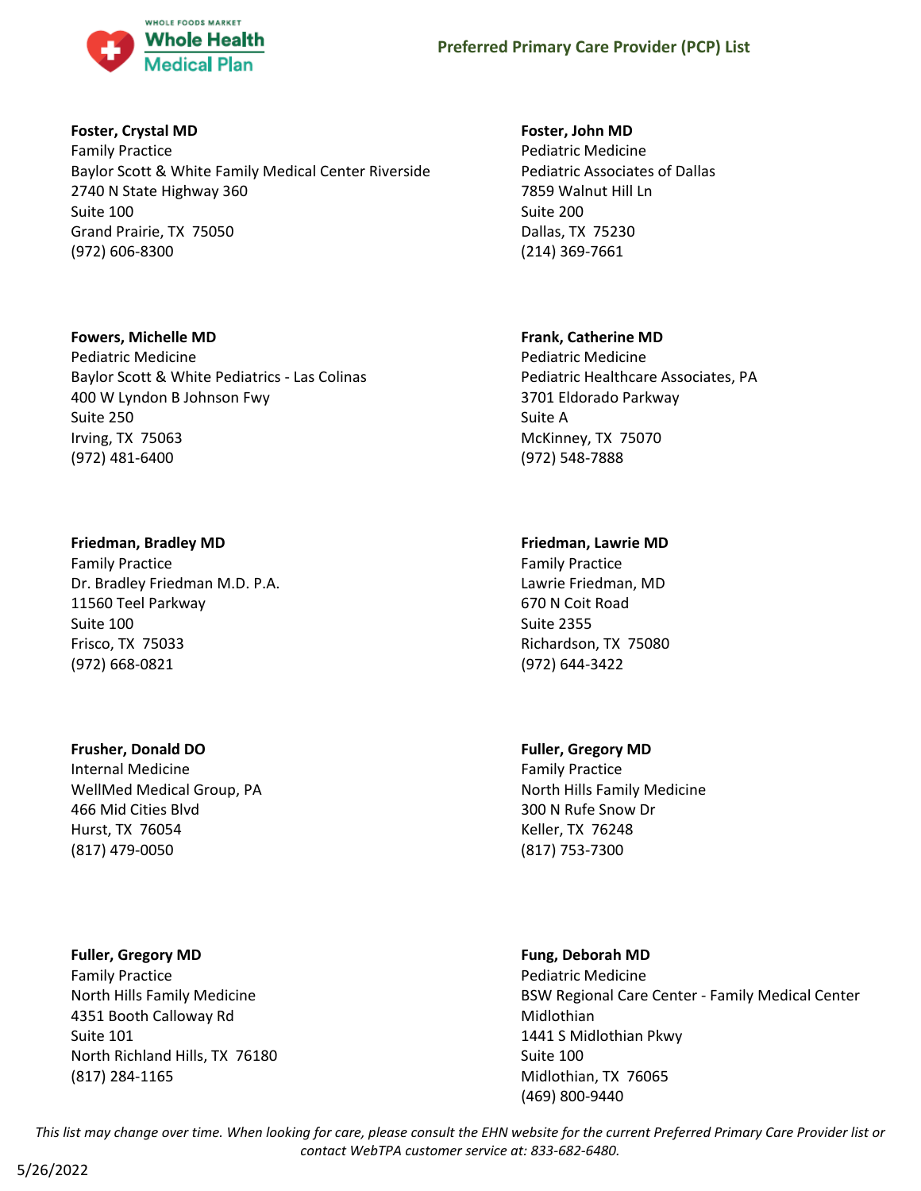**Foster, Crystal MD**
Family Practice
Baylor Scott & White Family Medical Center Riverside
2740 N State Highway 360
Suite 100
Grand Prairie, TX 75050
(972) 606-8300

**Foster, John MD**
Pediatric Medicine
Pediatric Associates of Dallas
7859 Walnut Hill Ln
Suite 200
Dallas, TX 75230
(214) 369-7661

**Fowers, Michelle MD**
Pediatric Medicine
Baylor Scott & White Pediatrics - Las Colinas
400 W Lyndon B Johnson Fwy
Suite 250
Irving, TX 75063
(972) 481-6400

**Frank, Catherine MD**
Pediatric Medicine
Pediatric Healthcare Associates, PA
3701 Eldorado Parkway
Suite A
McKinney, TX 75070
(972) 548-7888

**Friedman, Bradley MD**
Family Practice
Dr. Bradley Friedman M.D. P.A.
11560 Teel Parkway
Suite 100
Frisco, TX 75033
(972) 668-0821

**Friedman, Lawrie MD**
Family Practice
Lawrie Friedman, MD
670 N Coit Road
Suite 2355
Richardson, TX 75080
(972) 644-3422

**Frusher, Donald DO**
Internal Medicine
WellMed Medical Group, PA
466 Mid Cities Blvd
Hurst, TX 76054
(817) 479-0050

**Fuller, Gregory MD**
Family Practice
North Hills Family Medicine
300 N Rufe Snow Dr
Keller, TX 76248
(817) 753-7300

**Fuller, Gregory MD**
Family Practice
North Hills Family Medicine
4351 Booth Calloway Rd
Suite 101
North Richland Hills, TX 76180
(817) 284-1165

**Fung, Deborah MD**
Pediatric Medicine
BSW Regional Care Center - Family Medical Center Midlothian
1441 S Midlothian Pkwy
Suite 100
Midlothian, TX 76065
(469) 800-9440

*This list may change over time. When looking for care, please consult the EHN website for the current Preferred Primary Care Provider list or contact WebTPA customer service at: 833-682-6480.*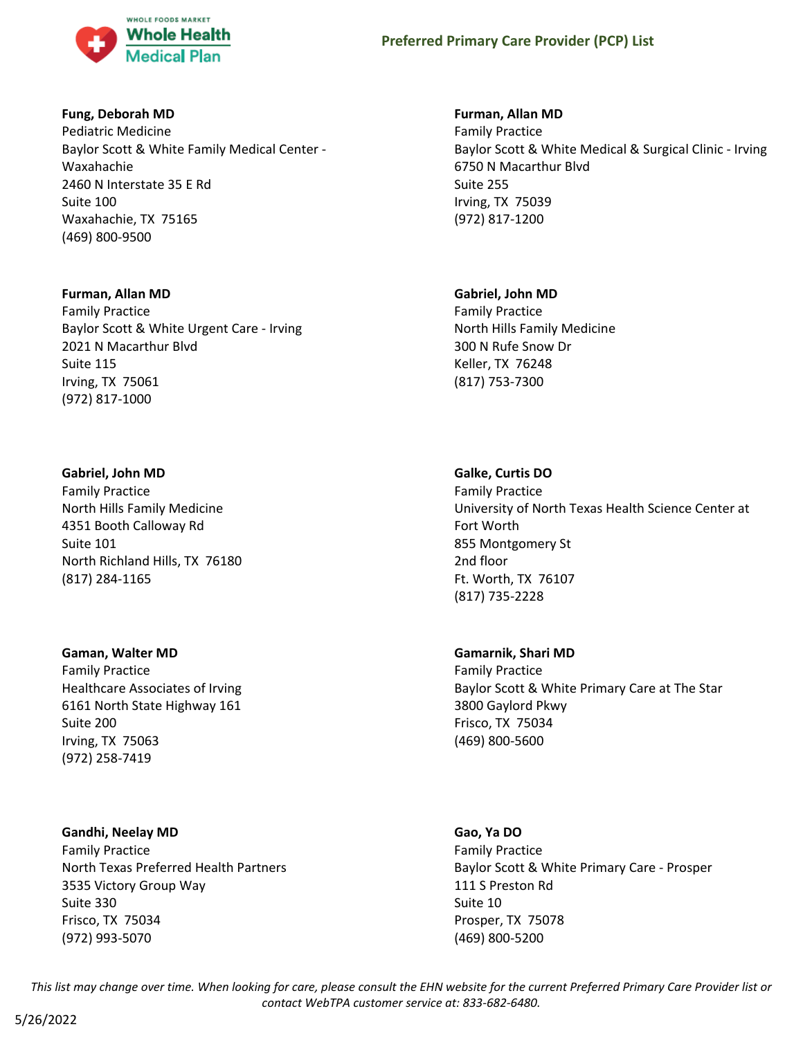**Fung, Deborah MD**
Pediatric Medicine
Baylor Scott & White Family Medical Center - Waxahachie
2460 N Interstate 35 E Rd
Suite 100
Waxahachie, TX 75165
(469) 800-9500

**Furman, Allan MD**
Family Practice
Baylor Scott & White Urgent Care - Irving
2021 N Macarthur Blvd
Suite 115
Irving, TX 75061
(972) 817-1000

**Gabriel, John MD**
Family Practice
North Hills Family Medicine
4351 Booth Calloway Rd
Suite 101
North Richland Hills, TX 76180
(817) 284-1165

**Gaman, Walter MD**
Family Practice
Healthcare Associates of Irving
6161 North State Highway 161
Suite 200
Irving, TX 75063
(972) 258-7419

**Gandhi, Neelay MD**
Family Practice
North Texas Preferred Health Partners
3535 Victory Group Way
Suite 330
Frisco, TX 75034
(972) 993-5070

**Furman, Allan MD**
Family Practice
Baylor Scott & White Medical & Surgical Clinic - Irving
6750 N Macarthur Blvd
Suite 255
Irving, TX 75039
(972) 817-1200

**Gabriel, John MD**
Family Practice
North Hills Family Medicine
300 N Rufe Snow Dr
Keller, TX 76248
(817) 753-7300

**Galke, Curtis DO**
Family Practice
University of North Texas Health Science Center at Fort Worth
855 Montgomery St
2nd floor
Ft. Worth, TX 76107
(817) 735-2228

**Gamarnik, Shari MD**
Family Practice
Baylor Scott & White Primary Care at The Star
3800 Gaylord Pkwy
Frisco, TX 75034
(469) 800-5600

**Gao, Ya DO**
Family Practice
Baylor Scott & White Primary Care - Prosper
111 S Preston Rd
Suite 10
Prosper, TX 75078
(469) 800-5200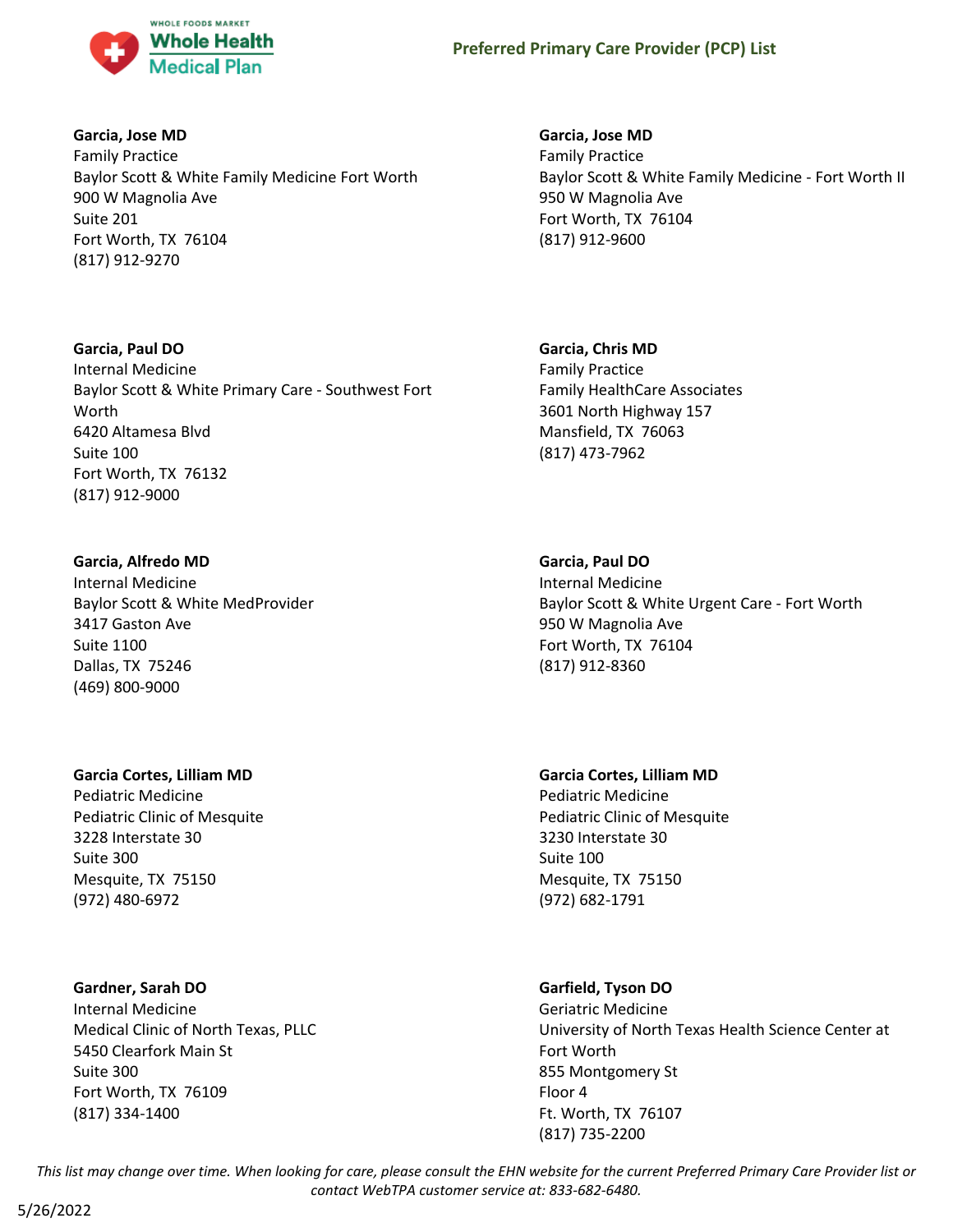**Garcia, Jose MD**
Family Practice
Baylor Scott & White Family Medicine Fort Worth
900 W Magnolia Ave
Suite 201
Fort Worth, TX 76104
(817) 912-9270

**Garcia, Jose MD**
Family Practice
Baylor Scott & White Family Medicine - Fort Worth II
950 W Magnolia Ave
Fort Worth, TX 76104
(817) 912-9600

**Garcia, Paul DO**
Internal Medicine
Baylor Scott & White Primary Care - Southwest Fort Worth
6420 Altamesa Blvd
Suite 100
Fort Worth, TX 76132
(817) 912-9000

**Garcia, Chris MD**
Family Practice
Family HealthCare Associates
3601 North Highway 157
Mansfield, TX 76063
(817) 473-7962

**Garcia, Alfredo MD**
Internal Medicine
Baylor Scott & White MedProvider
3417 Gaston Ave
Suite 1100
Dallas, TX 75246
(469) 800-9000

**Garcia, Paul DO**
Internal Medicine
Baylor Scott & White Urgent Care - Fort Worth
950 W Magnolia Ave
Fort Worth, TX 76104
(817) 912-8360

**Garcia Cortes, Lilliam MD**
Pediatric Medicine
Pediatric Clinic of Mesquite
3228 Interstate 30
Suite 300
Mesquite, TX 75150
(972) 480-6972

**Garcia Cortes, Lilliam MD**
Pediatric Medicine
Pediatric Clinic of Mesquite
3230 Interstate 30
Suite 100
Mesquite, TX 75150
(972) 682-1791

**Gardner, Sarah DO**
Internal Medicine
Medical Clinic of North Texas, PLLC
5450 Clearfork Main St
Suite 300
Fort Worth, TX 76109
(817) 334-1400

**Garfield, Tyson DO**
Geriatric Medicine
University of North Texas Health Science Center at Fort Worth
855 Montgomery St
Floor 4
Ft. Worth, TX 76107
(817) 735-2200

*This list may change over time. When looking for care, please consult the EHN website for the current Preferred Primary Care Provider list or contact WebTPA customer service at: 833-682-6480.*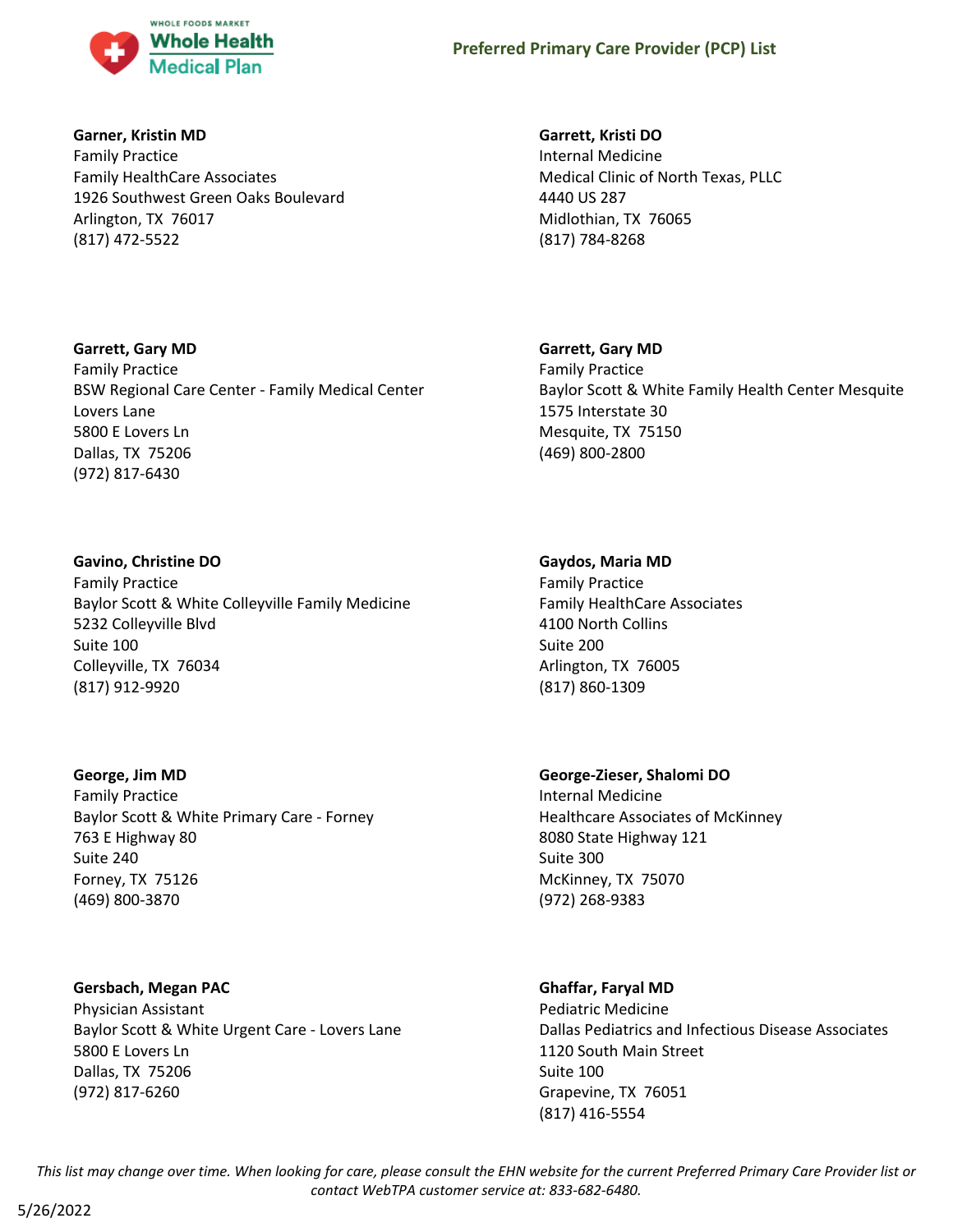**Garner, Kristin MD**
Family Practice
Family HealthCare Associates
1926 Southwest Green Oaks Boulevard
Arlington, TX 76017
(817) 472-5522

**Garrett, Kristi DO**
Internal Medicine
Medical Clinic of North Texas, PLLC
4440 US 287
Midlothian, TX 76065
(817) 784-8268

**Garrett, Gary MD**
Family Practice
BSW Regional Care Center - Family Medical Center Lovers Lane
5800 E Lovers Ln
Dallas, TX 75206
(972) 817-6430

**Garrett, Gary MD**
Family Practice
Baylor Scott & White Family Health Center Mesquite
1575 Interstate 30
Mesquite, TX 75150
(469) 800-2800

**Gavino, Christine DO**
Family Practice
Baylor Scott & White Colleyville Family Medicine
5232 Colleyville Blvd
Suite 100
Colleyville, TX 76034
(817) 912-9920

**Gaydos, Maria MD**
Family Practice
Family HealthCare Associates
4100 North Collins
Suite 200
Arlington, TX 76005
(817) 860-1309

**George, Jim MD**
Family Practice
Baylor Scott & White Primary Care - Forney
763 E Highway 80
Suite 240
Forney, TX 75126
(469) 800-3870

**George-Zieser, Shalomi DO**
Internal Medicine
Healthcare Associates of McKinney
8080 State Highway 121
Suite 300
McKinney, TX 75070
(972) 268-9383

**Gersbach, Megan PAC**
Physician Assistant
Baylor Scott & White Urgent Care - Lovers Lane
5800 E Lovers Ln
Dallas, TX 75206
(972) 817-6260

**Ghaffar, Faryal MD**
Pediatric Medicine
Dallas Pediatrics and Infectious Disease Associates
1120 South Main Street
Suite 100
Grapevine, TX 76051
(817) 416-5554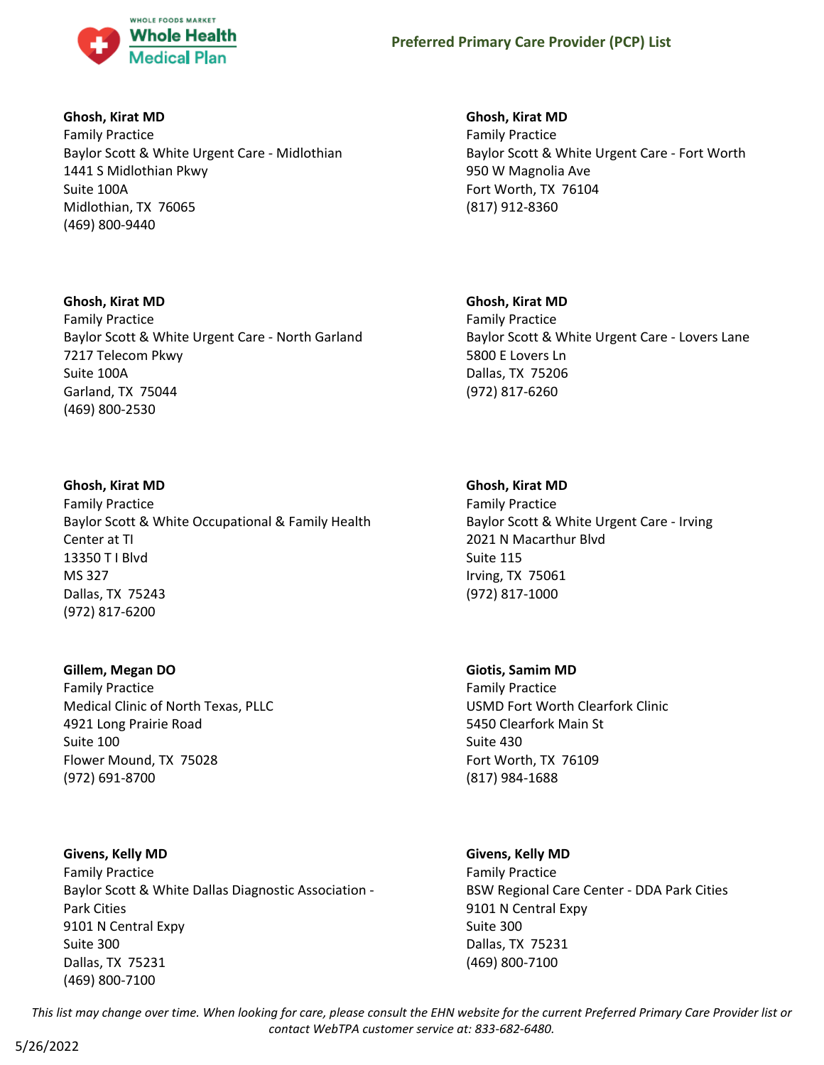**Ghosh, Kirat MD**
Family Practice
Baylor Scott & White Urgent Care - Midlothian
1441 S Midlothian Pkwy
Suite 100A
Midlothian, TX 76065
(469) 800-9440

**Ghosh, Kirat MD**
Family Practice
Baylor Scott & White Urgent Care - Fort Worth
950 W Magnolia Ave
Fort Worth, TX 76104
(817) 912-8360

**Ghosh, Kirat MD**
Family Practice
Baylor Scott & White Urgent Care - North Garland
7217 Telecom Pkwy
Suite 100A
Garland, TX 75044
(469) 800-2530

**Ghosh, Kirat MD**
Family Practice
Baylor Scott & White Urgent Care - Lovers Lane
5800 E Lovers Ln
Dallas, TX 75206
(972) 817-6260

**Ghosh, Kirat MD**
Family Practice
Baylor Scott & White Occupational & Family Health Center at TI
13350 T I Blvd
MS 327
Dallas, TX 75243
(972) 817-6200

**Ghosh, Kirat MD**
Family Practice
Baylor Scott & White Urgent Care - Irving
2021 N Macarthur Blvd
Suite 115
Irving, TX 75061
(972) 817-1000

**Gillem, Megan DO**
Family Practice
Medical Clinic of North Texas, PLLC
4921 Long Prairie Road
Suite 100
Flower Mound, TX 75028
(972) 691-8700

**Giotis, Samim MD**
Family Practice
USMD Fort Worth Clearfork Clinic
5450 Clearfork Main St
Suite 430
Fort Worth, TX 76109
(817) 984-1688

**Givens, Kelly MD**
Family Practice
Baylor Scott & White Dallas Diagnostic Association - Park Cities
9101 N Central Expy
Suite 300
Dallas, TX 75231
(469) 800-7100

**Givens, Kelly MD**
Family Practice
BSW Regional Care Center - DDA Park Cities
9101 N Central Expy
Suite 300
Dallas, TX 75231
(469) 800-7100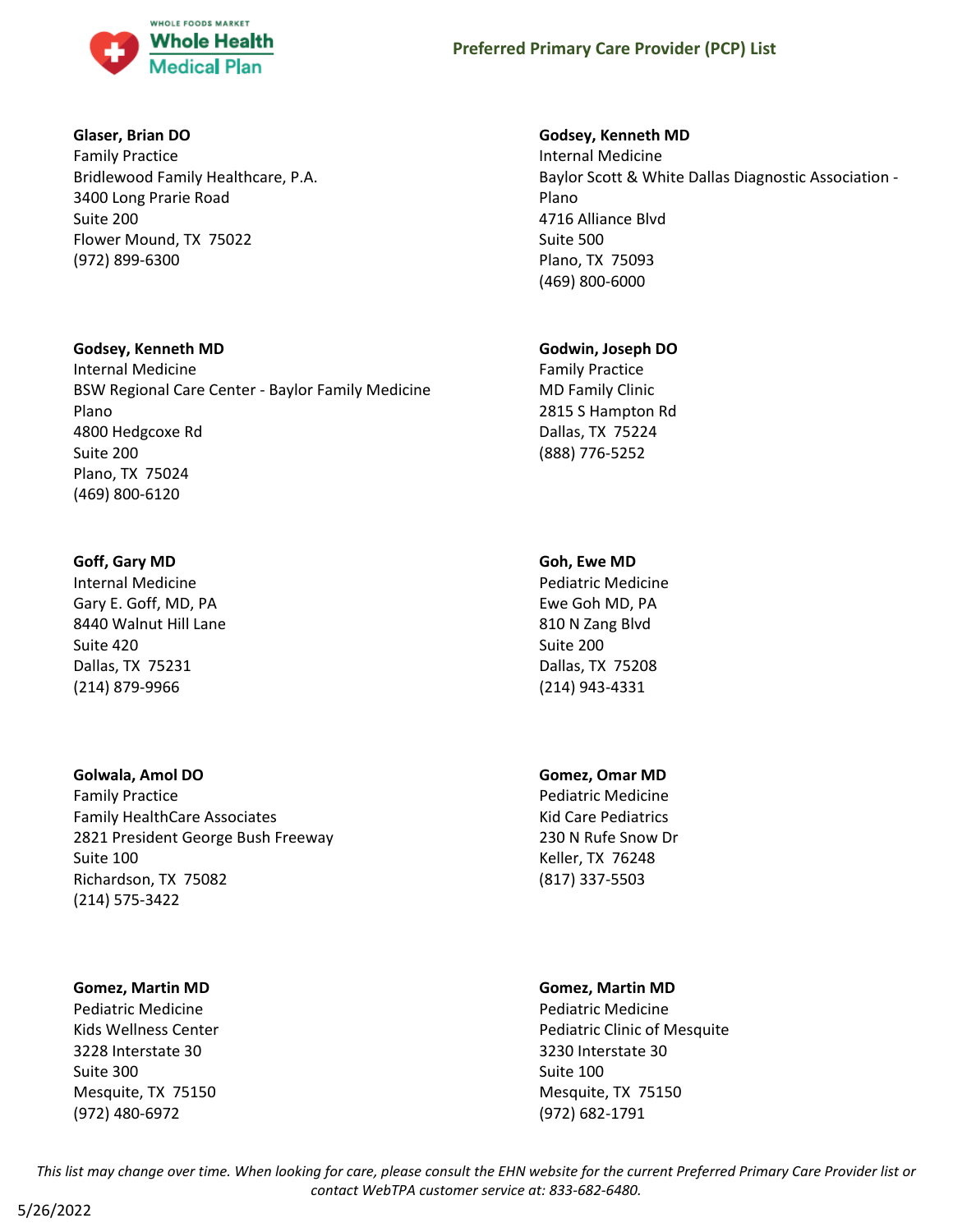**Glaser, Brian DO**
Family Practice
Bridlewood Family Healthcare, P.A.
3400 Long Prarie Road
Suite 200
Flower Mound, TX 75022
(972) 899-6300

**Godsey, Kenneth MD**
Internal Medicine
BSW Regional Care Center - Baylor Family Medicine Plano
4800 Hedgcoxe Rd
Suite 200
Plano, TX 75024
(469) 800-6120

**Goff, Gary MD**
Internal Medicine
Gary E. Goff, MD, PA
8440 Walnut Hill Lane
Suite 420
Dallas, TX 75231
(214) 879-9966

**Golwala, Amol DO**
Family Practice
Family HealthCare Associates
2821 President George Bush Freeway
Suite 100
Richardson, TX 75082
(214) 575-3422

**Gomez, Martin MD**
Pediatric Medicine
Kids Wellness Center
3228 Interstate 30
Suite 300
Mesquite, TX 75150
(972) 480-6972

**Godsey, Kenneth MD**
Internal Medicine
Baylor Scott & White Dallas Diagnostic Association - Plano
4716 Alliance Blvd
Suite 500
Plano, TX 75093
(469) 800-6000

**Godwin, Joseph DO**
Family Practice
MD Family Clinic
2815 S Hampton Rd
Dallas, TX 75224
(888) 776-5252

**Goh, Ewe MD**
Pediatric Medicine
Ewe Goh MD, PA
810 N Zang Blvd
Suite 200
Dallas, TX 75208
(214) 943-4331

**Gomez, Omar MD**
Pediatric Medicine
Kid Care Pediatrics
230 N Rufe Snow Dr
Keller, TX 76248
(817) 337-5503

**Gomez, Martin MD**
Pediatric Medicine
Pediatric Clinic of Mesquite
3230 Interstate 30
Suite 100
Mesquite, TX 75150
(972) 682-1791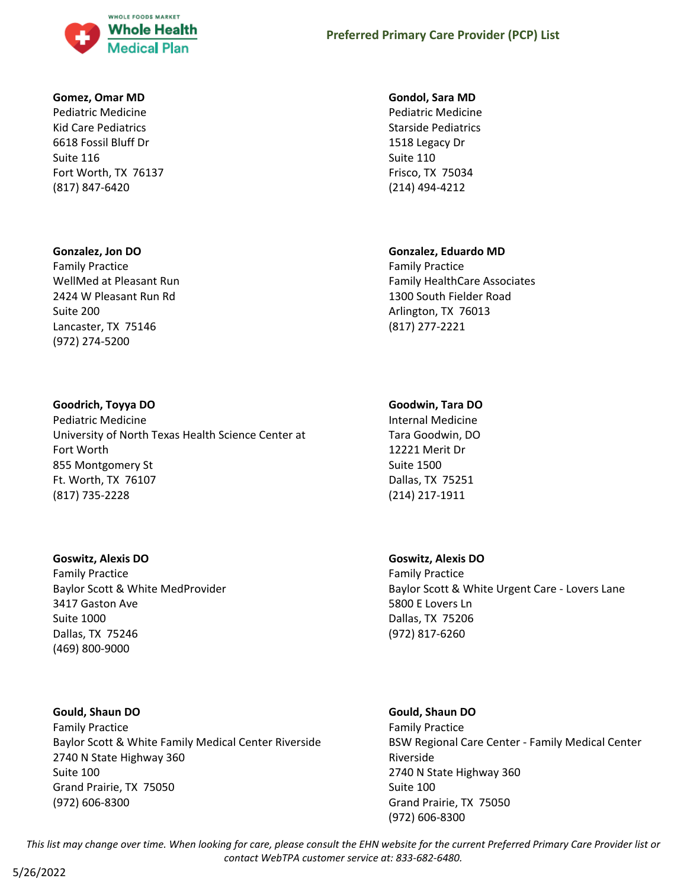**Gomez, Omar MD**
Pediatric Medicine
Kid Care Pediatrics
6618 Fossil Bluff Dr
Suite 116
Fort Worth, TX 76137
(817) 847-6420

**Gondol, Sara MD**
Pediatric Medicine
Starside Pediatrics
1518 Legacy Dr
Suite 110
Frisco, TX 75034
(214) 494-4212

**Gonzalez, Jon DO**
Family Practice
WellMed at Pleasant Run
2424 W Pleasant Run Rd
Suite 200
Lancaster, TX 75146
(972) 274-5200

**Gonzalez, Eduardo MD**
Family Practice
Family HealthCare Associates
1300 South Fielder Road
Arlington, TX 76013
(817) 277-2221

**Goodrich, Toyya DO**
Pediatric Medicine
University of North Texas Health Science Center at Fort Worth
855 Montgomery St
Ft. Worth, TX 76107
(817) 735-2228

**Goodwin, Tara DO**
Internal Medicine
Tara Goodwin, DO
12221 Merit Dr
Suite 1500
Dallas, TX 75251
(214) 217-1911

**Goswitz, Alexis DO**
Family Practice
Baylor Scott & White MedProvider
3417 Gaston Ave
Suite 1000
Dallas, TX 75246
(469) 800-9000

**Goswitz, Alexis DO**
Family Practice
Baylor Scott & White Urgent Care - Lovers Lane
5800 E Lovers Ln
Dallas, TX 75206
(972) 817-6260

**Gould, Shaun DO**
Family Practice
Baylor Scott & White Family Medical Center Riverside
2740 N State Highway 360
Suite 100
Grand Prairie, TX 75050
(972) 606-8300

**Gould, Shaun DO**
Family Practice
BSW Regional Care Center - Family Medical Center Riverside
2740 N State Highway 360
Suite 100
Grand Prairie, TX 75050
(972) 606-8300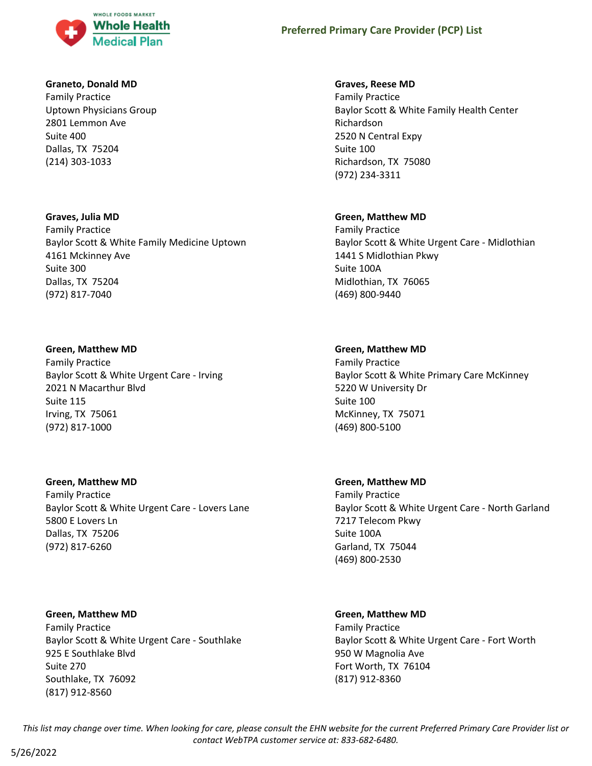**Graneto, Donald MD**
Family Practice
Uptown Physicians Group
2801 Lemmon Ave
Suite 400
Dallas, TX 75204
(214) 303-1033

**Graves, Julia MD**
Family Practice
Baylor Scott & White Family Medicine Uptown
4161 Mckinney Ave
Suite 300
Dallas, TX 75204
(972) 817-7040

**Green, Matthew MD**
Family Practice
Baylor Scott & White Urgent Care - Irving
2021 N Macarthur Blvd
Suite 115
Irving, TX 75061
(972) 817-1000

**Green, Matthew MD**
Family Practice
Baylor Scott & White Urgent Care - Lovers Lane
5800 E Lovers Ln
Dallas, TX 75206
(972) 817-6260

**Green, Matthew MD**
Family Practice
Baylor Scott & White Urgent Care - Southlake
925 E Southlake Blvd
Suite 270
Southlake, TX 76092
(817) 912-8560

**Graves, Reese MD**
Family Practice
Baylor Scott & White Family Health Center Richardson
2520 N Central Expy
Suite 100
Richardson, TX 75080
(972) 234-3311

**Green, Matthew MD**
Family Practice
Baylor Scott & White Urgent Care - Midlothian
1441 S Midlothian Pkwy
Suite 100A
Midlothian, TX 76065
(469) 800-9440

**Green, Matthew MD**
Family Practice
Baylor Scott & White Primary Care McKinney
5220 W University Dr
Suite 100
McKinney, TX 75071
(469) 800-5100

**Green, Matthew MD**
Family Practice
Baylor Scott & White Urgent Care - North Garland
7217 Telecom Pkwy
Suite 100A
Garland, TX 75044
(469) 800-2530

**Green, Matthew MD**
Family Practice
Baylor Scott & White Urgent Care - Fort Worth
950 W Magnolia Ave
Fort Worth, TX 76104
(817) 912-8360

*This list may change over time. When looking for care, please consult the EHN website for the current Preferred Primary Care Provider list or contact WebTPA customer service at: 833-682-6480.*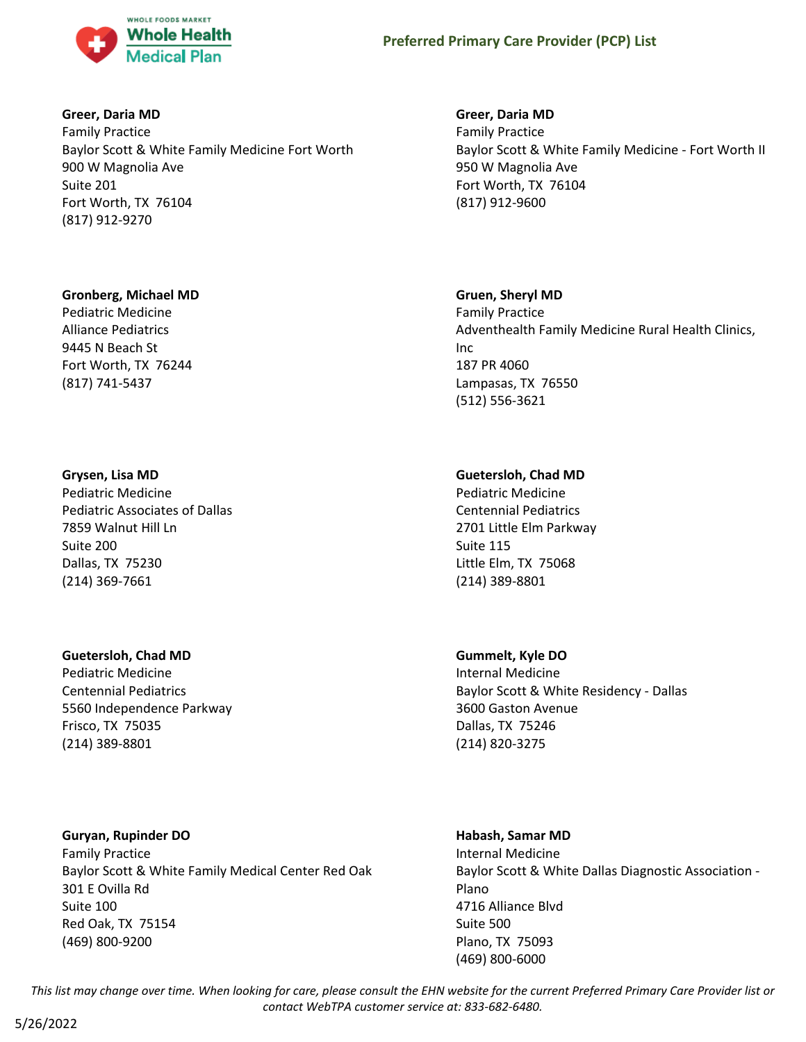**Greer, Daria MD**
Family Practice
Baylor Scott & White Family Medicine Fort Worth
900 W Magnolia Ave
Suite 201
Fort Worth, TX 76104
(817) 912-9270

**Greer, Daria MD**
Family Practice
Baylor Scott & White Family Medicine - Fort Worth II
950 W Magnolia Ave
Fort Worth, TX 76104
(817) 912-9600

**Gronberg, Michael MD**
Pediatric Medicine
Alliance Pediatrics
9445 N Beach St
Fort Worth, TX 76244
(817) 741-5437

**Gruen, Sheryl MD**
Family Practice
Adventhealth Family Medicine Rural Health Clinics, Inc
187 PR 4060
Lampasas, TX 76550
(512) 556-3621

**Grysen, Lisa MD**
Pediatric Medicine
Pediatric Associates of Dallas
7859 Walnut Hill Ln
Suite 200
Dallas, TX 75230
(214) 369-7661

**Guetersloh, Chad MD**
Pediatric Medicine
Centennial Pediatrics
2701 Little Elm Parkway
Suite 115
Little Elm, TX 75068
(214) 389-8801

**Guetersloh, Chad MD**
Pediatric Medicine
Centennial Pediatrics
5560 Independence Parkway
Frisco, TX 75035
(214) 389-8801

**Gummelt, Kyle DO**
Internal Medicine
Baylor Scott & White Residency - Dallas
3600 Gaston Avenue
Dallas, TX 75246
(214) 820-3275

**Guryan, Rupinder DO**
Family Practice
Baylor Scott & White Family Medical Center Red Oak
301 E Ovilla Rd
Suite 100
Red Oak, TX 75154
(469) 800-9200

**Habash, Samar MD**
Internal Medicine
Baylor Scott & White Dallas Diagnostic Association - Plano
4716 Alliance Blvd
Suite 500
Plano, TX 75093
(469) 800-6000

*This list may change over time. When looking for care, please consult the EHN website for the current Preferred Primary Care Provider list or contact WebTPA customer service at: 833-682-6480.*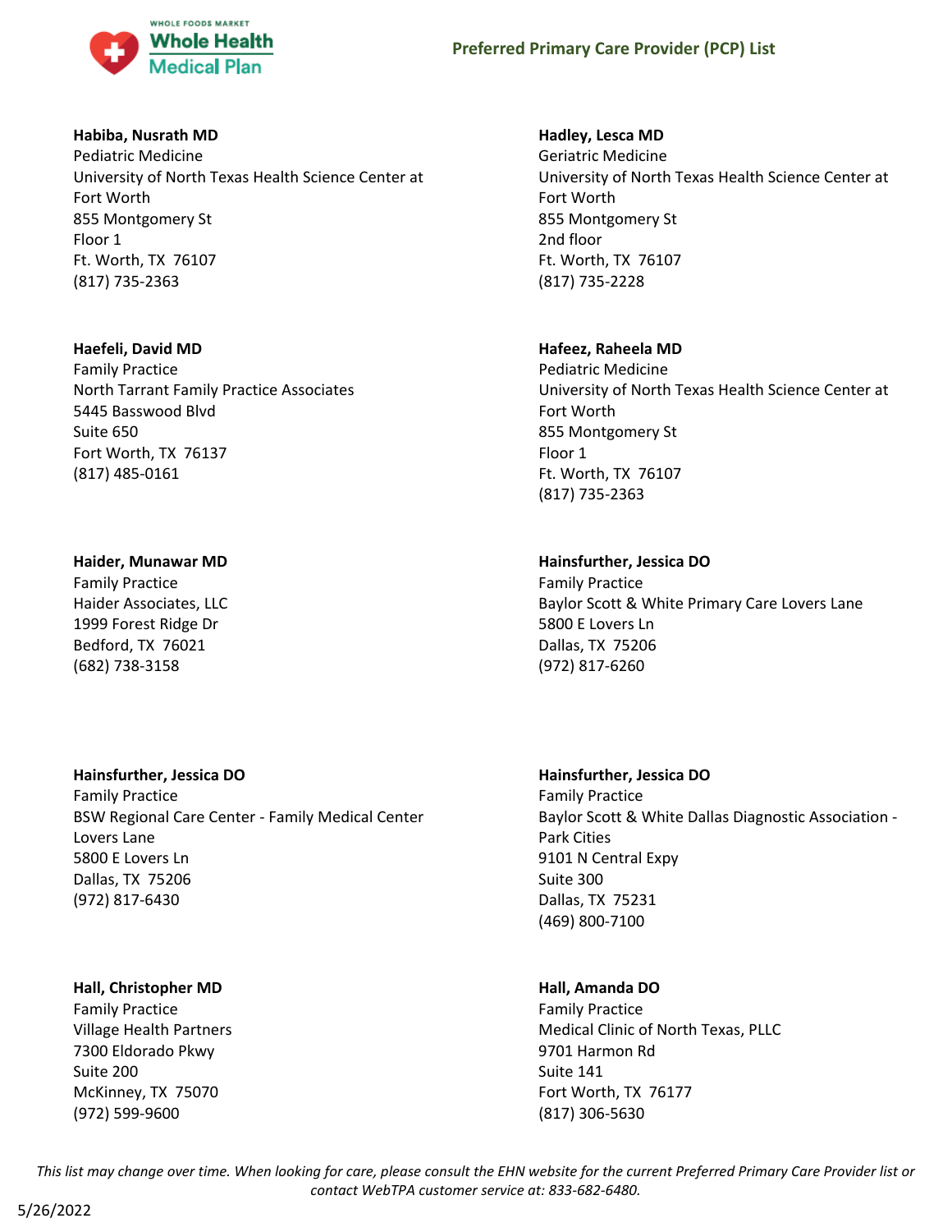**Habiba, Nusrath MD**
Pediatric Medicine
University of North Texas Health Science Center at Fort Worth
855 Montgomery St
Floor 1
Ft. Worth, TX 76107
(817) 735-2363

**Hadley, Lesca MD**
Geriatric Medicine
University of North Texas Health Science Center at Fort Worth
855 Montgomery St
2nd floor
Ft. Worth, TX 76107
(817) 735-2228

**Haefeli, David MD**
Family Practice
North Tarrant Family Practice Associates
5445 Basswood Blvd
Suite 650
Fort Worth, TX 76137
(817) 485-0161

**Hafeez, Raheela MD**
Pediatric Medicine
University of North Texas Health Science Center at Fort Worth
855 Montgomery St
Floor 1
Ft. Worth, TX 76107
(817) 735-2363

**Haider, Munawar MD**
Family Practice
Haider Associates, LLC
1999 Forest Ridge Dr
Bedford, TX 76021
(682) 738-3158

**Hainsfurther, Jessica DO**
Family Practice
Baylor Scott & White Primary Care Lovers Lane
5800 E Lovers Ln
Dallas, TX 75206
(972) 817-6260

**Hainsfurther, Jessica DO**
Family Practice
BSW Regional Care Center - Family Medical Center Lovers Lane
5800 E Lovers Ln
Dallas, TX 75206
(972) 817-6430

**Hainsfurther, Jessica DO**
Family Practice
Baylor Scott & White Dallas Diagnostic Association - Park Cities
9101 N Central Expy
Suite 300
Dallas, TX 75231
(469) 800-7100

**Hall, Christopher MD**
Family Practice
Village Health Partners
7300 Eldorado Pkwy
Suite 200
McKinney, TX 75070
(972) 599-9600

**Hall, Amanda DO**
Family Practice
Medical Clinic of North Texas, PLLC
9701 Harmon Rd
Suite 141
Fort Worth, TX 76177
(817) 306-5630

*This list may change over time. When looking for care, please consult the EHN website for the current Preferred Primary Care Provider list or contact WebTPA customer service at: 833-682-6480.*

5/26/2022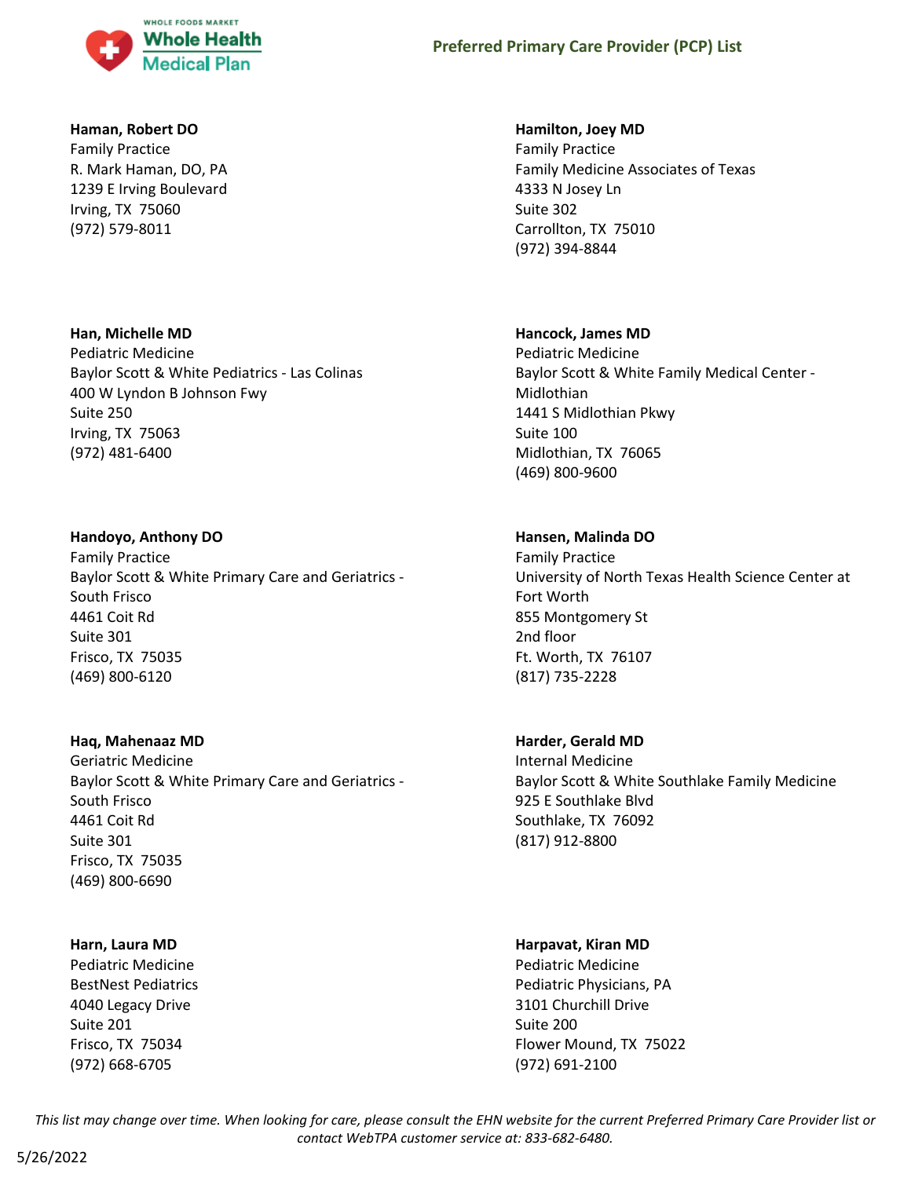**Haman, Robert DO**
Family Practice
R. Mark Haman, DO, PA
1239 E Irving Boulevard
Irving, TX 75060
(972) 579-8011

**Hamilton, Joey MD**
Family Practice
Family Medicine Associates of Texas
4333 N Josey Ln
Suite 302
Carrollton, TX 75010
(972) 394-8844

**Han, Michelle MD**
Pediatric Medicine
Baylor Scott & White Pediatrics - Las Colinas
400 W Lyndon B Johnson Fwy
Suite 250
Irving, TX 75063
(972) 481-6400

**Hancock, James MD**
Pediatric Medicine
Baylor Scott & White Family Medical Center - Midlothian
1441 S Midlothian Pkwy
Suite 100
Midlothian, TX 76065
(469) 800-9600

**Handoyo, Anthony DO**
Family Practice
Baylor Scott & White Primary Care and Geriatrics - South Frisco
4461 Coit Rd
Suite 301
Frisco, TX 75035
(469) 800-6120

**Hansen, Malinda DO**
Family Practice
University of North Texas Health Science Center at Fort Worth
855 Montgomery St
2nd floor
Ft. Worth, TX 76107
(817) 735-2228

**Haq, Mahenaaz MD**
Geriatric Medicine
Baylor Scott & White Primary Care and Geriatrics - South Frisco
4461 Coit Rd
Suite 301
Frisco, TX 75035
(469) 800-6690

**Harder, Gerald MD**
Internal Medicine
Baylor Scott & White Southlake Family Medicine
925 E Southlake Blvd
Southlake, TX 76092
(817) 912-8800

**Harn, Laura MD**
Pediatric Medicine
BestNest Pediatrics
4040 Legacy Drive
Suite 201
Frisco, TX 75034
(972) 668-6705

**Harpavat, Kiran MD**
Pediatric Medicine
Pediatric Physicians, PA
3101 Churchill Drive
Suite 200
Flower Mound, TX 75022
(972) 691-2100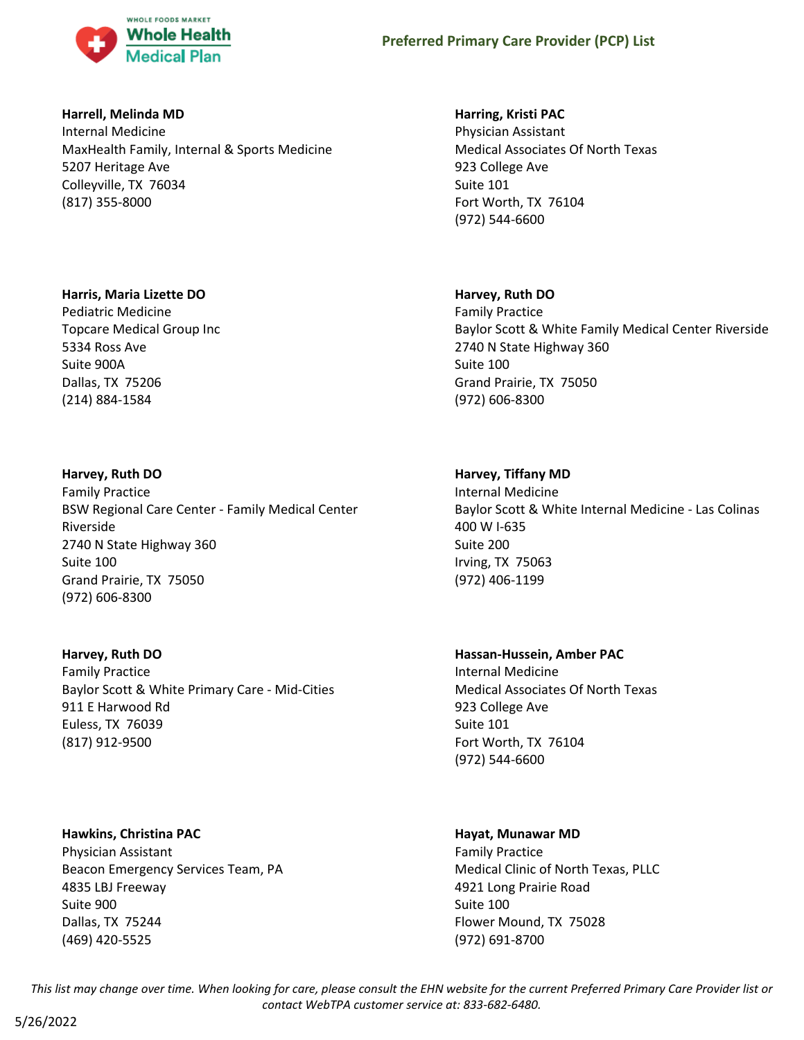**Harrell, Melinda MD**
Internal Medicine
MaxHealth Family, Internal & Sports Medicine
5207 Heritage Ave
Colleyville, TX 76034
(817) 355-8000

**Harring, Kristi PAC**
Physician Assistant
Medical Associates Of North Texas
923 College Ave
Suite 101
Fort Worth, TX 76104
(972) 544-6600

**Harris, Maria Lizette DO**
Pediatric Medicine
Topcare Medical Group Inc
5334 Ross Ave
Suite 900A
Dallas, TX 75206
(214) 884-1584

**Harvey, Ruth DO**
Family Practice
Baylor Scott & White Family Medical Center Riverside
2740 N State Highway 360
Suite 100
Grand Prairie, TX 75050
(972) 606-8300

**Harvey, Ruth DO**
Family Practice
BSW Regional Care Center - Family Medical Center Riverside
2740 N State Highway 360
Suite 100
Grand Prairie, TX 75050
(972) 606-8300

**Harvey, Tiffany MD**
Internal Medicine
Baylor Scott & White Internal Medicine - Las Colinas
400 W I-635
Suite 200
Irving, TX 75063
(972) 406-1199

**Harvey, Ruth DO**
Family Practice
Baylor Scott & White Primary Care - Mid-Cities
911 E Harwood Rd
Euless, TX 76039
(817) 912-9500

**Hassan-Hussein, Amber PAC**
Internal Medicine
Medical Associates Of North Texas
923 College Ave
Suite 101
Fort Worth, TX 76104
(972) 544-6600

**Hawkins, Christina PAC**
Physician Assistant
Beacon Emergency Services Team, PA
4835 LBJ Freeway
Suite 900
Dallas, TX 75244
(469) 420-5525

**Hayat, Munawar MD**
Family Practice
Medical Clinic of North Texas, PLLC
4921 Long Prairie Road
Suite 100
Flower Mound, TX 75028
(972) 691-8700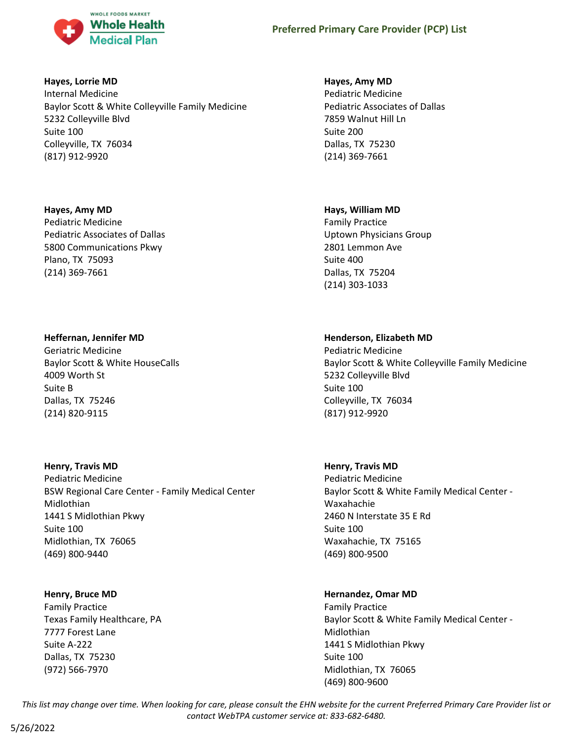**Hayes, Lorrie MD**
Internal Medicine
Baylor Scott & White Colleyville Family Medicine
5232 Colleyville Blvd
Suite 100
Colleyville, TX 76034
(817) 912-9920

**Hayes, Amy MD**
Pediatric Medicine
Pediatric Associates of Dallas
7859 Walnut Hill Ln
Suite 200
Dallas, TX 75230
(214) 369-7661

**Hayes, Amy MD**
Pediatric Medicine
Pediatric Associates of Dallas
5800 Communications Pkwy
Plano, TX 75093
(214) 369-7661

**Hays, William MD**
Family Practice
Uptown Physicians Group
2801 Lemmon Ave
Suite 400
Dallas, TX 75204
(214) 303-1033

**Heffernan, Jennifer MD**
Geriatric Medicine
Baylor Scott & White HouseCalls
4009 Worth St
Suite B
Dallas, TX 75246
(214) 820-9115

**Henderson, Elizabeth MD**
Pediatric Medicine
Baylor Scott & White Colleyville Family Medicine
5232 Colleyville Blvd
Suite 100
Colleyville, TX 76034
(817) 912-9920

**Henry, Travis MD**
Pediatric Medicine
BSW Regional Care Center - Family Medical Center Midlothian
1441 S Midlothian Pkwy
Suite 100
Midlothian, TX 76065
(469) 800-9440

**Henry, Travis MD**
Pediatric Medicine
Baylor Scott & White Family Medical Center - Waxahachie
2460 N Interstate 35 E Rd
Suite 100
Waxahachie, TX 75165
(469) 800-9500

**Henry, Bruce MD**
Family Practice
Texas Family Healthcare, PA
7777 Forest Lane
Suite A-222
Dallas, TX 75230
(972) 566-7970

**Hernandez, Omar MD**
Family Practice
Baylor Scott & White Family Medical Center - Midlothian
1441 S Midlothian Pkwy
Suite 100
Midlothian, TX 76065
(469) 800-9600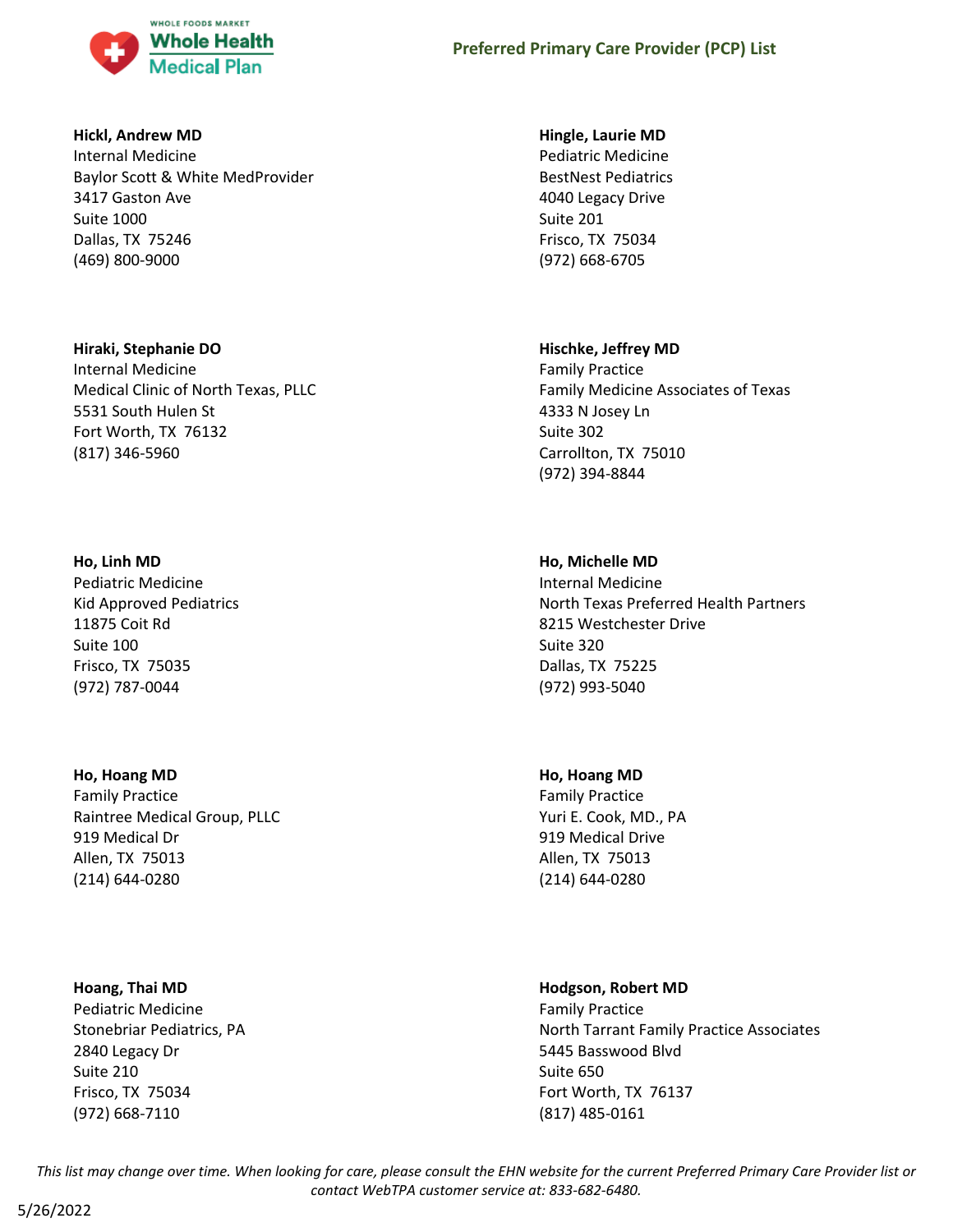**Hickl, Andrew MD**
Internal Medicine
Baylor Scott & White MedProvider
3417 Gaston Ave
Suite 1000
Dallas, TX 75246
(469) 800-9000

**Hingle, Laurie MD**
Pediatric Medicine
BestNest Pediatrics
4040 Legacy Drive
Suite 201
Frisco, TX 75034
(972) 668-6705

**Hiraki, Stephanie DO**
Internal Medicine
Medical Clinic of North Texas, PLLC
5531 South Hulen St
Fort Worth, TX 76132
(817) 346-5960

**Hischke, Jeffrey MD**
Family Practice
Family Medicine Associates of Texas
4333 N Josey Ln
Suite 302
Carrollton, TX 75010
(972) 394-8844

**Ho, Linh MD**
Pediatric Medicine
Kid Approved Pediatrics
11875 Coit Rd
Suite 100
Frisco, TX 75035
(972) 787-0044

**Ho, Michelle MD**
Internal Medicine
North Texas Preferred Health Partners
8215 Westchester Drive
Suite 320
Dallas, TX 75225
(972) 993-5040

**Ho, Hoang MD**
Family Practice
Raintree Medical Group, PLLC
919 Medical Dr
Allen, TX 75013
(214) 644-0280

**Ho, Hoang MD**
Family Practice
Yuri E. Cook, MD., PA
919 Medical Drive
Allen, TX 75013
(214) 644-0280

**Hoang, Thai MD**
Pediatric Medicine
Stonebriar Pediatrics, PA
2840 Legacy Dr
Suite 210
Frisco, TX 75034
(972) 668-7110

**Hodgson, Robert MD**
Family Practice
North Tarrant Family Practice Associates
5445 Basswood Blvd
Suite 650
Fort Worth, TX 76137
(817) 485-0161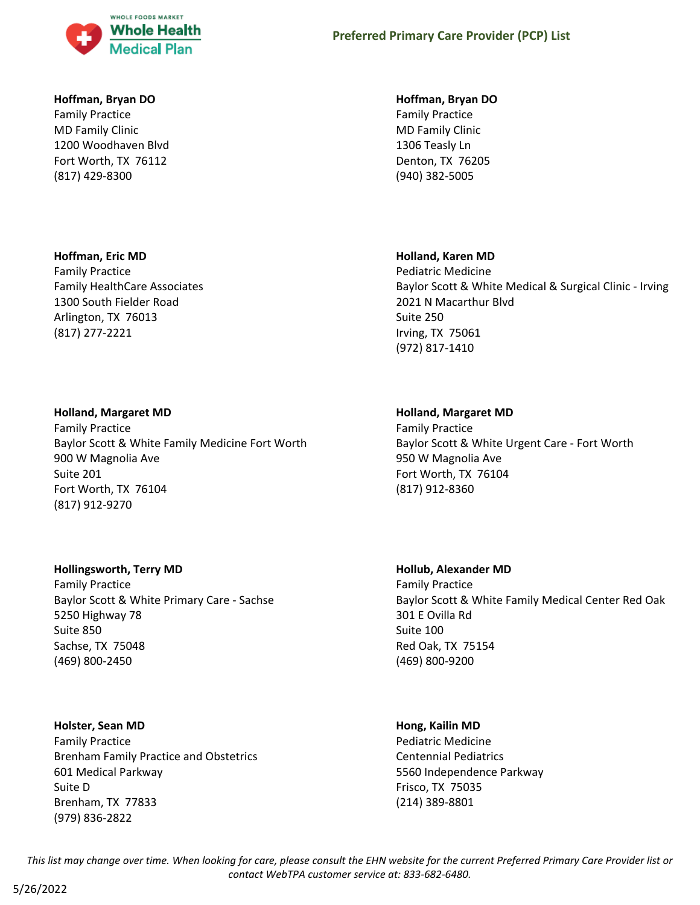**Hoffman, Bryan DO**
Family Practice
MD Family Clinic
1200 Woodhaven Blvd
Fort Worth, TX 76112
(817) 429-8300

**Hoffman, Bryan DO**
Family Practice
MD Family Clinic
1306 Teasly Ln
Denton, TX 76205
(940) 382-5005

**Hoffman, Eric MD**
Family Practice
Family HealthCare Associates
1300 South Fielder Road
Arlington, TX 76013
(817) 277-2221

**Holland, Karen MD**
Pediatric Medicine
Baylor Scott & White Medical & Surgical Clinic - Irving
2021 N Macarthur Blvd
Suite 250
Irving, TX 75061
(972) 817-1410

**Holland, Margaret MD**
Family Practice
Baylor Scott & White Family Medicine Fort Worth
900 W Magnolia Ave
Suite 201
Fort Worth, TX 76104
(817) 912-9270

**Holland, Margaret MD**
Family Practice
Baylor Scott & White Urgent Care - Fort Worth
950 W Magnolia Ave
Fort Worth, TX 76104
(817) 912-8360

**Hollingsworth, Terry MD**
Family Practice
Baylor Scott & White Primary Care - Sachse
5250 Highway 78
Suite 850
Sachse, TX 75048
(469) 800-2450

**Hollub, Alexander MD**
Family Practice
Baylor Scott & White Family Medical Center Red Oak
301 E Ovilla Rd
Suite 100
Red Oak, TX 75154
(469) 800-9200

**Holster, Sean MD**
Family Practice
Brenham Family Practice and Obstetrics
601 Medical Parkway
Suite D
Brenham, TX 77833
(979) 836-2822

**Hong, Kailin MD**
Pediatric Medicine
Centennial Pediatrics
5560 Independence Parkway
Frisco, TX 75035
(214) 389-8801

*This list may change over time. When looking for care, please consult the EHN website for the current Preferred Primary Care Provider list or contact WebTPA customer service at: 833-682-6480.*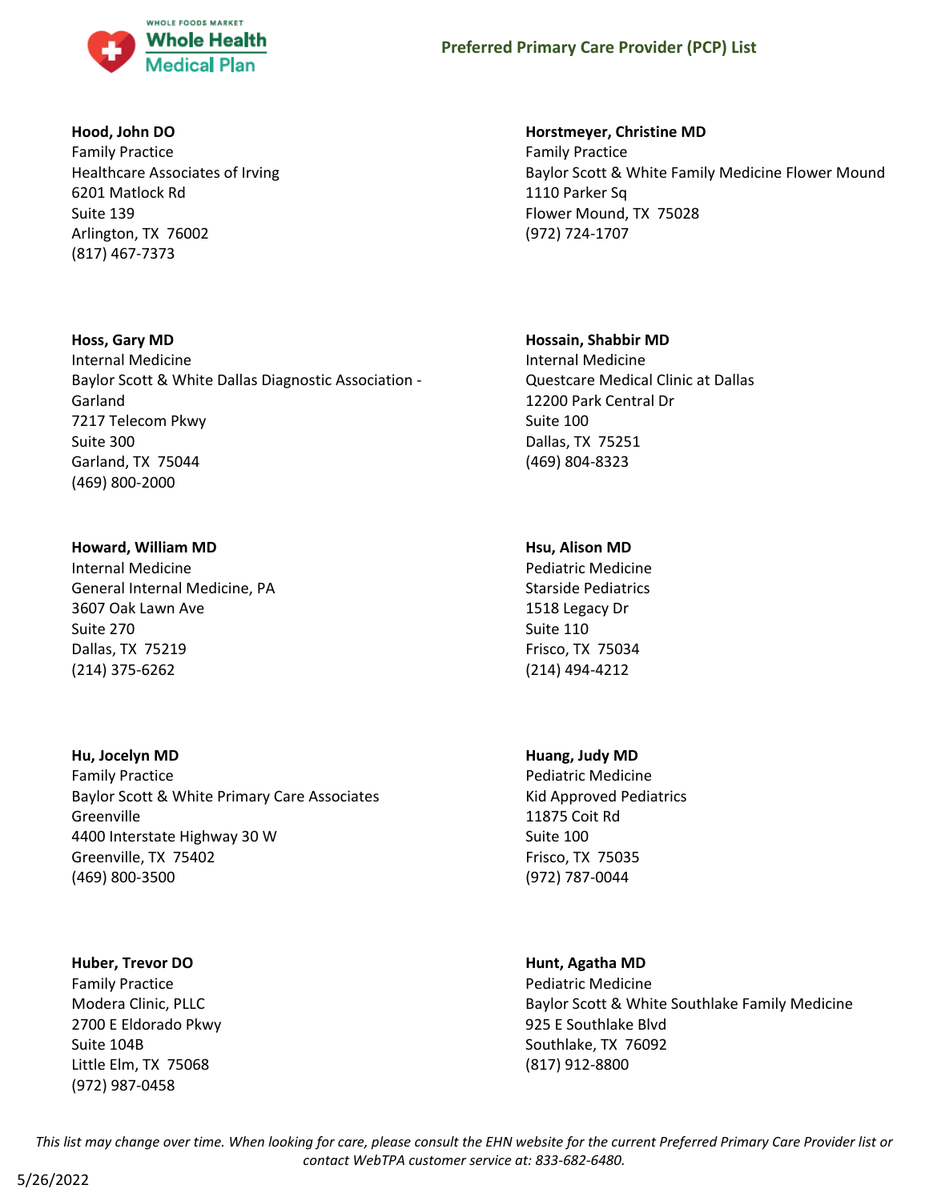**Hood, John DO**
Family Practice
Healthcare Associates of Irving
6201 Matlock Rd
Suite 139
Arlington, TX 76002
(817) 467-7373

**Horstmeyer, Christine MD**
Family Practice
Baylor Scott & White Family Medicine Flower Mound
1110 Parker Sq
Flower Mound, TX 75028
(972) 724-1707

**Hoss, Gary MD**
Internal Medicine
Baylor Scott & White Dallas Diagnostic Association - Garland
7217 Telecom Pkwy
Suite 300
Garland, TX 75044
(469) 800-2000

**Hossain, Shabbir MD**
Internal Medicine
Questcare Medical Clinic at Dallas
12200 Park Central Dr
Suite 100
Dallas, TX 75251
(469) 804-8323

**Howard, William MD**
Internal Medicine
General Internal Medicine, PA
3607 Oak Lawn Ave
Suite 270
Dallas, TX 75219
(214) 375-6262

**Hsu, Alison MD**
Pediatric Medicine
Starside Pediatrics
1518 Legacy Dr
Suite 110
Frisco, TX 75034
(214) 494-4212

**Hu, Jocelyn MD**
Family Practice
Baylor Scott & White Primary Care Associates Greenville
4400 Interstate Highway 30 W
Greenville, TX 75402
(469) 800-3500

**Huang, Judy MD**
Pediatric Medicine
Kid Approved Pediatrics
11875 Coit Rd
Suite 100
Frisco, TX 75035
(972) 787-0044

**Huber, Trevor DO**
Family Practice
Modera Clinic, PLLC
2700 E Eldorado Pkwy
Suite 104B
Little Elm, TX 75068
(972) 987-0458

**Hunt, Agatha MD**
Pediatric Medicine
Baylor Scott & White Southlake Family Medicine
925 E Southlake Blvd
Southlake, TX 76092
(817) 912-8800

*This list may change over time. When looking for care, please consult the EHN website for the current Preferred Primary Care Provider list or contact WebTPA customer service at: 833-682-6480.*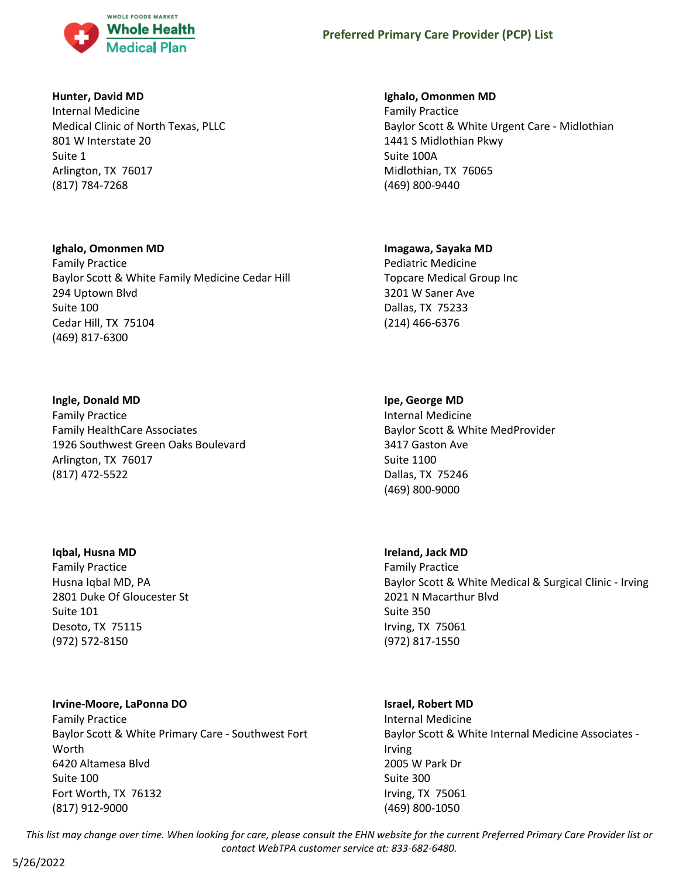**Hunter, David MD**
Internal Medicine
Medical Clinic of North Texas, PLLC
801 W Interstate 20
Suite 1
Arlington, TX 76017
(817) 784-7268

**Ighalo, Omonmen MD**
Family Practice
Baylor Scott & White Urgent Care - Midlothian
1441 S Midlothian Pkwy
Suite 100A
Midlothian, TX 76065
(469) 800-9440

**Ighalo, Omonmen MD**
Family Practice
Baylor Scott & White Family Medicine Cedar Hill
294 Uptown Blvd
Suite 100
Cedar Hill, TX 75104
(469) 817-6300

**Imagawa, Sayaka MD**
Pediatric Medicine
Topcare Medical Group Inc
3201 W Saner Ave
Dallas, TX 75233
(214) 466-6376

**Ingle, Donald MD**
Family Practice
Family HealthCare Associates
1926 Southwest Green Oaks Boulevard
Arlington, TX 76017
(817) 472-5522

**Ipe, George MD**
Internal Medicine
Baylor Scott & White MedProvider
3417 Gaston Ave
Suite 1100
Dallas, TX 75246
(469) 800-9000

**Iqbal, Husna MD**
Family Practice
Husna Iqbal MD, PA
2801 Duke Of Gloucester St
Suite 101
Desoto, TX 75115
(972) 572-8150

**Ireland, Jack MD**
Family Practice
Baylor Scott & White Medical & Surgical Clinic - Irving
2021 N Macarthur Blvd
Suite 350
Irving, TX 75061
(972) 817-1550

**Irvine-Moore, LaPonna DO**
Family Practice
Baylor Scott & White Primary Care - Southwest Fort Worth
6420 Altamesa Blvd
Suite 100
Fort Worth, TX 76132
(817) 912-9000

**Israel, Robert MD**
Internal Medicine
Baylor Scott & White Internal Medicine Associates - Irving
2005 W Park Dr
Suite 300
Irving, TX 75061
(469) 800-1050

*This list may change over time. When looking for care, please consult the EHN website for the current Preferred Primary Care Provider list or contact WebTPA customer service at: 833-682-6480.*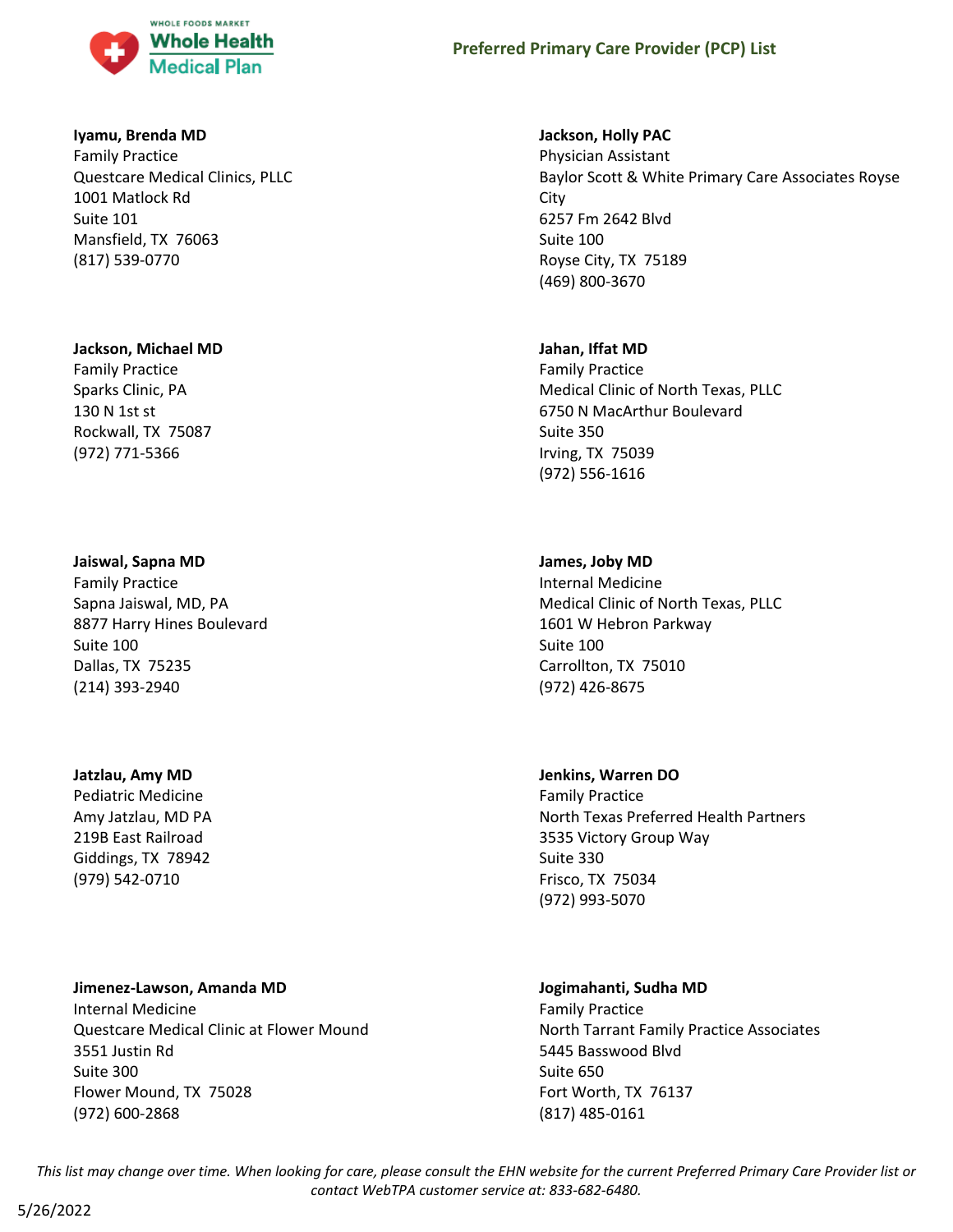**Iyamu, Brenda MD**
Family Practice
Questcare Medical Clinics, PLLC
1001 Matlock Rd
Suite 101
Mansfield, TX 76063
(817) 539-0770

**Jackson, Holly PAC**
Physician Assistant
Baylor Scott & White Primary Care Associates Royse City
6257 Fm 2642 Blvd
Suite 100
Royse City, TX 75189
(469) 800-3670

**Jackson, Michael MD**
Family Practice
Sparks Clinic, PA
130 N 1st st
Rockwall, TX 75087
(972) 771-5366

**Jahan, Iffat MD**
Family Practice
Medical Clinic of North Texas, PLLC
6750 N MacArthur Boulevard
Suite 350
Irving, TX 75039
(972) 556-1616

**Jaiswal, Sapna MD**
Family Practice
Sapna Jaiswal, MD, PA
8877 Harry Hines Boulevard
Suite 100
Dallas, TX 75235
(214) 393-2940

**James, Joby MD**
Internal Medicine
Medical Clinic of North Texas, PLLC
1601 W Hebron Parkway
Suite 100
Carrollton, TX 75010
(972) 426-8675

**Jatzlau, Amy MD**
Pediatric Medicine
Amy Jatzlau, MD PA
219B East Railroad
Giddings, TX 78942
(979) 542-0710

**Jenkins, Warren DO**
Family Practice
North Texas Preferred Health Partners
3535 Victory Group Way
Suite 330
Frisco, TX 75034
(972) 993-5070

**Jimenez-Lawson, Amanda MD**
Internal Medicine
Questcare Medical Clinic at Flower Mound
3551 Justin Rd
Suite 300
Flower Mound, TX 75028
(972) 600-2868

**Jogimahanti, Sudha MD**
Family Practice
North Tarrant Family Practice Associates
5445 Basswood Blvd
Suite 650
Fort Worth, TX 76137
(817) 485-0161

*This list may change over time. When looking for care, please consult the EHN website for the current Preferred Primary Care Provider list or contact WebTPA customer service at: 833-682-6480.*

5/26/2022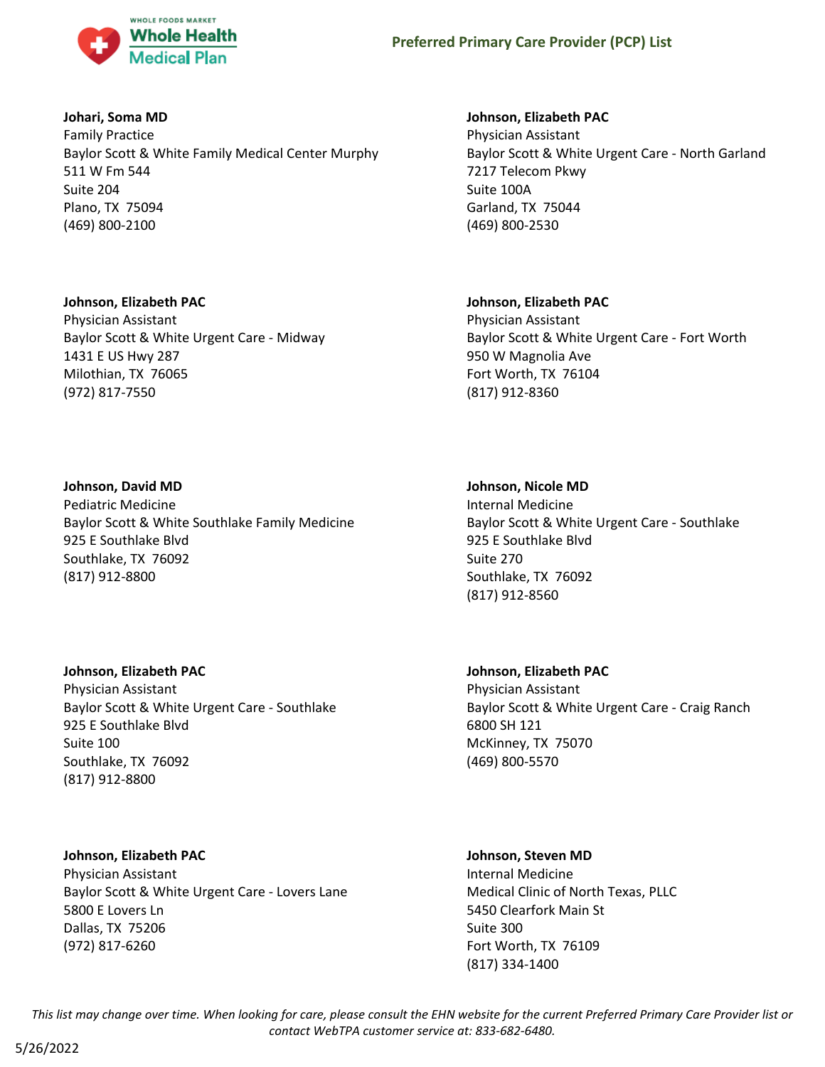**Johari, Soma MD**
Family Practice
Baylor Scott & White Family Medical Center Murphy
511 W Fm 544
Suite 204
Plano, TX 75094
(469) 800-2100

**Johnson, Elizabeth PAC**
Physician Assistant
Baylor Scott & White Urgent Care - North Garland
7217 Telecom Pkwy
Suite 100A
Garland, TX 75044
(469) 800-2530

**Johnson, Elizabeth PAC**
Physician Assistant
Baylor Scott & White Urgent Care - Midway
1431 E US Hwy 287
Milothian, TX 76065
(972) 817-7550

**Johnson, Elizabeth PAC**
Physician Assistant
Baylor Scott & White Urgent Care - Fort Worth
950 W Magnolia Ave
Fort Worth, TX 76104
(817) 912-8360

**Johnson, David MD**
Pediatric Medicine
Baylor Scott & White Southlake Family Medicine
925 E Southlake Blvd
Southlake, TX 76092
(817) 912-8800

**Johnson, Nicole MD**
Internal Medicine
Baylor Scott & White Urgent Care - Southlake
925 E Southlake Blvd
Suite 270
Southlake, TX 76092
(817) 912-8560

**Johnson, Elizabeth PAC**
Physician Assistant
Baylor Scott & White Urgent Care - Southlake
925 E Southlake Blvd
Suite 100
Southlake, TX 76092
(817) 912-8800

**Johnson, Elizabeth PAC**
Physician Assistant
Baylor Scott & White Urgent Care - Craig Ranch
6800 SH 121
McKinney, TX 75070
(469) 800-5570

**Johnson, Elizabeth PAC**
Physician Assistant
Baylor Scott & White Urgent Care - Lovers Lane
5800 E Lovers Ln
Dallas, TX 75206
(972) 817-6260

**Johnson, Steven MD**
Internal Medicine
Medical Clinic of North Texas, PLLC
5450 Clearfork Main St
Suite 300
Fort Worth, TX 76109
(817) 334-1400

*This list may change over time. When looking for care, please consult the EHN website for the current Preferred Primary Care Provider list or contact WebTPA customer service at: 833-682-6480.*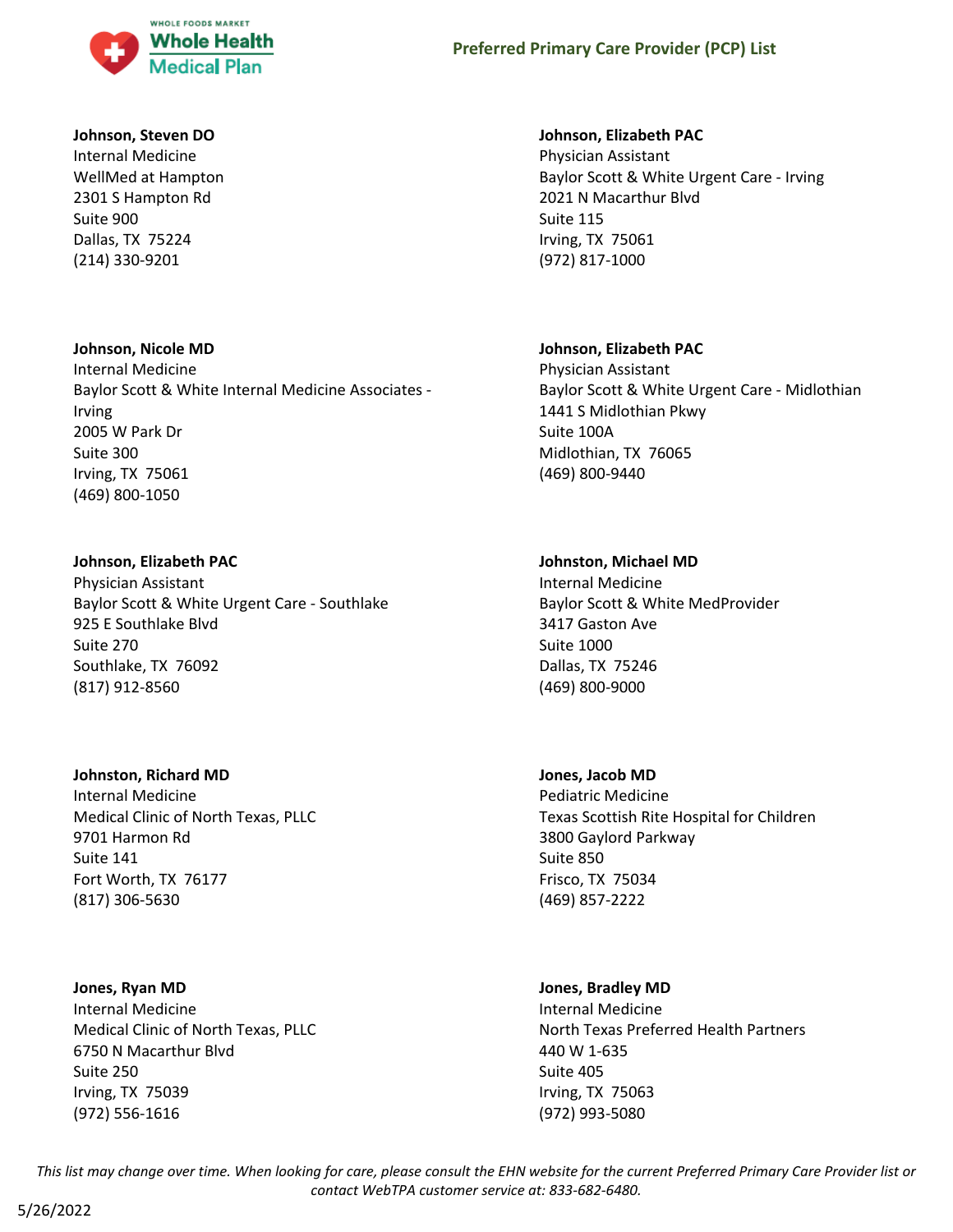**Johnson, Steven DO**
Internal Medicine
WellMed at Hampton
2301 S Hampton Rd
Suite 900
Dallas, TX 75224
(214) 330-9201

**Johnson, Nicole MD**
Internal Medicine
Baylor Scott & White Internal Medicine Associates - Irving
2005 W Park Dr
Suite 300
Irving, TX 75061
(469) 800-1050

**Johnson, Elizabeth PAC**
Physician Assistant
Baylor Scott & White Urgent Care - Southlake
925 E Southlake Blvd
Suite 270
Southlake, TX 76092
(817) 912-8560

**Johnston, Richard MD**
Internal Medicine
Medical Clinic of North Texas, PLLC
9701 Harmon Rd
Suite 141
Fort Worth, TX 76177
(817) 306-5630

**Jones, Ryan MD**
Internal Medicine
Medical Clinic of North Texas, PLLC
6750 N Macarthur Blvd
Suite 250
Irving, TX 75039
(972) 556-1616

**Johnson, Elizabeth PAC**
Physician Assistant
Baylor Scott & White Urgent Care - Irving
2021 N Macarthur Blvd
Suite 115
Irving, TX 75061
(972) 817-1000

**Johnson, Elizabeth PAC**
Physician Assistant
Baylor Scott & White Urgent Care - Midlothian
1441 S Midlothian Pkwy
Suite 100A
Midlothian, TX 76065
(469) 800-9440

**Johnston, Michael MD**
Internal Medicine
Baylor Scott & White MedProvider
3417 Gaston Ave
Suite 1000
Dallas, TX 75246
(469) 800-9000

**Jones, Jacob MD**
Pediatric Medicine
Texas Scottish Rite Hospital for Children
3800 Gaylord Parkway
Suite 850
Frisco, TX 75034
(469) 857-2222

**Jones, Bradley MD**
Internal Medicine
North Texas Preferred Health Partners
440 W 1-635
Suite 405
Irving, TX 75063
(972) 993-5080

*This list may change over time. When looking for care, please consult the EHN website for the current Preferred Primary Care Provider list or contact WebTPA customer service at: 833-682-6480.*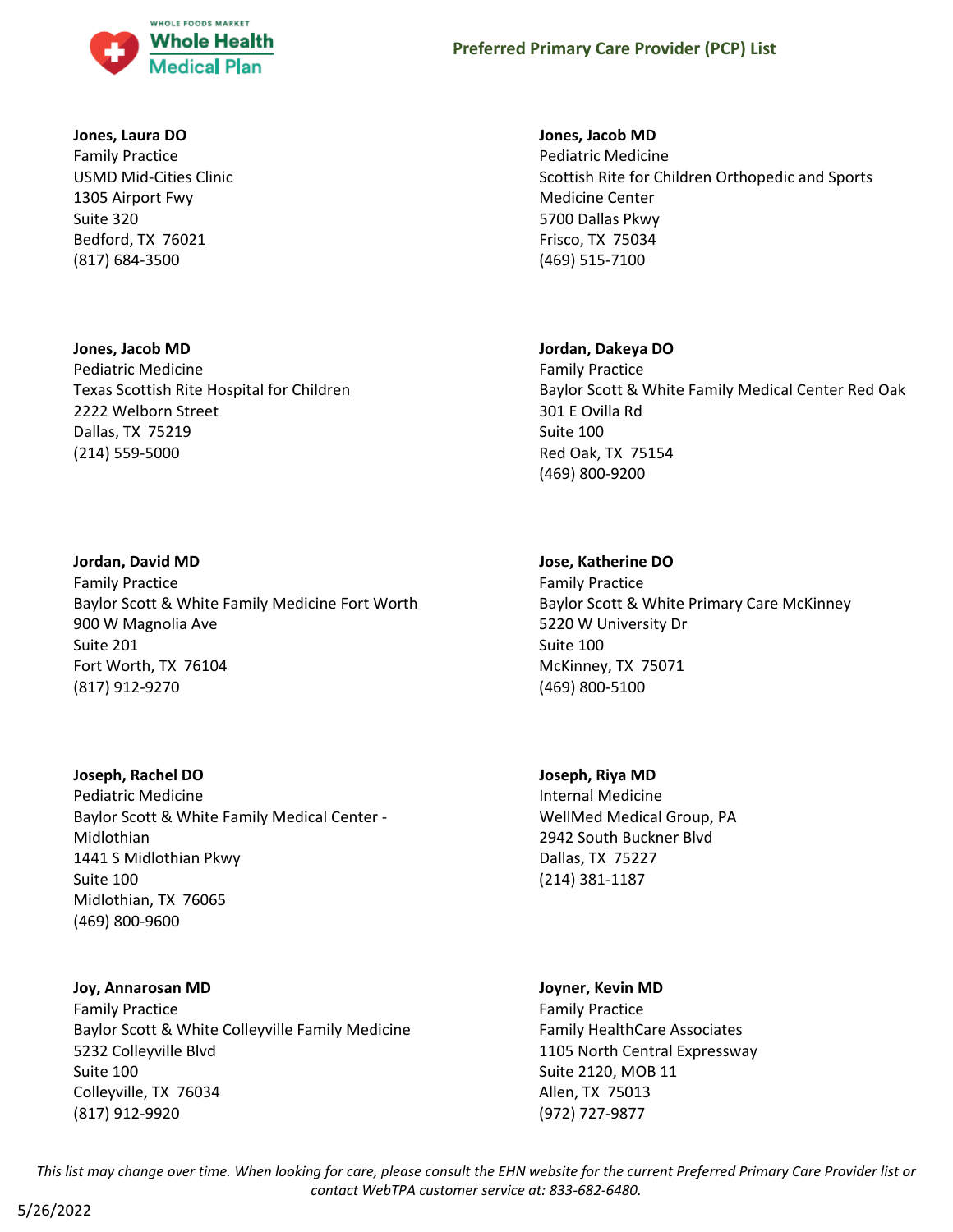**Jones, Laura DO**
Family Practice
USMD Mid-Cities Clinic
1305 Airport Fwy
Suite 320
Bedford, TX 76021
(817) 684-3500

**Jones, Jacob MD**
Pediatric Medicine
Scottish Rite for Children Orthopedic and Sports Medicine Center
5700 Dallas Pkwy
Frisco, TX 75034
(469) 515-7100

**Jones, Jacob MD**
Pediatric Medicine
Texas Scottish Rite Hospital for Children
2222 Welborn Street
Dallas, TX 75219
(214) 559-5000

**Jordan, Dakeya DO**
Family Practice
Baylor Scott & White Family Medical Center Red Oak
301 E Ovilla Rd
Suite 100
Red Oak, TX 75154
(469) 800-9200

**Jordan, David MD**
Family Practice
Baylor Scott & White Family Medicine Fort Worth
900 W Magnolia Ave
Suite 201
Fort Worth, TX 76104
(817) 912-9270

**Jose, Katherine DO**
Family Practice
Baylor Scott & White Primary Care McKinney
5220 W University Dr
Suite 100
McKinney, TX 75071
(469) 800-5100

**Joseph, Rachel DO**
Pediatric Medicine
Baylor Scott & White Family Medical Center - Midlothian
1441 S Midlothian Pkwy
Suite 100
Midlothian, TX 76065
(469) 800-9600

**Joseph, Riya MD**
Internal Medicine
WellMed Medical Group, PA
2942 South Buckner Blvd
Dallas, TX 75227
(214) 381-1187

**Joy, Annarosan MD**
Family Practice
Baylor Scott & White Colleyville Family Medicine
5232 Colleyville Blvd
Suite 100
Colleyville, TX 76034
(817) 912-9920

**Joyner, Kevin MD**
Family Practice
Family HealthCare Associates
1105 North Central Expressway
Suite 2120, MOB 11
Allen, TX 75013
(972) 727-9877

*This list may change over time. When looking for care, please consult the EHN website for the current Preferred Primary Care Provider list or contact WebTPA customer service at: 833-682-6480.*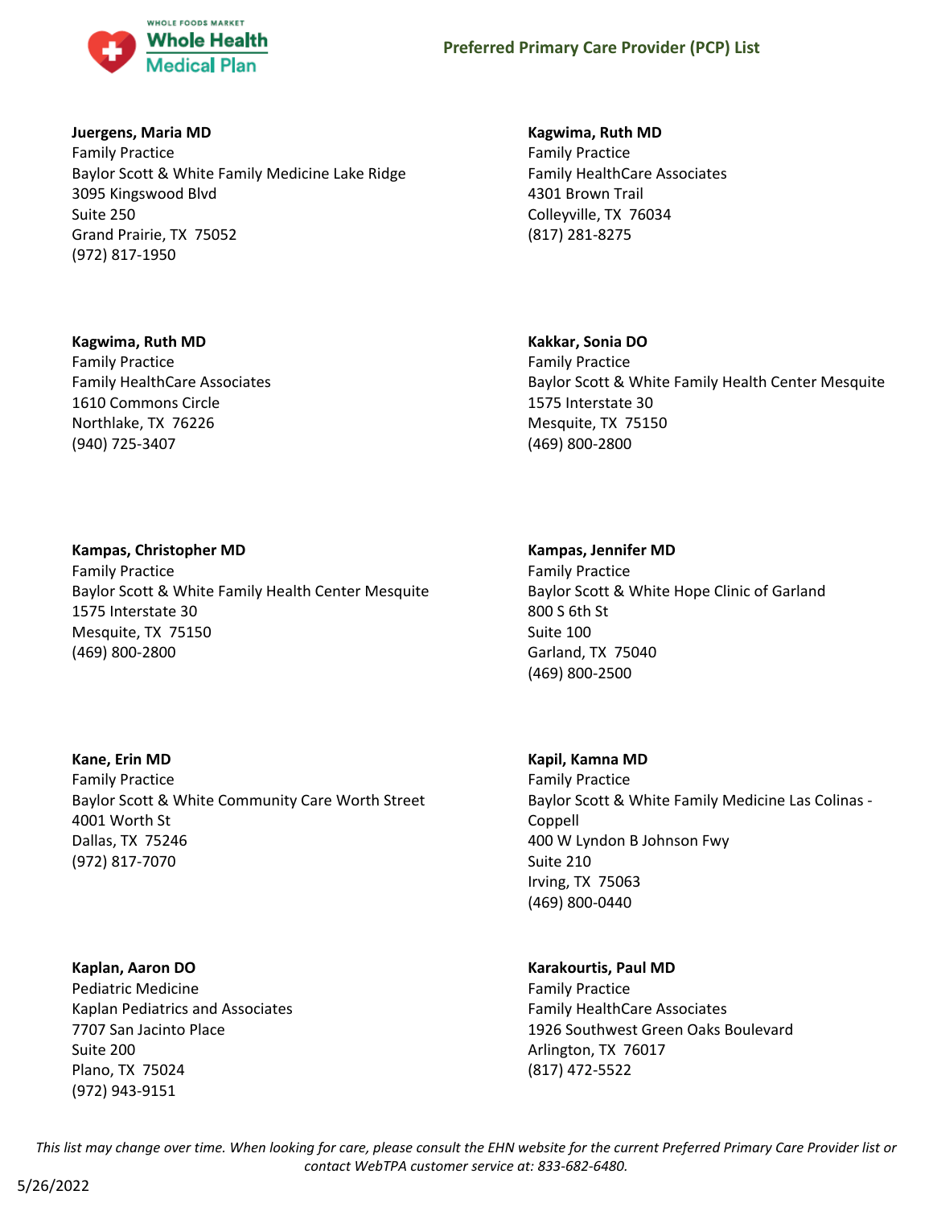**Juergens, Maria MD**
Family Practice
Baylor Scott & White Family Medicine Lake Ridge
3095 Kingswood Blvd
Suite 250
Grand Prairie, TX 75052
(972) 817-1950

**Kagwima, Ruth MD**
Family Practice
Family HealthCare Associates
4301 Brown Trail
Colleyville, TX 76034
(817) 281-8275

**Kagwima, Ruth MD**
Family Practice
Family HealthCare Associates
1610 Commons Circle
Northlake, TX 76226
(940) 725-3407

**Kakkar, Sonia DO**
Family Practice
Baylor Scott & White Family Health Center Mesquite
1575 Interstate 30
Mesquite, TX 75150
(469) 800-2800

**Kampas, Christopher MD**
Family Practice
Baylor Scott & White Family Health Center Mesquite
1575 Interstate 30
Mesquite, TX 75150
(469) 800-2800

**Kampas, Jennifer MD**
Family Practice
Baylor Scott & White Hope Clinic of Garland
800 S 6th St
Suite 100
Garland, TX 75040
(469) 800-2500

**Kane, Erin MD**
Family Practice
Baylor Scott & White Community Care Worth Street
4001 Worth St
Dallas, TX 75246
(972) 817-7070

**Kapil, Kamna MD**
Family Practice
Baylor Scott & White Family Medicine Las Colinas - Coppell
400 W Lyndon B Johnson Fwy
Suite 210
Irving, TX 75063
(469) 800-0440

**Kaplan, Aaron DO**
Pediatric Medicine
Kaplan Pediatrics and Associates
7707 San Jacinto Place
Suite 200
Plano, TX 75024
(972) 943-9151

**Karakourtis, Paul MD**
Family Practice
Family HealthCare Associates
1926 Southwest Green Oaks Boulevard
Arlington, TX 76017
(817) 472-5522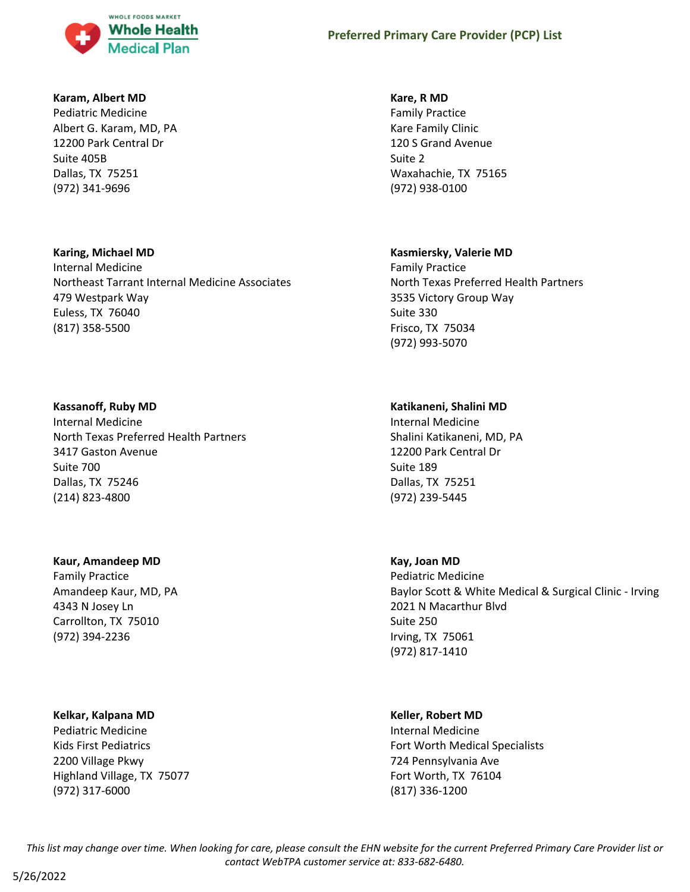**Karam, Albert MD**
Pediatric Medicine
Albert G. Karam, MD, PA
12200 Park Central Dr
Suite 405B
Dallas, TX 75251
(972) 341-9696

**Kare, R MD**
Family Practice
Kare Family Clinic
120 S Grand Avenue
Suite 2
Waxahachie, TX 75165
(972) 938-0100

**Karing, Michael MD**
Internal Medicine
Northeast Tarrant Internal Medicine Associates
479 Westpark Way
Euless, TX 76040
(817) 358-5500

**Kasmiersky, Valerie MD**
Family Practice
North Texas Preferred Health Partners
3535 Victory Group Way
Suite 330
Frisco, TX 75034
(972) 993-5070

**Kassanoff, Ruby MD**
Internal Medicine
North Texas Preferred Health Partners
3417 Gaston Avenue
Suite 700
Dallas, TX 75246
(214) 823-4800

**Katikaneni, Shalini MD**
Internal Medicine
Shalini Katikaneni, MD, PA
12200 Park Central Dr
Suite 189
Dallas, TX 75251
(972) 239-5445

**Kaur, Amandeep MD**
Family Practice
Amandeep Kaur, MD, PA
4343 N Josey Ln
Carrollton, TX 75010
(972) 394-2236

**Kay, Joan MD**
Pediatric Medicine
Baylor Scott & White Medical & Surgical Clinic - Irving
2021 N Macarthur Blvd
Suite 250
Irving, TX 75061
(972) 817-1410

**Kelkar, Kalpana MD**
Pediatric Medicine
Kids First Pediatrics
2200 Village Pkwy
Highland Village, TX 75077
(972) 317-6000

**Keller, Robert MD**
Internal Medicine
Fort Worth Medical Specialists
724 Pennsylvania Ave
Fort Worth, TX 76104
(817) 336-1200

*This list may change over time. When looking for care, please consult the EHN website for the current Preferred Primary Care Provider list or contact WebTPA customer service at: 833-682-6480.*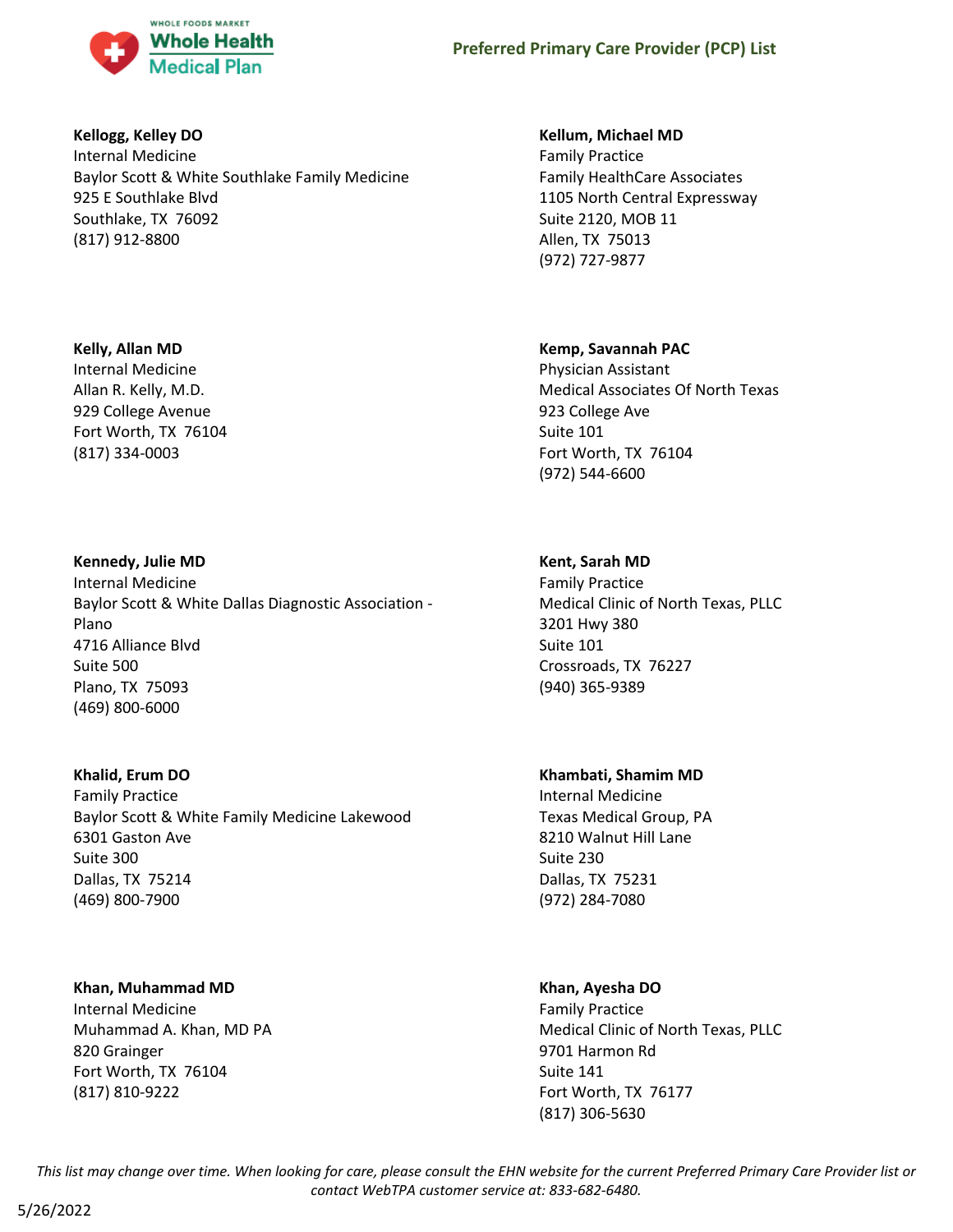**Kellogg, Kelley DO**
Internal Medicine
Baylor Scott & White Southlake Family Medicine
925 E Southlake Blvd
Southlake, TX 76092
(817) 912-8800

**Kellum, Michael MD**
Family Practice
Family HealthCare Associates
1105 North Central Expressway
Suite 2120, MOB 11
Allen, TX 75013
(972) 727-9877

**Kelly, Allan MD**
Internal Medicine
Allan R. Kelly, M.D.
929 College Avenue
Fort Worth, TX 76104
(817) 334-0003

**Kemp, Savannah PAC**
Physician Assistant
Medical Associates Of North Texas
923 College Ave
Suite 101
Fort Worth, TX 76104
(972) 544-6600

**Kennedy, Julie MD**
Internal Medicine
Baylor Scott & White Dallas Diagnostic Association - Plano
4716 Alliance Blvd
Suite 500
Plano, TX 75093
(469) 800-6000

**Kent, Sarah MD**
Family Practice
Medical Clinic of North Texas, PLLC
3201 Hwy 380
Suite 101
Crossroads, TX 76227
(940) 365-9389

**Khalid, Erum DO**
Family Practice
Baylor Scott & White Family Medicine Lakewood
6301 Gaston Ave
Suite 300
Dallas, TX 75214
(469) 800-7900

**Khambati, Shamim MD**
Internal Medicine
Texas Medical Group, PA
8210 Walnut Hill Lane
Suite 230
Dallas, TX 75231
(972) 284-7080

**Khan, Muhammad MD**
Internal Medicine
Muhammad A. Khan, MD PA
820 Grainger
Fort Worth, TX 76104
(817) 810-9222

**Khan, Ayesha DO**
Family Practice
Medical Clinic of North Texas, PLLC
9701 Harmon Rd
Suite 141
Fort Worth, TX 76177
(817) 306-5630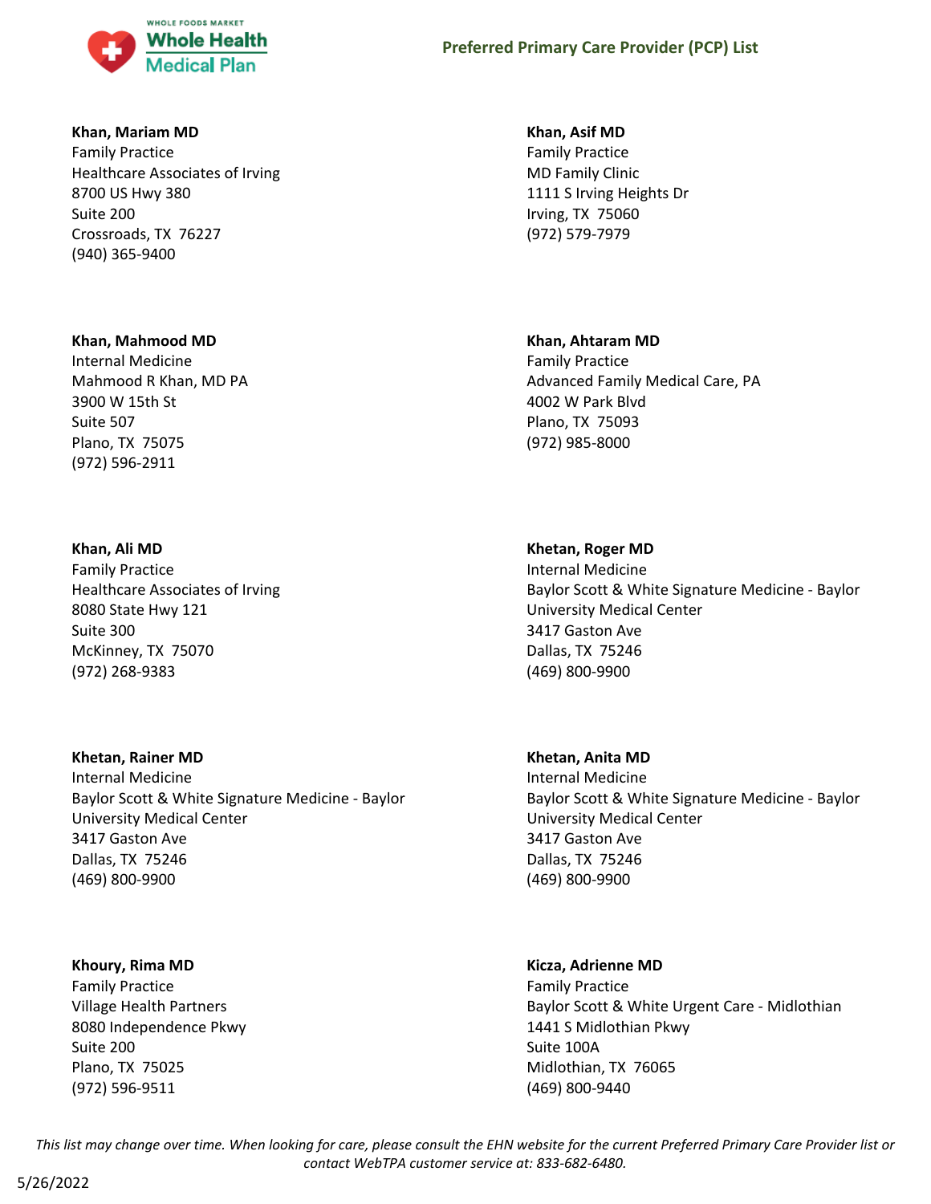**Khan, Mariam MD**
Family Practice
Healthcare Associates of Irving
8700 US Hwy 380
Suite 200
Crossroads, TX 76227
(940) 365-9400

**Khan, Asif MD**
Family Practice
MD Family Clinic
1111 S Irving Heights Dr
Irving, TX 75060
(972) 579-7979

**Khan, Mahmood MD**
Internal Medicine
Mahmood R Khan, MD PA
3900 W 15th St
Suite 507
Plano, TX 75075
(972) 596-2911

**Khan, Ahtaram MD**
Family Practice
Advanced Family Medical Care, PA
4002 W Park Blvd
Plano, TX 75093
(972) 985-8000

**Khan, Ali MD**
Family Practice
Healthcare Associates of Irving
8080 State Hwy 121
Suite 300
McKinney, TX 75070
(972) 268-9383

**Khetan, Roger MD**
Internal Medicine
Baylor Scott & White Signature Medicine - Baylor University Medical Center
3417 Gaston Ave
Dallas, TX 75246
(469) 800-9900

**Khetan, Rainer MD**
Internal Medicine
Baylor Scott & White Signature Medicine - Baylor University Medical Center
3417 Gaston Ave
Dallas, TX 75246
(469) 800-9900

**Khetan, Anita MD**
Internal Medicine
Baylor Scott & White Signature Medicine - Baylor University Medical Center
3417 Gaston Ave
Dallas, TX 75246
(469) 800-9900

**Khoury, Rima MD**
Family Practice
Village Health Partners
8080 Independence Pkwy
Suite 200
Plano, TX 75025
(972) 596-9511

**Kicza, Adrienne MD**
Family Practice
Baylor Scott & White Urgent Care - Midlothian
1441 S Midlothian Pkwy
Suite 100A
Midlothian, TX 76065
(469) 800-9440

*This list may change over time. When looking for care, please consult the EHN website for the current Preferred Primary Care Provider list or contact WebTPA customer service at: 833-682-6480.*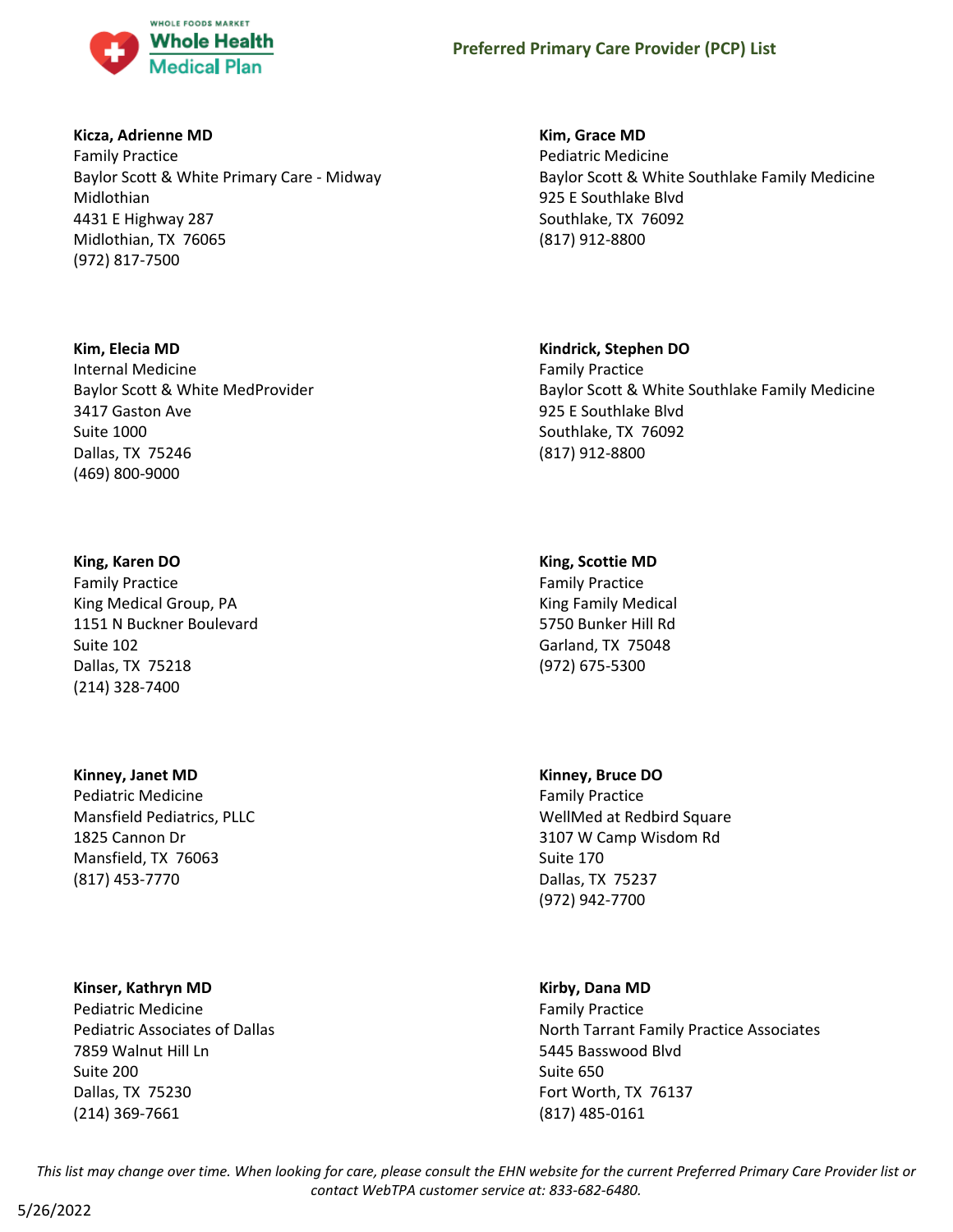**Kicza, Adrienne MD**
Family Practice
Baylor Scott & White Primary Care - Midway Midlothian
4431 E Highway 287
Midlothian, TX 76065
(972) 817-7500

**Kim, Grace MD**
Pediatric Medicine
Baylor Scott & White Southlake Family Medicine
925 E Southlake Blvd
Southlake, TX 76092
(817) 912-8800

**Kim, Elecia MD**
Internal Medicine
Baylor Scott & White MedProvider
3417 Gaston Ave
Suite 1000
Dallas, TX 75246
(469) 800-9000

**Kindrick, Stephen DO**
Family Practice
Baylor Scott & White Southlake Family Medicine
925 E Southlake Blvd
Southlake, TX 76092
(817) 912-8800

**King, Karen DO**
Family Practice
King Medical Group, PA
1151 N Buckner Boulevard
Suite 102
Dallas, TX 75218
(214) 328-7400

**King, Scottie MD**
Family Practice
King Family Medical
5750 Bunker Hill Rd
Garland, TX 75048
(972) 675-5300

**Kinney, Janet MD**
Pediatric Medicine
Mansfield Pediatrics, PLLC
1825 Cannon Dr
Mansfield, TX 76063
(817) 453-7770

**Kinney, Bruce DO**
Family Practice
WellMed at Redbird Square
3107 W Camp Wisdom Rd
Suite 170
Dallas, TX 75237
(972) 942-7700

**Kinser, Kathryn MD**
Pediatric Medicine
Pediatric Associates of Dallas
7859 Walnut Hill Ln
Suite 200
Dallas, TX 75230
(214) 369-7661

**Kirby, Dana MD**
Family Practice
North Tarrant Family Practice Associates
5445 Basswood Blvd
Suite 650
Fort Worth, TX 76137
(817) 485-0161

*This list may change over time. When looking for care, please consult the EHN website for the current Preferred Primary Care Provider list or contact WebTPA customer service at: 833-682-6480.*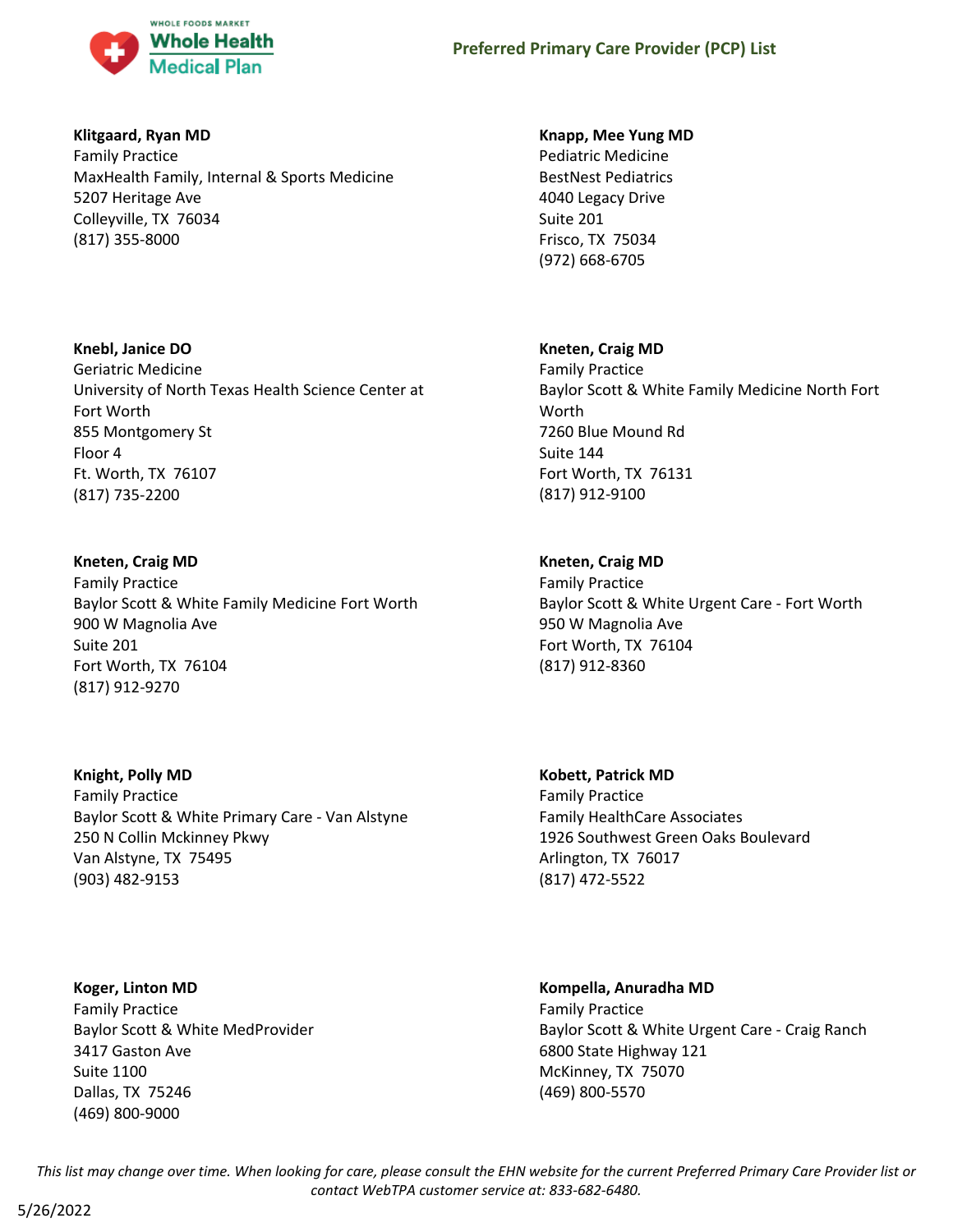**Klitgaard, Ryan MD**
Family Practice
MaxHealth Family, Internal & Sports Medicine
5207 Heritage Ave
Colleyville, TX 76034
(817) 355-8000

**Knapp, Mee Yung MD**
Pediatric Medicine
BestNest Pediatrics
4040 Legacy Drive
Suite 201
Frisco, TX 75034
(972) 668-6705

**Knebl, Janice DO**
Geriatric Medicine
University of North Texas Health Science Center at Fort Worth
855 Montgomery St
Floor 4
Ft. Worth, TX 76107
(817) 735-2200

**Kneten, Craig MD**
Family Practice
Baylor Scott & White Family Medicine North Fort Worth
7260 Blue Mound Rd
Suite 144
Fort Worth, TX 76131
(817) 912-9100

**Kneten, Craig MD**
Family Practice
Baylor Scott & White Family Medicine Fort Worth
900 W Magnolia Ave
Suite 201
Fort Worth, TX 76104
(817) 912-9270

**Kneten, Craig MD**
Family Practice
Baylor Scott & White Urgent Care - Fort Worth
950 W Magnolia Ave
Fort Worth, TX 76104
(817) 912-8360

**Knight, Polly MD**
Family Practice
Baylor Scott & White Primary Care - Van Alstyne
250 N Collin Mckinney Pkwy
Van Alstyne, TX 75495
(903) 482-9153

**Kobett, Patrick MD**
Family Practice
Family HealthCare Associates
1926 Southwest Green Oaks Boulevard
Arlington, TX 76017
(817) 472-5522

**Koger, Linton MD**
Family Practice
Baylor Scott & White MedProvider
3417 Gaston Ave
Suite 1100
Dallas, TX 75246
(469) 800-9000

**Kompella, Anuradha MD**
Family Practice
Baylor Scott & White Urgent Care - Craig Ranch
6800 State Highway 121
McKinney, TX 75070
(469) 800-5570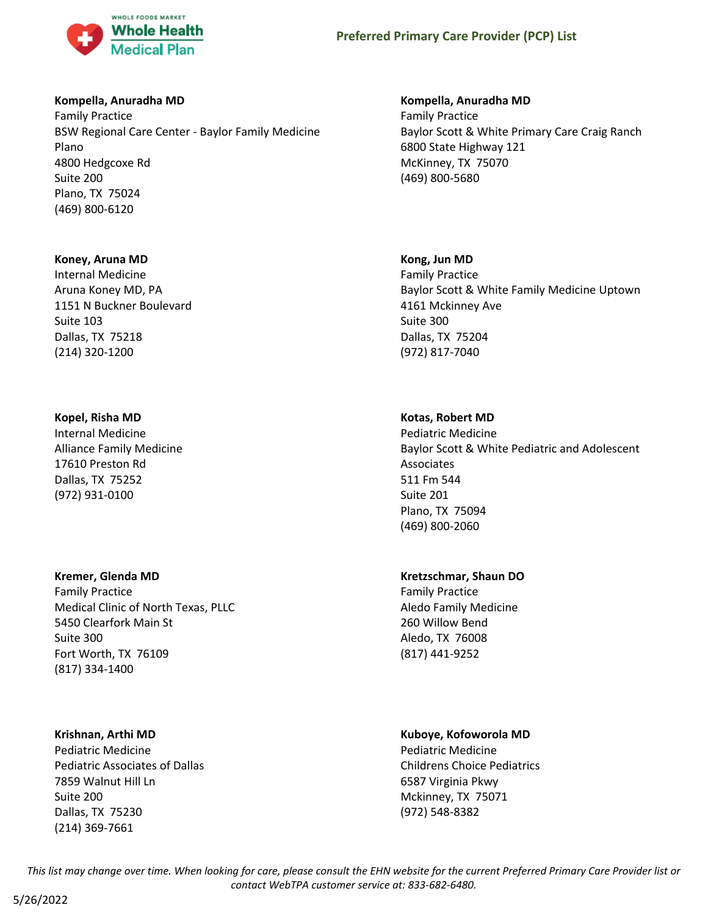**Kompella, Anuradha MD**
Family Practice
BSW Regional Care Center - Baylor Family Medicine Plano
4800 Hedgcoxe Rd
Suite 200
Plano, TX 75024
(469) 800-6120

**Kompella, Anuradha MD**
Family Practice
Baylor Scott & White Primary Care Craig Ranch
6800 State Highway 121
McKinney, TX 75070
(469) 800-5680

**Koney, Aruna MD**
Internal Medicine
Aruna Koney MD, PA
1151 N Buckner Boulevard
Suite 103
Dallas, TX 75218
(214) 320-1200

**Kong, Jun MD**
Family Practice
Baylor Scott & White Family Medicine Uptown
4161 Mckinney Ave
Suite 300
Dallas, TX 75204
(972) 817-7040

**Kopel, Risha MD**
Internal Medicine
Alliance Family Medicine
17610 Preston Rd
Dallas, TX 75252
(972) 931-0100

**Kotas, Robert MD**
Pediatric Medicine
Baylor Scott & White Pediatric and Adolescent Associates
511 Fm 544
Suite 201
Plano, TX 75094
(469) 800-2060

**Kremer, Glenda MD**
Family Practice
Medical Clinic of North Texas, PLLC
5450 Clearfork Main St
Suite 300
Fort Worth, TX 76109
(817) 334-1400

**Kretzschmar, Shaun DO**
Family Practice
Aledo Family Medicine
260 Willow Bend
Aledo, TX 76008
(817) 441-9252

**Krishnan, Arthi MD**
Pediatric Medicine
Pediatric Associates of Dallas
7859 Walnut Hill Ln
Suite 200
Dallas, TX 75230
(214) 369-7661

**Kuboye, Kofoworola MD**
Pediatric Medicine
Childrens Choice Pediatrics
6587 Virginia Pkwy
Mckinney, TX 75071
(972) 548-8382

*This list may change over time. When looking for care, please consult the EHN website for the current Preferred Primary Care Provider list or contact WebTPA customer service at: 833-682-6480.*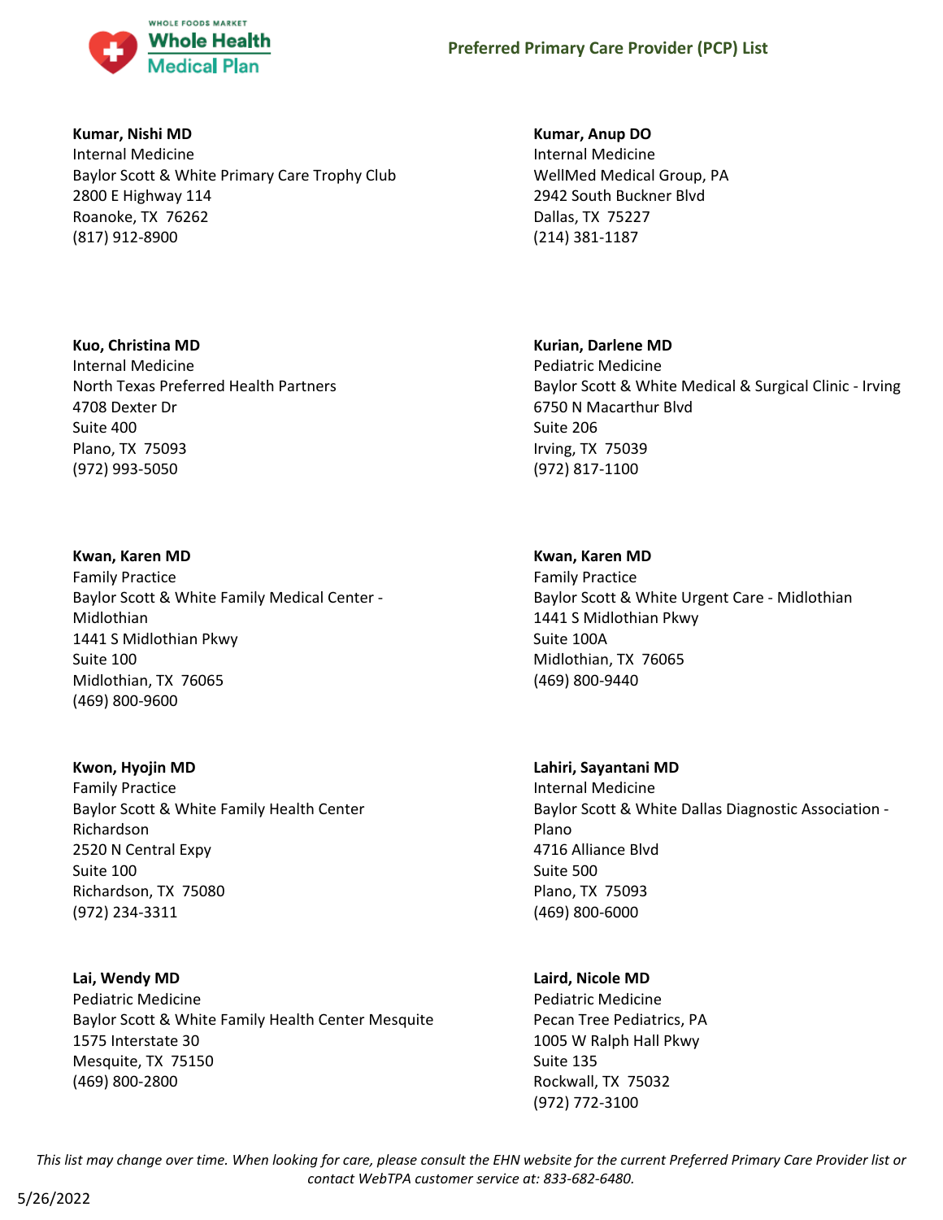**Kumar, Nishi MD**
Internal Medicine
Baylor Scott & White Primary Care Trophy Club
2800 E Highway 114
Roanoke, TX 76262
(817) 912-8900

**Kumar, Anup DO**
Internal Medicine
WellMed Medical Group, PA
2942 South Buckner Blvd
Dallas, TX 75227
(214) 381-1187

**Kuo, Christina MD**
Internal Medicine
North Texas Preferred Health Partners
4708 Dexter Dr
Suite 400
Plano, TX 75093
(972) 993-5050

**Kurian, Darlene MD**
Pediatric Medicine
Baylor Scott & White Medical & Surgical Clinic - Irving
6750 N Macarthur Blvd
Suite 206
Irving, TX 75039
(972) 817-1100

**Kwan, Karen MD**
Family Practice
Baylor Scott & White Family Medical Center - Midlothian
1441 S Midlothian Pkwy
Suite 100
Midlothian, TX 76065
(469) 800-9600

**Kwan, Karen MD**
Family Practice
Baylor Scott & White Urgent Care - Midlothian
1441 S Midlothian Pkwy
Suite 100A
Midlothian, TX 76065
(469) 800-9440

**Kwon, Hyojin MD**
Family Practice
Baylor Scott & White Family Health Center Richardson
2520 N Central Expy
Suite 100
Richardson, TX 75080
(972) 234-3311

**Lahiri, Sayantani MD**
Internal Medicine
Baylor Scott & White Dallas Diagnostic Association - Plano
4716 Alliance Blvd
Suite 500
Plano, TX 75093
(469) 800-6000

**Lai, Wendy MD**
Pediatric Medicine
Baylor Scott & White Family Health Center Mesquite
1575 Interstate 30
Mesquite, TX 75150
(469) 800-2800

**Laird, Nicole MD**
Pediatric Medicine
Pecan Tree Pediatrics, PA
1005 W Ralph Hall Pkwy
Suite 135
Rockwall, TX 75032
(972) 772-3100

*This list may change over time. When looking for care, please consult the EHN website for the current Preferred Primary Care Provider list or contact WebTPA customer service at: 833-682-6480.*

5/26/2022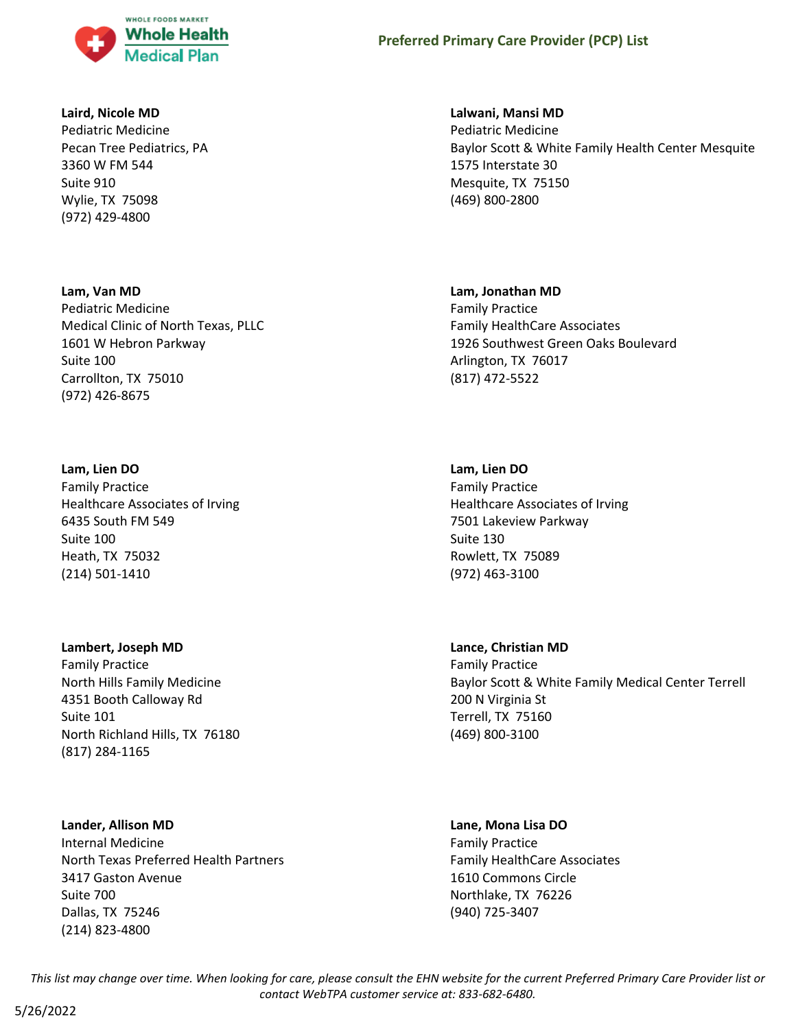**Laird, Nicole MD**
Pediatric Medicine
Pecan Tree Pediatrics, PA
3360 W FM 544
Suite 910
Wylie, TX 75098
(972) 429-4800

**Lalwani, Mansi MD**
Pediatric Medicine
Baylor Scott & White Family Health Center Mesquite
1575 Interstate 30
Mesquite, TX 75150
(469) 800-2800

**Lam, Van MD**
Pediatric Medicine
Medical Clinic of North Texas, PLLC
1601 W Hebron Parkway
Suite 100
Carrollton, TX 75010
(972) 426-8675

**Lam, Jonathan MD**
Family Practice
Family HealthCare Associates
1926 Southwest Green Oaks Boulevard
Arlington, TX 76017
(817) 472-5522

**Lam, Lien DO**
Family Practice
Healthcare Associates of Irving
6435 South FM 549
Suite 100
Heath, TX 75032
(214) 501-1410

**Lam, Lien DO**
Family Practice
Healthcare Associates of Irving
7501 Lakeview Parkway
Suite 130
Rowlett, TX 75089
(972) 463-3100

**Lambert, Joseph MD**
Family Practice
North Hills Family Medicine
4351 Booth Calloway Rd
Suite 101
North Richland Hills, TX 76180
(817) 284-1165

**Lance, Christian MD**
Family Practice
Baylor Scott & White Family Medical Center Terrell
200 N Virginia St
Terrell, TX 75160
(469) 800-3100

**Lander, Allison MD**
Internal Medicine
North Texas Preferred Health Partners
3417 Gaston Avenue
Suite 700
Dallas, TX 75246
(214) 823-4800

**Lane, Mona Lisa DO**
Family Practice
Family HealthCare Associates
1610 Commons Circle
Northlake, TX 76226
(940) 725-3407

*This list may change over time. When looking for care, please consult the EHN website for the current Preferred Primary Care Provider list or contact WebTPA customer service at: 833-682-6480.*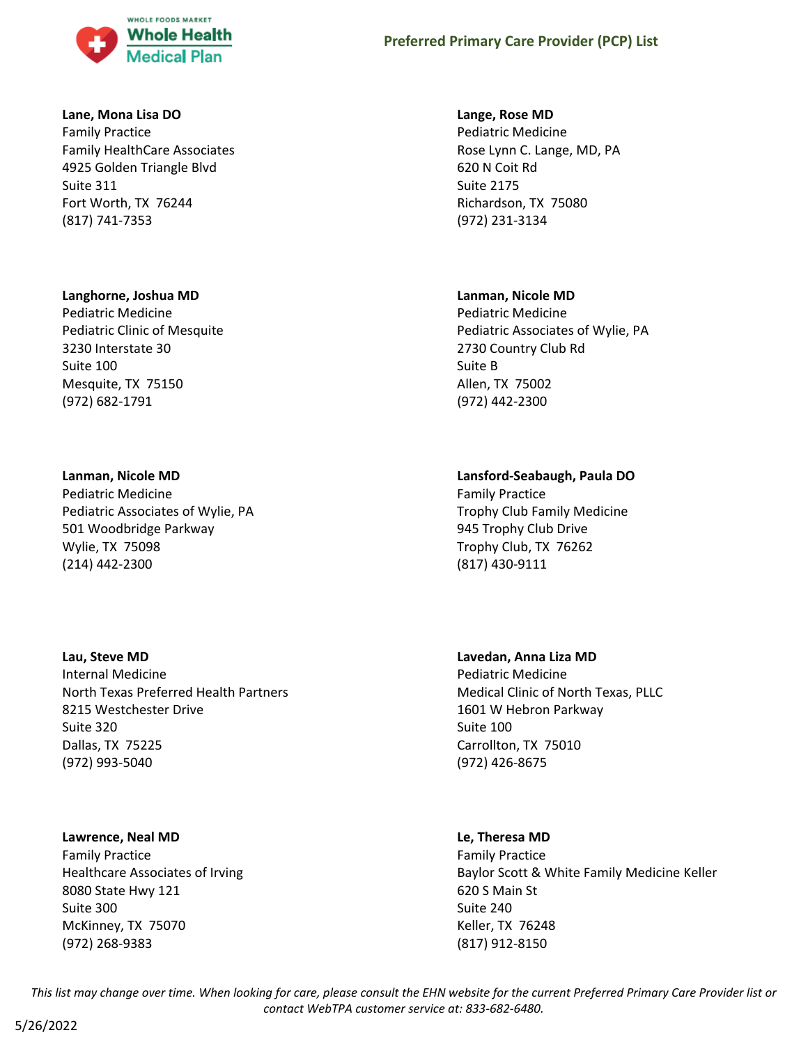**Lane, Mona Lisa DO**
Family Practice
Family HealthCare Associates
4925 Golden Triangle Blvd
Suite 311
Fort Worth, TX 76244
(817) 741-7353

**Lange, Rose MD**
Pediatric Medicine
Rose Lynn C. Lange, MD, PA
620 N Coit Rd
Suite 2175
Richardson, TX 75080
(972) 231-3134

**Langhorne, Joshua MD**
Pediatric Medicine
Pediatric Clinic of Mesquite
3230 Interstate 30
Suite 100
Mesquite, TX 75150
(972) 682-1791

**Lanman, Nicole MD**
Pediatric Medicine
Pediatric Associates of Wylie, PA
2730 Country Club Rd
Suite B
Allen, TX 75002
(972) 442-2300

**Lanman, Nicole MD**
Pediatric Medicine
Pediatric Associates of Wylie, PA
501 Woodbridge Parkway
Wylie, TX 75098
(214) 442-2300

**Lansford-Seabaugh, Paula DO**
Family Practice
Trophy Club Family Medicine
945 Trophy Club Drive
Trophy Club, TX 76262
(817) 430-9111

**Lau, Steve MD**
Internal Medicine
North Texas Preferred Health Partners
8215 Westchester Drive
Suite 320
Dallas, TX 75225
(972) 993-5040

**Lavedan, Anna Liza MD**
Pediatric Medicine
Medical Clinic of North Texas, PLLC
1601 W Hebron Parkway
Suite 100
Carrollton, TX 75010
(972) 426-8675

**Lawrence, Neal MD**
Family Practice
Healthcare Associates of Irving
8080 State Hwy 121
Suite 300
McKinney, TX 75070
(972) 268-9383

**Le, Theresa MD**
Family Practice
Baylor Scott & White Family Medicine Keller
620 S Main St
Suite 240
Keller, TX 76248
(817) 912-8150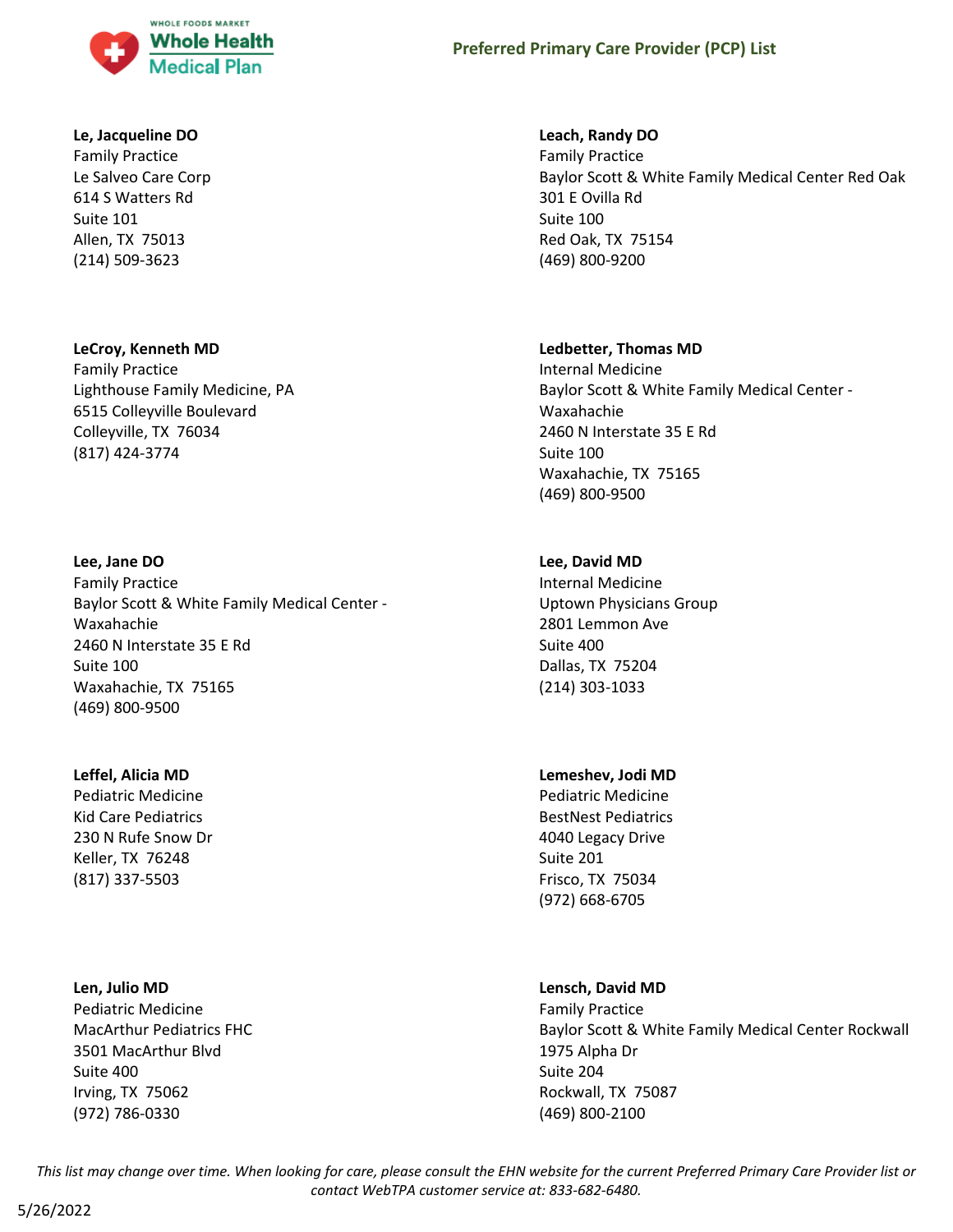**Le, Jacqueline DO**
Family Practice
Le Salveo Care Corp
614 S Watters Rd
Suite 101
Allen, TX 75013
(214) 509-3623

**LeCroy, Kenneth MD**
Family Practice
Lighthouse Family Medicine, PA
6515 Colleyville Boulevard
Colleyville, TX 76034
(817) 424-3774

**Lee, Jane DO**
Family Practice
Baylor Scott & White Family Medical Center - Waxahachie
2460 N Interstate 35 E Rd
Suite 100
Waxahachie, TX 75165
(469) 800-9500

**Leffel, Alicia MD**
Pediatric Medicine
Kid Care Pediatrics
230 N Rufe Snow Dr
Keller, TX 76248
(817) 337-5503

**Len, Julio MD**
Pediatric Medicine
MacArthur Pediatrics FHC
3501 MacArthur Blvd
Suite 400
Irving, TX 75062
(972) 786-0330

**Leach, Randy DO**
Family Practice
Baylor Scott & White Family Medical Center Red Oak
301 E Ovilla Rd
Suite 100
Red Oak, TX 75154
(469) 800-9200

**Ledbetter, Thomas MD**
Internal Medicine
Baylor Scott & White Family Medical Center - Waxahachie
2460 N Interstate 35 E Rd
Suite 100
Waxahachie, TX 75165
(469) 800-9500

**Lee, David MD**
Internal Medicine
Uptown Physicians Group
2801 Lemmon Ave
Suite 400
Dallas, TX 75204
(214) 303-1033

**Lemeshev, Jodi MD**
Pediatric Medicine
BestNest Pediatrics
4040 Legacy Drive
Suite 201
Frisco, TX 75034
(972) 668-6705

**Lensch, David MD**
Family Practice
Baylor Scott & White Family Medical Center Rockwall
1975 Alpha Dr
Suite 204
Rockwall, TX 75087
(469) 800-2100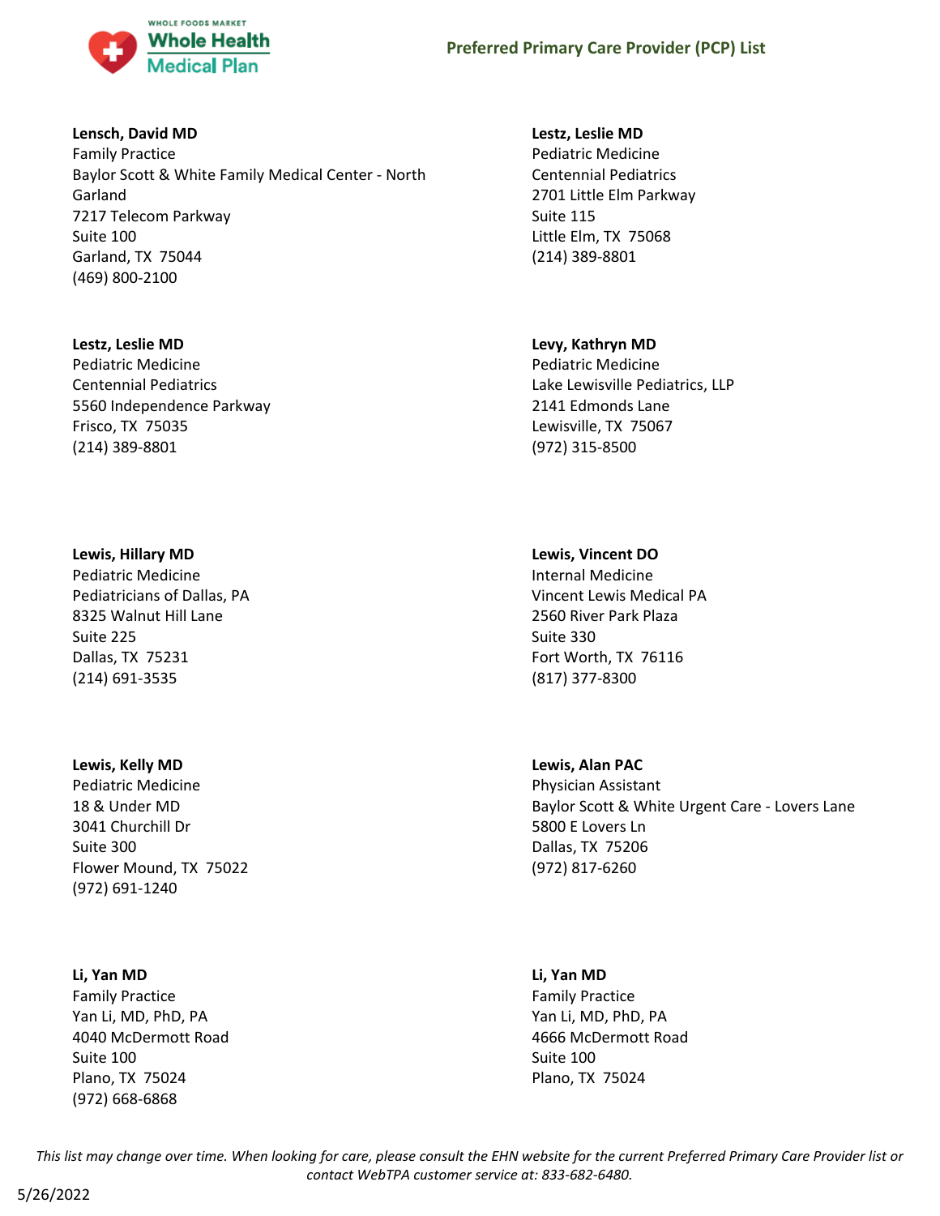**Lensch, David MD**
Family Practice
Baylor Scott & White Family Medical Center - North Garland
7217 Telecom Parkway
Suite 100
Garland, TX 75044
(469) 800-2100

**Lestz, Leslie MD**
Pediatric Medicine
Centennial Pediatrics
2701 Little Elm Parkway
Suite 115
Little Elm, TX 75068
(214) 389-8801

**Lestz, Leslie MD**
Pediatric Medicine
Centennial Pediatrics
5560 Independence Parkway
Frisco, TX 75035
(214) 389-8801

**Levy, Kathryn MD**
Pediatric Medicine
Lake Lewisville Pediatrics, LLP
2141 Edmonds Lane
Lewisville, TX 75067
(972) 315-8500

**Lewis, Hillary MD**
Pediatric Medicine
Pediatricians of Dallas, PA
8325 Walnut Hill Lane
Suite 225
Dallas, TX 75231
(214) 691-3535

**Lewis, Vincent DO**
Internal Medicine
Vincent Lewis Medical PA
2560 River Park Plaza
Suite 330
Fort Worth, TX 76116
(817) 377-8300

**Lewis, Kelly MD**
Pediatric Medicine
18 & Under MD
3041 Churchill Dr
Suite 300
Flower Mound, TX 75022
(972) 691-1240

**Lewis, Alan PAC**
Physician Assistant
Baylor Scott & White Urgent Care - Lovers Lane
5800 E Lovers Ln
Dallas, TX 75206
(972) 817-6260

**Li, Yan MD**
Family Practice
Yan Li, MD, PhD, PA
4040 McDermott Road
Suite 100
Plano, TX 75024
(972) 668-6868

**Li, Yan MD**
Family Practice
Yan Li, MD, PhD, PA
4666 McDermott Road
Suite 100
Plano, TX 75024

*This list may change over time. When looking for care, please consult the EHN website for the current Preferred Primary Care Provider list or contact WebTPA customer service at: 833-682-6480.*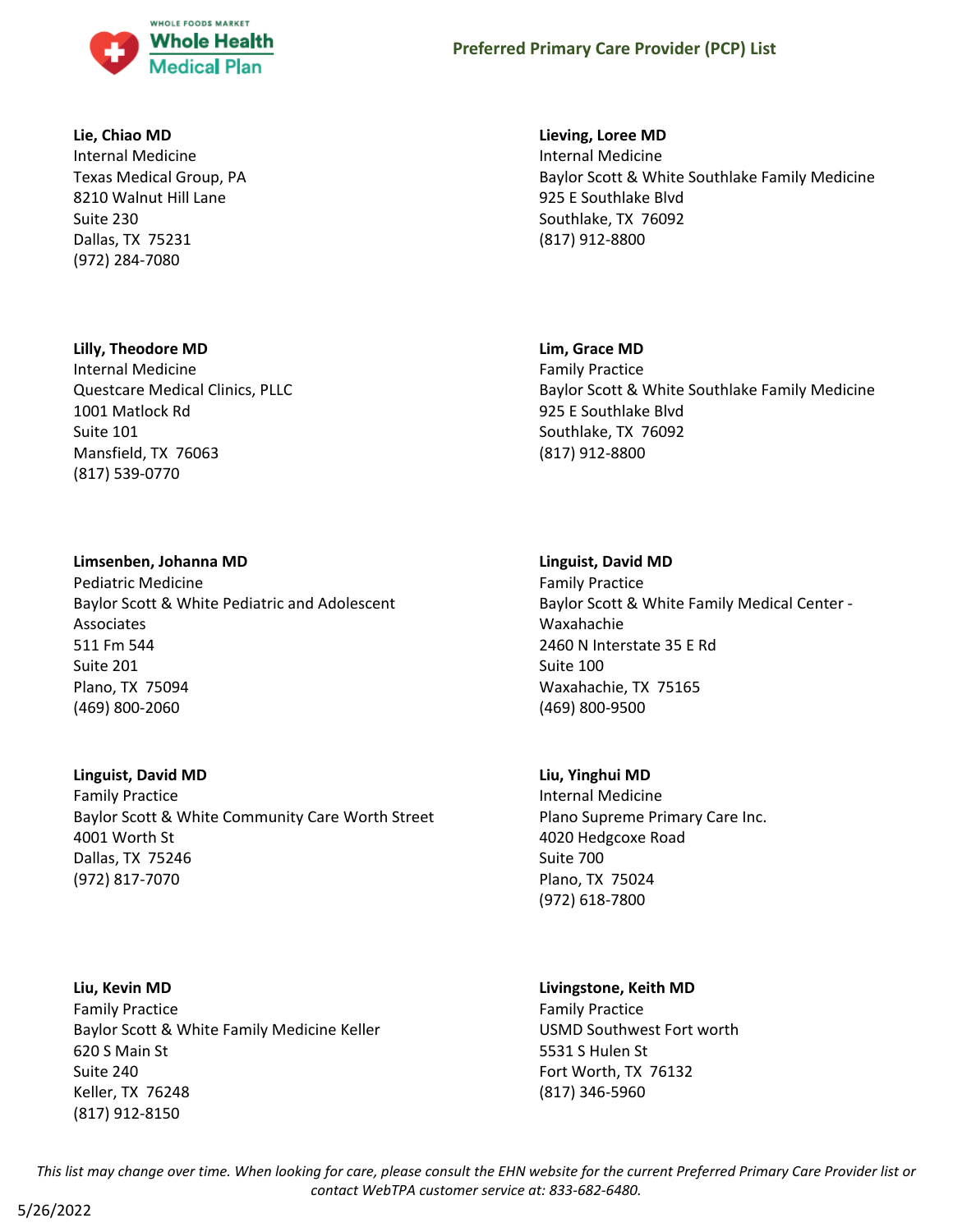**Lie, Chiao MD**
Internal Medicine
Texas Medical Group, PA
8210 Walnut Hill Lane
Suite 230
Dallas, TX 75231
(972) 284-7080

**Lieving, Loree MD**
Internal Medicine
Baylor Scott & White Southlake Family Medicine
925 E Southlake Blvd
Southlake, TX 76092
(817) 912-8800

**Lilly, Theodore MD**
Internal Medicine
Questcare Medical Clinics, PLLC
1001 Matlock Rd
Suite 101
Mansfield, TX 76063
(817) 539-0770

**Lim, Grace MD**
Family Practice
Baylor Scott & White Southlake Family Medicine
925 E Southlake Blvd
Southlake, TX 76092
(817) 912-8800

**Limsenben, Johanna MD**
Pediatric Medicine
Baylor Scott & White Pediatric and Adolescent Associates
511 Fm 544
Suite 201
Plano, TX 75094
(469) 800-2060

**Linguist, David MD**
Family Practice
Baylor Scott & White Family Medical Center - Waxahachie
2460 N Interstate 35 E Rd
Suite 100
Waxahachie, TX 75165
(469) 800-9500

**Linguist, David MD**
Family Practice
Baylor Scott & White Community Care Worth Street
4001 Worth St
Dallas, TX 75246
(972) 817-7070

**Liu, Yinghui MD**
Internal Medicine
Plano Supreme Primary Care Inc.
4020 Hedgcoxe Road
Suite 700
Plano, TX 75024
(972) 618-7800

**Liu, Kevin MD**
Family Practice
Baylor Scott & White Family Medicine Keller
620 S Main St
Suite 240
Keller, TX 76248
(817) 912-8150

**Livingstone, Keith MD**
Family Practice
USMD Southwest Fort worth
5531 S Hulen St
Fort Worth, TX 76132
(817) 346-5960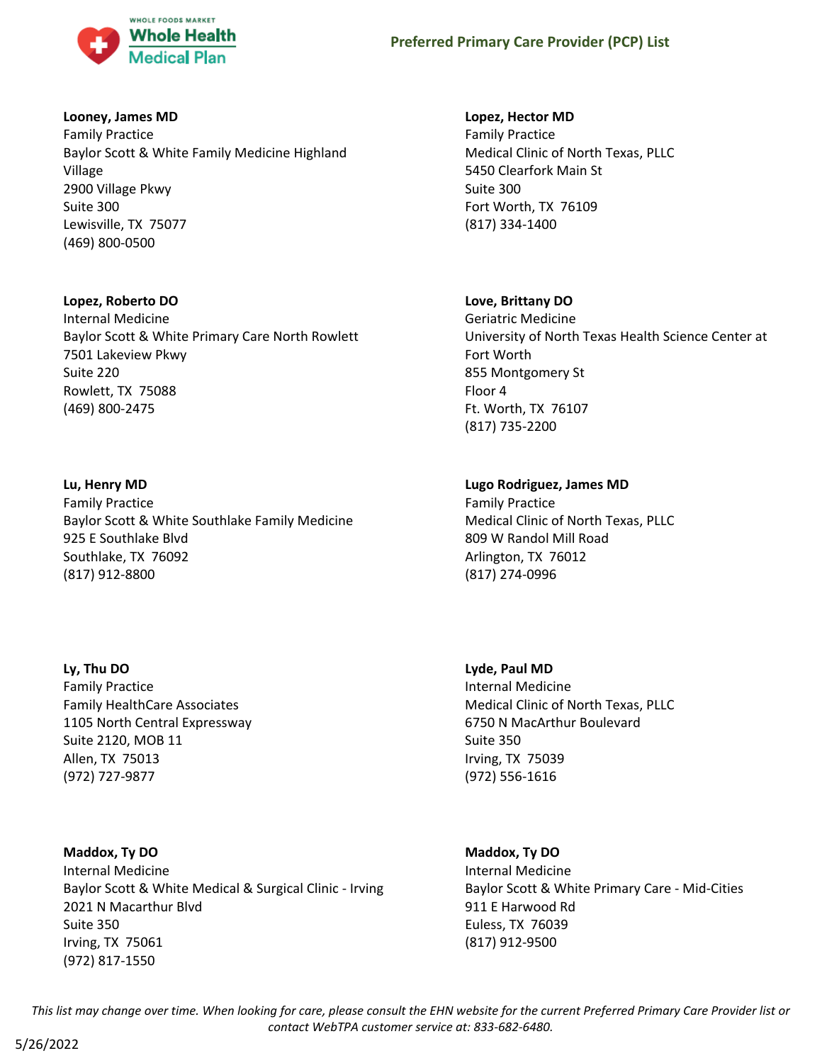**Looney, James MD**
Family Practice
Baylor Scott & White Family Medicine Highland Village
2900 Village Pkwy
Suite 300
Lewisville, TX 75077
(469) 800-0500

**Lopez, Hector MD**
Family Practice
Medical Clinic of North Texas, PLLC
5450 Clearfork Main St
Suite 300
Fort Worth, TX 76109
(817) 334-1400

**Lopez, Roberto DO**
Internal Medicine
Baylor Scott & White Primary Care North Rowlett
7501 Lakeview Pkwy
Suite 220
Rowlett, TX 75088
(469) 800-2475

**Love, Brittany DO**
Geriatric Medicine
University of North Texas Health Science Center at Fort Worth
855 Montgomery St
Floor 4
Ft. Worth, TX 76107
(817) 735-2200

**Lu, Henry MD**
Family Practice
Baylor Scott & White Southlake Family Medicine
925 E Southlake Blvd
Southlake, TX 76092
(817) 912-8800

**Lugo Rodriguez, James MD**
Family Practice
Medical Clinic of North Texas, PLLC
809 W Randol Mill Road
Arlington, TX 76012
(817) 274-0996

**Ly, Thu DO**
Family Practice
Family HealthCare Associates
1105 North Central Expressway
Suite 2120, MOB 11
Allen, TX 75013
(972) 727-9877

**Lyde, Paul MD**
Internal Medicine
Medical Clinic of North Texas, PLLC
6750 N MacArthur Boulevard
Suite 350
Irving, TX 75039
(972) 556-1616

**Maddox, Ty DO**
Internal Medicine
Baylor Scott & White Medical & Surgical Clinic - Irving
2021 N Macarthur Blvd
Suite 350
Irving, TX 75061
(972) 817-1550

**Maddox, Ty DO**
Internal Medicine
Baylor Scott & White Primary Care - Mid-Cities
911 E Harwood Rd
Euless, TX 76039
(817) 912-9500

*This list may change over time. When looking for care, please consult the EHN website for the current Preferred Primary Care Provider list or contact WebTPA customer service at: 833-682-6480.*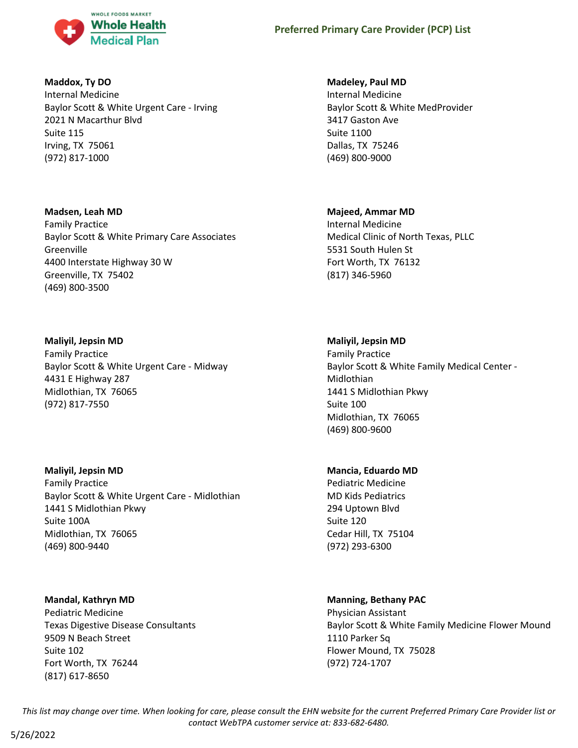**Maddox, Ty DO**
Internal Medicine
Baylor Scott & White Urgent Care - Irving
2021 N Macarthur Blvd
Suite 115
Irving, TX 75061
(972) 817-1000

**Madeley, Paul MD**
Internal Medicine
Baylor Scott & White MedProvider
3417 Gaston Ave
Suite 1100
Dallas, TX 75246
(469) 800-9000

**Madsen, Leah MD**
Family Practice
Baylor Scott & White Primary Care Associates Greenville
4400 Interstate Highway 30 W
Greenville, TX 75402
(469) 800-3500

**Majeed, Ammar MD**
Internal Medicine
Medical Clinic of North Texas, PLLC
5531 South Hulen St
Fort Worth, TX 76132
(817) 346-5960

**Maliyil, Jepsin MD**
Family Practice
Baylor Scott & White Urgent Care - Midway
4431 E Highway 287
Midlothian, TX 76065
(972) 817-7550

**Maliyil, Jepsin MD**
Family Practice
Baylor Scott & White Family Medical Center - Midlothian
1441 S Midlothian Pkwy
Suite 100
Midlothian, TX 76065
(469) 800-9600

**Maliyil, Jepsin MD**
Family Practice
Baylor Scott & White Urgent Care - Midlothian
1441 S Midlothian Pkwy
Suite 100A
Midlothian, TX 76065
(469) 800-9440

**Mancia, Eduardo MD**
Pediatric Medicine
MD Kids Pediatrics
294 Uptown Blvd
Suite 120
Cedar Hill, TX 75104
(972) 293-6300

**Mandal, Kathryn MD**
Pediatric Medicine
Texas Digestive Disease Consultants
9509 N Beach Street
Suite 102
Fort Worth, TX 76244
(817) 617-8650

**Manning, Bethany PAC**
Physician Assistant
Baylor Scott & White Family Medicine Flower Mound
1110 Parker Sq
Flower Mound, TX 75028
(972) 724-1707

*This list may change over time. When looking for care, please consult the EHN website for the current Preferred Primary Care Provider list or contact WebTPA customer service at: 833-682-6480.*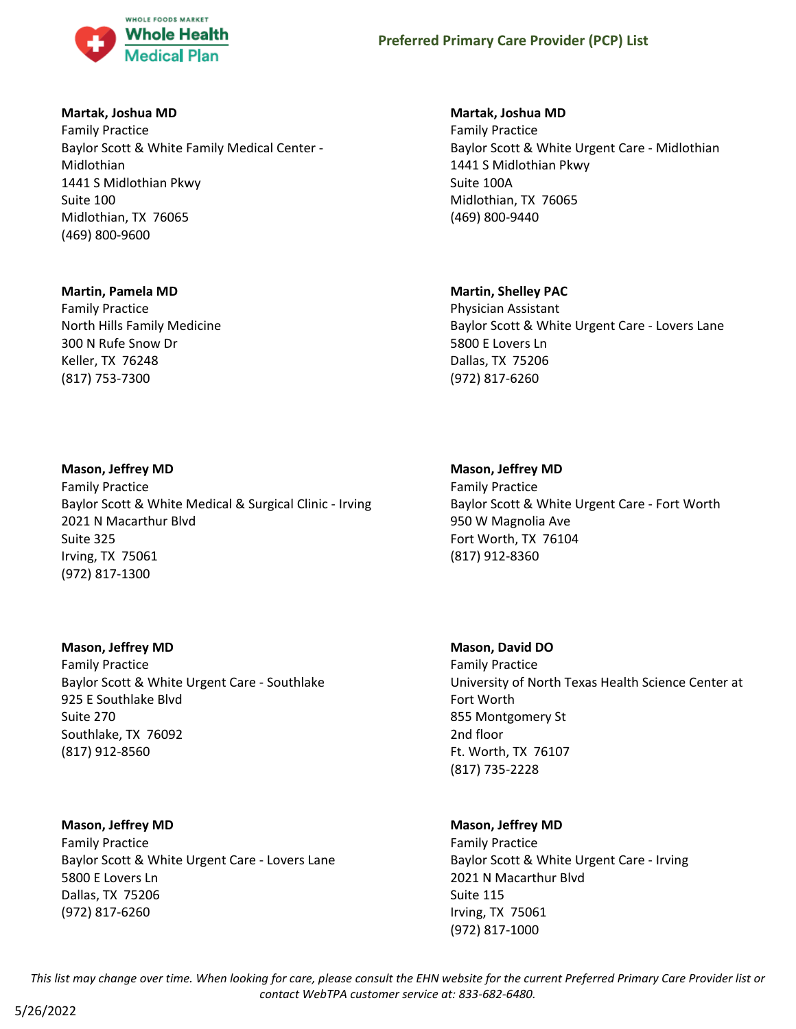**Martak, Joshua MD**
Family Practice
Baylor Scott & White Family Medical Center - Midlothian
1441 S Midlothian Pkwy
Suite 100
Midlothian, TX 76065
(469) 800-9600

**Martak, Joshua MD**
Family Practice
Baylor Scott & White Urgent Care - Midlothian
1441 S Midlothian Pkwy
Suite 100A
Midlothian, TX 76065
(469) 800-9440

**Martin, Pamela MD**
Family Practice
North Hills Family Medicine
300 N Rufe Snow Dr
Keller, TX 76248
(817) 753-7300

**Martin, Shelley PAC**
Physician Assistant
Baylor Scott & White Urgent Care - Lovers Lane
5800 E Lovers Ln
Dallas, TX 75206
(972) 817-6260

**Mason, Jeffrey MD**
Family Practice
Baylor Scott & White Medical & Surgical Clinic - Irving
2021 N Macarthur Blvd
Suite 325
Irving, TX 75061
(972) 817-1300

**Mason, Jeffrey MD**
Family Practice
Baylor Scott & White Urgent Care - Fort Worth
950 W Magnolia Ave
Fort Worth, TX 76104
(817) 912-8360

**Mason, Jeffrey MD**
Family Practice
Baylor Scott & White Urgent Care - Southlake
925 E Southlake Blvd
Suite 270
Southlake, TX 76092
(817) 912-8560

**Mason, David DO**
Family Practice
University of North Texas Health Science Center at Fort Worth
855 Montgomery St
2nd floor
Ft. Worth, TX 76107
(817) 735-2228

**Mason, Jeffrey MD**
Family Practice
Baylor Scott & White Urgent Care - Lovers Lane
5800 E Lovers Ln
Dallas, TX 75206
(972) 817-6260

**Mason, Jeffrey MD**
Family Practice
Baylor Scott & White Urgent Care - Irving
2021 N Macarthur Blvd
Suite 115
Irving, TX 75061
(972) 817-1000

*This list may change over time. When looking for care, please consult the EHN website for the current Preferred Primary Care Provider list or contact WebTPA customer service at: 833-682-6480.*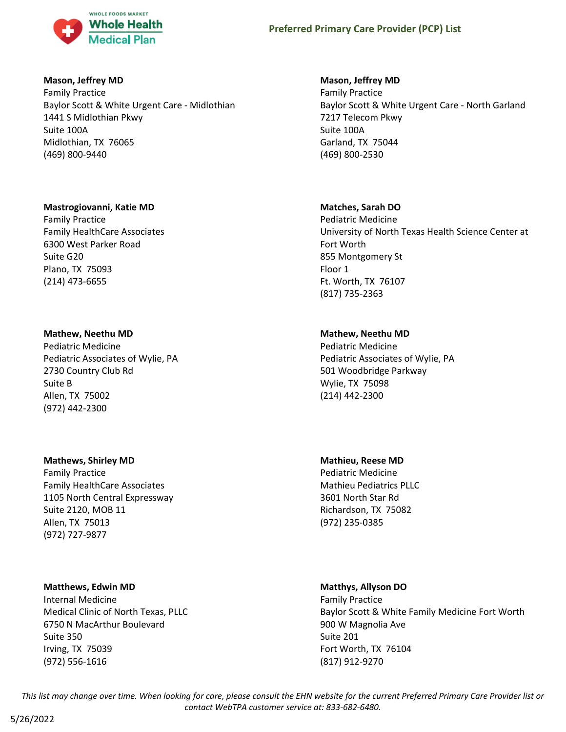**Mason, Jeffrey MD**
Family Practice
Baylor Scott & White Urgent Care - Midlothian
1441 S Midlothian Pkwy
Suite 100A
Midlothian, TX 76065
(469) 800-9440

**Mason, Jeffrey MD**
Family Practice
Baylor Scott & White Urgent Care - North Garland
7217 Telecom Pkwy
Suite 100A
Garland, TX 75044
(469) 800-2530

**Mastrogiovanni, Katie MD**
Family Practice
Family HealthCare Associates
6300 West Parker Road
Suite G20
Plano, TX 75093
(214) 473-6655

**Matches, Sarah DO**
Pediatric Medicine
University of North Texas Health Science Center at Fort Worth
855 Montgomery St
Floor 1
Ft. Worth, TX 76107
(817) 735-2363

**Mathew, Neethu MD**
Pediatric Medicine
Pediatric Associates of Wylie, PA
2730 Country Club Rd
Suite B
Allen, TX 75002
(972) 442-2300

**Mathew, Neethu MD**
Pediatric Medicine
Pediatric Associates of Wylie, PA
501 Woodbridge Parkway
Wylie, TX 75098
(214) 442-2300

**Mathews, Shirley MD**
Family Practice
Family HealthCare Associates
1105 North Central Expressway
Suite 2120, MOB 11
Allen, TX 75013
(972) 727-9877

**Mathieu, Reese MD**
Pediatric Medicine
Mathieu Pediatrics PLLC
3601 North Star Rd
Richardson, TX 75082
(972) 235-0385

**Matthews, Edwin MD**
Internal Medicine
Medical Clinic of North Texas, PLLC
6750 N MacArthur Boulevard
Suite 350
Irving, TX 75039
(972) 556-1616

**Matthys, Allyson DO**
Family Practice
Baylor Scott & White Family Medicine Fort Worth
900 W Magnolia Ave
Suite 201
Fort Worth, TX 76104
(817) 912-9270

*This list may change over time. When looking for care, please consult the EHN website for the current Preferred Primary Care Provider list or contact WebTPA customer service at: 833-682-6480.*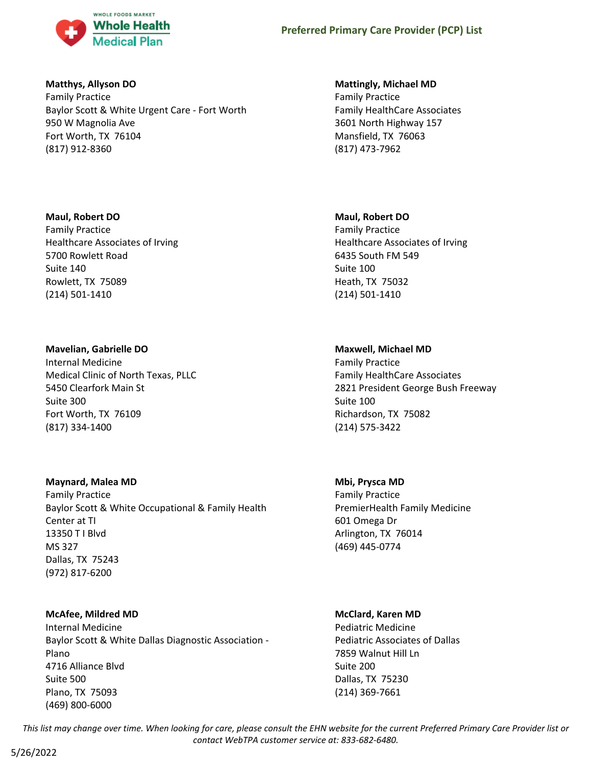**Matthys, Allyson DO**
Family Practice
Baylor Scott & White Urgent Care - Fort Worth
950 W Magnolia Ave
Fort Worth, TX 76104
(817) 912-8360

**Mattingly, Michael MD**
Family Practice
Family HealthCare Associates
3601 North Highway 157
Mansfield, TX 76063
(817) 473-7962

**Maul, Robert DO**
Family Practice
Healthcare Associates of Irving
5700 Rowlett Road
Suite 140
Rowlett, TX 75089
(214) 501-1410

**Maul, Robert DO**
Family Practice
Healthcare Associates of Irving
6435 South FM 549
Suite 100
Heath, TX 75032
(214) 501-1410

**Mavelian, Gabrielle DO**
Internal Medicine
Medical Clinic of North Texas, PLLC
5450 Clearfork Main St
Suite 300
Fort Worth, TX 76109
(817) 334-1400

**Maxwell, Michael MD**
Family Practice
Family HealthCare Associates
2821 President George Bush Freeway
Suite 100
Richardson, TX 75082
(214) 575-3422

**Maynard, Malea MD**
Family Practice
Baylor Scott & White Occupational & Family Health Center at TI
13350 T I Blvd
MS 327
Dallas, TX 75243
(972) 817-6200

**Mbi, Prysca MD**
Family Practice
PremierHealth Family Medicine
601 Omega Dr
Arlington, TX 76014
(469) 445-0774

**McAfee, Mildred MD**
Internal Medicine
Baylor Scott & White Dallas Diagnostic Association - Plano
4716 Alliance Blvd
Suite 500
Plano, TX 75093
(469) 800-6000

**McClard, Karen MD**
Pediatric Medicine
Pediatric Associates of Dallas
7859 Walnut Hill Ln
Suite 200
Dallas, TX 75230
(214) 369-7661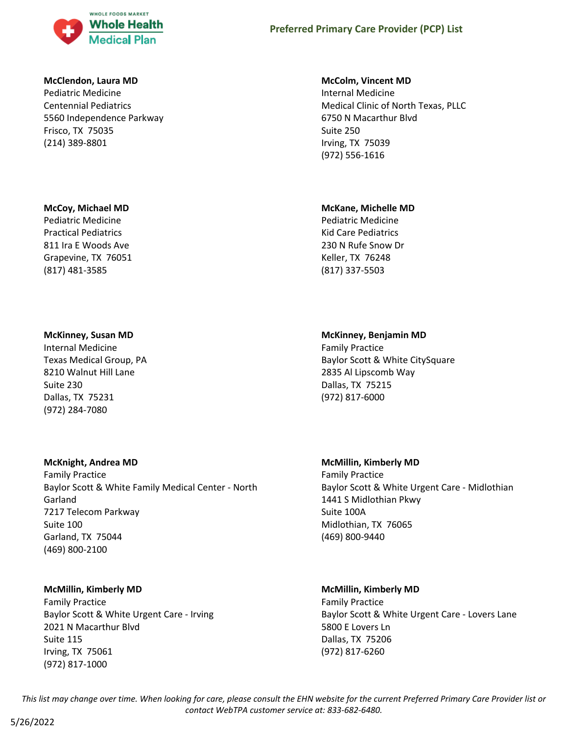**McClendon, Laura MD**
Pediatric Medicine
Centennial Pediatrics
5560 Independence Parkway
Frisco, TX 75035
(214) 389-8801

**McColm, Vincent MD**
Internal Medicine
Medical Clinic of North Texas, PLLC
6750 N Macarthur Blvd
Suite 250
Irving, TX 75039
(972) 556-1616

**McCoy, Michael MD**
Pediatric Medicine
Practical Pediatrics
811 Ira E Woods Ave
Grapevine, TX 76051
(817) 481-3585

**McKane, Michelle MD**
Pediatric Medicine
Kid Care Pediatrics
230 N Rufe Snow Dr
Keller, TX 76248
(817) 337-5503

**McKinney, Susan MD**
Internal Medicine
Texas Medical Group, PA
8210 Walnut Hill Lane
Suite 230
Dallas, TX 75231
(972) 284-7080

**McKinney, Benjamin MD**
Family Practice
Baylor Scott & White CitySquare
2835 Al Lipscomb Way
Dallas, TX 75215
(972) 817-6000

**McKnight, Andrea MD**
Family Practice
Baylor Scott & White Family Medical Center - North Garland
7217 Telecom Parkway
Suite 100
Garland, TX 75044
(469) 800-2100

**McMillin, Kimberly MD**
Family Practice
Baylor Scott & White Urgent Care - Midlothian
1441 S Midlothian Pkwy
Suite 100A
Midlothian, TX 76065
(469) 800-9440

**McMillin, Kimberly MD**
Family Practice
Baylor Scott & White Urgent Care - Irving
2021 N Macarthur Blvd
Suite 115
Irving, TX 75061
(972) 817-1000

**McMillin, Kimberly MD**
Family Practice
Baylor Scott & White Urgent Care - Lovers Lane
5800 E Lovers Ln
Dallas, TX 75206
(972) 817-6260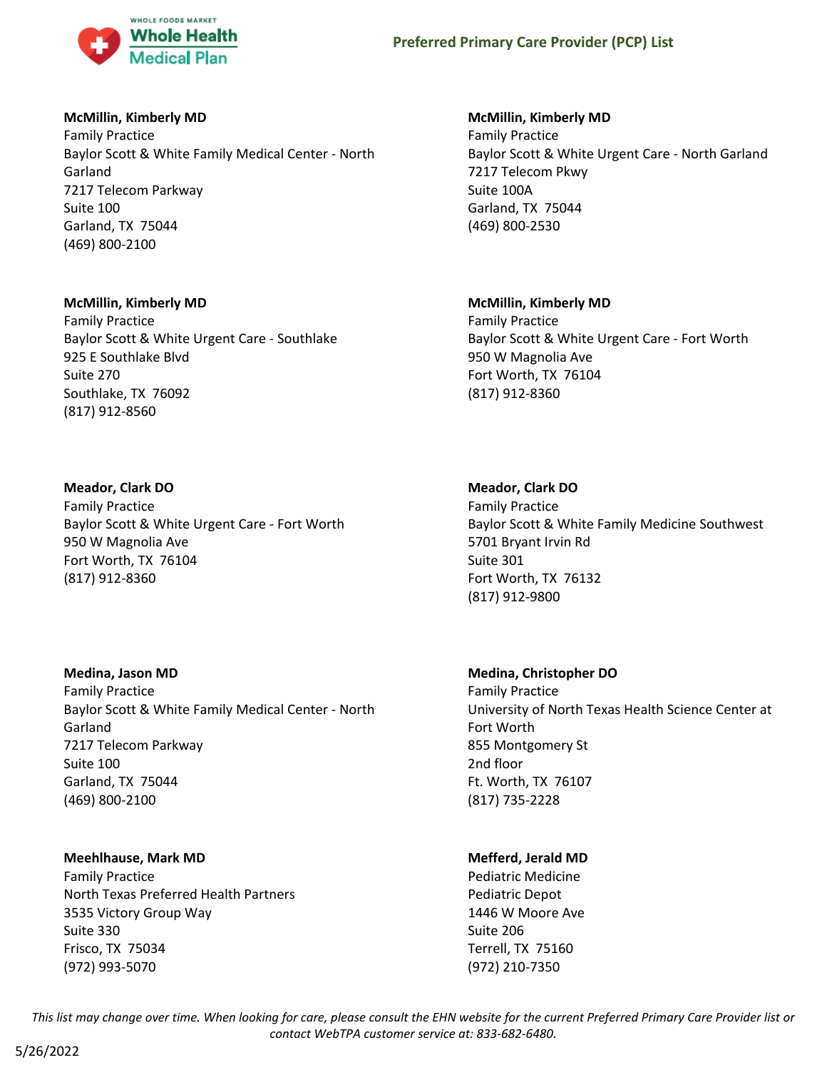**McMillin, Kimberly MD**
Family Practice
Baylor Scott & White Family Medical Center - North Garland
7217 Telecom Parkway
Suite 100
Garland, TX 75044
(469) 800-2100

**McMillin, Kimberly MD**
Family Practice
Baylor Scott & White Urgent Care - North Garland
7217 Telecom Pkwy
Suite 100A
Garland, TX 75044
(469) 800-2530

**McMillin, Kimberly MD**
Family Practice
Baylor Scott & White Urgent Care - Southlake
925 E Southlake Blvd
Suite 270
Southlake, TX 76092
(817) 912-8560

**McMillin, Kimberly MD**
Family Practice
Baylor Scott & White Urgent Care - Fort Worth
950 W Magnolia Ave
Fort Worth, TX 76104
(817) 912-8360

**Meador, Clark DO**
Family Practice
Baylor Scott & White Urgent Care - Fort Worth
950 W Magnolia Ave
Fort Worth, TX 76104
(817) 912-8360

**Meador, Clark DO**
Family Practice
Baylor Scott & White Family Medicine Southwest
5701 Bryant Irvin Rd
Suite 301
Fort Worth, TX 76132
(817) 912-9800

**Medina, Jason MD**
Family Practice
Baylor Scott & White Family Medical Center - North Garland
7217 Telecom Parkway
Suite 100
Garland, TX 75044
(469) 800-2100

**Medina, Christopher DO**
Family Practice
University of North Texas Health Science Center at Fort Worth
855 Montgomery St
2nd floor
Ft. Worth, TX 76107
(817) 735-2228

**Meehlhause, Mark MD**
Family Practice
North Texas Preferred Health Partners
3535 Victory Group Way
Suite 330
Frisco, TX 75034
(972) 993-5070

**Mefferd, Jerald MD**
Pediatric Medicine
Pediatric Depot
1446 W Moore Ave
Suite 206
Terrell, TX 75160
(972) 210-7350

*This list may change over time. When looking for care, please consult the EHN website for the current Preferred Primary Care Provider list or contact WebTPA customer service at: 833-682-6480.*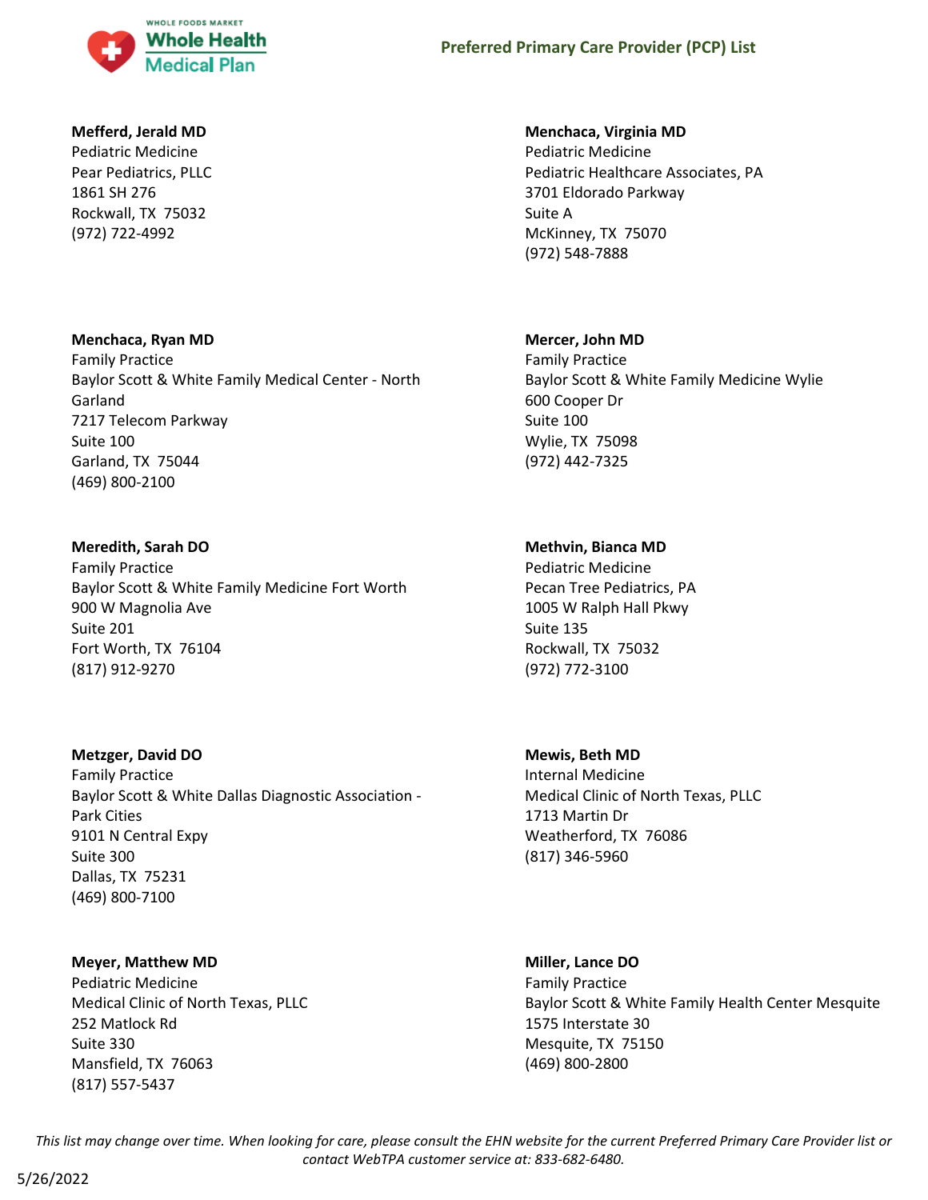**Mefferd, Jerald MD**
Pediatric Medicine
Pear Pediatrics, PLLC
1861 SH 276
Rockwall, TX 75032
(972) 722-4992

**Menchaca, Virginia MD**
Pediatric Medicine
Pediatric Healthcare Associates, PA
3701 Eldorado Parkway
Suite A
McKinney, TX 75070
(972) 548-7888

**Menchaca, Ryan MD**
Family Practice
Baylor Scott & White Family Medical Center - North Garland
7217 Telecom Parkway
Suite 100
Garland, TX 75044
(469) 800-2100

**Mercer, John MD**
Family Practice
Baylor Scott & White Family Medicine Wylie
600 Cooper Dr
Suite 100
Wylie, TX 75098
(972) 442-7325

**Meredith, Sarah DO**
Family Practice
Baylor Scott & White Family Medicine Fort Worth
900 W Magnolia Ave
Suite 201
Fort Worth, TX 76104
(817) 912-9270

**Methvin, Bianca MD**
Pediatric Medicine
Pecan Tree Pediatrics, PA
1005 W Ralph Hall Pkwy
Suite 135
Rockwall, TX 75032
(972) 772-3100

**Metzger, David DO**
Family Practice
Baylor Scott & White Dallas Diagnostic Association - Park Cities
9101 N Central Expy
Suite 300
Dallas, TX 75231
(469) 800-7100

**Mewis, Beth MD**
Internal Medicine
Medical Clinic of North Texas, PLLC
1713 Martin Dr
Weatherford, TX 76086
(817) 346-5960

**Meyer, Matthew MD**
Pediatric Medicine
Medical Clinic of North Texas, PLLC
252 Matlock Rd
Suite 330
Mansfield, TX 76063
(817) 557-5437

**Miller, Lance DO**
Family Practice
Baylor Scott & White Family Health Center Mesquite
1575 Interstate 30
Mesquite, TX 75150
(469) 800-2800

*This list may change over time. When looking for care, please consult the EHN website for the current Preferred Primary Care Provider list or contact WebTPA customer service at: 833-682-6480.*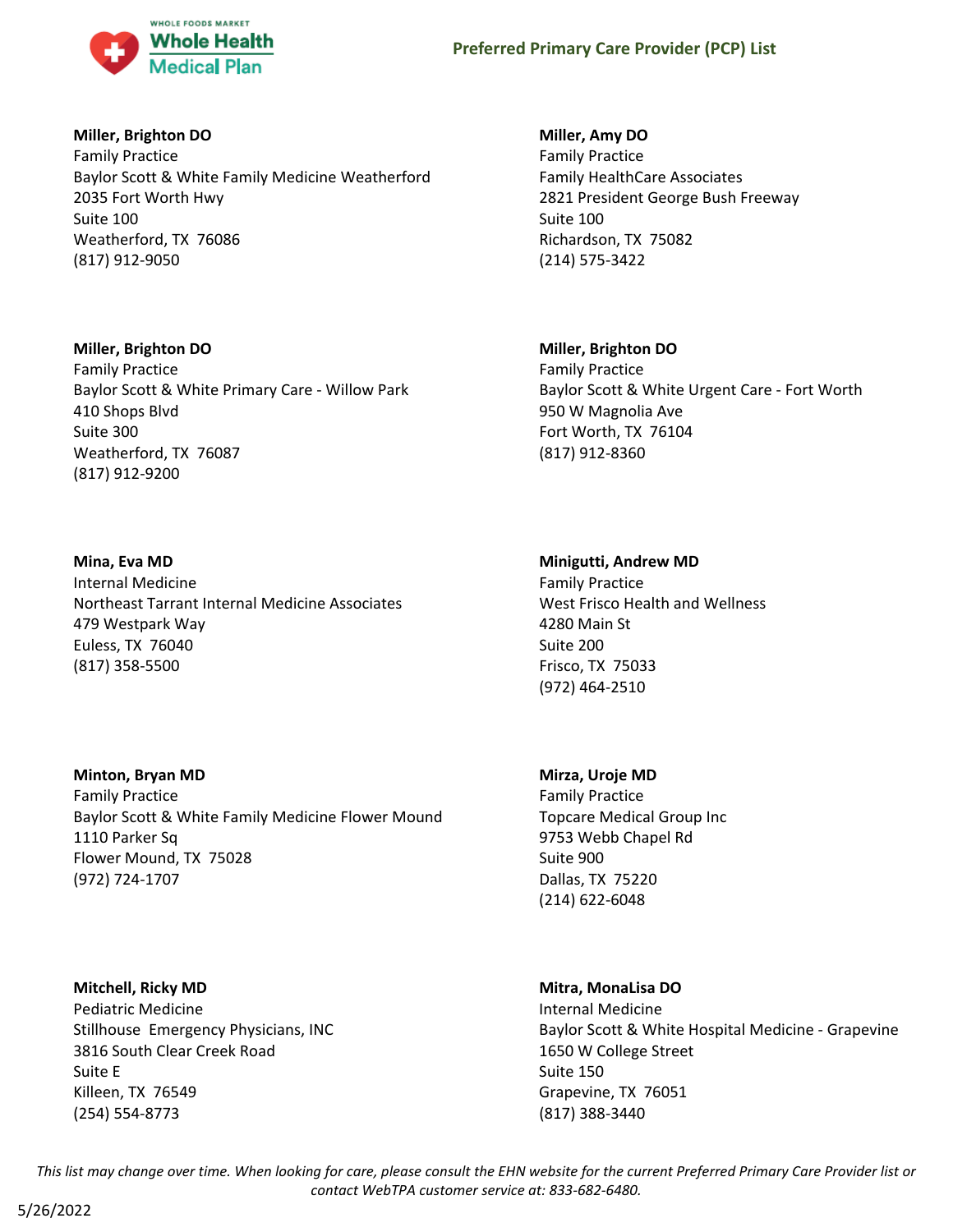**Miller, Brighton DO**
Family Practice
Baylor Scott & White Family Medicine Weatherford
2035 Fort Worth Hwy
Suite 100
Weatherford, TX 76086
(817) 912-9050

**Miller, Amy DO**
Family Practice
Family HealthCare Associates
2821 President George Bush Freeway
Suite 100
Richardson, TX 75082
(214) 575-3422

**Miller, Brighton DO**
Family Practice
Baylor Scott & White Primary Care - Willow Park
410 Shops Blvd
Suite 300
Weatherford, TX 76087
(817) 912-9200

**Miller, Brighton DO**
Family Practice
Baylor Scott & White Urgent Care - Fort Worth
950 W Magnolia Ave
Fort Worth, TX 76104
(817) 912-8360

**Mina, Eva MD**
Internal Medicine
Northeast Tarrant Internal Medicine Associates
479 Westpark Way
Euless, TX 76040
(817) 358-5500

**Minigutti, Andrew MD**
Family Practice
West Frisco Health and Wellness
4280 Main St
Suite 200
Frisco, TX 75033
(972) 464-2510

**Minton, Bryan MD**
Family Practice
Baylor Scott & White Family Medicine Flower Mound
1110 Parker Sq
Flower Mound, TX 75028
(972) 724-1707

**Mirza, Uroje MD**
Family Practice
Topcare Medical Group Inc
9753 Webb Chapel Rd
Suite 900
Dallas, TX 75220
(214) 622-6048

**Mitchell, Ricky MD**
Pediatric Medicine
Stillhouse Emergency Physicians, INC
3816 South Clear Creek Road
Suite E
Killeen, TX 76549
(254) 554-8773

**Mitra, MonaLisa DO**
Internal Medicine
Baylor Scott & White Hospital Medicine - Grapevine
1650 W College Street
Suite 150
Grapevine, TX 76051
(817) 388-3440

*This list may change over time. When looking for care, please consult the EHN website for the current Preferred Primary Care Provider list or contact WebTPA customer service at: 833-682-6480.*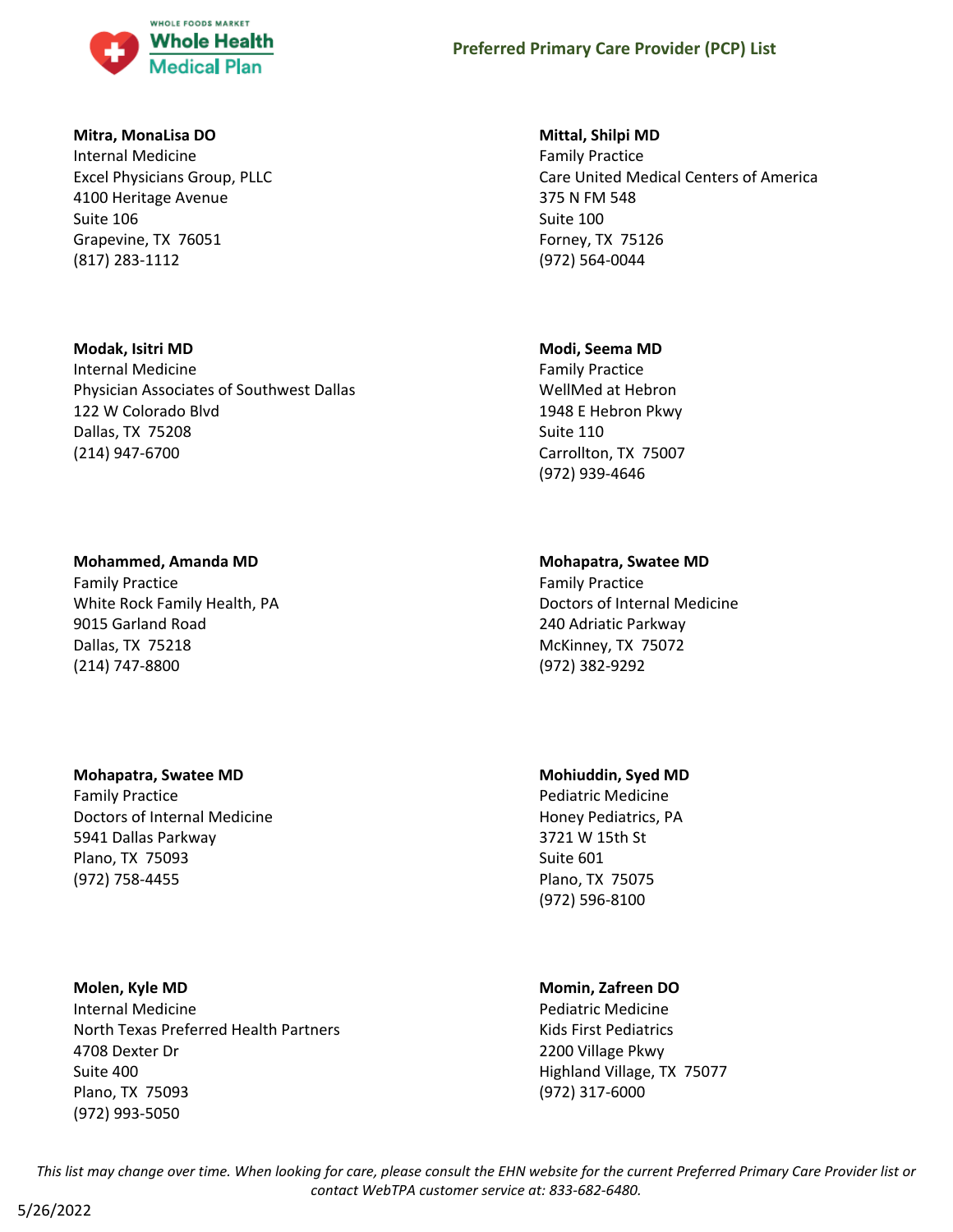**Mitra, MonaLisa DO**
Internal Medicine
Excel Physicians Group, PLLC
4100 Heritage Avenue
Suite 106
Grapevine, TX 76051
(817) 283-1112

**Mittal, Shilpi MD**
Family Practice
Care United Medical Centers of America
375 N FM 548
Suite 100
Forney, TX 75126
(972) 564-0044

**Modak, Isitri MD**
Internal Medicine
Physician Associates of Southwest Dallas
122 W Colorado Blvd
Dallas, TX 75208
(214) 947-6700

**Modi, Seema MD**
Family Practice
WellMed at Hebron
1948 E Hebron Pkwy
Suite 110
Carrollton, TX 75007
(972) 939-4646

**Mohammed, Amanda MD**
Family Practice
White Rock Family Health, PA
9015 Garland Road
Dallas, TX 75218
(214) 747-8800

**Mohapatra, Swatee MD**
Family Practice
Doctors of Internal Medicine
240 Adriatic Parkway
McKinney, TX 75072
(972) 382-9292

**Mohapatra, Swatee MD**
Family Practice
Doctors of Internal Medicine
5941 Dallas Parkway
Plano, TX 75093
(972) 758-4455

**Mohiuddin, Syed MD**
Pediatric Medicine
Honey Pediatrics, PA
3721 W 15th St
Suite 601
Plano, TX 75075
(972) 596-8100

**Molen, Kyle MD**
Internal Medicine
North Texas Preferred Health Partners
4708 Dexter Dr
Suite 400
Plano, TX 75093
(972) 993-5050

**Momin, Zafreen DO**
Pediatric Medicine
Kids First Pediatrics
2200 Village Pkwy
Highland Village, TX 75077
(972) 317-6000

*This list may change over time. When looking for care, please consult the EHN website for the current Preferred Primary Care Provider list or contact WebTPA customer service at: 833-682-6480.*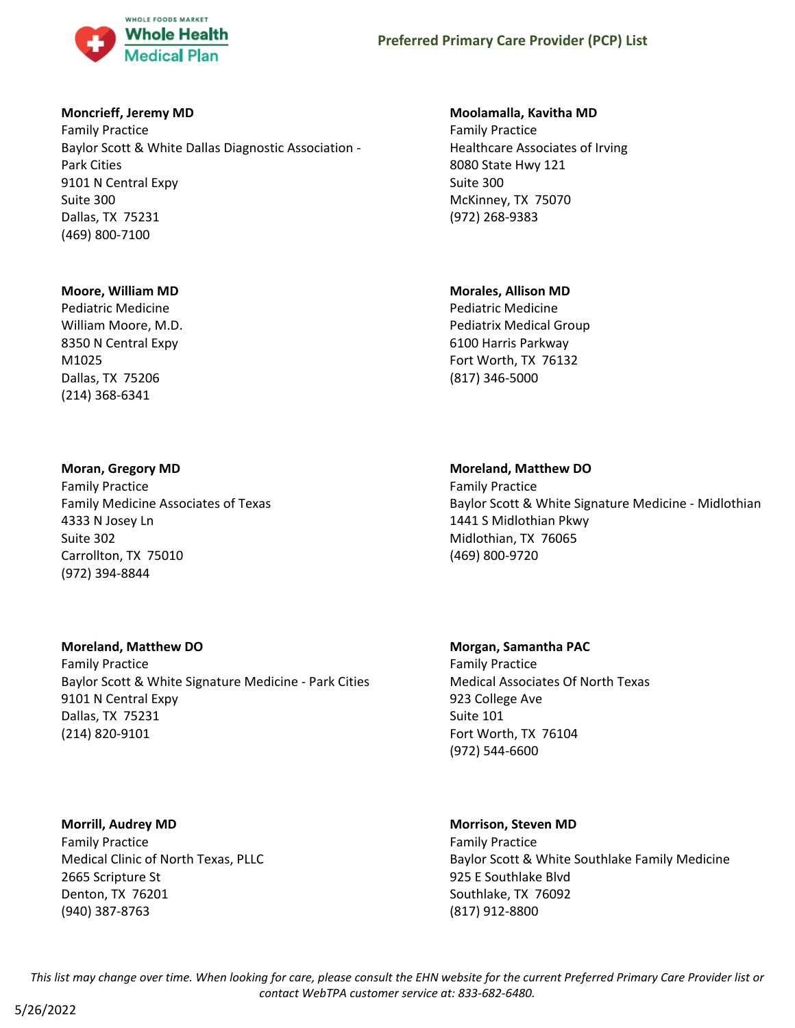**Moncrieff, Jeremy MD**
Family Practice
Baylor Scott & White Dallas Diagnostic Association - Park Cities
9101 N Central Expy
Suite 300
Dallas, TX 75231
(469) 800-7100

**Moolamalla, Kavitha MD**
Family Practice
Healthcare Associates of Irving
8080 State Hwy 121
Suite 300
McKinney, TX 75070
(972) 268-9383

**Moore, William MD**
Pediatric Medicine
William Moore, M.D.
8350 N Central Expy
M1025
Dallas, TX 75206
(214) 368-6341

**Morales, Allison MD**
Pediatric Medicine
Pediatrix Medical Group
6100 Harris Parkway
Fort Worth, TX 76132
(817) 346-5000

**Moran, Gregory MD**
Family Practice
Family Medicine Associates of Texas
4333 N Josey Ln
Suite 302
Carrollton, TX 75010
(972) 394-8844

**Moreland, Matthew DO**
Family Practice
Baylor Scott & White Signature Medicine - Midlothian
1441 S Midlothian Pkwy
Midlothian, TX 76065
(469) 800-9720

**Moreland, Matthew DO**
Family Practice
Baylor Scott & White Signature Medicine - Park Cities
9101 N Central Expy
Dallas, TX 75231
(214) 820-9101

**Morgan, Samantha PAC**
Family Practice
Medical Associates Of North Texas
923 College Ave
Suite 101
Fort Worth, TX 76104
(972) 544-6600

**Morrill, Audrey MD**
Family Practice
Medical Clinic of North Texas, PLLC
2665 Scripture St
Denton, TX 76201
(940) 387-8763

**Morrison, Steven MD**
Family Practice
Baylor Scott & White Southlake Family Medicine
925 E Southlake Blvd
Southlake, TX 76092
(817) 912-8800

*This list may change over time. When looking for care, please consult the EHN website for the current Preferred Primary Care Provider list or contact WebTPA customer service at: 833-682-6480.*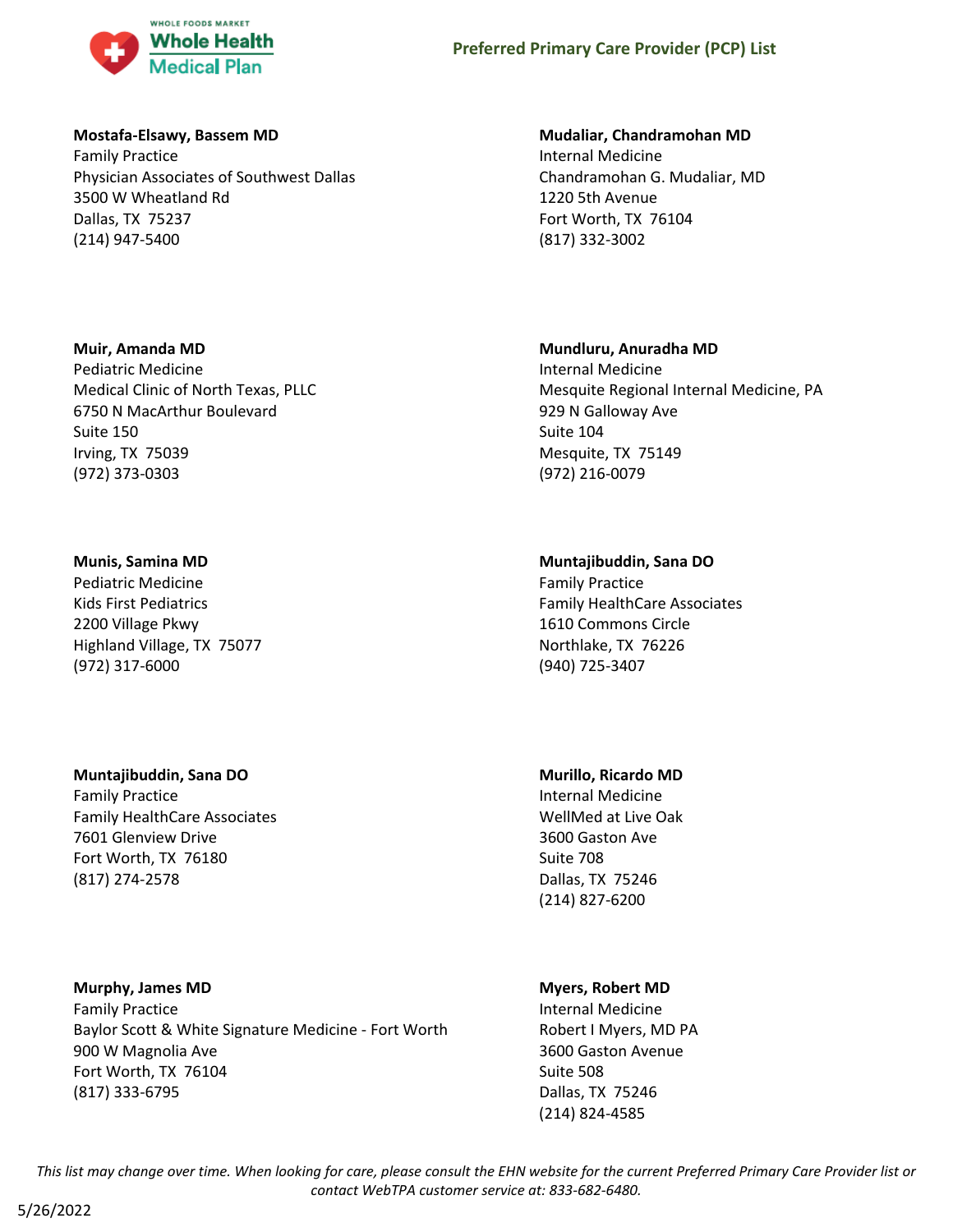**Mostafa-Elsawy, Bassem MD**
Family Practice
Physician Associates of Southwest Dallas
3500 W Wheatland Rd
Dallas, TX 75237
(214) 947-5400

**Mudaliar, Chandramohan MD**
Internal Medicine
Chandramohan G. Mudaliar, MD
1220 5th Avenue
Fort Worth, TX 76104
(817) 332-3002

**Muir, Amanda MD**
Pediatric Medicine
Medical Clinic of North Texas, PLLC
6750 N MacArthur Boulevard
Suite 150
Irving, TX 75039
(972) 373-0303

**Mundluru, Anuradha MD**
Internal Medicine
Mesquite Regional Internal Medicine, PA
929 N Galloway Ave
Suite 104
Mesquite, TX 75149
(972) 216-0079

**Munis, Samina MD**
Pediatric Medicine
Kids First Pediatrics
2200 Village Pkwy
Highland Village, TX 75077
(972) 317-6000

**Muntajibuddin, Sana DO**
Family Practice
Family HealthCare Associates
1610 Commons Circle
Northlake, TX 76226
(940) 725-3407

**Muntajibuddin, Sana DO**
Family Practice
Family HealthCare Associates
7601 Glenview Drive
Fort Worth, TX 76180
(817) 274-2578

**Murillo, Ricardo MD**
Internal Medicine
WellMed at Live Oak
3600 Gaston Ave
Suite 708
Dallas, TX 75246
(214) 827-6200

**Murphy, James MD**
Family Practice
Baylor Scott & White Signature Medicine - Fort Worth
900 W Magnolia Ave
Fort Worth, TX 76104
(817) 333-6795

**Myers, Robert MD**
Internal Medicine
Robert I Myers, MD PA
3600 Gaston Avenue
Suite 508
Dallas, TX 75246
(214) 824-4585

*This list may change over time. When looking for care, please consult the EHN website for the current Preferred Primary Care Provider list or contact WebTPA customer service at: 833-682-6480.*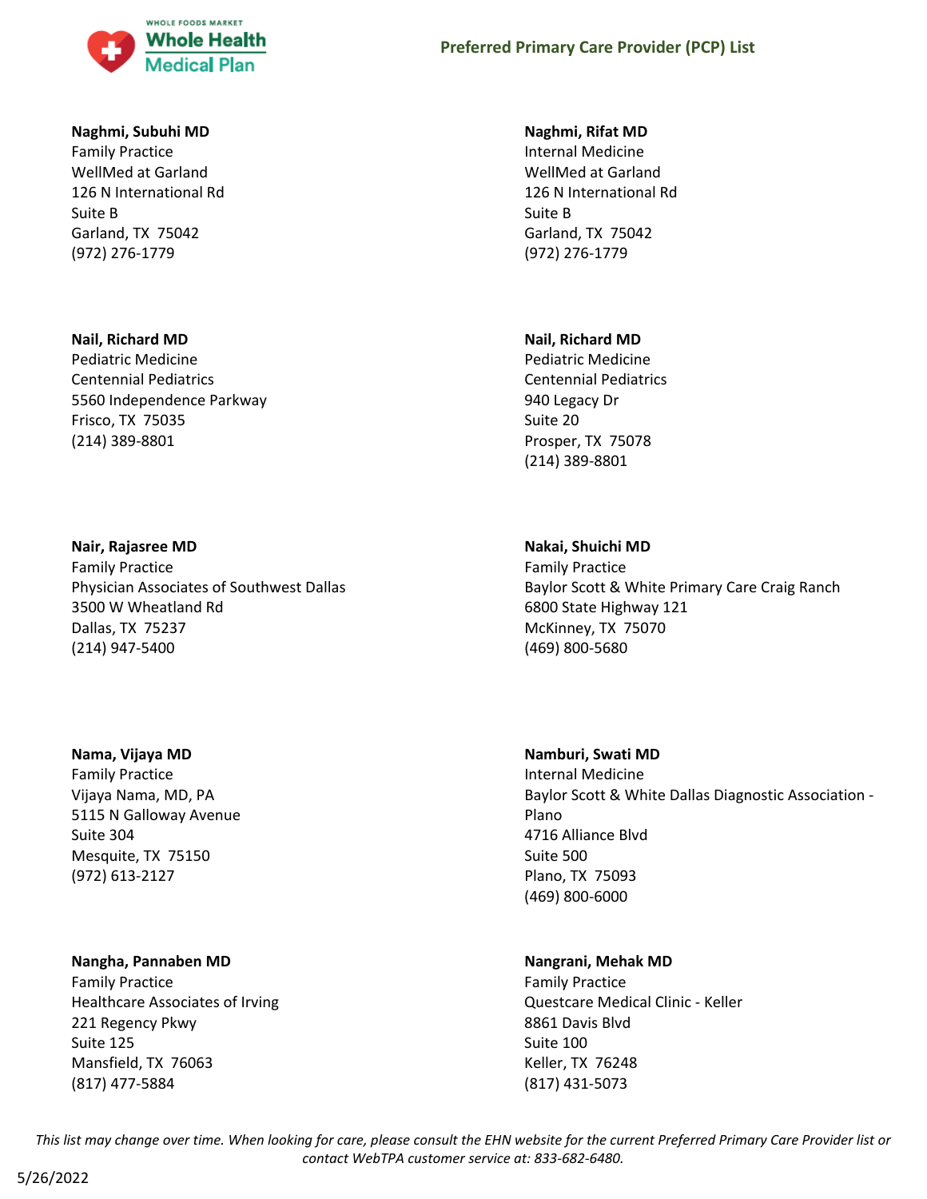**Naghmi, Subuhi MD**
Family Practice
WellMed at Garland
126 N International Rd
Suite B
Garland, TX 75042
(972) 276-1779

**Naghmi, Rifat MD**
Internal Medicine
WellMed at Garland
126 N International Rd
Suite B
Garland, TX 75042
(972) 276-1779

**Nail, Richard MD**
Pediatric Medicine
Centennial Pediatrics
5560 Independence Parkway
Frisco, TX 75035
(214) 389-8801

**Nail, Richard MD**
Pediatric Medicine
Centennial Pediatrics
940 Legacy Dr
Suite 20
Prosper, TX 75078
(214) 389-8801

**Nair, Rajasree MD**
Family Practice
Physician Associates of Southwest Dallas
3500 W Wheatland Rd
Dallas, TX 75237
(214) 947-5400

**Nakai, Shuichi MD**
Family Practice
Baylor Scott & White Primary Care Craig Ranch
6800 State Highway 121
McKinney, TX 75070
(469) 800-5680

**Nama, Vijaya MD**
Family Practice
Vijaya Nama, MD, PA
5115 N Galloway Avenue
Suite 304
Mesquite, TX 75150
(972) 613-2127

**Namburi, Swati MD**
Internal Medicine
Baylor Scott & White Dallas Diagnostic Association - Plano
4716 Alliance Blvd
Suite 500
Plano, TX 75093
(469) 800-6000

**Nangha, Pannaben MD**
Family Practice
Healthcare Associates of Irving
221 Regency Pkwy
Suite 125
Mansfield, TX 76063
(817) 477-5884

**Nangrani, Mehak MD**
Family Practice
Questcare Medical Clinic - Keller
8861 Davis Blvd
Suite 100
Keller, TX 76248
(817) 431-5073

*This list may change over time. When looking for care, please consult the EHN website for the current Preferred Primary Care Provider list or contact WebTPA customer service at: 833-682-6480.*

5/26/2022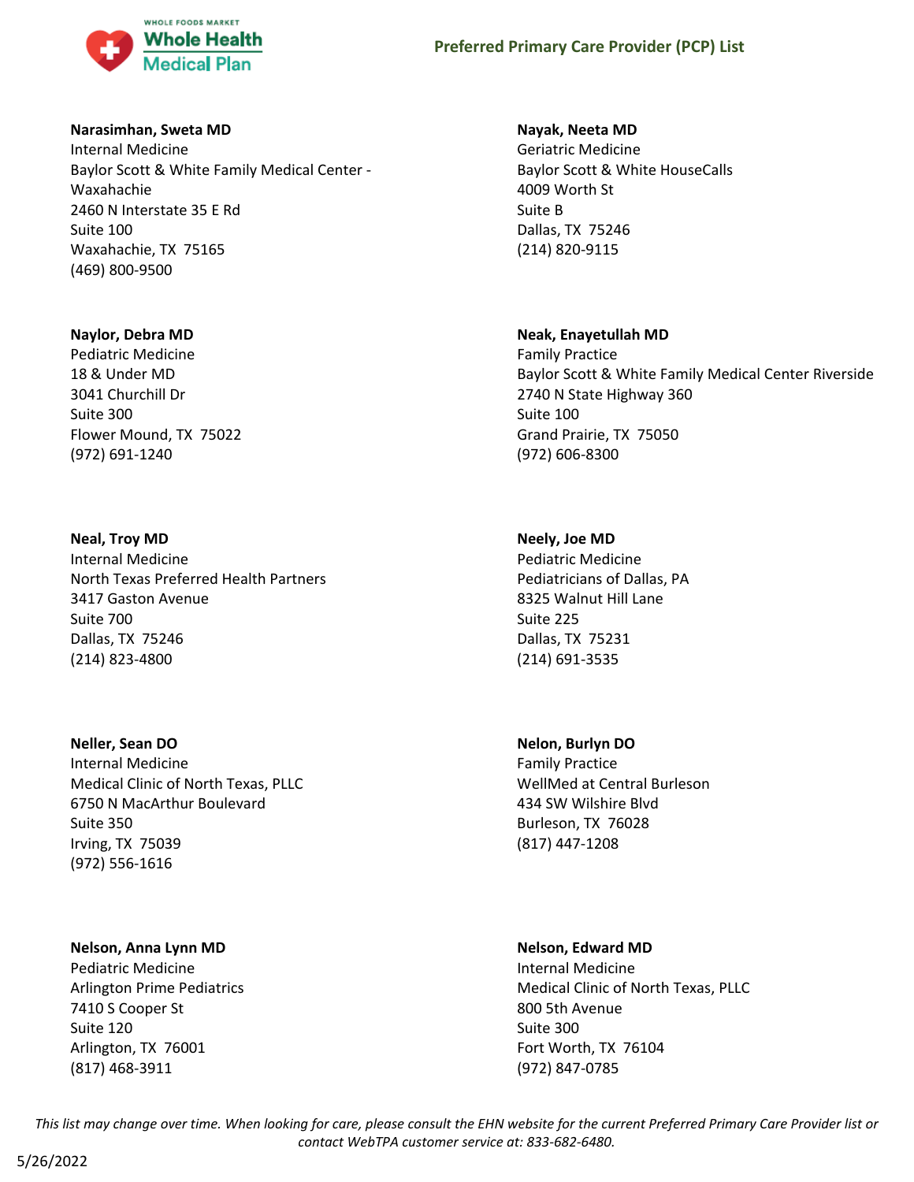**Narasimhan, Sweta MD**
Internal Medicine
Baylor Scott & White Family Medical Center - Waxahachie
2460 N Interstate 35 E Rd
Suite 100
Waxahachie, TX 75165
(469) 800-9500

**Nayak, Neeta MD**
Geriatric Medicine
Baylor Scott & White HouseCalls
4009 Worth St
Suite B
Dallas, TX 75246
(214) 820-9115

**Naylor, Debra MD**
Pediatric Medicine
18 & Under MD
3041 Churchill Dr
Suite 300
Flower Mound, TX 75022
(972) 691-1240

**Neak, Enayetullah MD**
Family Practice
Baylor Scott & White Family Medical Center Riverside
2740 N State Highway 360
Suite 100
Grand Prairie, TX 75050
(972) 606-8300

**Neal, Troy MD**
Internal Medicine
North Texas Preferred Health Partners
3417 Gaston Avenue
Suite 700
Dallas, TX 75246
(214) 823-4800

**Neely, Joe MD**
Pediatric Medicine
Pediatricians of Dallas, PA
8325 Walnut Hill Lane
Suite 225
Dallas, TX 75231
(214) 691-3535

**Neller, Sean DO**
Internal Medicine
Medical Clinic of North Texas, PLLC
6750 N MacArthur Boulevard
Suite 350
Irving, TX 75039
(972) 556-1616

**Nelon, Burlyn DO**
Family Practice
WellMed at Central Burleson
434 SW Wilshire Blvd
Burleson, TX 76028
(817) 447-1208

**Nelson, Anna Lynn MD**
Pediatric Medicine
Arlington Prime Pediatrics
7410 S Cooper St
Suite 120
Arlington, TX 76001
(817) 468-3911

**Nelson, Edward MD**
Internal Medicine
Medical Clinic of North Texas, PLLC
800 5th Avenue
Suite 300
Fort Worth, TX 76104
(972) 847-0785

*This list may change over time. When looking for care, please consult the EHN website for the current Preferred Primary Care Provider list or contact WebTPA customer service at: 833-682-6480.*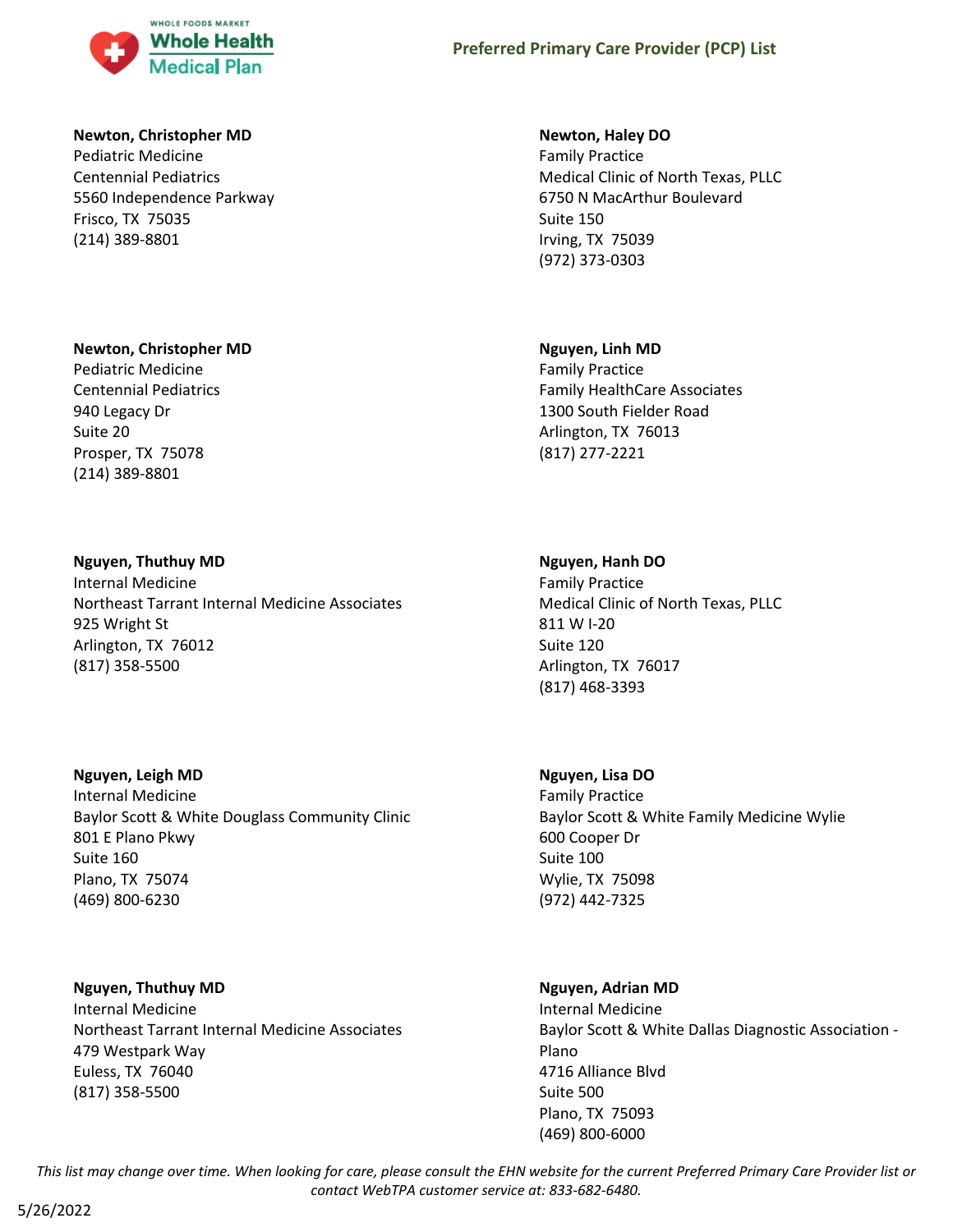**Newton, Christopher MD**
Pediatric Medicine
Centennial Pediatrics
5560 Independence Parkway
Frisco, TX 75035
(214) 389-8801

**Newton, Christopher MD**
Pediatric Medicine
Centennial Pediatrics
940 Legacy Dr
Suite 20
Prosper, TX 75078
(214) 389-8801

**Nguyen, Thuthuy MD**
Internal Medicine
Northeast Tarrant Internal Medicine Associates
925 Wright St
Arlington, TX 76012
(817) 358-5500

**Nguyen, Leigh MD**
Internal Medicine
Baylor Scott & White Douglass Community Clinic
801 E Plano Pkwy
Suite 160
Plano, TX 75074
(469) 800-6230

**Nguyen, Thuthuy MD**
Internal Medicine
Northeast Tarrant Internal Medicine Associates
479 Westpark Way
Euless, TX 76040
(817) 358-5500

**Newton, Haley DO**
Family Practice
Medical Clinic of North Texas, PLLC
6750 N MacArthur Boulevard
Suite 150
Irving, TX 75039
(972) 373-0303

**Nguyen, Linh MD**
Family Practice
Family HealthCare Associates
1300 South Fielder Road
Arlington, TX 76013
(817) 277-2221

**Nguyen, Hanh DO**
Family Practice
Medical Clinic of North Texas, PLLC
811 W I-20
Suite 120
Arlington, TX 76017
(817) 468-3393

**Nguyen, Lisa DO**
Family Practice
Baylor Scott & White Family Medicine Wylie
600 Cooper Dr
Suite 100
Wylie, TX 75098
(972) 442-7325

**Nguyen, Adrian MD**
Internal Medicine
Baylor Scott & White Dallas Diagnostic Association - Plano
4716 Alliance Blvd
Suite 500
Plano, TX 75093
(469) 800-6000

*This list may change over time. When looking for care, please consult the EHN website for the current Preferred Primary Care Provider list or contact WebTPA customer service at: 833-682-6480.*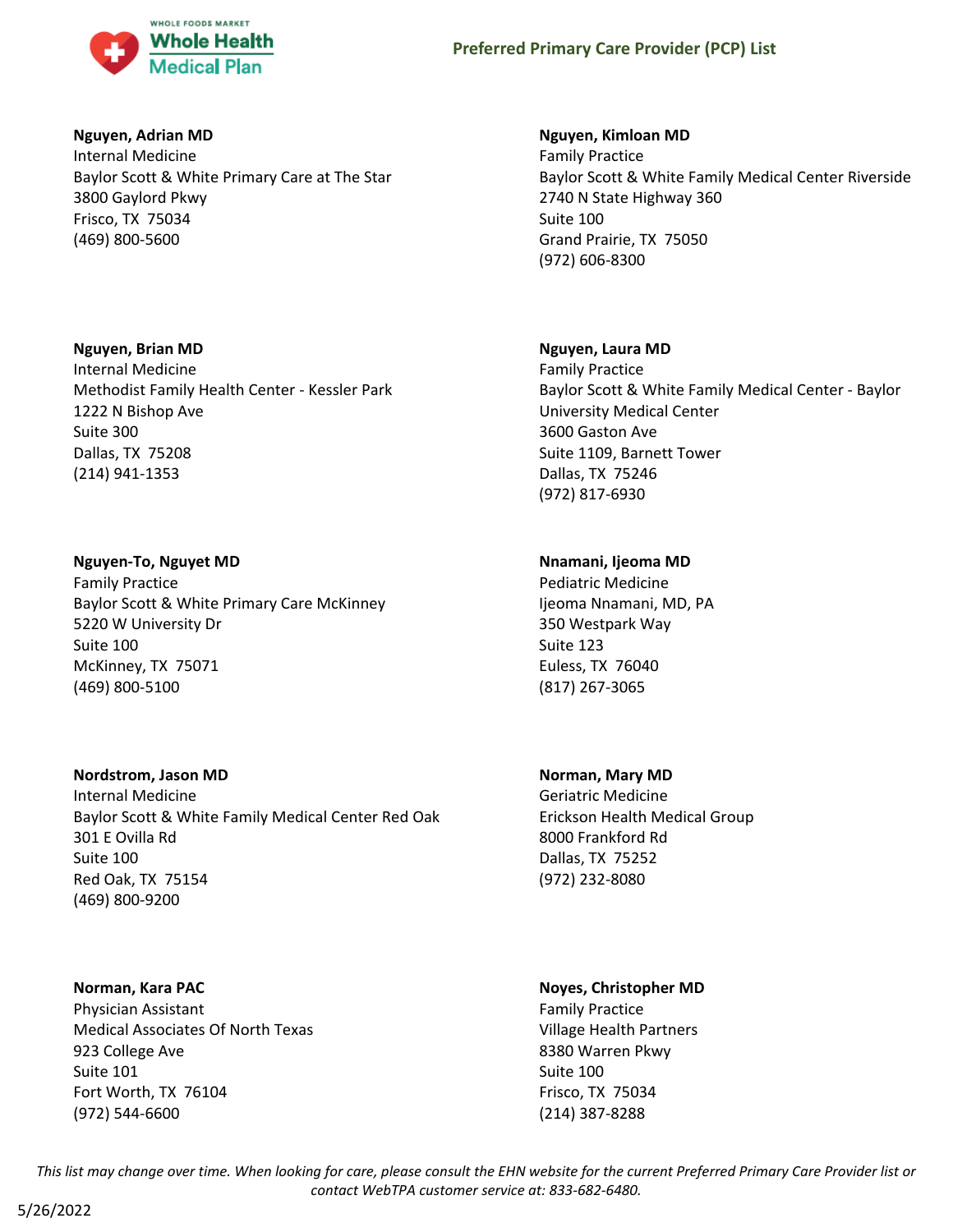**Nguyen, Adrian MD**
Internal Medicine
Baylor Scott & White Primary Care at The Star
3800 Gaylord Pkwy
Frisco, TX 75034
(469) 800-5600

**Nguyen, Brian MD**
Internal Medicine
Methodist Family Health Center - Kessler Park
1222 N Bishop Ave
Suite 300
Dallas, TX 75208
(214) 941-1353

**Nguyen-To, Nguyet MD**
Family Practice
Baylor Scott & White Primary Care McKinney
5220 W University Dr
Suite 100
McKinney, TX 75071
(469) 800-5100

**Nordstrom, Jason MD**
Internal Medicine
Baylor Scott & White Family Medical Center Red Oak
301 E Ovilla Rd
Suite 100
Red Oak, TX 75154
(469) 800-9200

**Norman, Kara PAC**
Physician Assistant
Medical Associates Of North Texas
923 College Ave
Suite 101
Fort Worth, TX 76104
(972) 544-6600

**Nguyen, Kimloan MD**
Family Practice
Baylor Scott & White Family Medical Center Riverside
2740 N State Highway 360
Suite 100
Grand Prairie, TX 75050
(972) 606-8300

**Nguyen, Laura MD**
Family Practice
Baylor Scott & White Family Medical Center - Baylor University Medical Center
3600 Gaston Ave
Suite 1109, Barnett Tower
Dallas, TX 75246
(972) 817-6930

**Nnamani, Ijeoma MD**
Pediatric Medicine
Ijeoma Nnamani, MD, PA
350 Westpark Way
Suite 123
Euless, TX 76040
(817) 267-3065

**Norman, Mary MD**
Geriatric Medicine
Erickson Health Medical Group
8000 Frankford Rd
Dallas, TX 75252
(972) 232-8080

**Noyes, Christopher MD**
Family Practice
Village Health Partners
8380 Warren Pkwy
Suite 100
Frisco, TX 75034
(214) 387-8288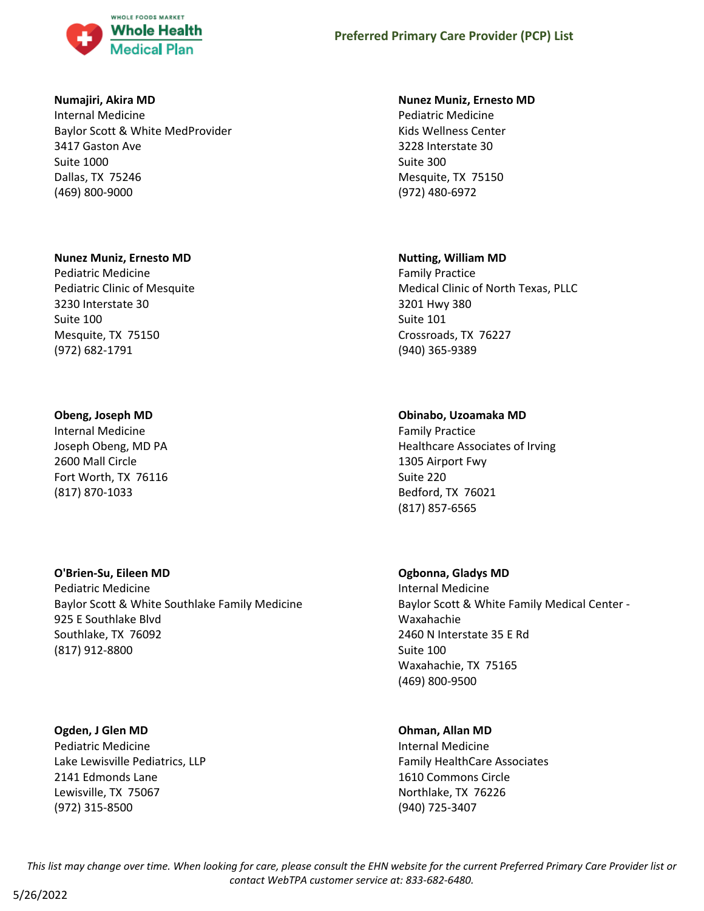**Numajiri, Akira MD**
Internal Medicine
Baylor Scott & White MedProvider
3417 Gaston Ave
Suite 1000
Dallas, TX 75246
(469) 800-9000

**Nunez Muniz, Ernesto MD**
Pediatric Medicine
Kids Wellness Center
3228 Interstate 30
Suite 300
Mesquite, TX 75150
(972) 480-6972

**Nunez Muniz, Ernesto MD**
Pediatric Medicine
Pediatric Clinic of Mesquite
3230 Interstate 30
Suite 100
Mesquite, TX 75150
(972) 682-1791

**Nutting, William MD**
Family Practice
Medical Clinic of North Texas, PLLC
3201 Hwy 380
Suite 101
Crossroads, TX 76227
(940) 365-9389

**Obeng, Joseph MD**
Internal Medicine
Joseph Obeng, MD PA
2600 Mall Circle
Fort Worth, TX 76116
(817) 870-1033

**Obinabo, Uzoamaka MD**
Family Practice
Healthcare Associates of Irving
1305 Airport Fwy
Suite 220
Bedford, TX 76021
(817) 857-6565

**O'Brien-Su, Eileen MD**
Pediatric Medicine
Baylor Scott & White Southlake Family Medicine
925 E Southlake Blvd
Southlake, TX 76092
(817) 912-8800

**Ogbonna, Gladys MD**
Internal Medicine
Baylor Scott & White Family Medical Center - Waxahachie
2460 N Interstate 35 E Rd
Suite 100
Waxahachie, TX 75165
(469) 800-9500

**Ogden, J Glen MD**
Pediatric Medicine
Lake Lewisville Pediatrics, LLP
2141 Edmonds Lane
Lewisville, TX 75067
(972) 315-8500

**Ohman, Allan MD**
Internal Medicine
Family HealthCare Associates
1610 Commons Circle
Northlake, TX 76226
(940) 725-3407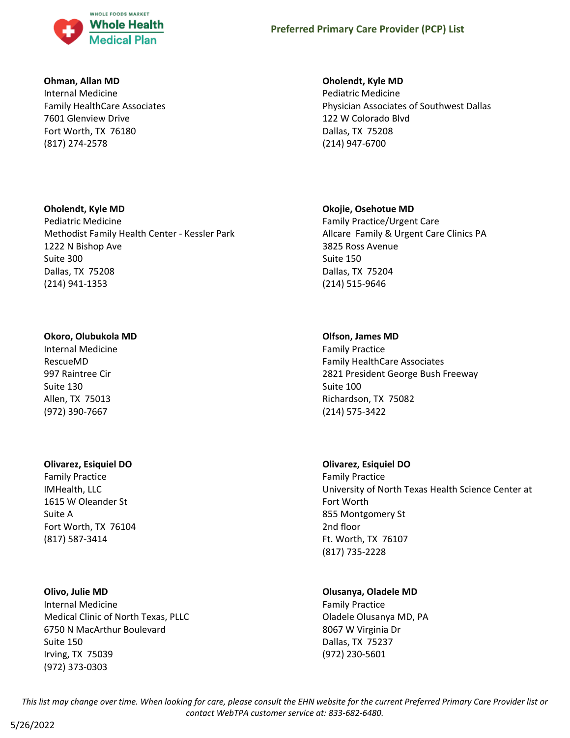**Ohman, Allan MD**
Internal Medicine
Family HealthCare Associates
7601 Glenview Drive
Fort Worth, TX 76180
(817) 274-2578

**Oholendt, Kyle MD**
Pediatric Medicine
Physician Associates of Southwest Dallas
122 W Colorado Blvd
Dallas, TX 75208
(214) 947-6700

**Oholendt, Kyle MD**
Pediatric Medicine
Methodist Family Health Center - Kessler Park
1222 N Bishop Ave
Suite 300
Dallas, TX 75208
(214) 941-1353

**Okojie, Osehotue MD**
Family Practice/Urgent Care
Allcare Family & Urgent Care Clinics PA
3825 Ross Avenue
Suite 150
Dallas, TX 75204
(214) 515-9646

**Okoro, Olubukola MD**
Internal Medicine
RescueMD
997 Raintree Cir
Suite 130
Allen, TX 75013
(972) 390-7667

**Olfson, James MD**
Family Practice
Family HealthCare Associates
2821 President George Bush Freeway
Suite 100
Richardson, TX 75082
(214) 575-3422

**Olivarez, Esiquiel DO**
Family Practice
IMHealth, LLC
1615 W Oleander St
Suite A
Fort Worth, TX 76104
(817) 587-3414

**Olivarez, Esiquiel DO**
Family Practice
University of North Texas Health Science Center at Fort Worth
855 Montgomery St
2nd floor
Ft. Worth, TX 76107
(817) 735-2228

**Olivo, Julie MD**
Internal Medicine
Medical Clinic of North Texas, PLLC
6750 N MacArthur Boulevard
Suite 150
Irving, TX 75039
(972) 373-0303

**Olusanya, Oladele MD**
Family Practice
Oladele Olusanya MD, PA
8067 W Virginia Dr
Dallas, TX 75237
(972) 230-5601

*This list may change over time. When looking for care, please consult the EHN website for the current Preferred Primary Care Provider list or contact WebTPA customer service at: 833-682-6480.*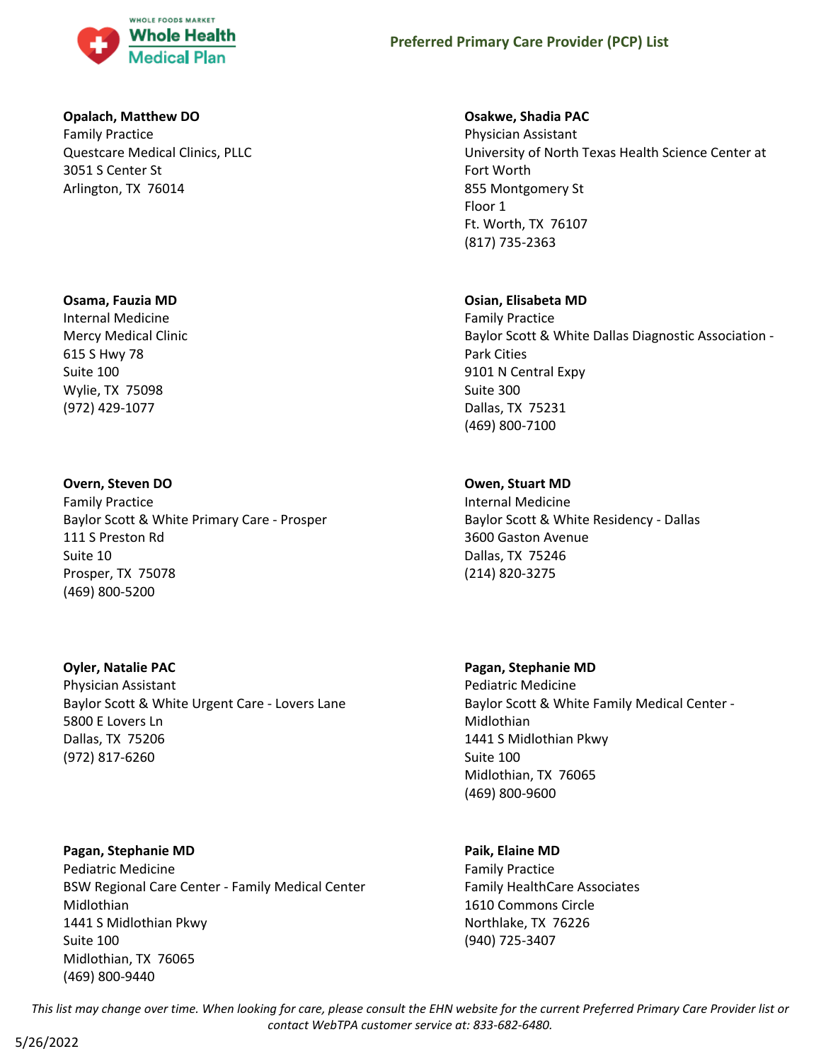**Opalach, Matthew DO**
Family Practice
Questcare Medical Clinics, PLLC
3051 S Center St
Arlington, TX 76014

**Osakwe, Shadia PAC**
Physician Assistant
University of North Texas Health Science Center at Fort Worth
855 Montgomery St
Floor 1
Ft. Worth, TX 76107
(817) 735-2363

**Osama, Fauzia MD**
Internal Medicine
Mercy Medical Clinic
615 S Hwy 78
Suite 100
Wylie, TX 75098
(972) 429-1077

**Osian, Elisabeta MD**
Family Practice
Baylor Scott & White Dallas Diagnostic Association - Park Cities
9101 N Central Expy
Suite 300
Dallas, TX 75231
(469) 800-7100

**Overn, Steven DO**
Family Practice
Baylor Scott & White Primary Care - Prosper
111 S Preston Rd
Suite 10
Prosper, TX 75078
(469) 800-5200

**Owen, Stuart MD**
Internal Medicine
Baylor Scott & White Residency - Dallas
3600 Gaston Avenue
Dallas, TX 75246
(214) 820-3275

**Oyler, Natalie PAC**
Physician Assistant
Baylor Scott & White Urgent Care - Lovers Lane
5800 E Lovers Ln
Dallas, TX 75206
(972) 817-6260

**Pagan, Stephanie MD**
Pediatric Medicine
Baylor Scott & White Family Medical Center - Midlothian
1441 S Midlothian Pkwy
Suite 100
Midlothian, TX 76065
(469) 800-9600

**Pagan, Stephanie MD**
Pediatric Medicine
BSW Regional Care Center - Family Medical Center Midlothian
1441 S Midlothian Pkwy
Suite 100
Midlothian, TX 76065
(469) 800-9440

**Paik, Elaine MD**
Family Practice
Family HealthCare Associates
1610 Commons Circle
Northlake, TX 76226
(940) 725-3407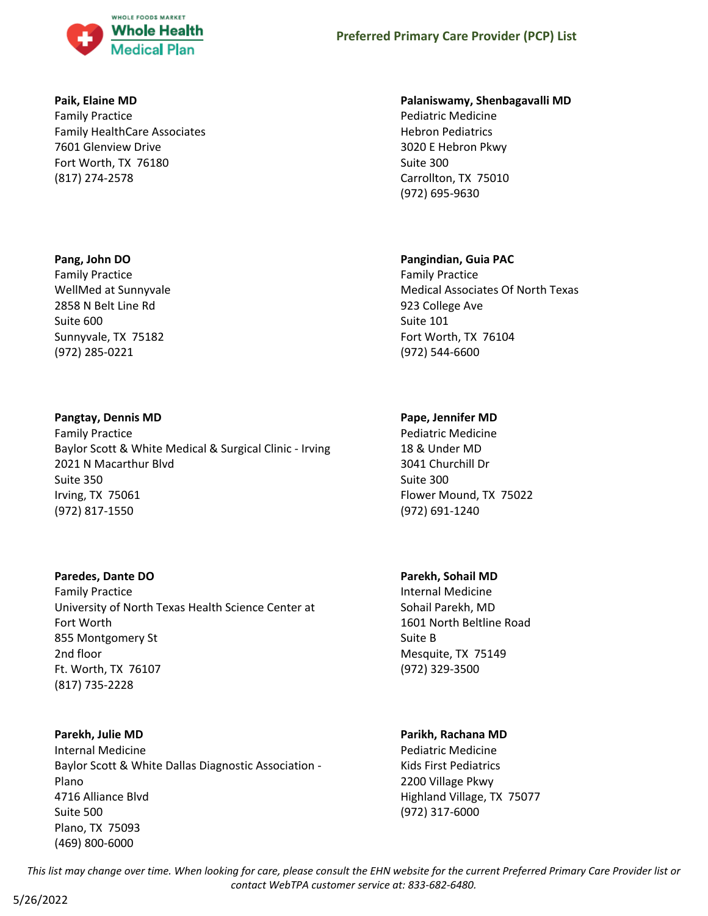**Paik, Elaine MD**
Family Practice
Family HealthCare Associates
7601 Glenview Drive
Fort Worth, TX 76180
(817) 274-2578

**Palaniswamy, Shenbagavalli MD**
Pediatric Medicine
Hebron Pediatrics
3020 E Hebron Pkwy
Suite 300
Carrollton, TX 75010
(972) 695-9630

**Pang, John DO**
Family Practice
WellMed at Sunnyvale
2858 N Belt Line Rd
Suite 600
Sunnyvale, TX 75182
(972) 285-0221

**Pangindian, Guia PAC**
Family Practice
Medical Associates Of North Texas
923 College Ave
Suite 101
Fort Worth, TX 76104
(972) 544-6600

**Pangtay, Dennis MD**
Family Practice
Baylor Scott & White Medical & Surgical Clinic - Irving
2021 N Macarthur Blvd
Suite 350
Irving, TX 75061
(972) 817-1550

**Pape, Jennifer MD**
Pediatric Medicine
18 & Under MD
3041 Churchill Dr
Suite 300
Flower Mound, TX 75022
(972) 691-1240

**Paredes, Dante DO**
Family Practice
University of North Texas Health Science Center at Fort Worth
855 Montgomery St
2nd floor
Ft. Worth, TX 76107
(817) 735-2228

**Parekh, Sohail MD**
Internal Medicine
Sohail Parekh, MD
1601 North Beltline Road
Suite B
Mesquite, TX 75149
(972) 329-3500

**Parekh, Julie MD**
Internal Medicine
Baylor Scott & White Dallas Diagnostic Association - Plano
4716 Alliance Blvd
Suite 500
Plano, TX 75093
(469) 800-6000

**Parikh, Rachana MD**
Pediatric Medicine
Kids First Pediatrics
2200 Village Pkwy
Highland Village, TX 75077
(972) 317-6000

*This list may change over time. When looking for care, please consult the EHN website for the current Preferred Primary Care Provider list or contact WebTPA customer service at: 833-682-6480.*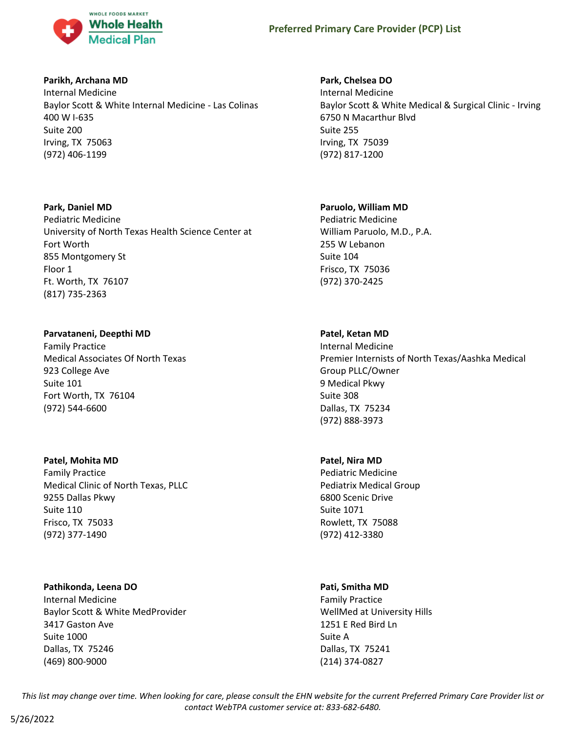**Parikh, Archana MD**
Internal Medicine
Baylor Scott & White Internal Medicine - Las Colinas
400 W I-635
Suite 200
Irving, TX 75063
(972) 406-1199

**Park, Chelsea DO**
Internal Medicine
Baylor Scott & White Medical & Surgical Clinic - Irving
6750 N Macarthur Blvd
Suite 255
Irving, TX 75039
(972) 817-1200

**Park, Daniel MD**
Pediatric Medicine
University of North Texas Health Science Center at Fort Worth
855 Montgomery St
Floor 1
Ft. Worth, TX 76107
(817) 735-2363

**Paruolo, William MD**
Pediatric Medicine
William Paruolo, M.D., P.A.
255 W Lebanon
Suite 104
Frisco, TX 75036
(972) 370-2425

**Parvataneni, Deepthi MD**
Family Practice
Medical Associates Of North Texas
923 College Ave
Suite 101
Fort Worth, TX 76104
(972) 544-6600

**Patel, Ketan MD**
Internal Medicine
Premier Internists of North Texas/Aashka Medical Group PLLC/Owner
9 Medical Pkwy
Suite 308
Dallas, TX 75234
(972) 888-3973

**Patel, Mohita MD**
Family Practice
Medical Clinic of North Texas, PLLC
9255 Dallas Pkwy
Suite 110
Frisco, TX 75033
(972) 377-1490

**Patel, Nira MD**
Pediatric Medicine
Pediatrix Medical Group
6800 Scenic Drive
Suite 1071
Rowlett, TX 75088
(972) 412-3380

**Pathikonda, Leena DO**
Internal Medicine
Baylor Scott & White MedProvider
3417 Gaston Ave
Suite 1000
Dallas, TX 75246
(469) 800-9000

**Pati, Smitha MD**
Family Practice
WellMed at University Hills
1251 E Red Bird Ln
Suite A
Dallas, TX 75241
(214) 374-0827

*This list may change over time. When looking for care, please consult the EHN website for the current Preferred Primary Care Provider list or contact WebTPA customer service at: 833-682-6480.*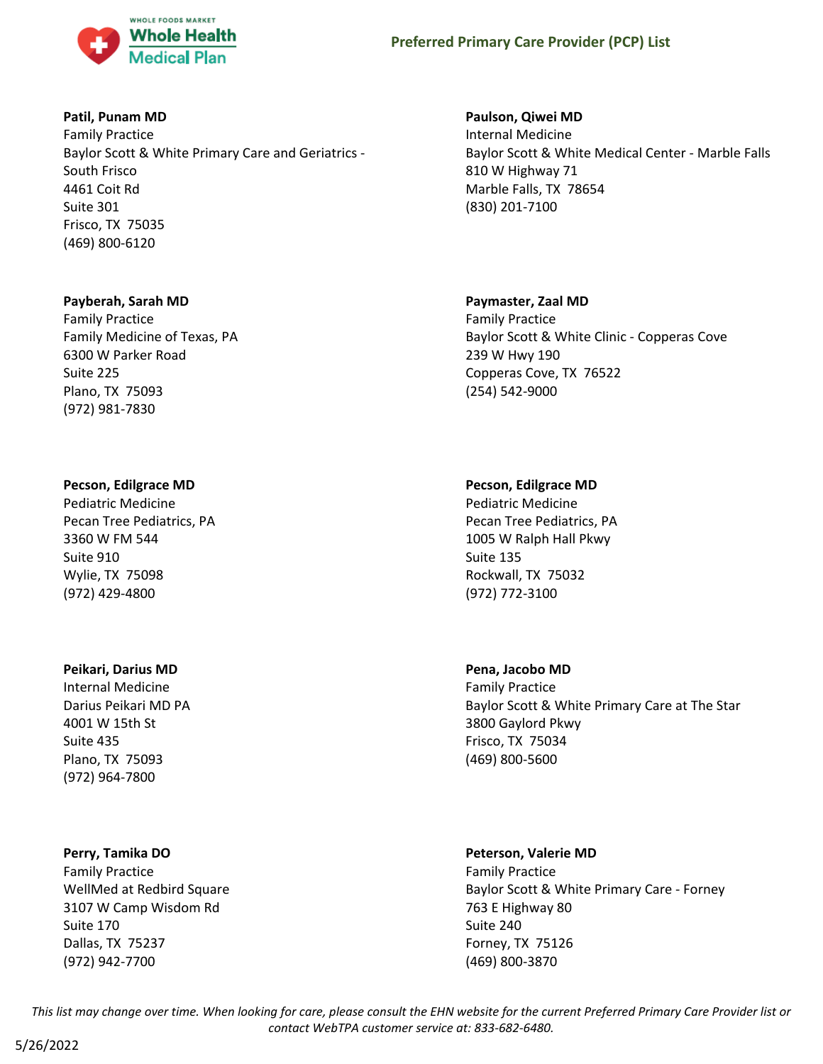**Patil, Punam MD**
Family Practice
Baylor Scott & White Primary Care and Geriatrics - South Frisco
4461 Coit Rd
Suite 301
Frisco, TX 75035
(469) 800-6120

**Paulson, Qiwei MD**
Internal Medicine
Baylor Scott & White Medical Center - Marble Falls
810 W Highway 71
Marble Falls, TX 78654
(830) 201-7100

**Payberah, Sarah MD**
Family Practice
Family Medicine of Texas, PA
6300 W Parker Road
Suite 225
Plano, TX 75093
(972) 981-7830

**Paymaster, Zaal MD**
Family Practice
Baylor Scott & White Clinic - Copperas Cove
239 W Hwy 190
Copperas Cove, TX 76522
(254) 542-9000

**Pecson, Edilgrace MD**
Pediatric Medicine
Pecan Tree Pediatrics, PA
3360 W FM 544
Suite 910
Wylie, TX 75098
(972) 429-4800

**Pecson, Edilgrace MD**
Pediatric Medicine
Pecan Tree Pediatrics, PA
1005 W Ralph Hall Pkwy
Suite 135
Rockwall, TX 75032
(972) 772-3100

**Peikari, Darius MD**
Internal Medicine
Darius Peikari MD PA
4001 W 15th St
Suite 435
Plano, TX 75093
(972) 964-7800

**Pena, Jacobo MD**
Family Practice
Baylor Scott & White Primary Care at The Star
3800 Gaylord Pkwy
Frisco, TX 75034
(469) 800-5600

**Perry, Tamika DO**
Family Practice
WellMed at Redbird Square
3107 W Camp Wisdom Rd
Suite 170
Dallas, TX 75237
(972) 942-7700

**Peterson, Valerie MD**
Family Practice
Baylor Scott & White Primary Care - Forney
763 E Highway 80
Suite 240
Forney, TX 75126
(469) 800-3870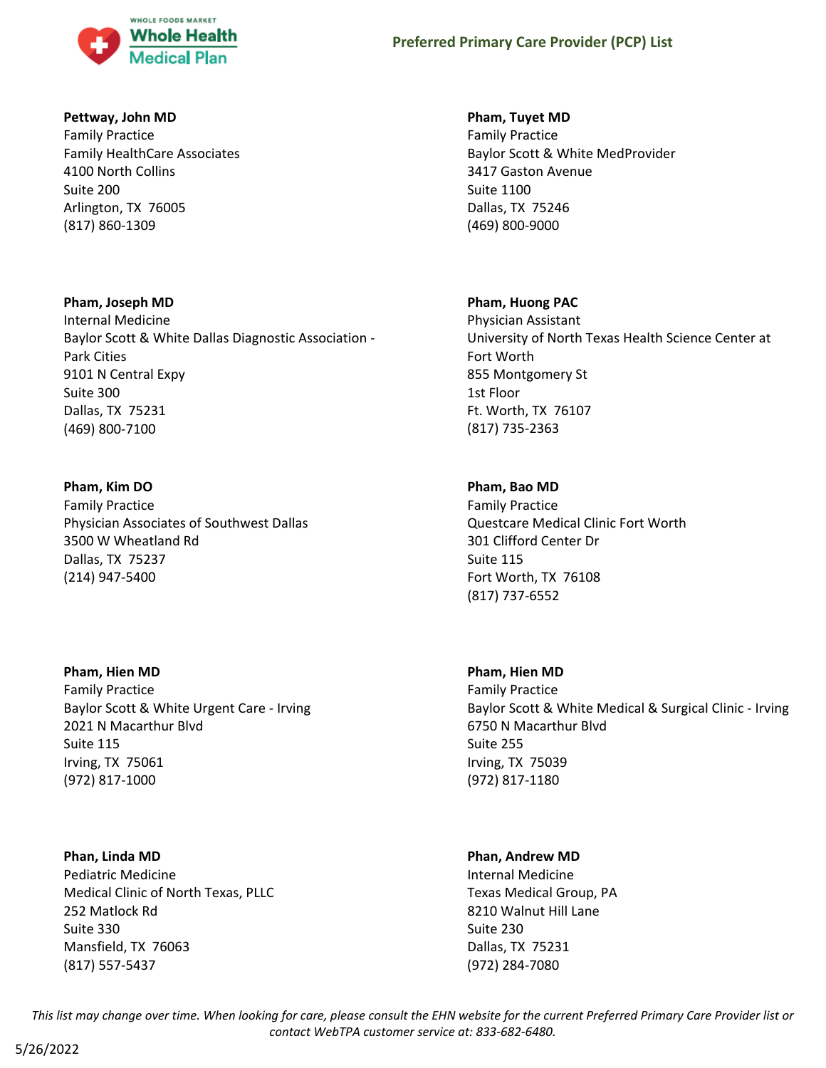**Pettway, John MD**
Family Practice
Family HealthCare Associates
4100 North Collins
Suite 200
Arlington, TX 76005
(817) 860-1309

**Pham, Joseph MD**
Internal Medicine
Baylor Scott & White Dallas Diagnostic Association - Park Cities
9101 N Central Expy
Suite 300
Dallas, TX 75231
(469) 800-7100

**Pham, Kim DO**
Family Practice
Physician Associates of Southwest Dallas
3500 W Wheatland Rd
Dallas, TX 75237
(214) 947-5400

**Pham, Hien MD**
Family Practice
Baylor Scott & White Urgent Care - Irving
2021 N Macarthur Blvd
Suite 115
Irving, TX 75061
(972) 817-1000

**Phan, Linda MD**
Pediatric Medicine
Medical Clinic of North Texas, PLLC
252 Matlock Rd
Suite 330
Mansfield, TX 76063
(817) 557-5437

**Pham, Tuyet MD**
Family Practice
Baylor Scott & White MedProvider
3417 Gaston Avenue
Suite 1100
Dallas, TX 75246
(469) 800-9000

**Pham, Huong PAC**
Physician Assistant
University of North Texas Health Science Center at Fort Worth
855 Montgomery St
1st Floor
Ft. Worth, TX 76107
(817) 735-2363

**Pham, Bao MD**
Family Practice
Questcare Medical Clinic Fort Worth
301 Clifford Center Dr
Suite 115
Fort Worth, TX 76108
(817) 737-6552

**Pham, Hien MD**
Family Practice
Baylor Scott & White Medical & Surgical Clinic - Irving
6750 N Macarthur Blvd
Suite 255
Irving, TX 75039
(972) 817-1180

**Phan, Andrew MD**
Internal Medicine
Texas Medical Group, PA
8210 Walnut Hill Lane
Suite 230
Dallas, TX 75231
(972) 284-7080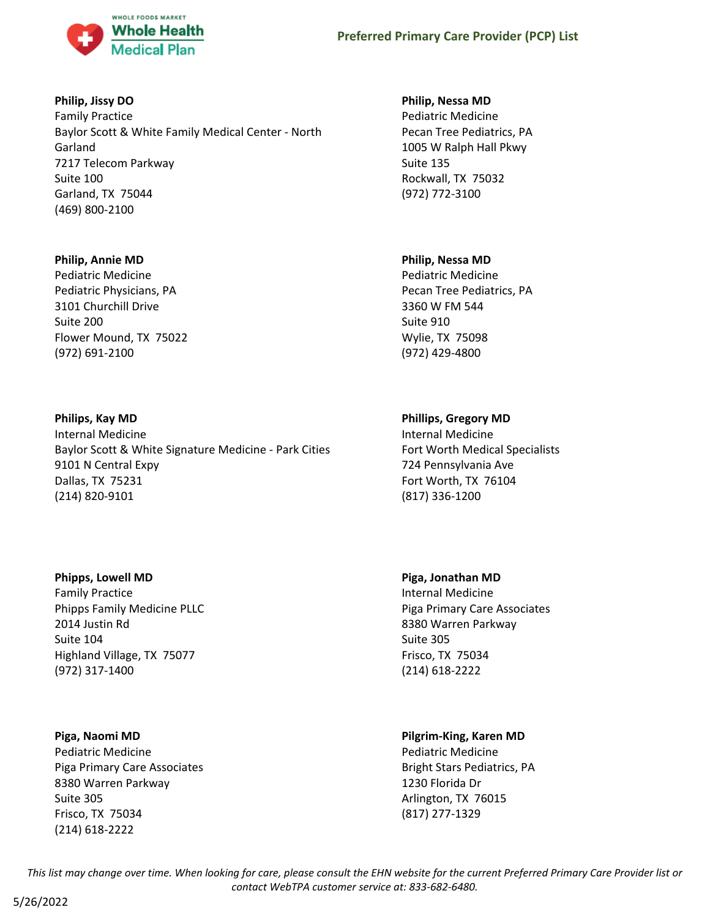**Philip, Jissy DO**
Family Practice
Baylor Scott & White Family Medical Center - North Garland
7217 Telecom Parkway
Suite 100
Garland, TX 75044
(469) 800-2100

**Philip, Annie MD**
Pediatric Medicine
Pediatric Physicians, PA
3101 Churchill Drive
Suite 200
Flower Mound, TX 75022
(972) 691-2100

**Philips, Kay MD**
Internal Medicine
Baylor Scott & White Signature Medicine - Park Cities
9101 N Central Expy
Dallas, TX 75231
(214) 820-9101

**Phipps, Lowell MD**
Family Practice
Phipps Family Medicine PLLC
2014 Justin Rd
Suite 104
Highland Village, TX 75077
(972) 317-1400

**Piga, Naomi MD**
Pediatric Medicine
Piga Primary Care Associates
8380 Warren Parkway
Suite 305
Frisco, TX 75034
(214) 618-2222

**Philip, Nessa MD**
Pediatric Medicine
Pecan Tree Pediatrics, PA
1005 W Ralph Hall Pkwy
Suite 135
Rockwall, TX 75032
(972) 772-3100

**Philip, Nessa MD**
Pediatric Medicine
Pecan Tree Pediatrics, PA
3360 W FM 544
Suite 910
Wylie, TX 75098
(972) 429-4800

**Phillips, Gregory MD**
Internal Medicine
Fort Worth Medical Specialists
724 Pennsylvania Ave
Fort Worth, TX 76104
(817) 336-1200

**Piga, Jonathan MD**
Internal Medicine
Piga Primary Care Associates
8380 Warren Parkway
Suite 305
Frisco, TX 75034
(214) 618-2222

**Pilgrim-King, Karen MD**
Pediatric Medicine
Bright Stars Pediatrics, PA
1230 Florida Dr
Arlington, TX 76015
(817) 277-1329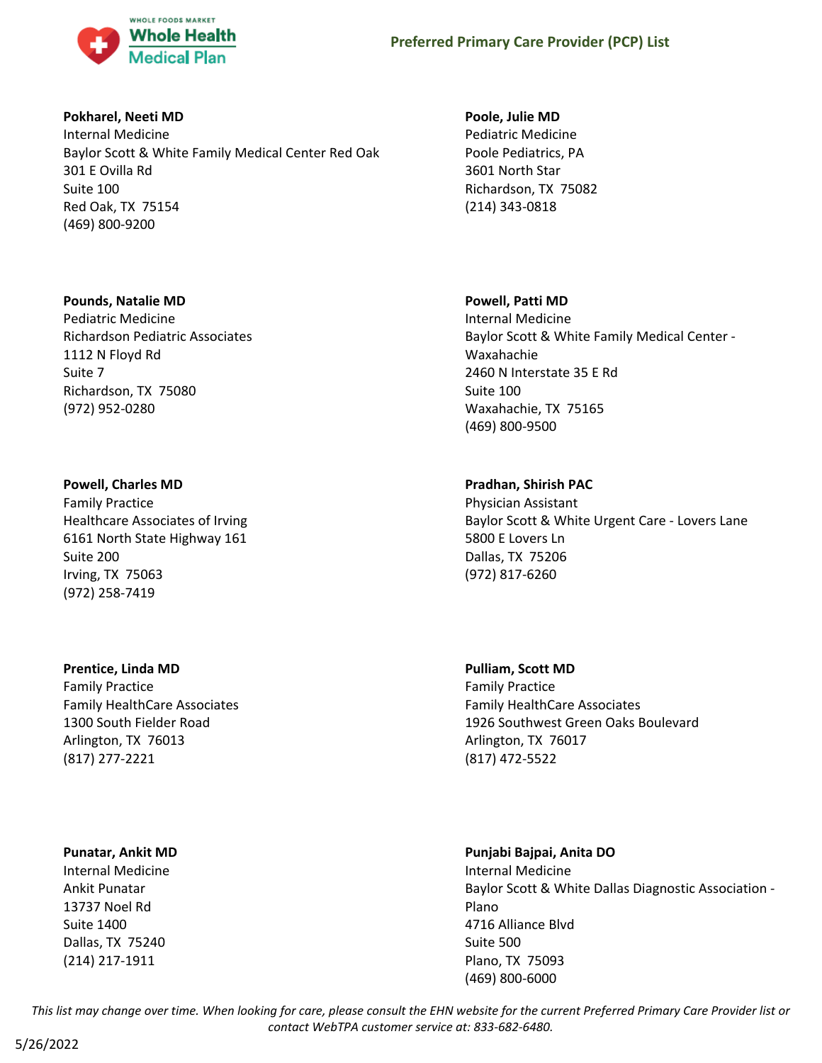**Pokharel, Neeti MD**
Internal Medicine
Baylor Scott & White Family Medical Center Red Oak
301 E Ovilla Rd
Suite 100
Red Oak, TX 75154
(469) 800-9200

**Poole, Julie MD**
Pediatric Medicine
Poole Pediatrics, PA
3601 North Star
Richardson, TX 75082
(214) 343-0818

**Pounds, Natalie MD**
Pediatric Medicine
Richardson Pediatric Associates
1112 N Floyd Rd
Suite 7
Richardson, TX 75080
(972) 952-0280

**Powell, Patti MD**
Internal Medicine
Baylor Scott & White Family Medical Center - Waxahachie
2460 N Interstate 35 E Rd
Suite 100
Waxahachie, TX 75165
(469) 800-9500

**Powell, Charles MD**
Family Practice
Healthcare Associates of Irving
6161 North State Highway 161
Suite 200
Irving, TX 75063
(972) 258-7419

**Pradhan, Shirish PAC**
Physician Assistant
Baylor Scott & White Urgent Care - Lovers Lane
5800 E Lovers Ln
Dallas, TX 75206
(972) 817-6260

**Prentice, Linda MD**
Family Practice
Family HealthCare Associates
1300 South Fielder Road
Arlington, TX 76013
(817) 277-2221

**Pulliam, Scott MD**
Family Practice
Family HealthCare Associates
1926 Southwest Green Oaks Boulevard
Arlington, TX 76017
(817) 472-5522

**Punatar, Ankit MD**
Internal Medicine
Ankit Punatar
13737 Noel Rd
Suite 1400
Dallas, TX 75240
(214) 217-1911

**Punjabi Bajpai, Anita DO**
Internal Medicine
Baylor Scott & White Dallas Diagnostic Association - Plano
4716 Alliance Blvd
Suite 500
Plano, TX 75093
(469) 800-6000

*This list may change over time. When looking for care, please consult the EHN website for the current Preferred Primary Care Provider list or contact WebTPA customer service at: 833-682-6480.*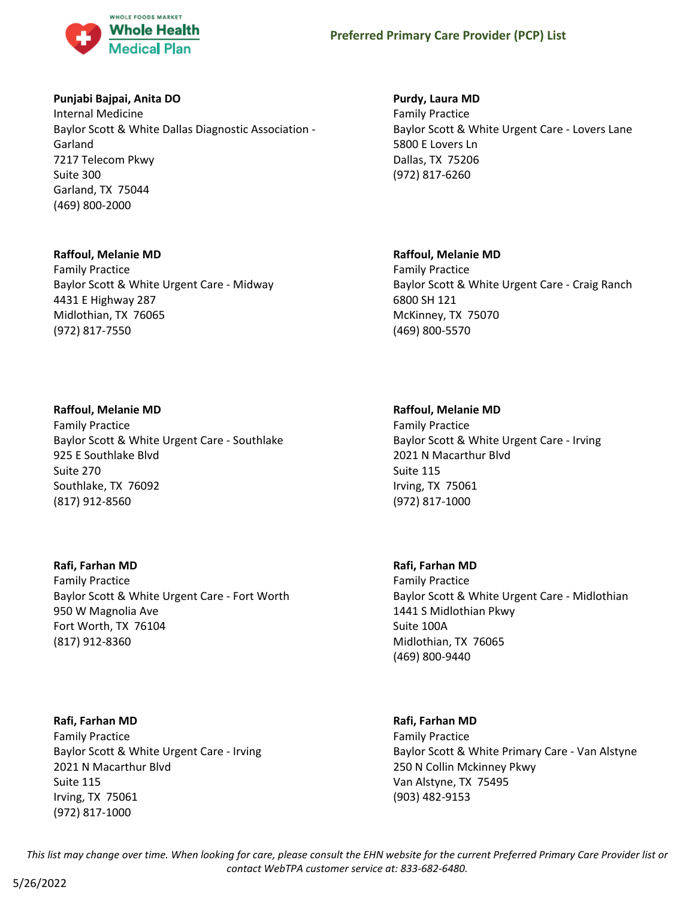**Punjabi Bajpai, Anita DO**
Internal Medicine
Baylor Scott & White Dallas Diagnostic Association - Garland
7217 Telecom Pkwy
Suite 300
Garland, TX 75044
(469) 800-2000

**Purdy, Laura MD**
Family Practice
Baylor Scott & White Urgent Care - Lovers Lane
5800 E Lovers Ln
Dallas, TX 75206
(972) 817-6260

**Raffoul, Melanie MD**
Family Practice
Baylor Scott & White Urgent Care - Midway
4431 E Highway 287
Midlothian, TX 76065
(972) 817-7550

**Raffoul, Melanie MD**
Family Practice
Baylor Scott & White Urgent Care - Craig Ranch
6800 SH 121
McKinney, TX 75070
(469) 800-5570

**Raffoul, Melanie MD**
Family Practice
Baylor Scott & White Urgent Care - Southlake
925 E Southlake Blvd
Suite 270
Southlake, TX 76092
(817) 912-8560

**Raffoul, Melanie MD**
Family Practice
Baylor Scott & White Urgent Care - Irving
2021 N Macarthur Blvd
Suite 115
Irving, TX 75061
(972) 817-1000

**Rafi, Farhan MD**
Family Practice
Baylor Scott & White Urgent Care - Fort Worth
950 W Magnolia Ave
Fort Worth, TX 76104
(817) 912-8360

**Rafi, Farhan MD**
Family Practice
Baylor Scott & White Urgent Care - Midlothian
1441 S Midlothian Pkwy
Suite 100A
Midlothian, TX 76065
(469) 800-9440

**Rafi, Farhan MD**
Family Practice
Baylor Scott & White Urgent Care - Irving
2021 N Macarthur Blvd
Suite 115
Irving, TX 75061
(972) 817-1000

**Rafi, Farhan MD**
Family Practice
Baylor Scott & White Primary Care - Van Alstyne
250 N Collin Mckinney Pkwy
Van Alstyne, TX 75495
(903) 482-9153

*This list may change over time. When looking for care, please consult the EHN website for the current Preferred Primary Care Provider list or contact WebTPA customer service at: 833-682-6480.*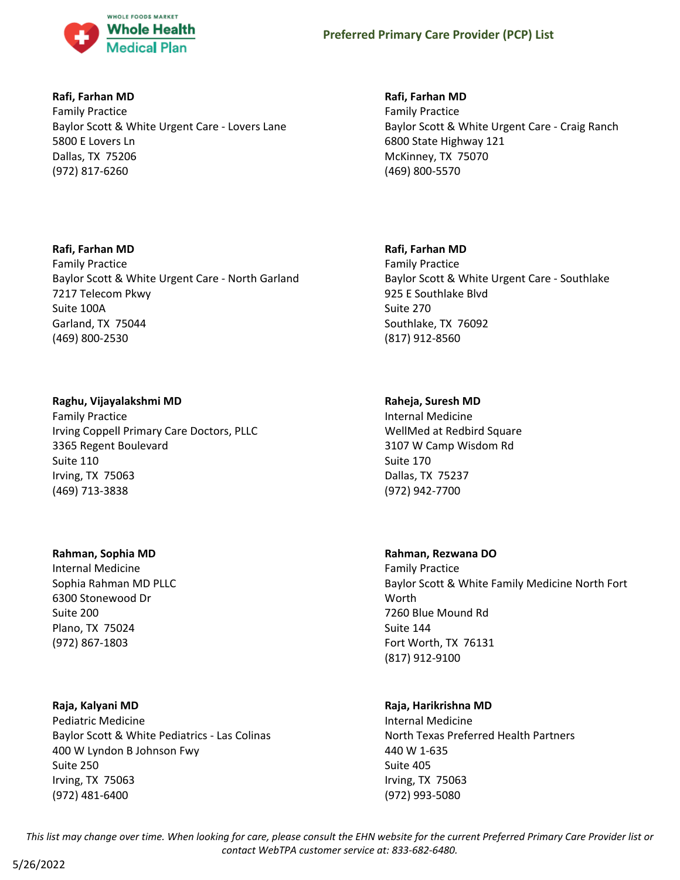**Rafi, Farhan MD**
Family Practice
Baylor Scott & White Urgent Care - Lovers Lane
5800 E Lovers Ln
Dallas, TX 75206
(972) 817-6260

**Rafi, Farhan MD**
Family Practice
Baylor Scott & White Urgent Care - Craig Ranch
6800 State Highway 121
McKinney, TX 75070
(469) 800-5570

**Rafi, Farhan MD**
Family Practice
Baylor Scott & White Urgent Care - North Garland
7217 Telecom Pkwy
Suite 100A
Garland, TX 75044
(469) 800-2530

**Rafi, Farhan MD**
Family Practice
Baylor Scott & White Urgent Care - Southlake
925 E Southlake Blvd
Suite 270
Southlake, TX 76092
(817) 912-8560

**Raghu, Vijayalakshmi MD**
Family Practice
Irving Coppell Primary Care Doctors, PLLC
3365 Regent Boulevard
Suite 110
Irving, TX 75063
(469) 713-3838

**Raheja, Suresh MD**
Internal Medicine
WellMed at Redbird Square
3107 W Camp Wisdom Rd
Suite 170
Dallas, TX 75237
(972) 942-7700

**Rahman, Sophia MD**
Internal Medicine
Sophia Rahman MD PLLC
6300 Stonewood Dr
Suite 200
Plano, TX 75024
(972) 867-1803

**Rahman, Rezwana DO**
Family Practice
Baylor Scott & White Family Medicine North Fort Worth
7260 Blue Mound Rd
Suite 144
Fort Worth, TX 76131
(817) 912-9100

**Raja, Kalyani MD**
Pediatric Medicine
Baylor Scott & White Pediatrics - Las Colinas
400 W Lyndon B Johnson Fwy
Suite 250
Irving, TX 75063
(972) 481-6400

**Raja, Harikrishna MD**
Internal Medicine
North Texas Preferred Health Partners
440 W 1-635
Suite 405
Irving, TX 75063
(972) 993-5080

*This list may change over time. When looking for care, please consult the EHN website for the current Preferred Primary Care Provider list or contact WebTPA customer service at: 833-682-6480.*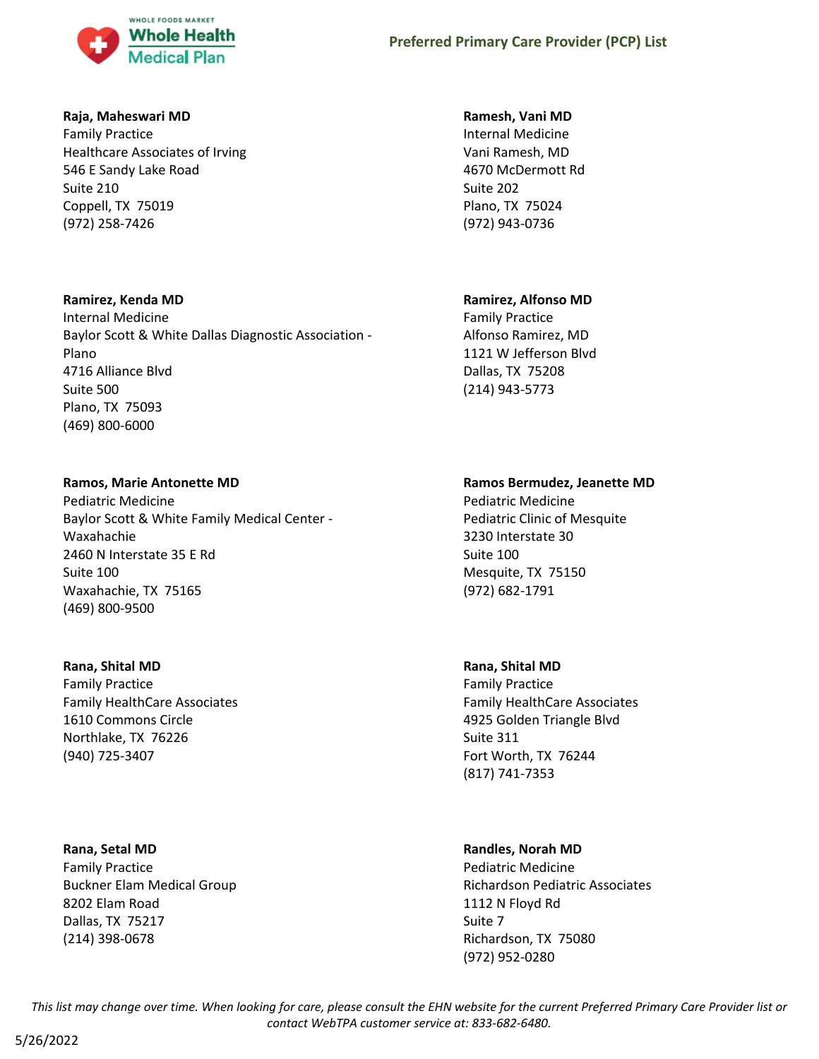**Raja, Maheswari MD**
Family Practice
Healthcare Associates of Irving
546 E Sandy Lake Road
Suite 210
Coppell, TX 75019
(972) 258-7426

**Ramirez, Kenda MD**
Internal Medicine
Baylor Scott & White Dallas Diagnostic Association - Plano
4716 Alliance Blvd
Suite 500
Plano, TX 75093
(469) 800-6000

**Ramos, Marie Antonette MD**
Pediatric Medicine
Baylor Scott & White Family Medical Center - Waxahachie
2460 N Interstate 35 E Rd
Suite 100
Waxahachie, TX 75165
(469) 800-9500

**Rana, Shital MD**
Family Practice
Family HealthCare Associates
1610 Commons Circle
Northlake, TX 76226
(940) 725-3407

**Rana, Setal MD**
Family Practice
Buckner Elam Medical Group
8202 Elam Road
Dallas, TX 75217
(214) 398-0678

**Ramesh, Vani MD**
Internal Medicine
Vani Ramesh, MD
4670 McDermott Rd
Suite 202
Plano, TX 75024
(972) 943-0736

**Ramirez, Alfonso MD**
Family Practice
Alfonso Ramirez, MD
1121 W Jefferson Blvd
Dallas, TX 75208
(214) 943-5773

**Ramos Bermudez, Jeanette MD**
Pediatric Medicine
Pediatric Clinic of Mesquite
3230 Interstate 30
Suite 100
Mesquite, TX 75150
(972) 682-1791

**Rana, Shital MD**
Family Practice
Family HealthCare Associates
4925 Golden Triangle Blvd
Suite 311
Fort Worth, TX 76244
(817) 741-7353

**Randles, Norah MD**
Pediatric Medicine
Richardson Pediatric Associates
1112 N Floyd Rd
Suite 7
Richardson, TX 75080
(972) 952-0280

*This list may change over time. When looking for care, please consult the EHN website for the current Preferred Primary Care Provider list or contact WebTPA customer service at: 833-682-6480.*

5/26/2022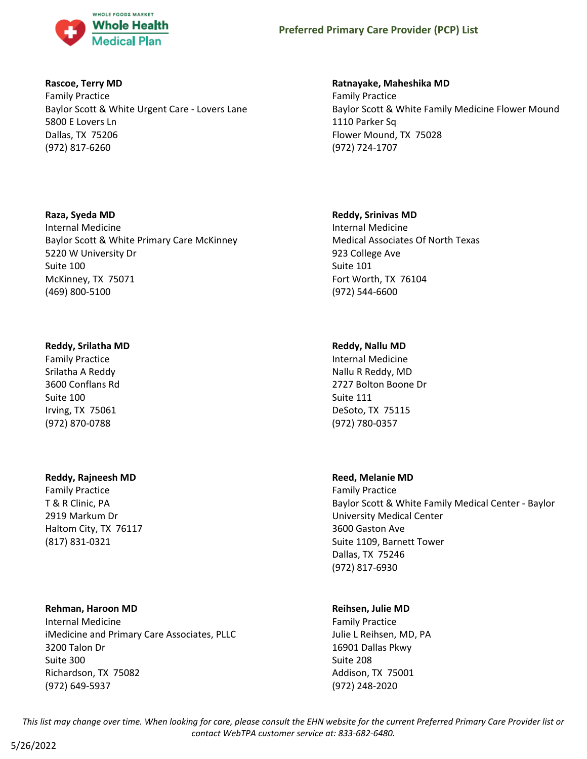**Rascoe, Terry MD**
Family Practice
Baylor Scott & White Urgent Care - Lovers Lane
5800 E Lovers Ln
Dallas, TX 75206
(972) 817-6260

**Ratnayake, Maheshika MD**
Family Practice
Baylor Scott & White Family Medicine Flower Mound
1110 Parker Sq
Flower Mound, TX 75028
(972) 724-1707

**Raza, Syeda MD**
Internal Medicine
Baylor Scott & White Primary Care McKinney
5220 W University Dr
Suite 100
McKinney, TX 75071
(469) 800-5100

**Reddy, Srinivas MD**
Internal Medicine
Medical Associates Of North Texas
923 College Ave
Suite 101
Fort Worth, TX 76104
(972) 544-6600

**Reddy, Srilatha MD**
Family Practice
Srilatha A Reddy
3600 Conflans Rd
Suite 100
Irving, TX 75061
(972) 870-0788

**Reddy, Nallu MD**
Internal Medicine
Nallu R Reddy, MD
2727 Bolton Boone Dr
Suite 111
DeSoto, TX 75115
(972) 780-0357

**Reddy, Rajneesh MD**
Family Practice
T & R Clinic, PA
2919 Markum Dr
Haltom City, TX 76117
(817) 831-0321

**Reed, Melanie MD**
Family Practice
Baylor Scott & White Family Medical Center - Baylor University Medical Center
3600 Gaston Ave
Suite 1109, Barnett Tower
Dallas, TX 75246
(972) 817-6930

**Rehman, Haroon MD**
Internal Medicine
iMedicine and Primary Care Associates, PLLC
3200 Talon Dr
Suite 300
Richardson, TX 75082
(972) 649-5937

**Reihsen, Julie MD**
Family Practice
Julie L Reihsen, MD, PA
16901 Dallas Pkwy
Suite 208
Addison, TX 75001
(972) 248-2020

*This list may change over time. When looking for care, please consult the EHN website for the current Preferred Primary Care Provider list or contact WebTPA customer service at: 833-682-6480.*

5/26/2022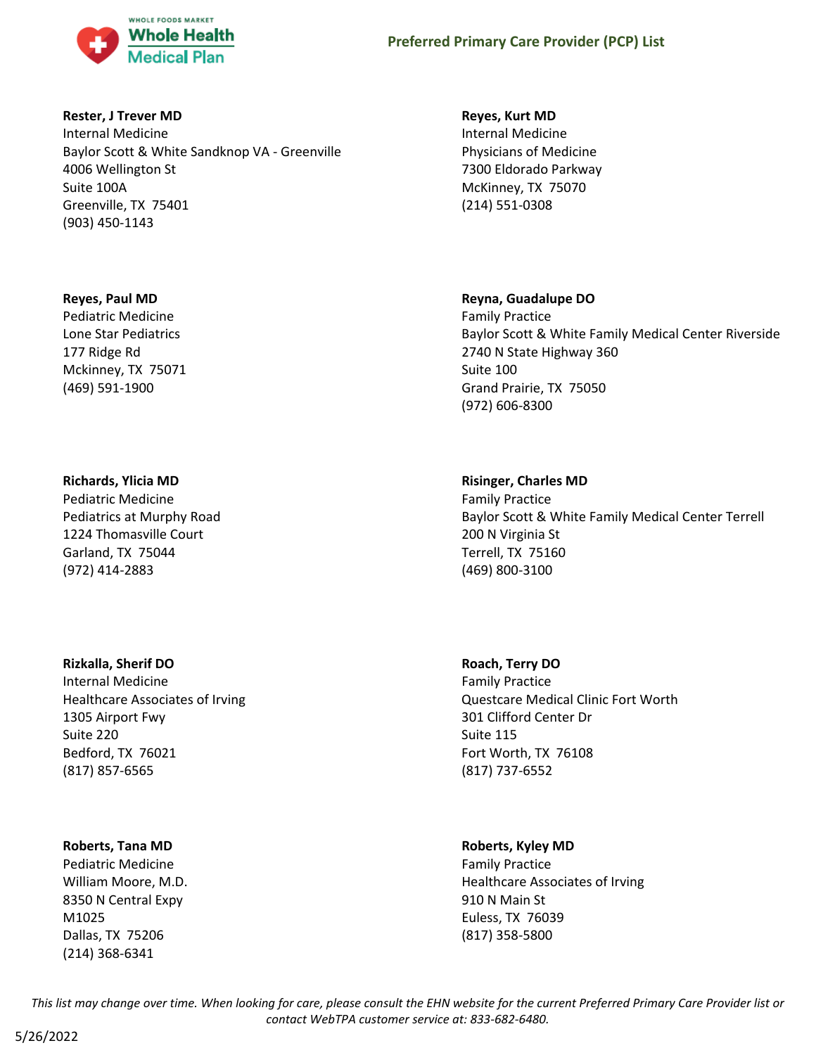**Rester, J Trever MD**
Internal Medicine
Baylor Scott & White Sandknop VA - Greenville
4006 Wellington St
Suite 100A
Greenville, TX 75401
(903) 450-1143

**Reyes, Kurt MD**
Internal Medicine
Physicians of Medicine
7300 Eldorado Parkway
McKinney, TX 75070
(214) 551-0308

**Reyes, Paul MD**
Pediatric Medicine
Lone Star Pediatrics
177 Ridge Rd
Mckinney, TX 75071
(469) 591-1900

**Reyna, Guadalupe DO**
Family Practice
Baylor Scott & White Family Medical Center Riverside
2740 N State Highway 360
Suite 100
Grand Prairie, TX 75050
(972) 606-8300

**Richards, Ylicia MD**
Pediatric Medicine
Pediatrics at Murphy Road
1224 Thomasville Court
Garland, TX 75044
(972) 414-2883

**Risinger, Charles MD**
Family Practice
Baylor Scott & White Family Medical Center Terrell
200 N Virginia St
Terrell, TX 75160
(469) 800-3100

**Rizkalla, Sherif DO**
Internal Medicine
Healthcare Associates of Irving
1305 Airport Fwy
Suite 220
Bedford, TX 76021
(817) 857-6565

**Roach, Terry DO**
Family Practice
Questcare Medical Clinic Fort Worth
301 Clifford Center Dr
Suite 115
Fort Worth, TX 76108
(817) 737-6552

**Roberts, Tana MD**
Pediatric Medicine
William Moore, M.D.
8350 N Central Expy
M1025
Dallas, TX 75206
(214) 368-6341

**Roberts, Kyley MD**
Family Practice
Healthcare Associates of Irving
910 N Main St
Euless, TX 76039
(817) 358-5800

*This list may change over time. When looking for care, please consult the EHN website for the current Preferred Primary Care Provider list or contact WebTPA customer service at: 833-682-6480.*

5/26/2022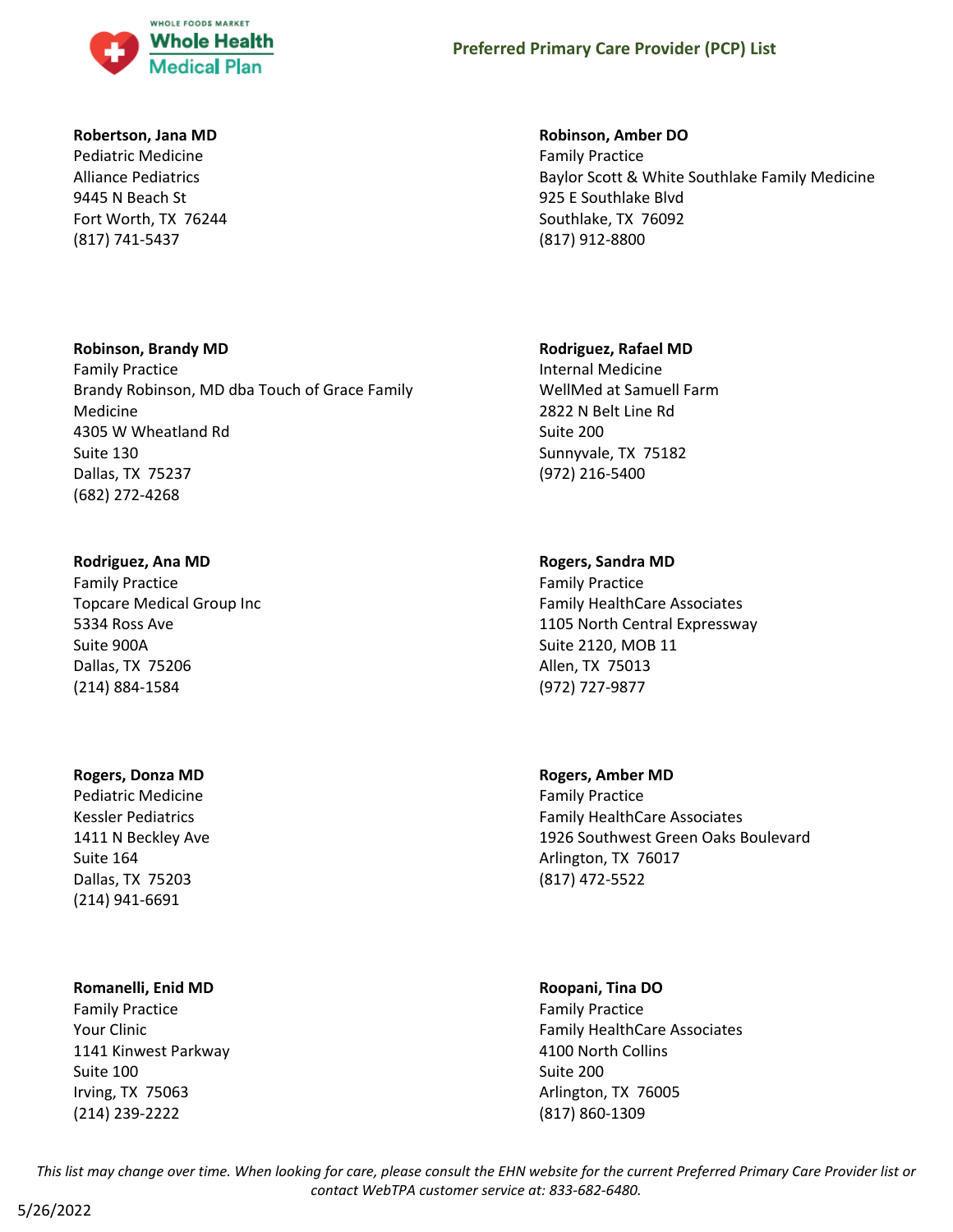**Robertson, Jana MD**
Pediatric Medicine
Alliance Pediatrics
9445 N Beach St
Fort Worth, TX 76244
(817) 741-5437

**Robinson, Amber DO**
Family Practice
Baylor Scott & White Southlake Family Medicine
925 E Southlake Blvd
Southlake, TX 76092
(817) 912-8800

**Robinson, Brandy MD**
Family Practice
Brandy Robinson, MD dba Touch of Grace Family Medicine
4305 W Wheatland Rd
Suite 130
Dallas, TX 75237
(682) 272-4268

**Rodriguez, Rafael MD**
Internal Medicine
WellMed at Samuell Farm
2822 N Belt Line Rd
Suite 200
Sunnyvale, TX 75182
(972) 216-5400

**Rodriguez, Ana MD**
Family Practice
Topcare Medical Group Inc
5334 Ross Ave
Suite 900A
Dallas, TX 75206
(214) 884-1584

**Rogers, Sandra MD**
Family Practice
Family HealthCare Associates
1105 North Central Expressway
Suite 2120, MOB 11
Allen, TX 75013
(972) 727-9877

**Rogers, Donza MD**
Pediatric Medicine
Kessler Pediatrics
1411 N Beckley Ave
Suite 164
Dallas, TX 75203
(214) 941-6691

**Rogers, Amber MD**
Family Practice
Family HealthCare Associates
1926 Southwest Green Oaks Boulevard
Arlington, TX 76017
(817) 472-5522

**Romanelli, Enid MD**
Family Practice
Your Clinic
1141 Kinwest Parkway
Suite 100
Irving, TX 75063
(214) 239-2222

**Roopani, Tina DO**
Family Practice
Family HealthCare Associates
4100 North Collins
Suite 200
Arlington, TX 76005
(817) 860-1309

*This list may change over time. When looking for care, please consult the EHN website for the current Preferred Primary Care Provider list or contact WebTPA customer service at: 833-682-6480.*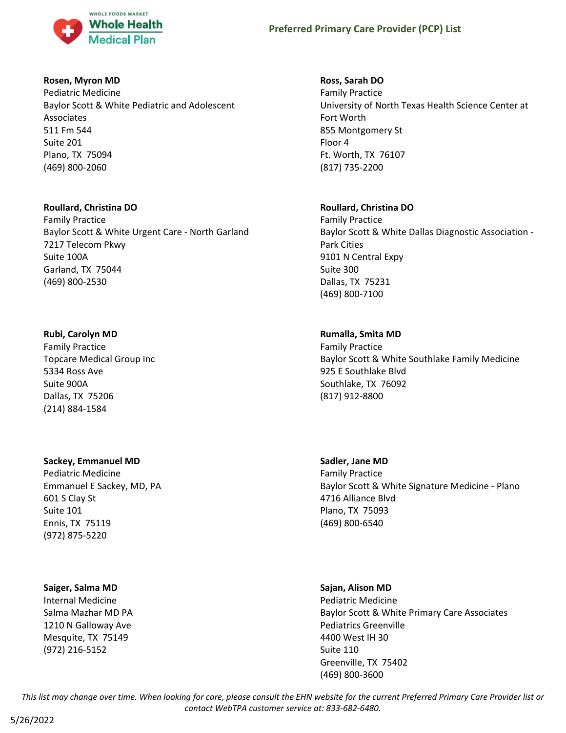**Rosen, Myron MD**
Pediatric Medicine
Baylor Scott & White Pediatric and Adolescent Associates
511 Fm 544
Suite 201
Plano, TX 75094
(469) 800-2060

**Ross, Sarah DO**
Family Practice
University of North Texas Health Science Center at Fort Worth
855 Montgomery St
Floor 4
Ft. Worth, TX 76107
(817) 735-2200

**Roullard, Christina DO**
Family Practice
Baylor Scott & White Urgent Care - North Garland
7217 Telecom Pkwy
Suite 100A
Garland, TX 75044
(469) 800-2530

**Roullard, Christina DO**
Family Practice
Baylor Scott & White Dallas Diagnostic Association - Park Cities
9101 N Central Expy
Suite 300
Dallas, TX 75231
(469) 800-7100

**Rubi, Carolyn MD**
Family Practice
Topcare Medical Group Inc
5334 Ross Ave
Suite 900A
Dallas, TX 75206
(214) 884-1584

**Rumalla, Smita MD**
Family Practice
Baylor Scott & White Southlake Family Medicine
925 E Southlake Blvd
Southlake, TX 76092
(817) 912-8800

**Sackey, Emmanuel MD**
Pediatric Medicine
Emmanuel E Sackey, MD, PA
601 S Clay St
Suite 101
Ennis, TX 75119
(972) 875-5220

**Sadler, Jane MD**
Family Practice
Baylor Scott & White Signature Medicine - Plano
4716 Alliance Blvd
Plano, TX 75093
(469) 800-6540

**Saiger, Salma MD**
Internal Medicine
Salma Mazhar MD PA
1210 N Galloway Ave
Mesquite, TX 75149
(972) 216-5152

**Sajan, Alison MD**
Pediatric Medicine
Baylor Scott & White Primary Care Associates Pediatrics Greenville
4400 West IH 30
Suite 110
Greenville, TX 75402
(469) 800-3600

*This list may change over time. When looking for care, please consult the EHN website for the current Preferred Primary Care Provider list or contact WebTPA customer service at: 833-682-6480.*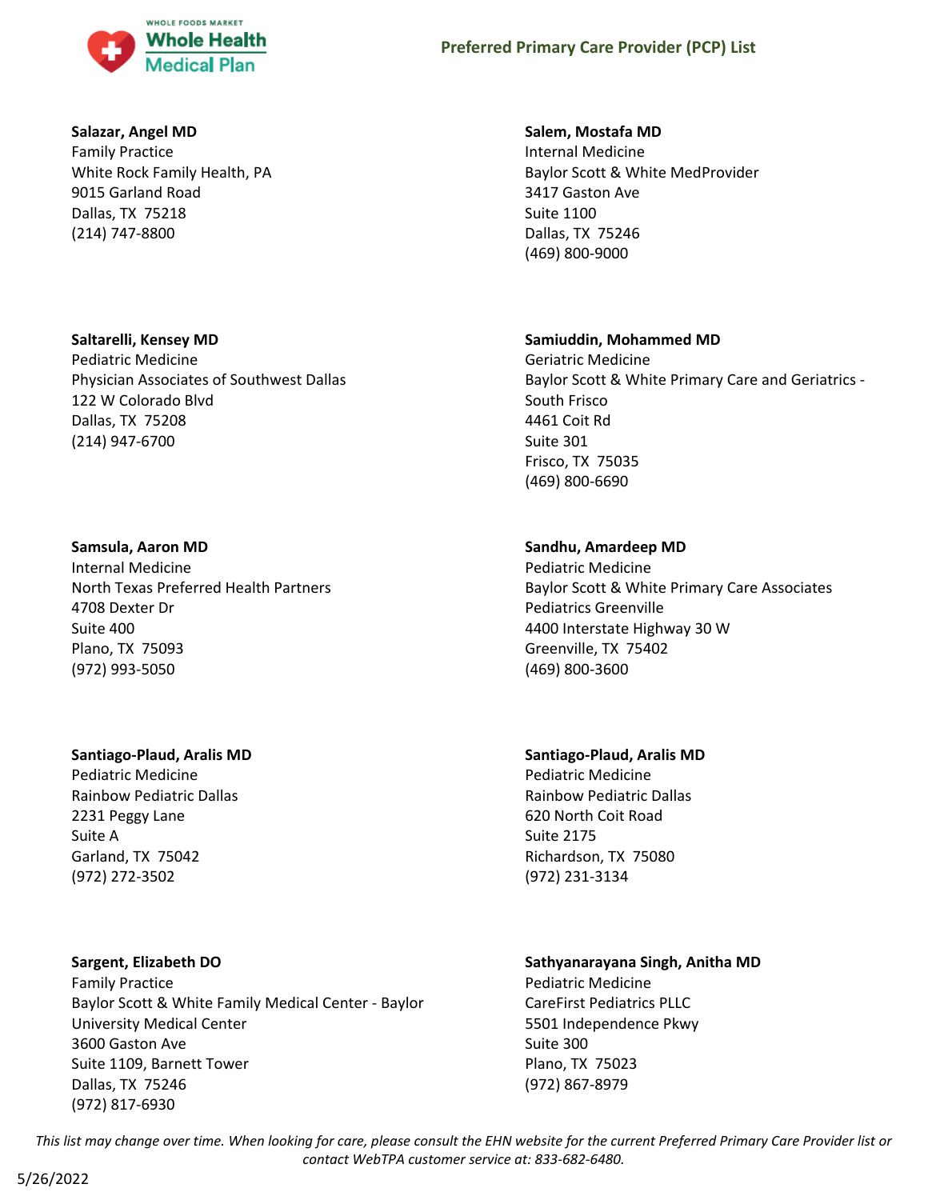**Salazar, Angel MD**
Family Practice
White Rock Family Health, PA
9015 Garland Road
Dallas, TX 75218
(214) 747-8800

**Salem, Mostafa MD**
Internal Medicine
Baylor Scott & White MedProvider
3417 Gaston Ave
Suite 1100
Dallas, TX 75246
(469) 800-9000

**Saltarelli, Kensey MD**
Pediatric Medicine
Physician Associates of Southwest Dallas
122 W Colorado Blvd
Dallas, TX 75208
(214) 947-6700

**Samiuddin, Mohammed MD**
Geriatric Medicine
Baylor Scott & White Primary Care and Geriatrics - South Frisco
4461 Coit Rd
Suite 301
Frisco, TX 75035
(469) 800-6690

**Samsula, Aaron MD**
Internal Medicine
North Texas Preferred Health Partners
4708 Dexter Dr
Suite 400
Plano, TX 75093
(972) 993-5050

**Sandhu, Amardeep MD**
Pediatric Medicine
Baylor Scott & White Primary Care Associates Pediatrics Greenville
4400 Interstate Highway 30 W
Greenville, TX 75402
(469) 800-3600

**Santiago-Plaud, Aralis MD**
Pediatric Medicine
Rainbow Pediatric Dallas
2231 Peggy Lane
Suite A
Garland, TX 75042
(972) 272-3502

**Santiago-Plaud, Aralis MD**
Pediatric Medicine
Rainbow Pediatric Dallas
620 North Coit Road
Suite 2175
Richardson, TX 75080
(972) 231-3134

**Sargent, Elizabeth DO**
Family Practice
Baylor Scott & White Family Medical Center - Baylor University Medical Center
3600 Gaston Ave
Suite 1109, Barnett Tower
Dallas, TX 75246
(972) 817-6930

**Sathyanarayana Singh, Anitha MD**
Pediatric Medicine
CareFirst Pediatrics PLLC
5501 Independence Pkwy
Suite 300
Plano, TX 75023
(972) 867-8979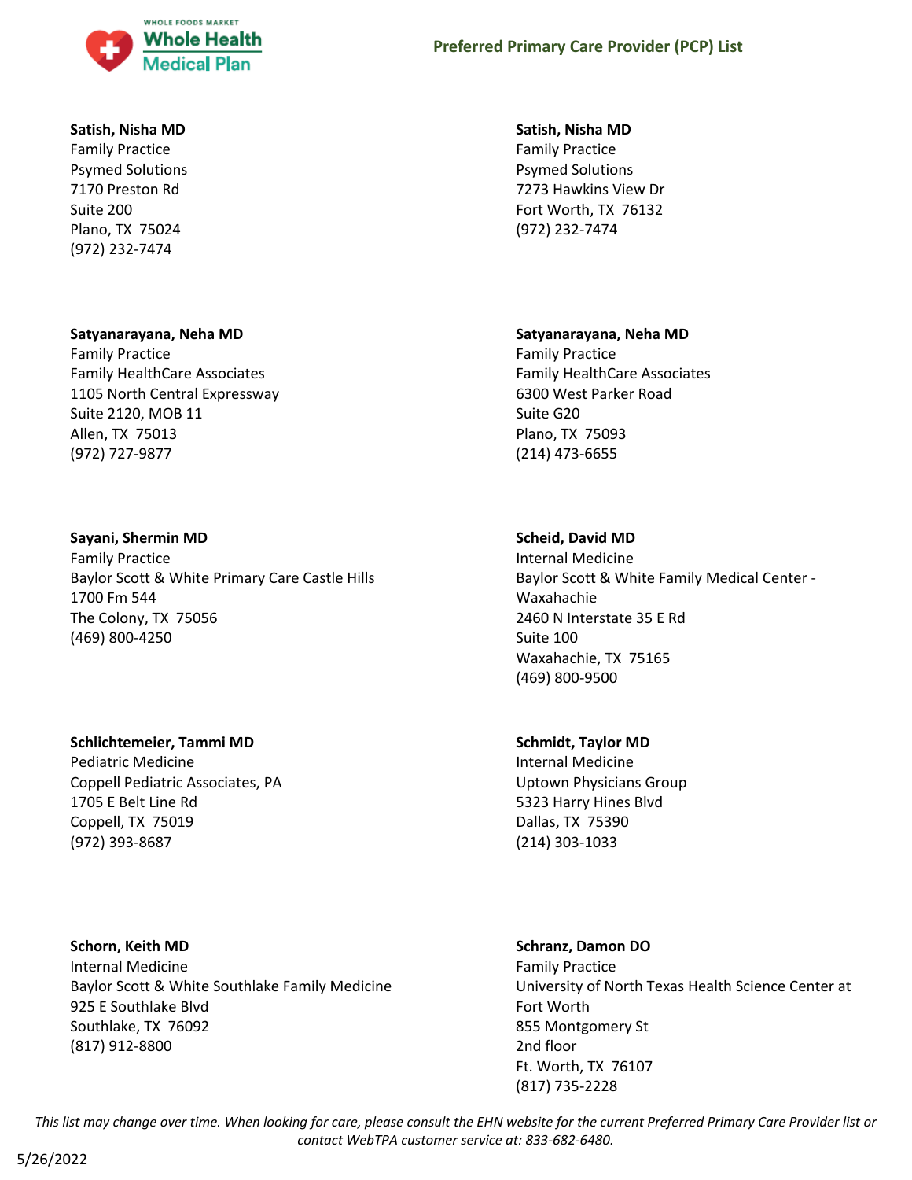**Satish, Nisha MD**
Family Practice
Psymed Solutions
7170 Preston Rd
Suite 200
Plano, TX  75024
(972) 232-7474

**Satish, Nisha MD**
Family Practice
Psymed Solutions
7273 Hawkins View Dr
Fort Worth, TX  76132
(972) 232-7474

**Satyanarayana, Neha MD**
Family Practice
Family HealthCare Associates
1105 North Central Expressway
Suite 2120, MOB 11
Allen, TX  75013
(972) 727-9877

**Satyanarayana, Neha MD**
Family Practice
Family HealthCare Associates
6300 West Parker Road
Suite G20
Plano, TX  75093
(214) 473-6655

**Sayani, Shermin MD**
Family Practice
Baylor Scott & White Primary Care Castle Hills
1700 Fm 544
The Colony, TX  75056
(469) 800-4250

**Scheid, David MD**
Internal Medicine
Baylor Scott & White Family Medical Center - Waxahachie
2460 N Interstate 35 E Rd
Suite 100
Waxahachie, TX  75165
(469) 800-9500

**Schlichtemeier, Tammi MD**
Pediatric Medicine
Coppell Pediatric Associates, PA
1705 E Belt Line Rd
Coppell, TX  75019
(972) 393-8687

**Schmidt, Taylor MD**
Internal Medicine
Uptown Physicians Group
5323 Harry Hines Blvd
Dallas, TX  75390
(214) 303-1033

**Schorn, Keith MD**
Internal Medicine
Baylor Scott & White Southlake Family Medicine
925 E Southlake Blvd
Southlake, TX  76092
(817) 912-8800

**Schranz, Damon DO**
Family Practice
University of North Texas Health Science Center at Fort Worth
855 Montgomery St
2nd floor
Ft. Worth, TX  76107
(817) 735-2228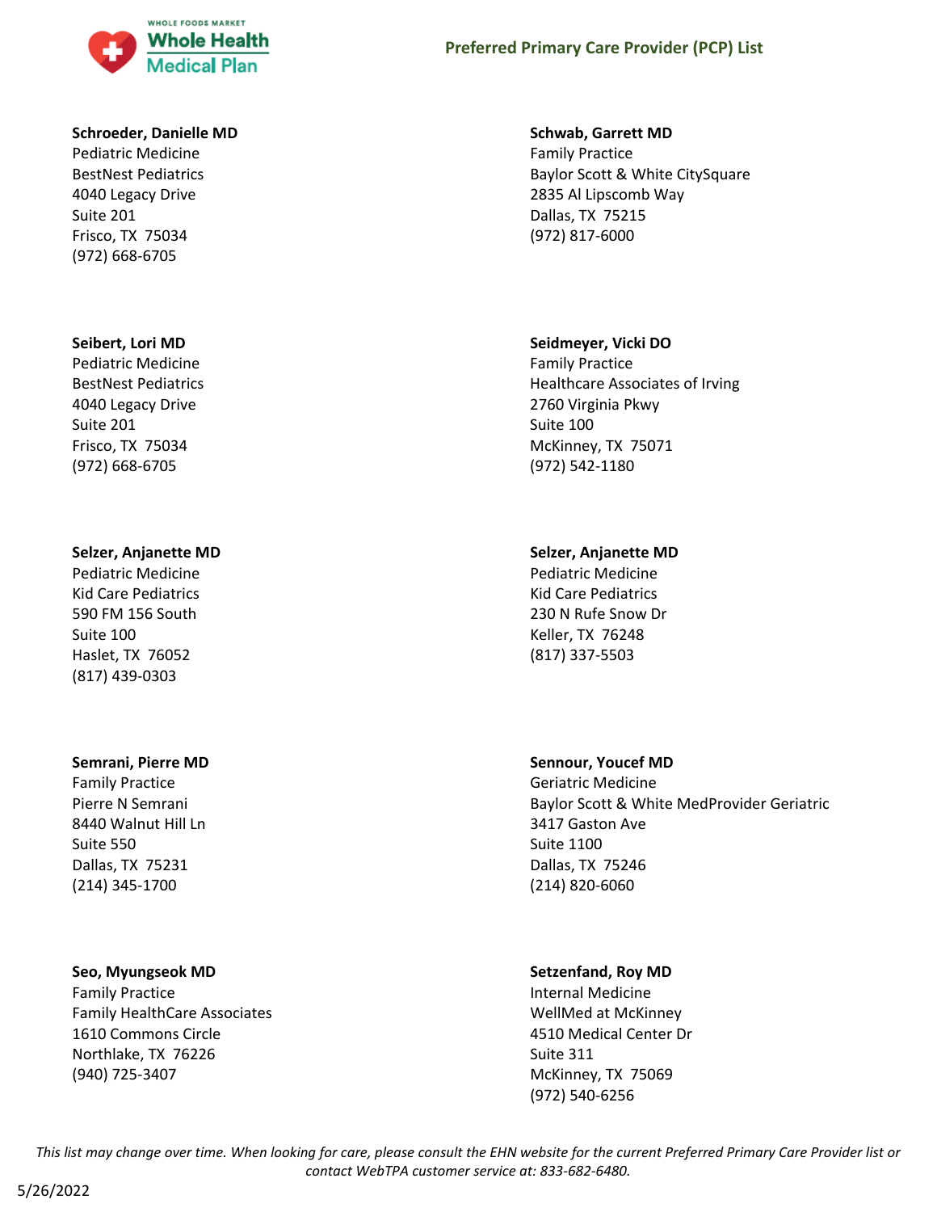**Schroeder, Danielle MD**
Pediatric Medicine
BestNest Pediatrics
4040 Legacy Drive
Suite 201
Frisco, TX 75034
(972) 668-6705

**Schwab, Garrett MD**
Family Practice
Baylor Scott & White CitySquare
2835 Al Lipscomb Way
Dallas, TX 75215
(972) 817-6000

**Seibert, Lori MD**
Pediatric Medicine
BestNest Pediatrics
4040 Legacy Drive
Suite 201
Frisco, TX 75034
(972) 668-6705

**Seidmeyer, Vicki DO**
Family Practice
Healthcare Associates of Irving
2760 Virginia Pkwy
Suite 100
McKinney, TX 75071
(972) 542-1180

**Selzer, Anjanette MD**
Pediatric Medicine
Kid Care Pediatrics
590 FM 156 South
Suite 100
Haslet, TX 76052
(817) 439-0303

**Selzer, Anjanette MD**
Pediatric Medicine
Kid Care Pediatrics
230 N Rufe Snow Dr
Keller, TX 76248
(817) 337-5503

**Semrani, Pierre MD**
Family Practice
Pierre N Semrani
8440 Walnut Hill Ln
Suite 550
Dallas, TX 75231
(214) 345-1700

**Sennour, Youcef MD**
Geriatric Medicine
Baylor Scott & White MedProvider Geriatric
3417 Gaston Ave
Suite 1100
Dallas, TX 75246
(214) 820-6060

**Seo, Myungseok MD**
Family Practice
Family HealthCare Associates
1610 Commons Circle
Northlake, TX 76226
(940) 725-3407

**Setzenfand, Roy MD**
Internal Medicine
WellMed at McKinney
4510 Medical Center Dr
Suite 311
McKinney, TX 75069
(972) 540-6256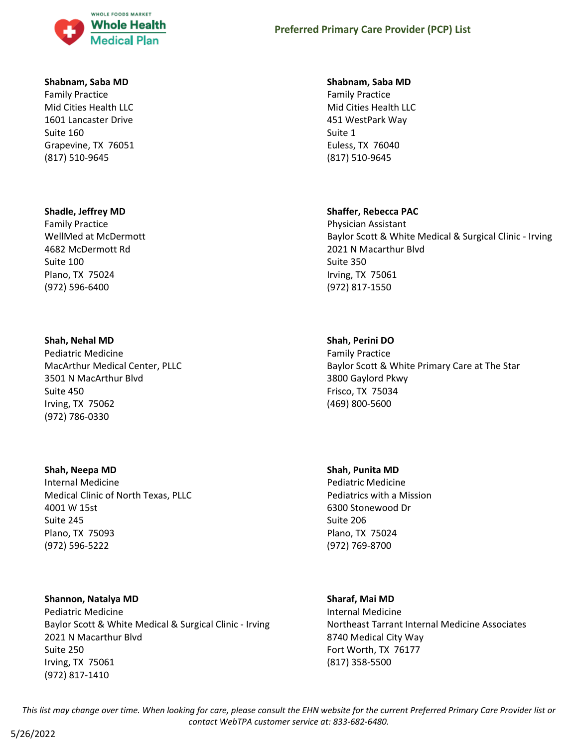**Shabnam, Saba MD**
Family Practice
Mid Cities Health LLC
1601 Lancaster Drive
Suite 160
Grapevine, TX 76051
(817) 510-9645

**Shabnam, Saba MD**
Family Practice
Mid Cities Health LLC
451 WestPark Way
Suite 1
Euless, TX 76040
(817) 510-9645

**Shadle, Jeffrey MD**
Family Practice
WellMed at McDermott
4682 McDermott Rd
Suite 100
Plano, TX 75024
(972) 596-6400

**Shaffer, Rebecca PAC**
Physician Assistant
Baylor Scott & White Medical & Surgical Clinic - Irving
2021 N Macarthur Blvd
Suite 350
Irving, TX 75061
(972) 817-1550

**Shah, Nehal MD**
Pediatric Medicine
MacArthur Medical Center, PLLC
3501 N MacArthur Blvd
Suite 450
Irving, TX 75062
(972) 786-0330

**Shah, Perini DO**
Family Practice
Baylor Scott & White Primary Care at The Star
3800 Gaylord Pkwy
Frisco, TX 75034
(469) 800-5600

**Shah, Neepa MD**
Internal Medicine
Medical Clinic of North Texas, PLLC
4001 W 15st
Suite 245
Plano, TX 75093
(972) 596-5222

**Shah, Punita MD**
Pediatric Medicine
Pediatrics with a Mission
6300 Stonewood Dr
Suite 206
Plano, TX 75024
(972) 769-8700

**Shannon, Natalya MD**
Pediatric Medicine
Baylor Scott & White Medical & Surgical Clinic - Irving
2021 N Macarthur Blvd
Suite 250
Irving, TX 75061
(972) 817-1410

**Sharaf, Mai MD**
Internal Medicine
Northeast Tarrant Internal Medicine Associates
8740 Medical City Way
Fort Worth, TX 76177
(817) 358-5500

*This list may change over time. When looking for care, please consult the EHN website for the current Preferred Primary Care Provider list or contact WebTPA customer service at: 833-682-6480.*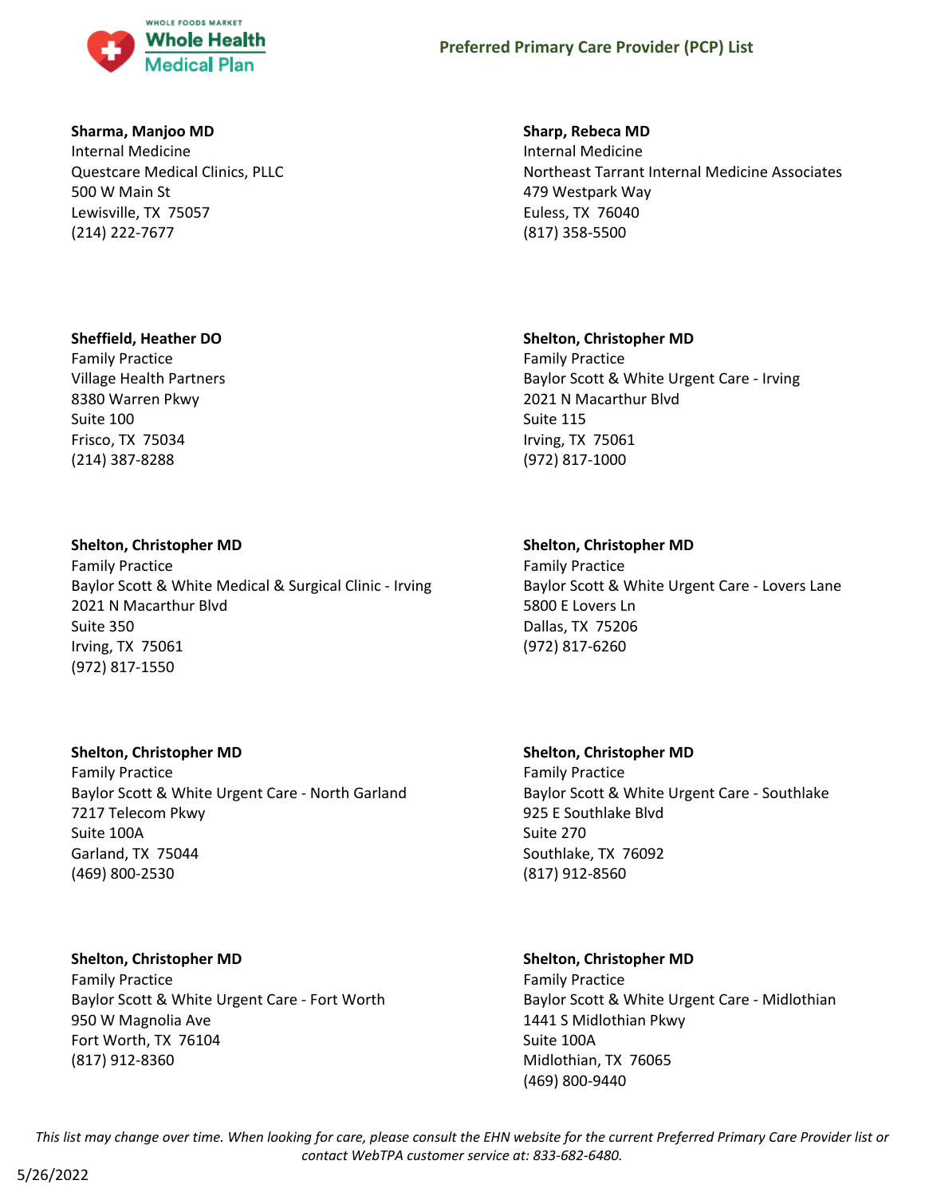**Sharma, Manjoo MD**
Internal Medicine
Questcare Medical Clinics, PLLC
500 W Main St
Lewisville, TX 75057
(214) 222-7677

**Sharp, Rebeca MD**
Internal Medicine
Northeast Tarrant Internal Medicine Associates
479 Westpark Way
Euless, TX 76040
(817) 358-5500

**Sheffield, Heather DO**
Family Practice
Village Health Partners
8380 Warren Pkwy
Suite 100
Frisco, TX 75034
(214) 387-8288

**Shelton, Christopher MD**
Family Practice
Baylor Scott & White Urgent Care - Irving
2021 N Macarthur Blvd
Suite 115
Irving, TX 75061
(972) 817-1000

**Shelton, Christopher MD**
Family Practice
Baylor Scott & White Medical & Surgical Clinic - Irving
2021 N Macarthur Blvd
Suite 350
Irving, TX 75061
(972) 817-1550

**Shelton, Christopher MD**
Family Practice
Baylor Scott & White Urgent Care - Lovers Lane
5800 E Lovers Ln
Dallas, TX 75206
(972) 817-6260

**Shelton, Christopher MD**
Family Practice
Baylor Scott & White Urgent Care - North Garland
7217 Telecom Pkwy
Suite 100A
Garland, TX 75044
(469) 800-2530

**Shelton, Christopher MD**
Family Practice
Baylor Scott & White Urgent Care - Southlake
925 E Southlake Blvd
Suite 270
Southlake, TX 76092
(817) 912-8560

**Shelton, Christopher MD**
Family Practice
Baylor Scott & White Urgent Care - Fort Worth
950 W Magnolia Ave
Fort Worth, TX 76104
(817) 912-8360

**Shelton, Christopher MD**
Family Practice
Baylor Scott & White Urgent Care - Midlothian
1441 S Midlothian Pkwy
Suite 100A
Midlothian, TX 76065
(469) 800-9440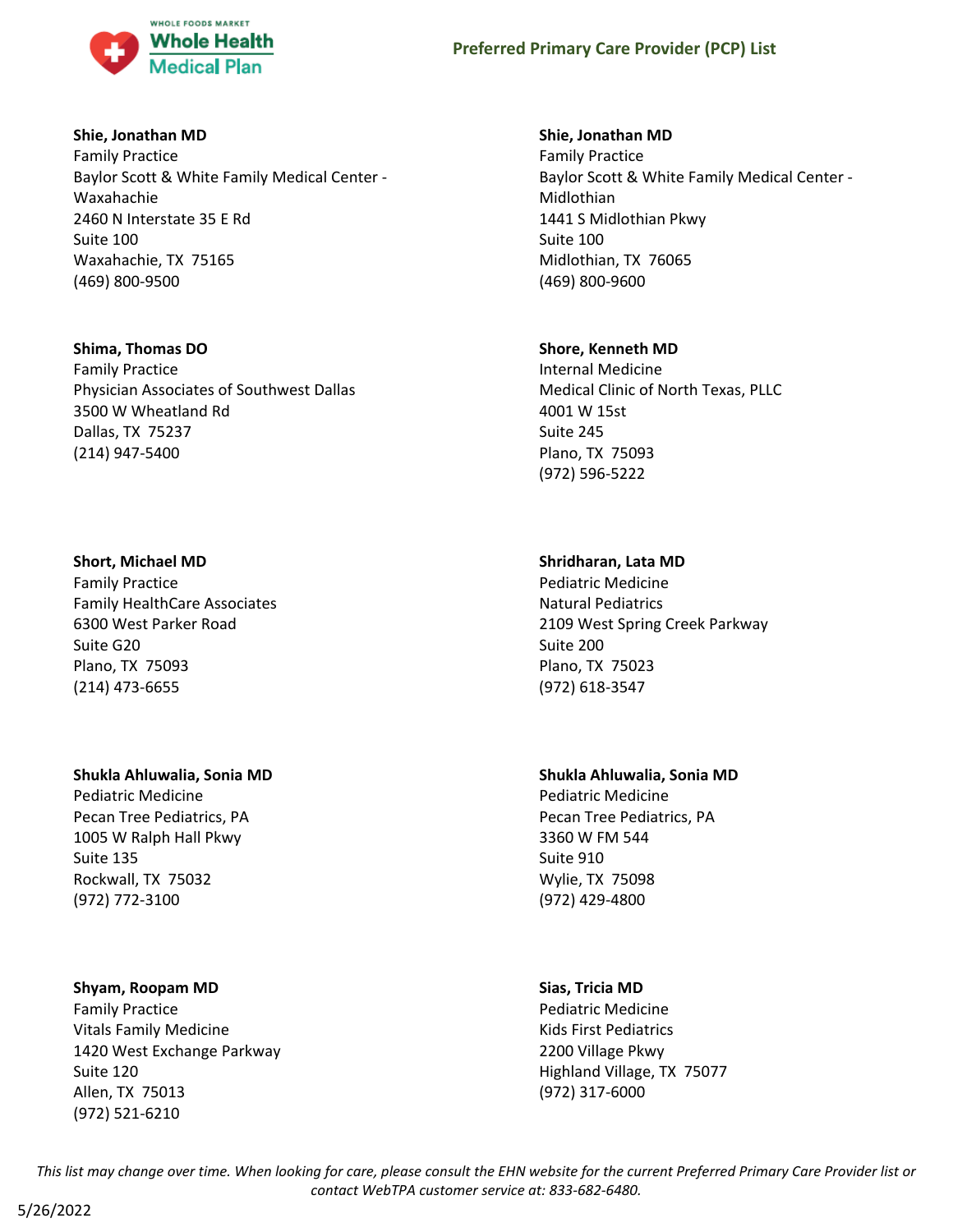**Shie, Jonathan MD**
Family Practice
Baylor Scott & White Family Medical Center - Waxahachie
2460 N Interstate 35 E Rd
Suite 100
Waxahachie, TX 75165
(469) 800-9500

**Shie, Jonathan MD**
Family Practice
Baylor Scott & White Family Medical Center - Midlothian
1441 S Midlothian Pkwy
Suite 100
Midlothian, TX 76065
(469) 800-9600

**Shima, Thomas DO**
Family Practice
Physician Associates of Southwest Dallas
3500 W Wheatland Rd
Dallas, TX 75237
(214) 947-5400

**Shore, Kenneth MD**
Internal Medicine
Medical Clinic of North Texas, PLLC
4001 W 15st
Suite 245
Plano, TX 75093
(972) 596-5222

**Short, Michael MD**
Family Practice
Family HealthCare Associates
6300 West Parker Road
Suite G20
Plano, TX 75093
(214) 473-6655

**Shridharan, Lata MD**
Pediatric Medicine
Natural Pediatrics
2109 West Spring Creek Parkway
Suite 200
Plano, TX 75023
(972) 618-3547

**Shukla Ahluwalia, Sonia MD**
Pediatric Medicine
Pecan Tree Pediatrics, PA
1005 W Ralph Hall Pkwy
Suite 135
Rockwall, TX 75032
(972) 772-3100

**Shukla Ahluwalia, Sonia MD**
Pediatric Medicine
Pecan Tree Pediatrics, PA
3360 W FM 544
Suite 910
Wylie, TX 75098
(972) 429-4800

**Shyam, Roopam MD**
Family Practice
Vitals Family Medicine
1420 West Exchange Parkway
Suite 120
Allen, TX 75013
(972) 521-6210

**Sias, Tricia MD**
Pediatric Medicine
Kids First Pediatrics
2200 Village Pkwy
Highland Village, TX 75077
(972) 317-6000

*This list may change over time. When looking for care, please consult the EHN website for the current Preferred Primary Care Provider list or contact WebTPA customer service at: 833-682-6480.*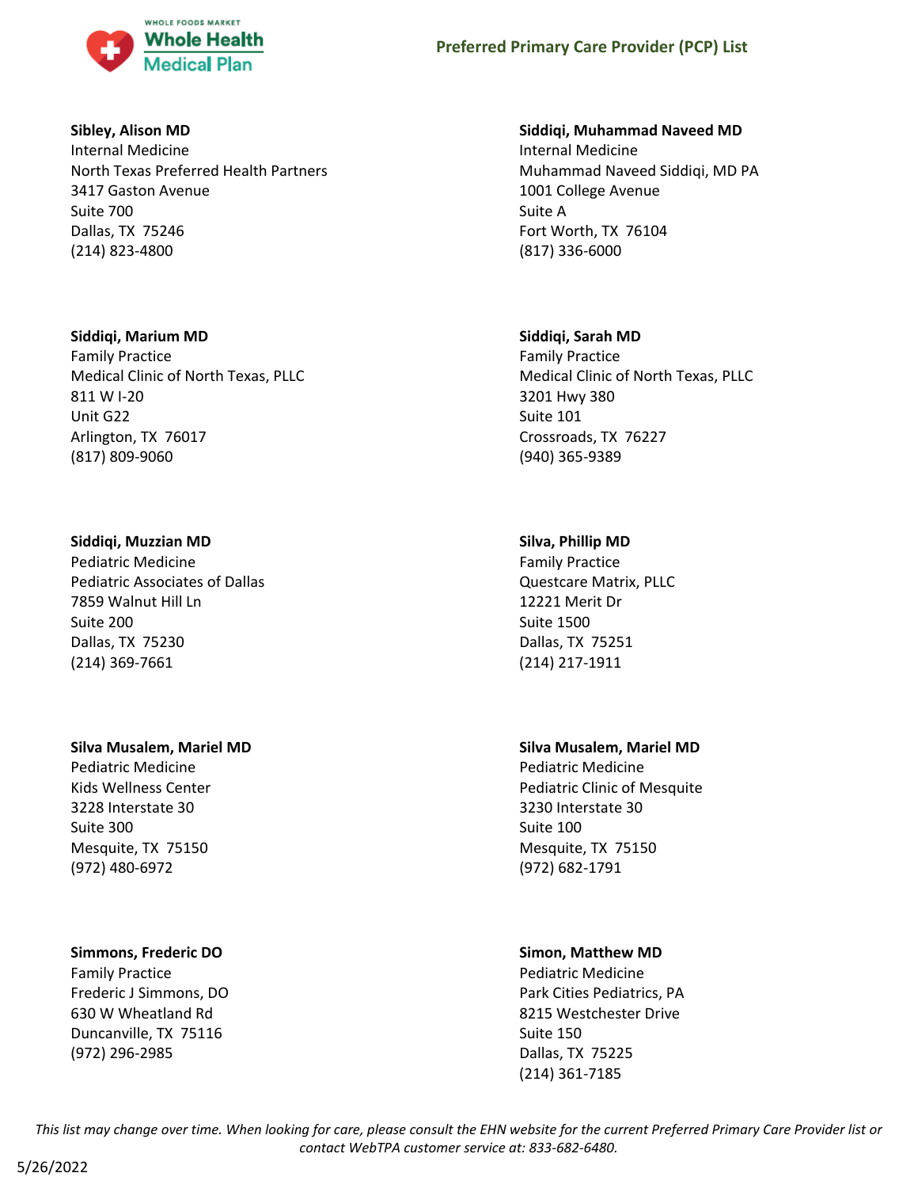**Sibley, Alison MD**
Internal Medicine
North Texas Preferred Health Partners
3417 Gaston Avenue
Suite 700
Dallas, TX 75246
(214) 823-4800

**Siddiqi, Marium MD**
Family Practice
Medical Clinic of North Texas, PLLC
811 W I-20
Unit G22
Arlington, TX 76017
(817) 809-9060

**Siddiqi, Muzzian MD**
Pediatric Medicine
Pediatric Associates of Dallas
7859 Walnut Hill Ln
Suite 200
Dallas, TX 75230
(214) 369-7661

**Silva Musalem, Mariel MD**
Pediatric Medicine
Kids Wellness Center
3228 Interstate 30
Suite 300
Mesquite, TX 75150
(972) 480-6972

**Simmons, Frederic DO**
Family Practice
Frederic J Simmons, DO
630 W Wheatland Rd
Duncanville, TX 75116
(972) 296-2985

**Siddiqi, Muhammad Naveed MD**
Internal Medicine
Muhammad Naveed Siddiqi, MD PA
1001 College Avenue
Suite A
Fort Worth, TX 76104
(817) 336-6000

**Siddiqi, Sarah MD**
Family Practice
Medical Clinic of North Texas, PLLC
3201 Hwy 380
Suite 101
Crossroads, TX 76227
(940) 365-9389

**Silva, Phillip MD**
Family Practice
Questcare Matrix, PLLC
12221 Merit Dr
Suite 1500
Dallas, TX 75251
(214) 217-1911

**Silva Musalem, Mariel MD**
Pediatric Medicine
Pediatric Clinic of Mesquite
3230 Interstate 30
Suite 100
Mesquite, TX 75150
(972) 682-1791

**Simon, Matthew MD**
Pediatric Medicine
Park Cities Pediatrics, PA
8215 Westchester Drive
Suite 150
Dallas, TX 75225
(214) 361-7185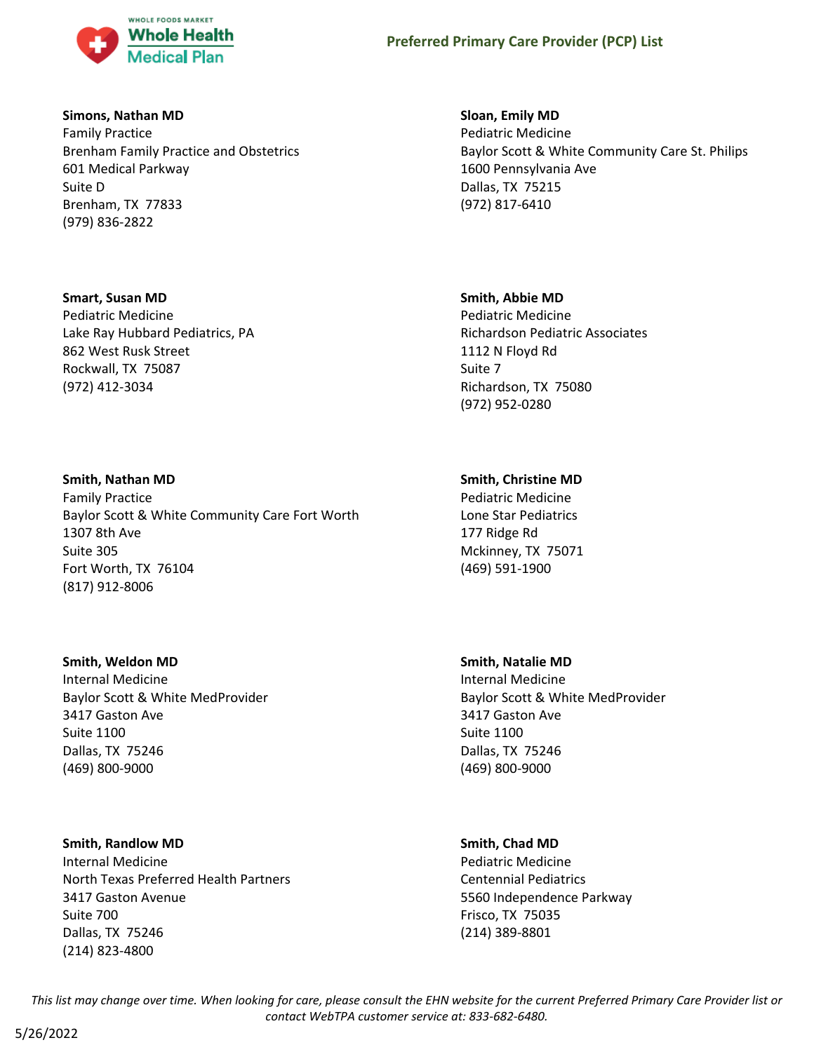**Simons, Nathan MD**
Family Practice
Brenham Family Practice and Obstetrics
601 Medical Parkway
Suite D
Brenham, TX 77833
(979) 836-2822

**Sloan, Emily MD**
Pediatric Medicine
Baylor Scott & White Community Care St. Philips
1600 Pennsylvania Ave
Dallas, TX 75215
(972) 817-6410

**Smart, Susan MD**
Pediatric Medicine
Lake Ray Hubbard Pediatrics, PA
862 West Rusk Street
Rockwall, TX 75087
(972) 412-3034

**Smith, Abbie MD**
Pediatric Medicine
Richardson Pediatric Associates
1112 N Floyd Rd
Suite 7
Richardson, TX 75080
(972) 952-0280

**Smith, Nathan MD**
Family Practice
Baylor Scott & White Community Care Fort Worth
1307 8th Ave
Suite 305
Fort Worth, TX 76104
(817) 912-8006

**Smith, Christine MD**
Pediatric Medicine
Lone Star Pediatrics
177 Ridge Rd
Mckinney, TX 75071
(469) 591-1900

**Smith, Weldon MD**
Internal Medicine
Baylor Scott & White MedProvider
3417 Gaston Ave
Suite 1100
Dallas, TX 75246
(469) 800-9000

**Smith, Natalie MD**
Internal Medicine
Baylor Scott & White MedProvider
3417 Gaston Ave
Suite 1100
Dallas, TX 75246
(469) 800-9000

**Smith, Randlow MD**
Internal Medicine
North Texas Preferred Health Partners
3417 Gaston Avenue
Suite 700
Dallas, TX 75246
(214) 823-4800

**Smith, Chad MD**
Pediatric Medicine
Centennial Pediatrics
5560 Independence Parkway
Frisco, TX 75035
(214) 389-8801

*This list may change over time. When looking for care, please consult the EHN website for the current Preferred Primary Care Provider list or contact WebTPA customer service at: 833-682-6480.*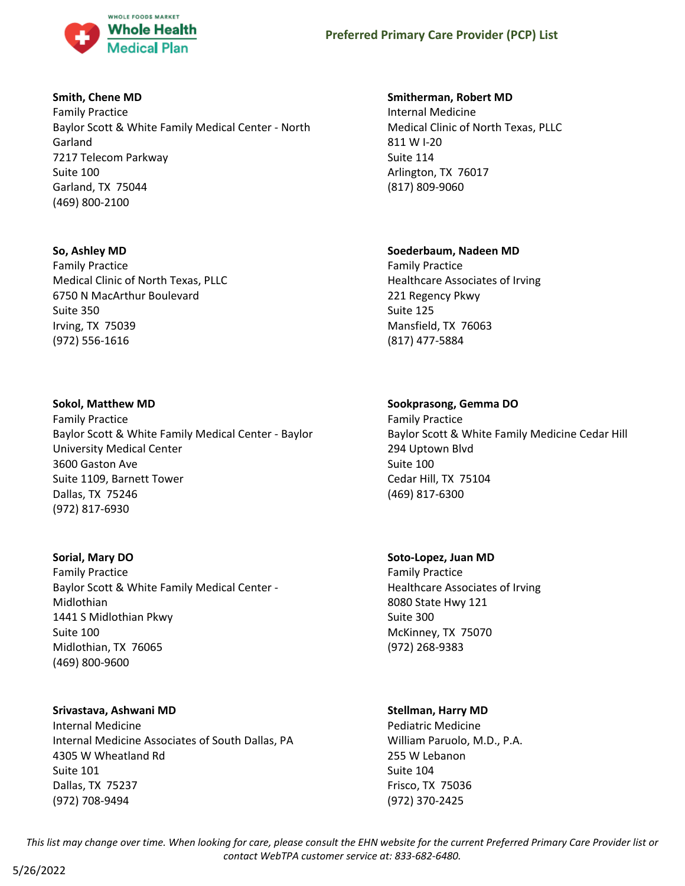**Smith, Chene MD**
Family Practice
Baylor Scott & White Family Medical Center - North Garland
7217 Telecom Parkway
Suite 100
Garland, TX 75044
(469) 800-2100

**Smitherman, Robert MD**
Internal Medicine
Medical Clinic of North Texas, PLLC
811 W I-20
Suite 114
Arlington, TX 76017
(817) 809-9060

**So, Ashley MD**
Family Practice
Medical Clinic of North Texas, PLLC
6750 N MacArthur Boulevard
Suite 350
Irving, TX 75039
(972) 556-1616

**Soederbaum, Nadeen MD**
Family Practice
Healthcare Associates of Irving
221 Regency Pkwy
Suite 125
Mansfield, TX 76063
(817) 477-5884

**Sokol, Matthew MD**
Family Practice
Baylor Scott & White Family Medical Center - Baylor University Medical Center
3600 Gaston Ave
Suite 1109, Barnett Tower
Dallas, TX 75246
(972) 817-6930

**Sookprasong, Gemma DO**
Family Practice
Baylor Scott & White Family Medicine Cedar Hill
294 Uptown Blvd
Suite 100
Cedar Hill, TX 75104
(469) 817-6300

**Sorial, Mary DO**
Family Practice
Baylor Scott & White Family Medical Center - Midlothian
1441 S Midlothian Pkwy
Suite 100
Midlothian, TX 76065
(469) 800-9600

**Soto-Lopez, Juan MD**
Family Practice
Healthcare Associates of Irving
8080 State Hwy 121
Suite 300
McKinney, TX 75070
(972) 268-9383

**Srivastava, Ashwani MD**
Internal Medicine
Internal Medicine Associates of South Dallas, PA
4305 W Wheatland Rd
Suite 101
Dallas, TX 75237
(972) 708-9494

**Stellman, Harry MD**
Pediatric Medicine
William Paruolo, M.D., P.A.
255 W Lebanon
Suite 104
Frisco, TX 75036
(972) 370-2425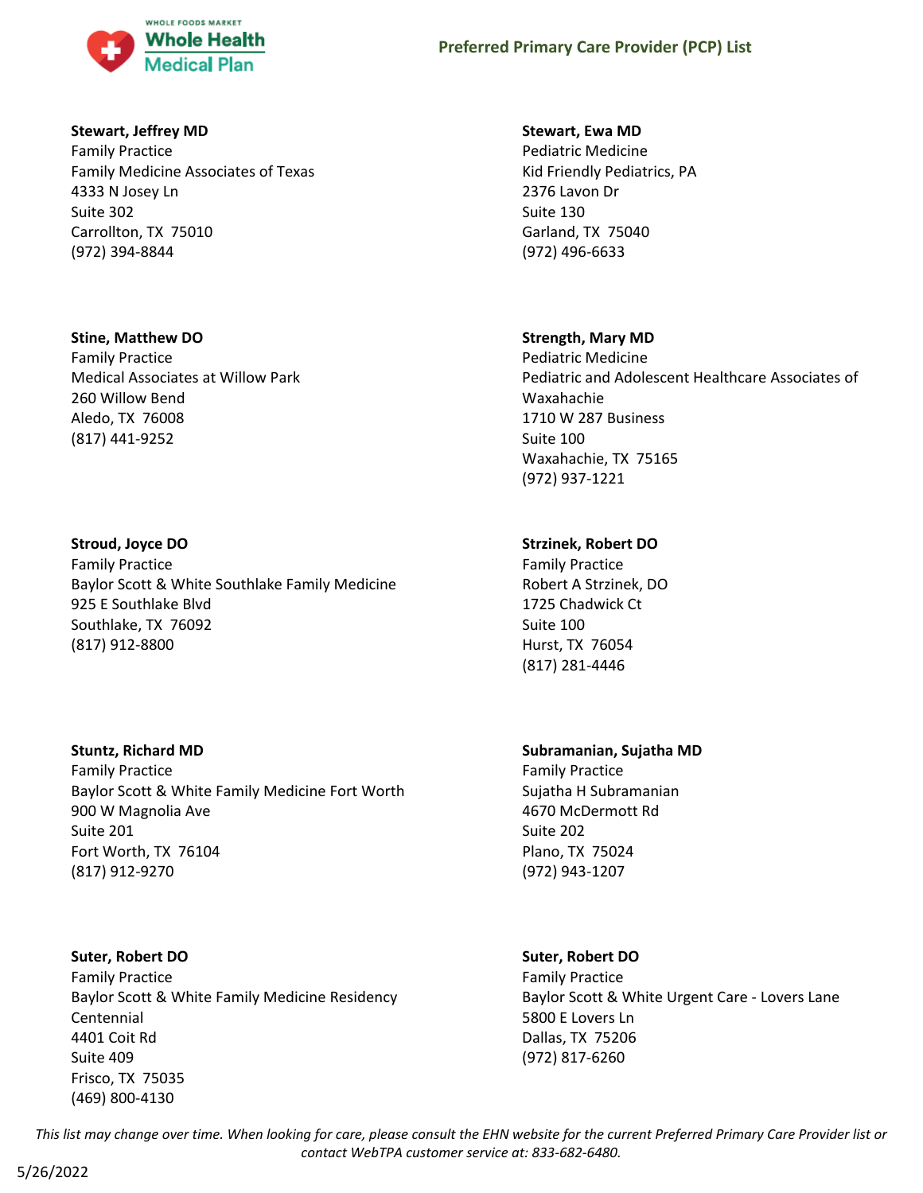**Stewart, Jeffrey MD**
Family Practice
Family Medicine Associates of Texas
4333 N Josey Ln
Suite 302
Carrollton, TX 75010
(972) 394-8844

**Stewart, Ewa MD**
Pediatric Medicine
Kid Friendly Pediatrics, PA
2376 Lavon Dr
Suite 130
Garland, TX 75040
(972) 496-6633

**Stine, Matthew DO**
Family Practice
Medical Associates at Willow Park
260 Willow Bend
Aledo, TX 76008
(817) 441-9252

**Strength, Mary MD**
Pediatric Medicine
Pediatric and Adolescent Healthcare Associates of Waxahachie
1710 W 287 Business
Suite 100
Waxahachie, TX 75165
(972) 937-1221

**Stroud, Joyce DO**
Family Practice
Baylor Scott & White Southlake Family Medicine
925 E Southlake Blvd
Southlake, TX 76092
(817) 912-8800

**Strzinek, Robert DO**
Family Practice
Robert A Strzinek, DO
1725 Chadwick Ct
Suite 100
Hurst, TX 76054
(817) 281-4446

**Stuntz, Richard MD**
Family Practice
Baylor Scott & White Family Medicine Fort Worth
900 W Magnolia Ave
Suite 201
Fort Worth, TX 76104
(817) 912-9270

**Subramanian, Sujatha MD**
Family Practice
Sujatha H Subramanian
4670 McDermott Rd
Suite 202
Plano, TX 75024
(972) 943-1207

**Suter, Robert DO**
Family Practice
Baylor Scott & White Family Medicine Residency Centennial
4401 Coit Rd
Suite 409
Frisco, TX 75035
(469) 800-4130

**Suter, Robert DO**
Family Practice
Baylor Scott & White Urgent Care - Lovers Lane
5800 E Lovers Ln
Dallas, TX 75206
(972) 817-6260

*This list may change over time. When looking for care, please consult the EHN website for the current Preferred Primary Care Provider list or contact WebTPA customer service at: 833-682-6480.*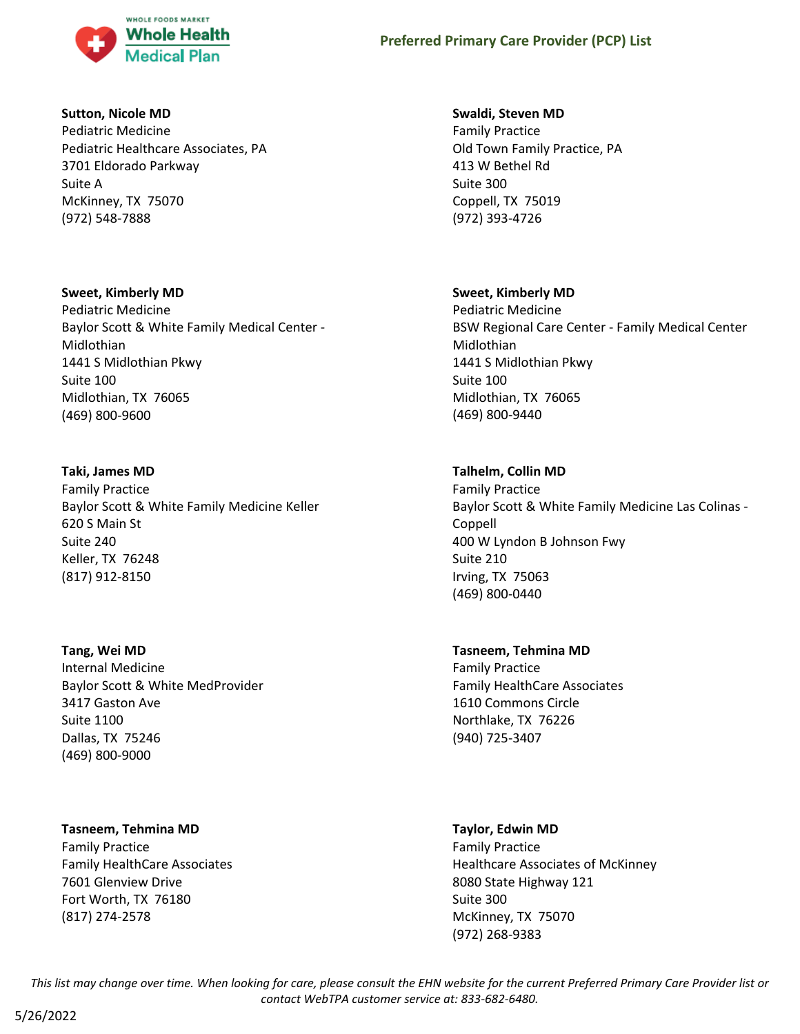**Sutton, Nicole MD**
Pediatric Medicine
Pediatric Healthcare Associates, PA
3701 Eldorado Parkway
Suite A
McKinney, TX 75070
(972) 548-7888

**Swaldi, Steven MD**
Family Practice
Old Town Family Practice, PA
413 W Bethel Rd
Suite 300
Coppell, TX 75019
(972) 393-4726

**Sweet, Kimberly MD**
Pediatric Medicine
Baylor Scott & White Family Medical Center - Midlothian
1441 S Midlothian Pkwy
Suite 100
Midlothian, TX 76065
(469) 800-9600

**Sweet, Kimberly MD**
Pediatric Medicine
BSW Regional Care Center - Family Medical Center Midlothian
1441 S Midlothian Pkwy
Suite 100
Midlothian, TX 76065
(469) 800-9440

**Taki, James MD**
Family Practice
Baylor Scott & White Family Medicine Keller
620 S Main St
Suite 240
Keller, TX 76248
(817) 912-8150

**Talhelm, Collin MD**
Family Practice
Baylor Scott & White Family Medicine Las Colinas - Coppell
400 W Lyndon B Johnson Fwy
Suite 210
Irving, TX 75063
(469) 800-0440

**Tang, Wei MD**
Internal Medicine
Baylor Scott & White MedProvider
3417 Gaston Ave
Suite 1100
Dallas, TX 75246
(469) 800-9000

**Tasneem, Tehmina MD**
Family Practice
Family HealthCare Associates
1610 Commons Circle
Northlake, TX 76226
(940) 725-3407

**Tasneem, Tehmina MD**
Family Practice
Family HealthCare Associates
7601 Glenview Drive
Fort Worth, TX 76180
(817) 274-2578

**Taylor, Edwin MD**
Family Practice
Healthcare Associates of McKinney
8080 State Highway 121
Suite 300
McKinney, TX 75070
(972) 268-9383

*This list may change over time. When looking for care, please consult the EHN website for the current Preferred Primary Care Provider list or contact WebTPA customer service at: 833-682-6480.*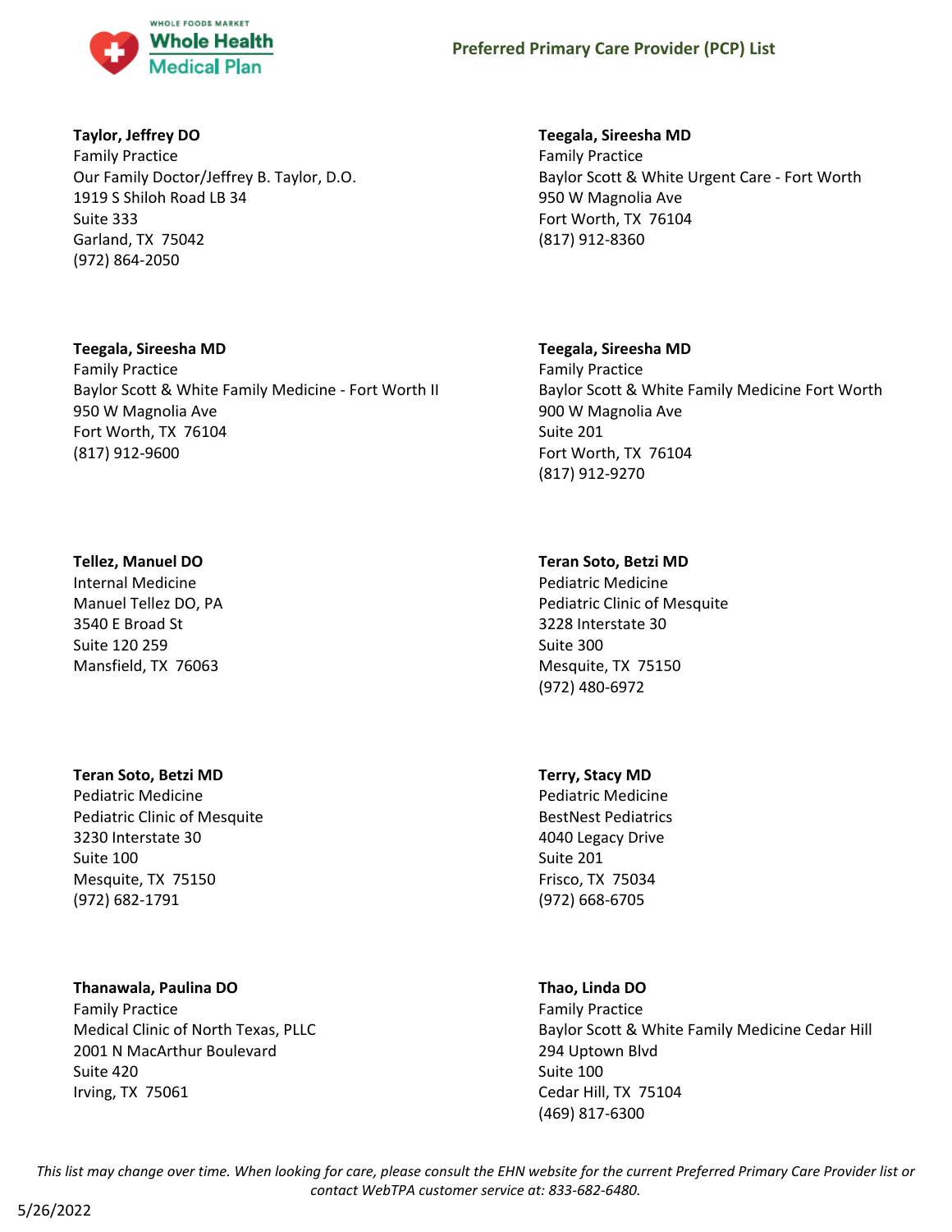**Taylor, Jeffrey DO**
Family Practice
Our Family Doctor/Jeffrey B. Taylor, D.O.
1919 S Shiloh Road LB 34
Suite 333
Garland, TX 75042
(972) 864-2050

**Teegala, Sireesha MD**
Family Practice
Baylor Scott & White Urgent Care - Fort Worth
950 W Magnolia Ave
Fort Worth, TX 76104
(817) 912-8360

**Teegala, Sireesha MD**
Family Practice
Baylor Scott & White Family Medicine - Fort Worth II
950 W Magnolia Ave
Fort Worth, TX 76104
(817) 912-9600

**Teegala, Sireesha MD**
Family Practice
Baylor Scott & White Family Medicine Fort Worth
900 W Magnolia Ave
Suite 201
Fort Worth, TX 76104
(817) 912-9270

**Tellez, Manuel DO**
Internal Medicine
Manuel Tellez DO, PA
3540 E Broad St
Suite 120 259
Mansfield, TX 76063

**Teran Soto, Betzi MD**
Pediatric Medicine
Pediatric Clinic of Mesquite
3228 Interstate 30
Suite 300
Mesquite, TX 75150
(972) 480-6972

**Teran Soto, Betzi MD**
Pediatric Medicine
Pediatric Clinic of Mesquite
3230 Interstate 30
Suite 100
Mesquite, TX 75150
(972) 682-1791

**Terry, Stacy MD**
Pediatric Medicine
BestNest Pediatrics
4040 Legacy Drive
Suite 201
Frisco, TX 75034
(972) 668-6705

**Thanawala, Paulina DO**
Family Practice
Medical Clinic of North Texas, PLLC
2001 N MacArthur Boulevard
Suite 420
Irving, TX 75061

**Thao, Linda DO**
Family Practice
Baylor Scott & White Family Medicine Cedar Hill
294 Uptown Blvd
Suite 100
Cedar Hill, TX 75104
(469) 817-6300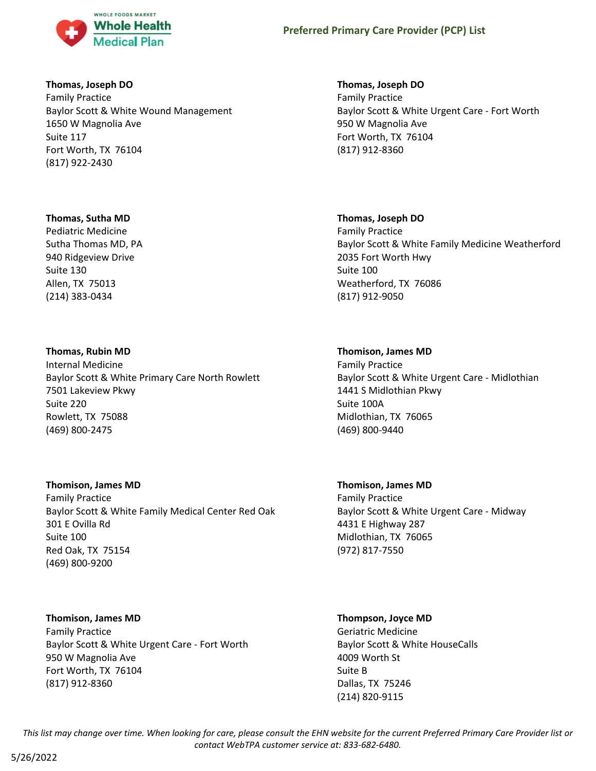**Thomas, Joseph DO**
Family Practice
Baylor Scott & White Wound Management
1650 W Magnolia Ave
Suite 117
Fort Worth, TX  76104
(817) 922-2430

**Thomas, Sutha MD**
Pediatric Medicine
Sutha Thomas MD, PA
940 Ridgeview Drive
Suite 130
Allen, TX  75013
(214) 383-0434

**Thomas, Rubin MD**
Internal Medicine
Baylor Scott & White Primary Care North Rowlett
7501 Lakeview Pkwy
Suite 220
Rowlett, TX  75088
(469) 800-2475

**Thomison, James MD**
Family Practice
Baylor Scott & White Family Medical Center Red Oak
301 E Ovilla Rd
Suite 100
Red Oak, TX  75154
(469) 800-9200

**Thomison, James MD**
Family Practice
Baylor Scott & White Urgent Care - Fort Worth
950 W Magnolia Ave
Fort Worth, TX  76104
(817) 912-8360

**Thomas, Joseph DO**
Family Practice
Baylor Scott & White Urgent Care - Fort Worth
950 W Magnolia Ave
Fort Worth, TX  76104
(817) 912-8360

**Thomas, Joseph DO**
Family Practice
Baylor Scott & White Family Medicine Weatherford
2035 Fort Worth Hwy
Suite 100
Weatherford, TX  76086
(817) 912-9050

**Thomison, James MD**
Family Practice
Baylor Scott & White Urgent Care - Midlothian
1441 S Midlothian Pkwy
Suite 100A
Midlothian, TX  76065
(469) 800-9440

**Thomison, James MD**
Family Practice
Baylor Scott & White Urgent Care - Midway
4431 E Highway 287
Midlothian, TX  76065
(972) 817-7550

**Thompson, Joyce MD**
Geriatric Medicine
Baylor Scott & White HouseCalls
4009 Worth St
Suite B
Dallas, TX  75246
(214) 820-9115

*This list may change over time. When looking for care, please consult the EHN website for the current Preferred Primary Care Provider list or contact WebTPA customer service at: 833-682-6480.*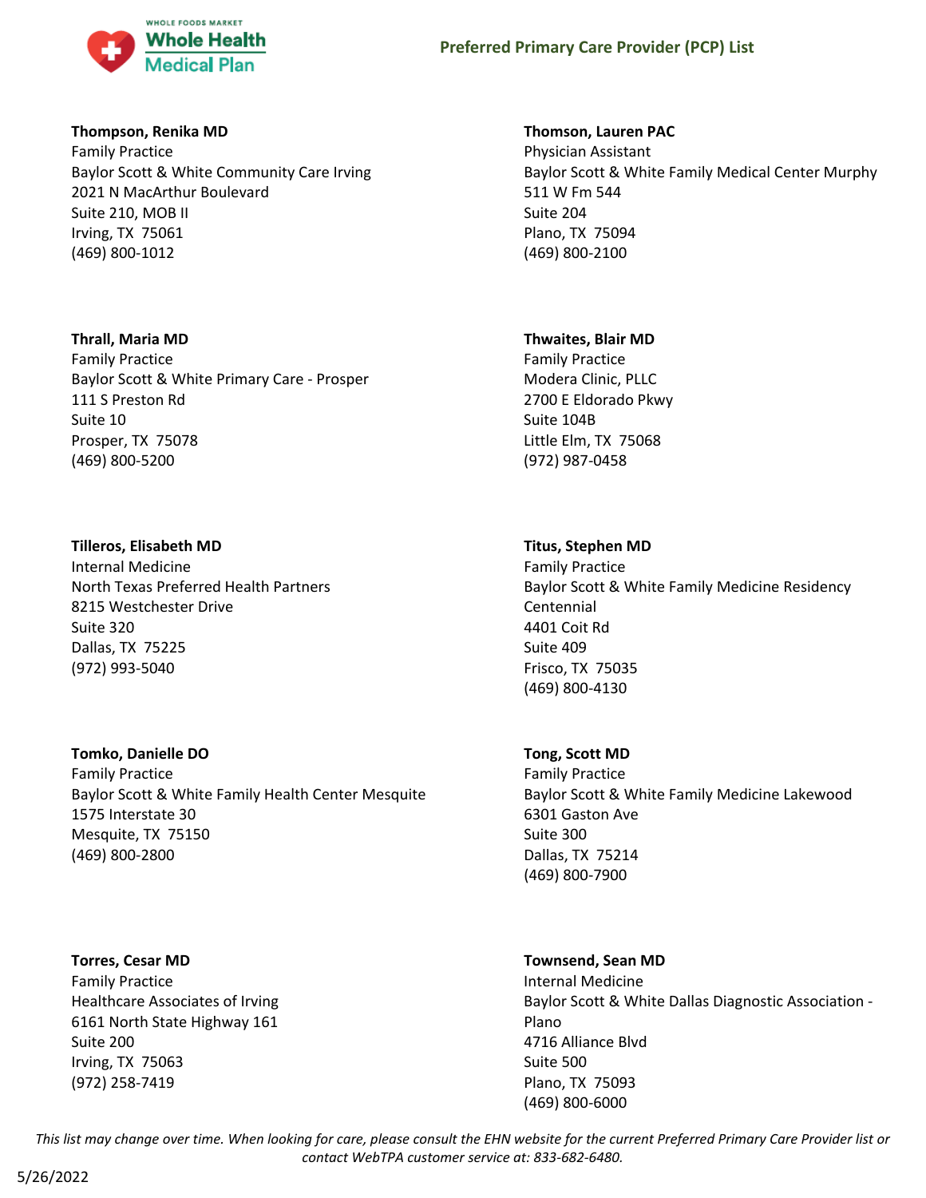**Thompson, Renika MD**
Family Practice
Baylor Scott & White Community Care Irving
2021 N MacArthur Boulevard
Suite 210, MOB II
Irving, TX 75061
(469) 800-1012

**Thomson, Lauren PAC**
Physician Assistant
Baylor Scott & White Family Medical Center Murphy
511 W Fm 544
Suite 204
Plano, TX 75094
(469) 800-2100

**Thrall, Maria MD**
Family Practice
Baylor Scott & White Primary Care - Prosper
111 S Preston Rd
Suite 10
Prosper, TX 75078
(469) 800-5200

**Thwaites, Blair MD**
Family Practice
Modera Clinic, PLLC
2700 E Eldorado Pkwy
Suite 104B
Little Elm, TX 75068
(972) 987-0458

**Tilleros, Elisabeth MD**
Internal Medicine
North Texas Preferred Health Partners
8215 Westchester Drive
Suite 320
Dallas, TX 75225
(972) 993-5040

**Titus, Stephen MD**
Family Practice
Baylor Scott & White Family Medicine Residency Centennial
4401 Coit Rd
Suite 409
Frisco, TX 75035
(469) 800-4130

**Tomko, Danielle DO**
Family Practice
Baylor Scott & White Family Health Center Mesquite
1575 Interstate 30
Mesquite, TX 75150
(469) 800-2800

**Tong, Scott MD**
Family Practice
Baylor Scott & White Family Medicine Lakewood
6301 Gaston Ave
Suite 300
Dallas, TX 75214
(469) 800-7900

**Torres, Cesar MD**
Family Practice
Healthcare Associates of Irving
6161 North State Highway 161
Suite 200
Irving, TX 75063
(972) 258-7419

**Townsend, Sean MD**
Internal Medicine
Baylor Scott & White Dallas Diagnostic Association - Plano
4716 Alliance Blvd
Suite 500
Plano, TX 75093
(469) 800-6000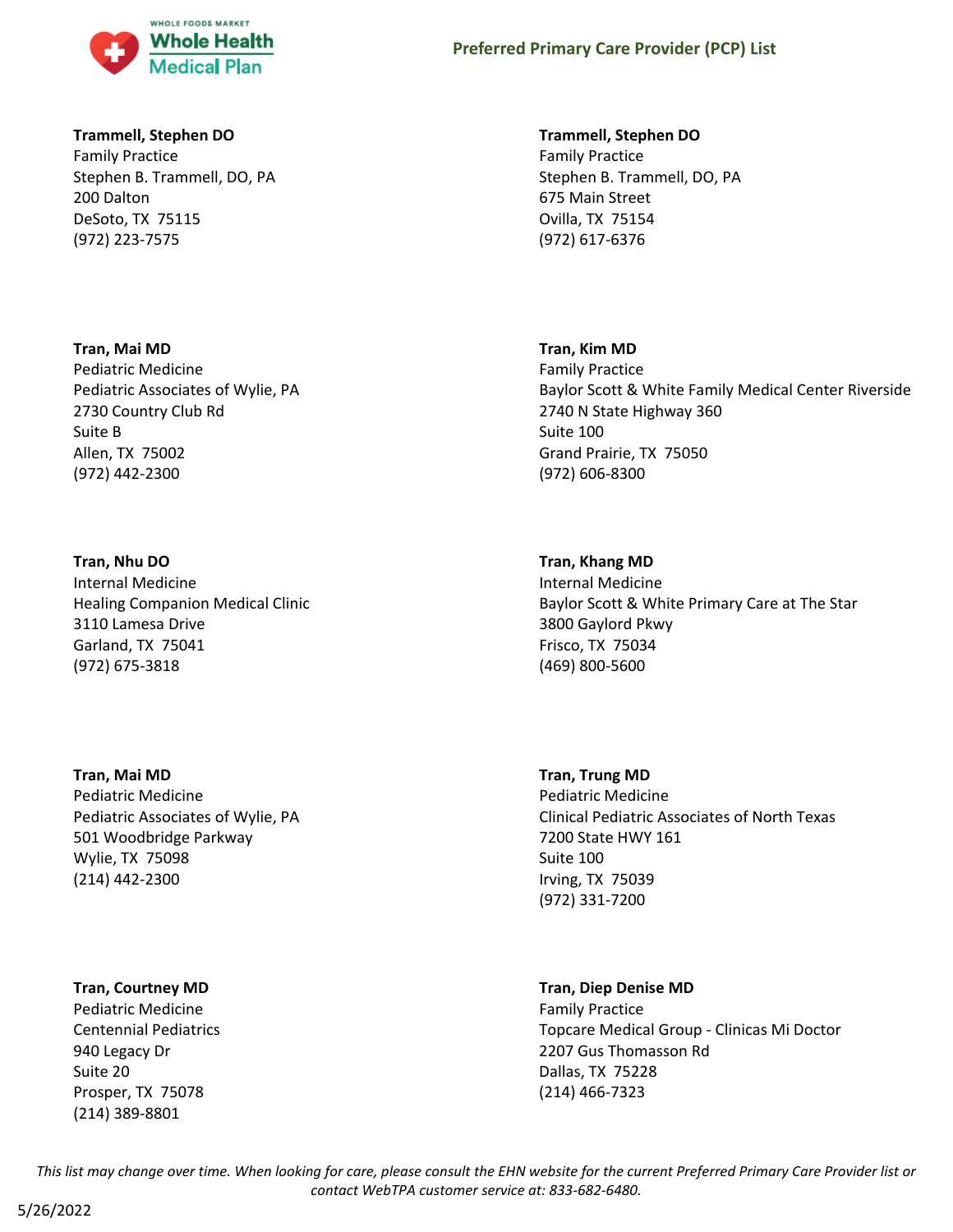**Trammell, Stephen DO**
Family Practice
Stephen B. Trammell, DO, PA
200 Dalton
DeSoto, TX 75115
(972) 223-7575

**Trammell, Stephen DO**
Family Practice
Stephen B. Trammell, DO, PA
675 Main Street
Ovilla, TX 75154
(972) 617-6376

**Tran, Mai MD**
Pediatric Medicine
Pediatric Associates of Wylie, PA
2730 Country Club Rd
Suite B
Allen, TX 75002
(972) 442-2300

**Tran, Kim MD**
Family Practice
Baylor Scott & White Family Medical Center Riverside
2740 N State Highway 360
Suite 100
Grand Prairie, TX 75050
(972) 606-8300

**Tran, Nhu DO**
Internal Medicine
Healing Companion Medical Clinic
3110 Lamesa Drive
Garland, TX 75041
(972) 675-3818

**Tran, Khang MD**
Internal Medicine
Baylor Scott & White Primary Care at The Star
3800 Gaylord Pkwy
Frisco, TX 75034
(469) 800-5600

**Tran, Mai MD**
Pediatric Medicine
Pediatric Associates of Wylie, PA
501 Woodbridge Parkway
Wylie, TX 75098
(214) 442-2300

**Tran, Trung MD**
Pediatric Medicine
Clinical Pediatric Associates of North Texas
7200 State HWY 161
Suite 100
Irving, TX 75039
(972) 331-7200

**Tran, Courtney MD**
Pediatric Medicine
Centennial Pediatrics
940 Legacy Dr
Suite 20
Prosper, TX 75078
(214) 389-8801

**Tran, Diep Denise MD**
Family Practice
Topcare Medical Group - Clinicas Mi Doctor
2207 Gus Thomasson Rd
Dallas, TX 75228
(214) 466-7323

*This list may change over time. When looking for care, please consult the EHN website for the current Preferred Primary Care Provider list or contact WebTPA customer service at: 833-682-6480.*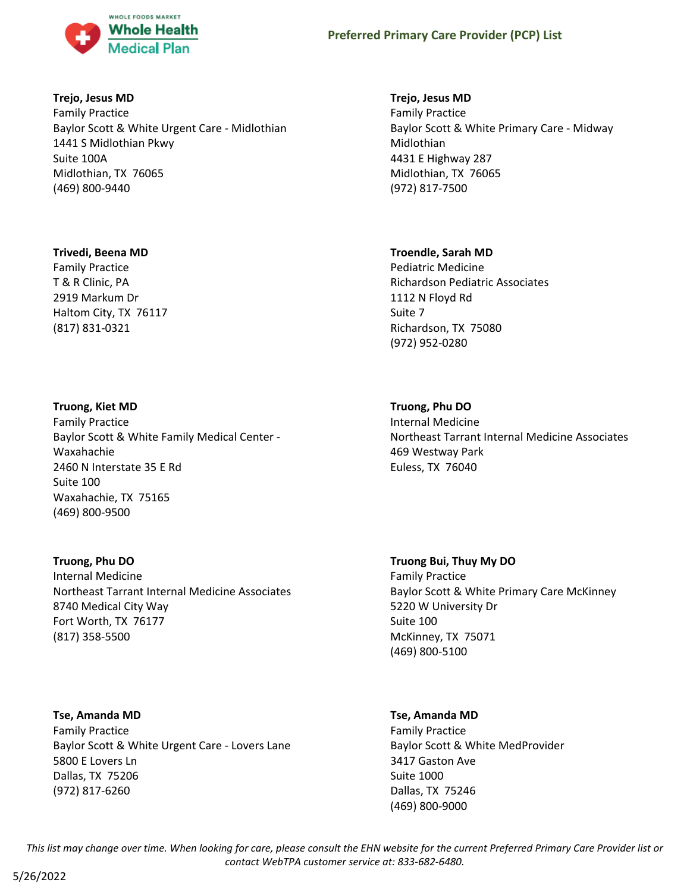**Trejo, Jesus MD**
Family Practice
Baylor Scott & White Urgent Care - Midlothian
1441 S Midlothian Pkwy
Suite 100A
Midlothian, TX 76065
(469) 800-9440

**Trejo, Jesus MD**
Family Practice
Baylor Scott & White Primary Care - Midway Midlothian
4431 E Highway 287
Midlothian, TX 76065
(972) 817-7500

**Trivedi, Beena MD**
Family Practice
T & R Clinic, PA
2919 Markum Dr
Haltom City, TX 76117
(817) 831-0321

**Troendle, Sarah MD**
Pediatric Medicine
Richardson Pediatric Associates
1112 N Floyd Rd
Suite 7
Richardson, TX 75080
(972) 952-0280

**Truong, Kiet MD**
Family Practice
Baylor Scott & White Family Medical Center - Waxahachie
2460 N Interstate 35 E Rd
Suite 100
Waxahachie, TX 75165
(469) 800-9500

**Truong, Phu DO**
Internal Medicine
Northeast Tarrant Internal Medicine Associates
469 Westway Park
Euless, TX 76040

**Truong, Phu DO**
Internal Medicine
Northeast Tarrant Internal Medicine Associates
8740 Medical City Way
Fort Worth, TX 76177
(817) 358-5500

**Truong Bui, Thuy My DO**
Family Practice
Baylor Scott & White Primary Care McKinney
5220 W University Dr
Suite 100
McKinney, TX 75071
(469) 800-5100

**Tse, Amanda MD**
Family Practice
Baylor Scott & White Urgent Care - Lovers Lane
5800 E Lovers Ln
Dallas, TX 75206
(972) 817-6260

**Tse, Amanda MD**
Family Practice
Baylor Scott & White MedProvider
3417 Gaston Ave
Suite 1000
Dallas, TX 75246
(469) 800-9000

*This list may change over time. When looking for care, please consult the EHN website for the current Preferred Primary Care Provider list or contact WebTPA customer service at: 833-682-6480.*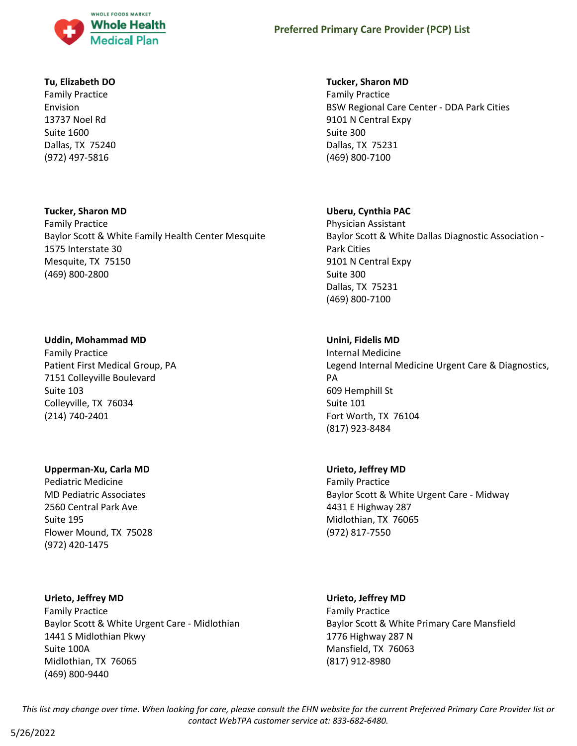**Tu, Elizabeth DO**
Family Practice
Envision
13737 Noel Rd
Suite 1600
Dallas, TX 75240
(972) 497-5816

**Tucker, Sharon MD**
Family Practice
BSW Regional Care Center - DDA Park Cities
9101 N Central Expy
Suite 300
Dallas, TX 75231
(469) 800-7100

**Tucker, Sharon MD**
Family Practice
Baylor Scott & White Family Health Center Mesquite
1575 Interstate 30
Mesquite, TX 75150
(469) 800-2800

**Uberu, Cynthia PAC**
Physician Assistant
Baylor Scott & White Dallas Diagnostic Association - Park Cities
9101 N Central Expy
Suite 300
Dallas, TX 75231
(469) 800-7100

**Uddin, Mohammad MD**
Family Practice
Patient First Medical Group, PA
7151 Colleyville Boulevard
Suite 103
Colleyville, TX 76034
(214) 740-2401

**Unini, Fidelis MD**
Internal Medicine
Legend Internal Medicine Urgent Care & Diagnostics, PA
609 Hemphill St
Suite 101
Fort Worth, TX 76104
(817) 923-8484

**Upperman-Xu, Carla MD**
Pediatric Medicine
MD Pediatric Associates
2560 Central Park Ave
Suite 195
Flower Mound, TX 75028
(972) 420-1475

**Urieto, Jeffrey MD**
Family Practice
Baylor Scott & White Urgent Care - Midway
4431 E Highway 287
Midlothian, TX 76065
(972) 817-7550

**Urieto, Jeffrey MD**
Family Practice
Baylor Scott & White Urgent Care - Midlothian
1441 S Midlothian Pkwy
Suite 100A
Midlothian, TX 76065
(469) 800-9440

**Urieto, Jeffrey MD**
Family Practice
Baylor Scott & White Primary Care Mansfield
1776 Highway 287 N
Mansfield, TX 76063
(817) 912-8980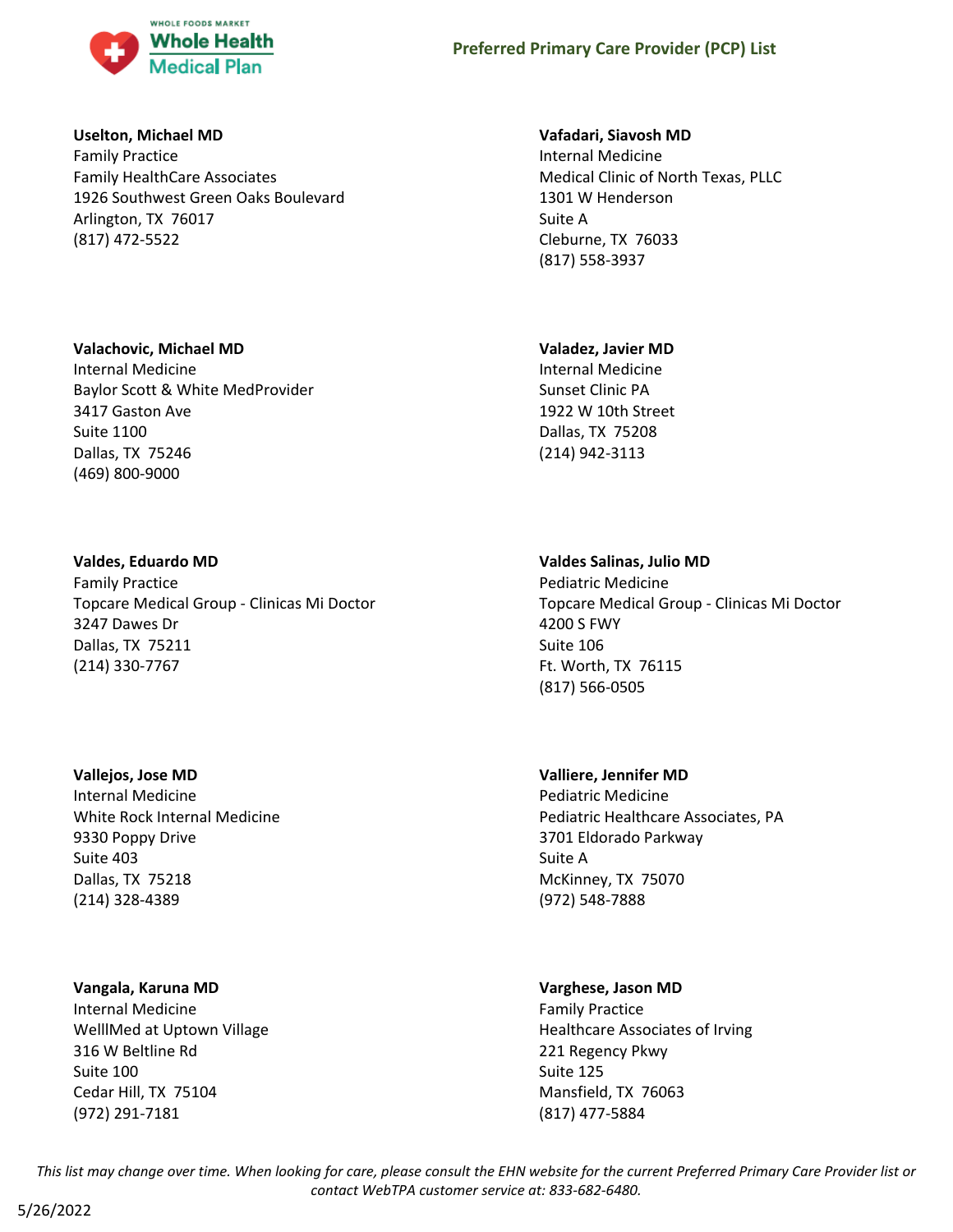**Uselton, Michael MD**
Family Practice
Family HealthCare Associates
1926 Southwest Green Oaks Boulevard
Arlington, TX 76017
(817) 472-5522

**Vafadari, Siavosh MD**
Internal Medicine
Medical Clinic of North Texas, PLLC
1301 W Henderson
Suite A
Cleburne, TX 76033
(817) 558-3937

**Valachovic, Michael MD**
Internal Medicine
Baylor Scott & White MedProvider
3417 Gaston Ave
Suite 1100
Dallas, TX 75246
(469) 800-9000

**Valadez, Javier MD**
Internal Medicine
Sunset Clinic PA
1922 W 10th Street
Dallas, TX 75208
(214) 942-3113

**Valdes, Eduardo MD**
Family Practice
Topcare Medical Group - Clinicas Mi Doctor
3247 Dawes Dr
Dallas, TX 75211
(214) 330-7767

**Valdes Salinas, Julio MD**
Pediatric Medicine
Topcare Medical Group - Clinicas Mi Doctor
4200 S FWY
Suite 106
Ft. Worth, TX 76115
(817) 566-0505

**Vallejos, Jose MD**
Internal Medicine
White Rock Internal Medicine
9330 Poppy Drive
Suite 403
Dallas, TX 75218
(214) 328-4389

**Valliere, Jennifer MD**
Pediatric Medicine
Pediatric Healthcare Associates, PA
3701 Eldorado Parkway
Suite A
McKinney, TX 75070
(972) 548-7888

**Vangala, Karuna MD**
Internal Medicine
WelllMed at Uptown Village
316 W Beltline Rd
Suite 100
Cedar Hill, TX 75104
(972) 291-7181

**Varghese, Jason MD**
Family Practice
Healthcare Associates of Irving
221 Regency Pkwy
Suite 125
Mansfield, TX 76063
(817) 477-5884

*This list may change over time. When looking for care, please consult the EHN website for the current Preferred Primary Care Provider list or contact WebTPA customer service at: 833-682-6480.*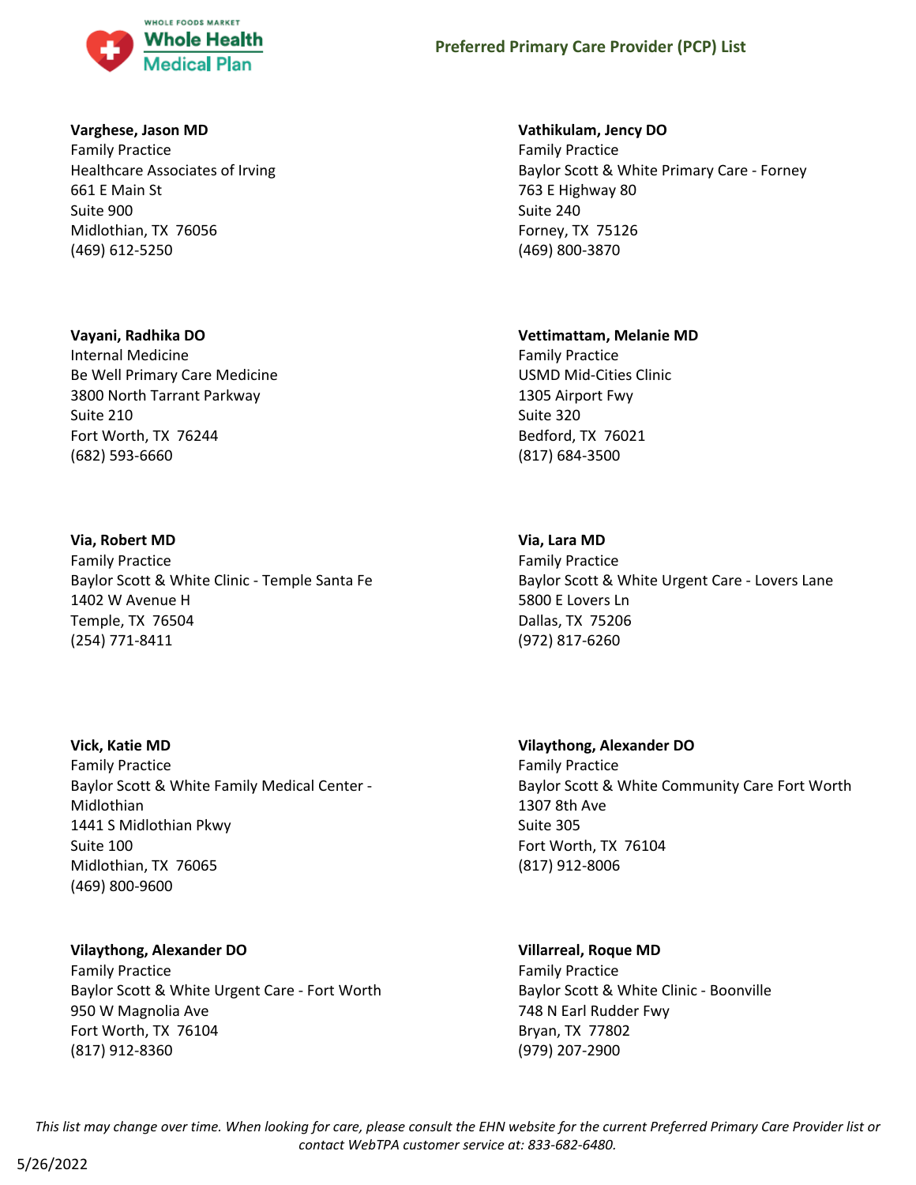**Varghese, Jason MD**
Family Practice
Healthcare Associates of Irving
661 E Main St
Suite 900
Midlothian, TX 76056
(469) 612-5250

**Vathikulam, Jency DO**
Family Practice
Baylor Scott & White Primary Care - Forney
763 E Highway 80
Suite 240
Forney, TX 75126
(469) 800-3870

**Vayani, Radhika DO**
Internal Medicine
Be Well Primary Care Medicine
3800 North Tarrant Parkway
Suite 210
Fort Worth, TX 76244
(682) 593-6660

**Vettimattam, Melanie MD**
Family Practice
USMD Mid-Cities Clinic
1305 Airport Fwy
Suite 320
Bedford, TX 76021
(817) 684-3500

**Via, Robert MD**
Family Practice
Baylor Scott & White Clinic - Temple Santa Fe
1402 W Avenue H
Temple, TX 76504
(254) 771-8411

**Via, Lara MD**
Family Practice
Baylor Scott & White Urgent Care - Lovers Lane
5800 E Lovers Ln
Dallas, TX 75206
(972) 817-6260

**Vick, Katie MD**
Family Practice
Baylor Scott & White Family Medical Center - Midlothian
1441 S Midlothian Pkwy
Suite 100
Midlothian, TX 76065
(469) 800-9600

**Vilaythong, Alexander DO**
Family Practice
Baylor Scott & White Community Care Fort Worth
1307 8th Ave
Suite 305
Fort Worth, TX 76104
(817) 912-8006

**Vilaythong, Alexander DO**
Family Practice
Baylor Scott & White Urgent Care - Fort Worth
950 W Magnolia Ave
Fort Worth, TX 76104
(817) 912-8360

**Villarreal, Roque MD**
Family Practice
Baylor Scott & White Clinic - Boonville
748 N Earl Rudder Fwy
Bryan, TX 77802
(979) 207-2900

*This list may change over time. When looking for care, please consult the EHN website for the current Preferred Primary Care Provider list or contact WebTPA customer service at: 833-682-6480.*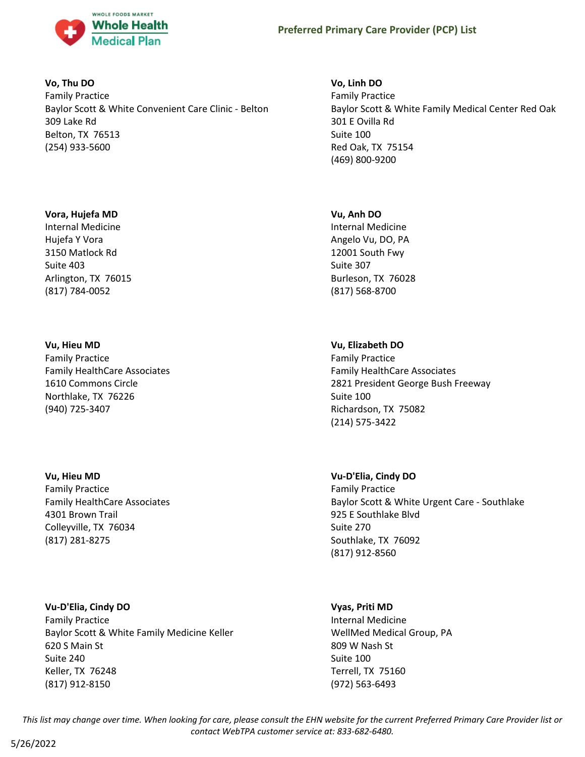**Vo, Thu DO**
Family Practice
Baylor Scott & White Convenient Care Clinic - Belton
309 Lake Rd
Belton, TX 76513
(254) 933-5600

**Vo, Linh DO**
Family Practice
Baylor Scott & White Family Medical Center Red Oak
301 E Ovilla Rd
Suite 100
Red Oak, TX 75154
(469) 800-9200

**Vora, Hujefa MD**
Internal Medicine
Hujefa Y Vora
3150 Matlock Rd
Suite 403
Arlington, TX 76015
(817) 784-0052

**Vu, Anh DO**
Internal Medicine
Angelo Vu, DO, PA
12001 South Fwy
Suite 307
Burleson, TX 76028
(817) 568-8700

**Vu, Hieu MD**
Family Practice
Family HealthCare Associates
1610 Commons Circle
Northlake, TX 76226
(940) 725-3407

**Vu, Elizabeth DO**
Family Practice
Family HealthCare Associates
2821 President George Bush Freeway
Suite 100
Richardson, TX 75082
(214) 575-3422

**Vu, Hieu MD**
Family Practice
Family HealthCare Associates
4301 Brown Trail
Colleyville, TX 76034
(817) 281-8275

**Vu-D'Elia, Cindy DO**
Family Practice
Baylor Scott & White Urgent Care - Southlake
925 E Southlake Blvd
Suite 270
Southlake, TX 76092
(817) 912-8560

**Vu-D'Elia, Cindy DO**
Family Practice
Baylor Scott & White Family Medicine Keller
620 S Main St
Suite 240
Keller, TX 76248
(817) 912-8150

**Vyas, Priti MD**
Internal Medicine
WellMed Medical Group, PA
809 W Nash St
Suite 100
Terrell, TX 75160
(972) 563-6493

*This list may change over time. When looking for care, please consult the EHN website for the current Preferred Primary Care Provider list or contact WebTPA customer service at: 833-682-6480.*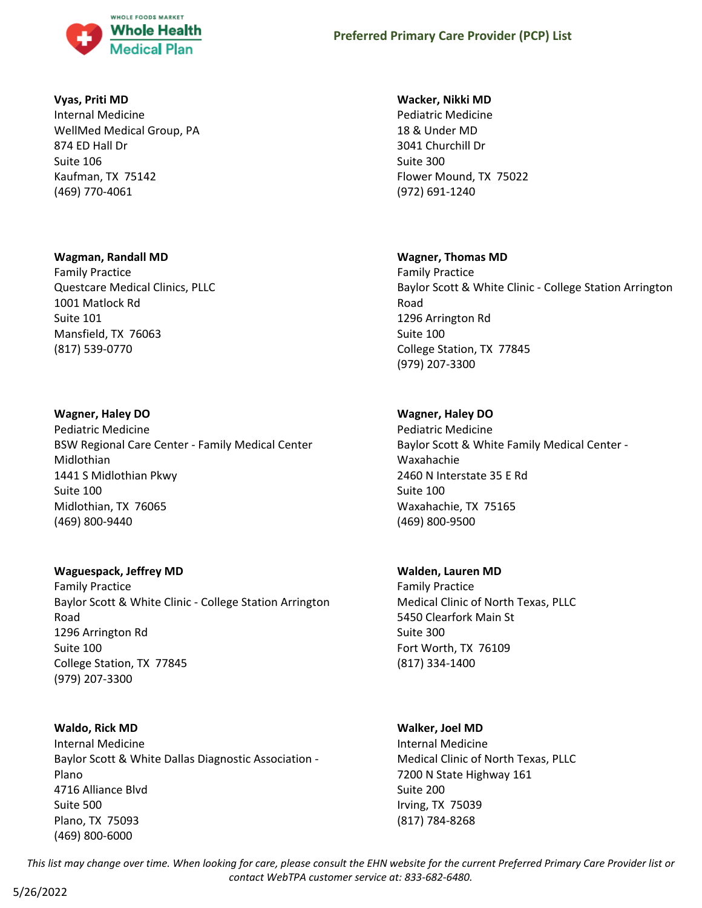**Vyas, Priti MD**
Internal Medicine
WellMed Medical Group, PA
874 ED Hall Dr
Suite 106
Kaufman, TX 75142
(469) 770-4061

**Wacker, Nikki MD**
Pediatric Medicine
18 & Under MD
3041 Churchill Dr
Suite 300
Flower Mound, TX 75022
(972) 691-1240

**Wagman, Randall MD**
Family Practice
Questcare Medical Clinics, PLLC
1001 Matlock Rd
Suite 101
Mansfield, TX 76063
(817) 539-0770

**Wagner, Thomas MD**
Family Practice
Baylor Scott & White Clinic - College Station Arrington Road
1296 Arrington Rd
Suite 100
College Station, TX 77845
(979) 207-3300

**Wagner, Haley DO**
Pediatric Medicine
BSW Regional Care Center - Family Medical Center Midlothian
1441 S Midlothian Pkwy
Suite 100
Midlothian, TX 76065
(469) 800-9440

**Wagner, Haley DO**
Pediatric Medicine
Baylor Scott & White Family Medical Center - Waxahachie
2460 N Interstate 35 E Rd
Suite 100
Waxahachie, TX 75165
(469) 800-9500

**Waguespack, Jeffrey MD**
Family Practice
Baylor Scott & White Clinic - College Station Arrington Road
1296 Arrington Rd
Suite 100
College Station, TX 77845
(979) 207-3300

**Walden, Lauren MD**
Family Practice
Medical Clinic of North Texas, PLLC
5450 Clearfork Main St
Suite 300
Fort Worth, TX 76109
(817) 334-1400

**Waldo, Rick MD**
Internal Medicine
Baylor Scott & White Dallas Diagnostic Association - Plano
4716 Alliance Blvd
Suite 500
Plano, TX 75093
(469) 800-6000

**Walker, Joel MD**
Internal Medicine
Medical Clinic of North Texas, PLLC
7200 N State Highway 161
Suite 200
Irving, TX 75039
(817) 784-8268

*This list may change over time. When looking for care, please consult the EHN website for the current Preferred Primary Care Provider list or contact WebTPA customer service at: 833-682-6480.*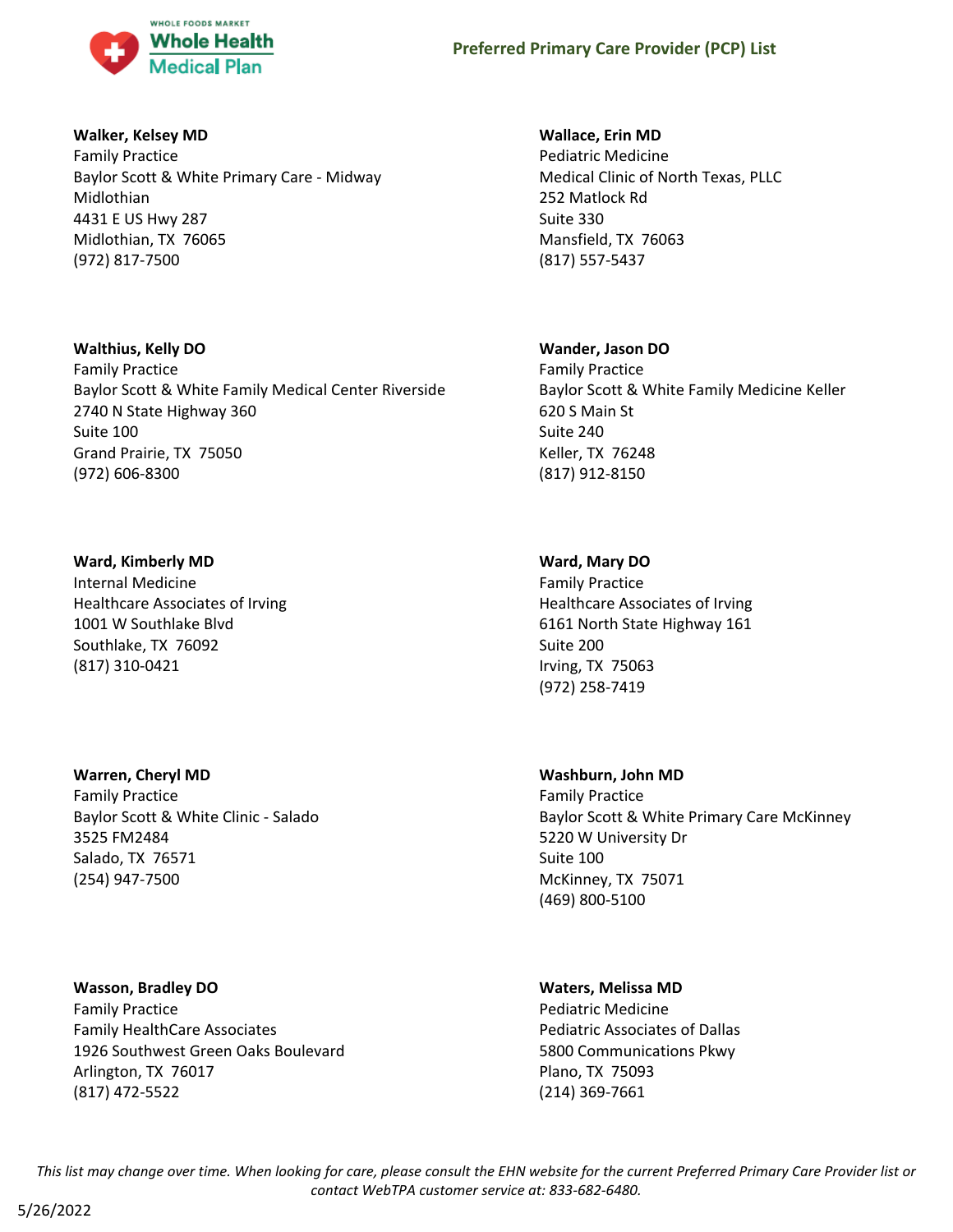**Walker, Kelsey MD**
Family Practice
Baylor Scott & White Primary Care - Midway Midlothian
4431 E US Hwy 287
Midlothian, TX 76065
(972) 817-7500

**Wallace, Erin MD**
Pediatric Medicine
Medical Clinic of North Texas, PLLC
252 Matlock Rd
Suite 330
Mansfield, TX 76063
(817) 557-5437

**Walthius, Kelly DO**
Family Practice
Baylor Scott & White Family Medical Center Riverside
2740 N State Highway 360
Suite 100
Grand Prairie, TX 75050
(972) 606-8300

**Wander, Jason DO**
Family Practice
Baylor Scott & White Family Medicine Keller
620 S Main St
Suite 240
Keller, TX 76248
(817) 912-8150

**Ward, Kimberly MD**
Internal Medicine
Healthcare Associates of Irving
1001 W Southlake Blvd
Southlake, TX 76092
(817) 310-0421

**Ward, Mary DO**
Family Practice
Healthcare Associates of Irving
6161 North State Highway 161
Suite 200
Irving, TX 75063
(972) 258-7419

**Warren, Cheryl MD**
Family Practice
Baylor Scott & White Clinic - Salado
3525 FM2484
Salado, TX 76571
(254) 947-7500

**Washburn, John MD**
Family Practice
Baylor Scott & White Primary Care McKinney
5220 W University Dr
Suite 100
McKinney, TX 75071
(469) 800-5100

**Wasson, Bradley DO**
Family Practice
Family HealthCare Associates
1926 Southwest Green Oaks Boulevard
Arlington, TX 76017
(817) 472-5522

**Waters, Melissa MD**
Pediatric Medicine
Pediatric Associates of Dallas
5800 Communications Pkwy
Plano, TX 75093
(214) 369-7661

*This list may change over time. When looking for care, please consult the EHN website for the current Preferred Primary Care Provider list or contact WebTPA customer service at: 833-682-6480.*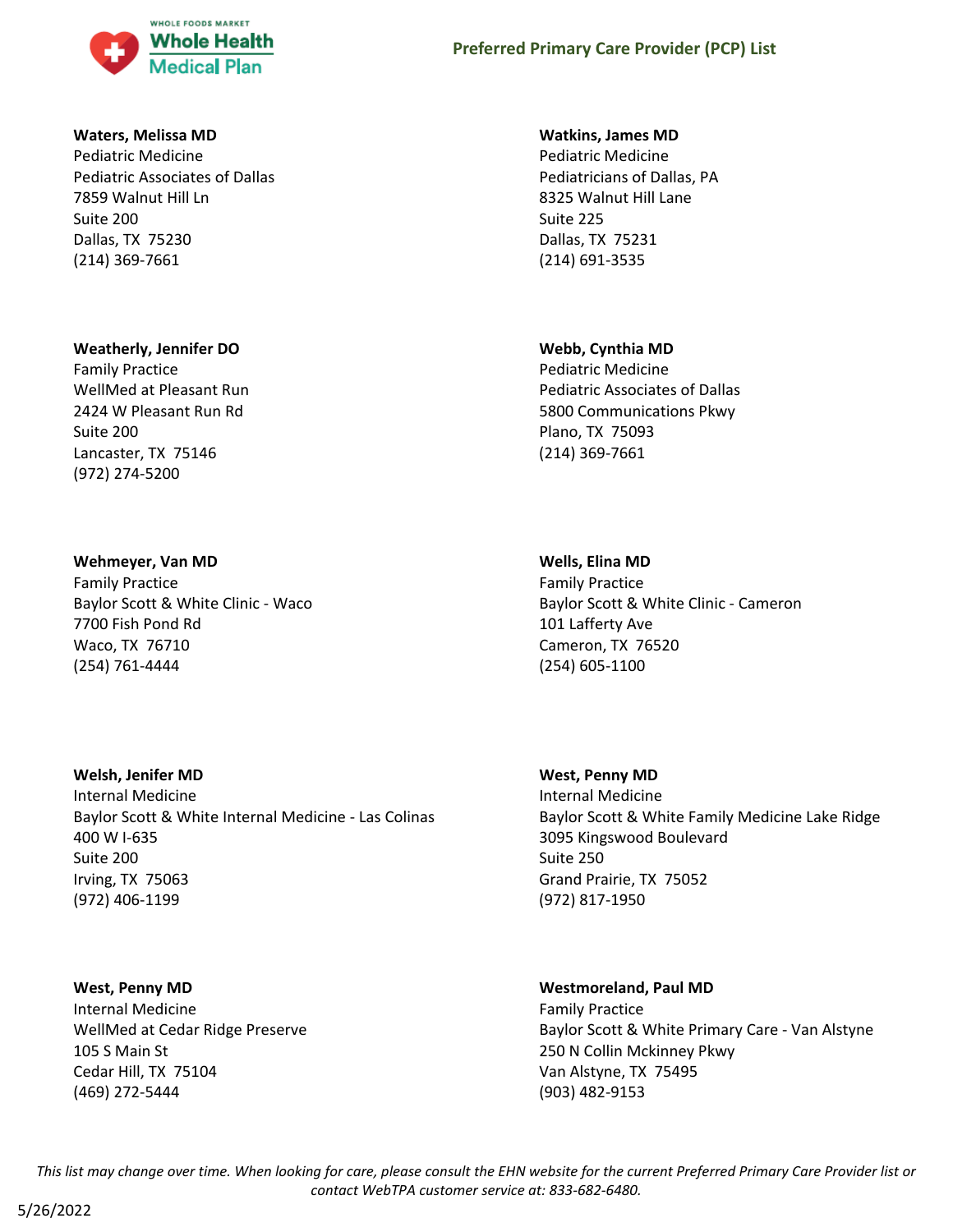**Waters, Melissa MD**
Pediatric Medicine
Pediatric Associates of Dallas
7859 Walnut Hill Ln
Suite 200
Dallas, TX 75230
(214) 369-7661

**Watkins, James MD**
Pediatric Medicine
Pediatricians of Dallas, PA
8325 Walnut Hill Lane
Suite 225
Dallas, TX 75231
(214) 691-3535

**Weatherly, Jennifer DO**
Family Practice
WellMed at Pleasant Run
2424 W Pleasant Run Rd
Suite 200
Lancaster, TX 75146
(972) 274-5200

**Webb, Cynthia MD**
Pediatric Medicine
Pediatric Associates of Dallas
5800 Communications Pkwy
Plano, TX 75093
(214) 369-7661

**Wehmeyer, Van MD**
Family Practice
Baylor Scott & White Clinic - Waco
7700 Fish Pond Rd
Waco, TX 76710
(254) 761-4444

**Wells, Elina MD**
Family Practice
Baylor Scott & White Clinic - Cameron
101 Lafferty Ave
Cameron, TX 76520
(254) 605-1100

**Welsh, Jenifer MD**
Internal Medicine
Baylor Scott & White Internal Medicine - Las Colinas
400 W I-635
Suite 200
Irving, TX 75063
(972) 406-1199

**West, Penny MD**
Internal Medicine
Baylor Scott & White Family Medicine Lake Ridge
3095 Kingswood Boulevard
Suite 250
Grand Prairie, TX 75052
(972) 817-1950

**West, Penny MD**
Internal Medicine
WellMed at Cedar Ridge Preserve
105 S Main St
Cedar Hill, TX 75104
(469) 272-5444

**Westmoreland, Paul MD**
Family Practice
Baylor Scott & White Primary Care - Van Alstyne
250 N Collin Mckinney Pkwy
Van Alstyne, TX 75495
(903) 482-9153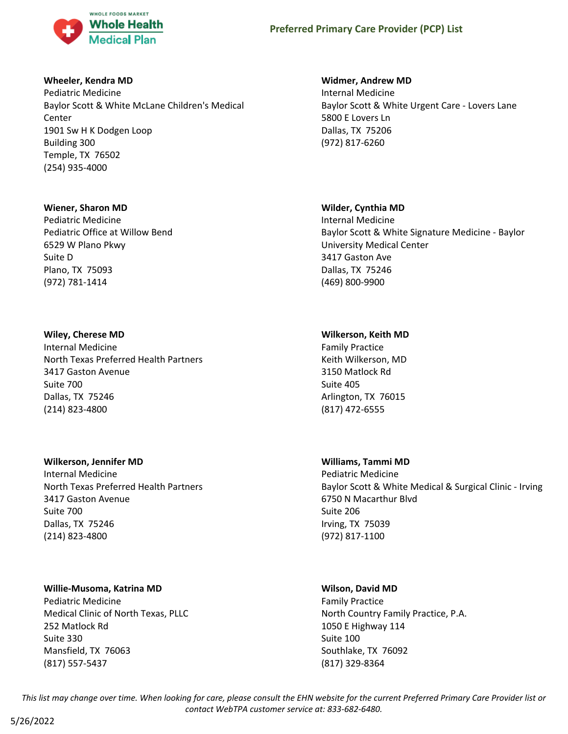**Wheeler, Kendra MD**
Pediatric Medicine
Baylor Scott & White McLane Children's Medical Center
1901 Sw H K Dodgen Loop
Building 300
Temple, TX 76502
(254) 935-4000

**Wiener, Sharon MD**
Pediatric Medicine
Pediatric Office at Willow Bend
6529 W Plano Pkwy
Suite D
Plano, TX 75093
(972) 781-1414

**Wiley, Cherese MD**
Internal Medicine
North Texas Preferred Health Partners
3417 Gaston Avenue
Suite 700
Dallas, TX 75246
(214) 823-4800

**Wilkerson, Jennifer MD**
Internal Medicine
North Texas Preferred Health Partners
3417 Gaston Avenue
Suite 700
Dallas, TX 75246
(214) 823-4800

**Willie-Musoma, Katrina MD**
Pediatric Medicine
Medical Clinic of North Texas, PLLC
252 Matlock Rd
Suite 330
Mansfield, TX 76063
(817) 557-5437

**Widmer, Andrew MD**
Internal Medicine
Baylor Scott & White Urgent Care - Lovers Lane
5800 E Lovers Ln
Dallas, TX 75206
(972) 817-6260

**Wilder, Cynthia MD**
Internal Medicine
Baylor Scott & White Signature Medicine - Baylor University Medical Center
3417 Gaston Ave
Dallas, TX 75246
(469) 800-9900

**Wilkerson, Keith MD**
Family Practice
Keith Wilkerson, MD
3150 Matlock Rd
Suite 405
Arlington, TX 76015
(817) 472-6555

**Williams, Tammi MD**
Pediatric Medicine
Baylor Scott & White Medical & Surgical Clinic - Irving
6750 N Macarthur Blvd
Suite 206
Irving, TX 75039
(972) 817-1100

**Wilson, David MD**
Family Practice
North Country Family Practice, P.A.
1050 E Highway 114
Suite 100
Southlake, TX 76092
(817) 329-8364

*This list may change over time. When looking for care, please consult the EHN website for the current Preferred Primary Care Provider list or contact WebTPA customer service at: 833-682-6480.*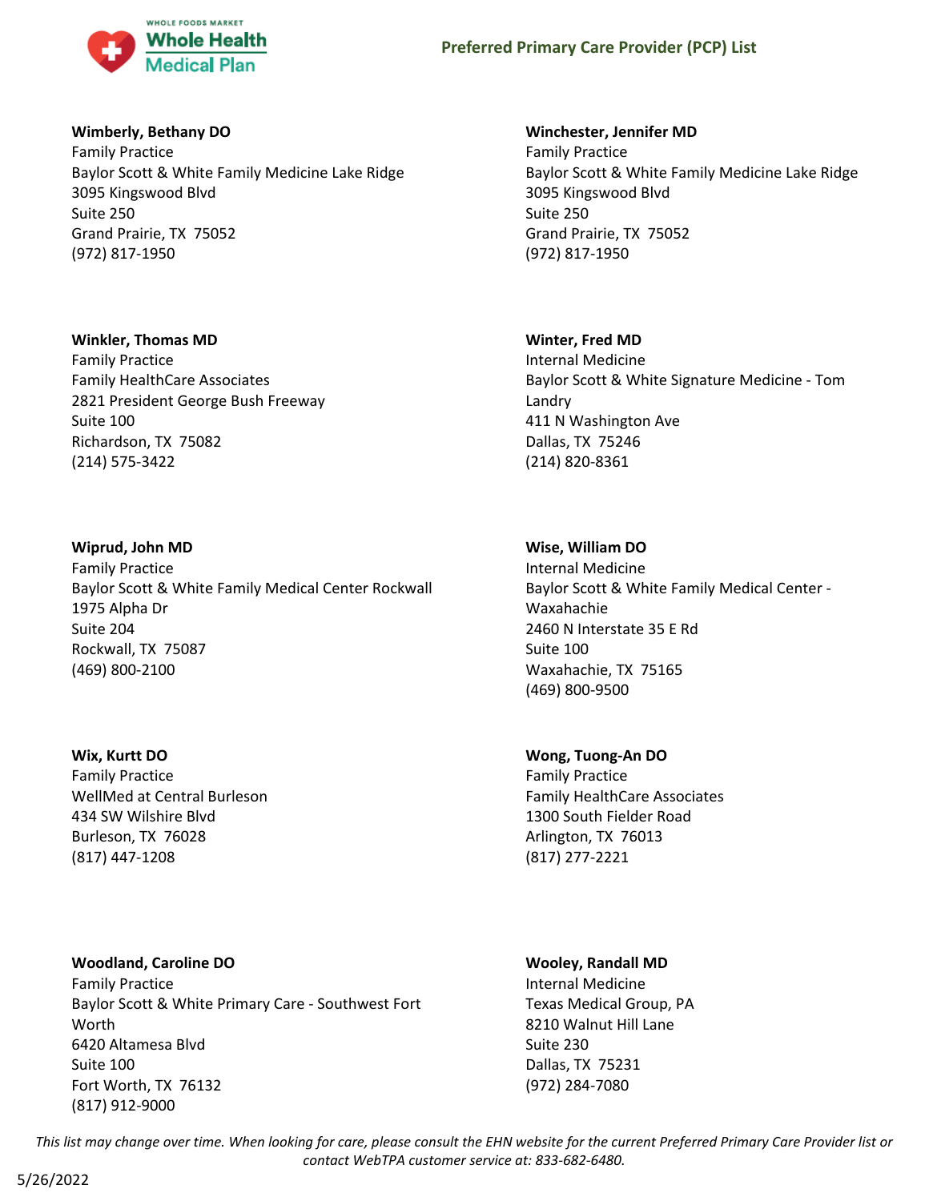**Wimberly, Bethany DO**
Family Practice
Baylor Scott & White Family Medicine Lake Ridge
3095 Kingswood Blvd
Suite 250
Grand Prairie, TX 75052
(972) 817-1950

**Winchester, Jennifer MD**
Family Practice
Baylor Scott & White Family Medicine Lake Ridge
3095 Kingswood Blvd
Suite 250
Grand Prairie, TX 75052
(972) 817-1950

**Winkler, Thomas MD**
Family Practice
Family HealthCare Associates
2821 President George Bush Freeway
Suite 100
Richardson, TX 75082
(214) 575-3422

**Winter, Fred MD**
Internal Medicine
Baylor Scott & White Signature Medicine - Tom Landry
411 N Washington Ave
Dallas, TX 75246
(214) 820-8361

**Wiprud, John MD**
Family Practice
Baylor Scott & White Family Medical Center Rockwall
1975 Alpha Dr
Suite 204
Rockwall, TX 75087
(469) 800-2100

**Wise, William DO**
Internal Medicine
Baylor Scott & White Family Medical Center - Waxahachie
2460 N Interstate 35 E Rd
Suite 100
Waxahachie, TX 75165
(469) 800-9500

**Wix, Kurtt DO**
Family Practice
WellMed at Central Burleson
434 SW Wilshire Blvd
Burleson, TX 76028
(817) 447-1208

**Wong, Tuong-An DO**
Family Practice
Family HealthCare Associates
1300 South Fielder Road
Arlington, TX 76013
(817) 277-2221

**Woodland, Caroline DO**
Family Practice
Baylor Scott & White Primary Care - Southwest Fort Worth
6420 Altamesa Blvd
Suite 100
Fort Worth, TX 76132
(817) 912-9000

**Wooley, Randall MD**
Internal Medicine
Texas Medical Group, PA
8210 Walnut Hill Lane
Suite 230
Dallas, TX 75231
(972) 284-7080

*This list may change over time. When looking for care, please consult the EHN website for the current Preferred Primary Care Provider list or contact WebTPA customer service at: 833-682-6480.*

5/26/2022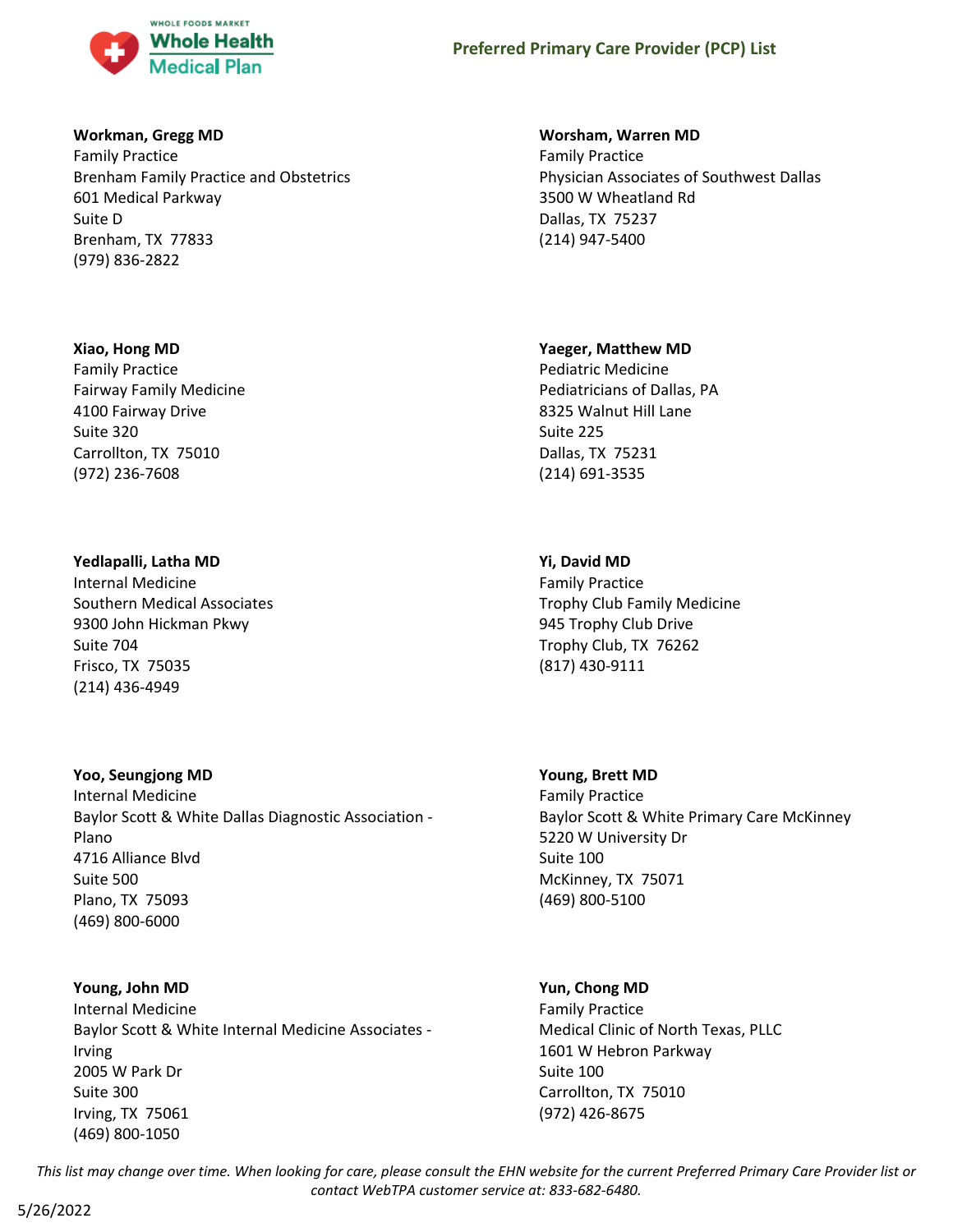**Workman, Gregg MD**
Family Practice
Brenham Family Practice and Obstetrics
601 Medical Parkway
Suite D
Brenham, TX 77833
(979) 836-2822

**Worsham, Warren MD**
Family Practice
Physician Associates of Southwest Dallas
3500 W Wheatland Rd
Dallas, TX 75237
(214) 947-5400

**Xiao, Hong MD**
Family Practice
Fairway Family Medicine
4100 Fairway Drive
Suite 320
Carrollton, TX 75010
(972) 236-7608

**Yaeger, Matthew MD**
Pediatric Medicine
Pediatricians of Dallas, PA
8325 Walnut Hill Lane
Suite 225
Dallas, TX 75231
(214) 691-3535

**Yedlapalli, Latha MD**
Internal Medicine
Southern Medical Associates
9300 John Hickman Pkwy
Suite 704
Frisco, TX 75035
(214) 436-4949

**Yi, David MD**
Family Practice
Trophy Club Family Medicine
945 Trophy Club Drive
Trophy Club, TX 76262
(817) 430-9111

**Yoo, Seungjong MD**
Internal Medicine
Baylor Scott & White Dallas Diagnostic Association - Plano
4716 Alliance Blvd
Suite 500
Plano, TX 75093
(469) 800-6000

**Young, Brett MD**
Family Practice
Baylor Scott & White Primary Care McKinney
5220 W University Dr
Suite 100
McKinney, TX 75071
(469) 800-5100

**Young, John MD**
Internal Medicine
Baylor Scott & White Internal Medicine Associates - Irving
2005 W Park Dr
Suite 300
Irving, TX 75061
(469) 800-1050

**Yun, Chong MD**
Family Practice
Medical Clinic of North Texas, PLLC
1601 W Hebron Parkway
Suite 100
Carrollton, TX 75010
(972) 426-8675

*This list may change over time. When looking for care, please consult the EHN website for the current Preferred Primary Care Provider list or contact WebTPA customer service at: 833-682-6480.*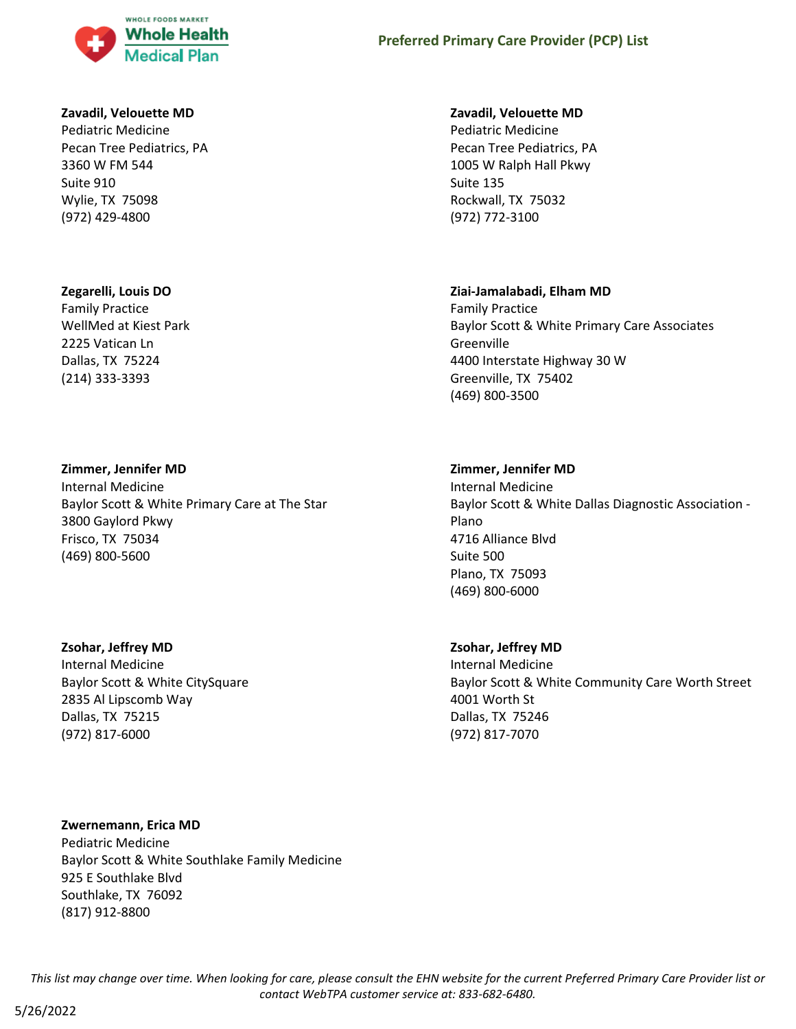**Zavadil, Velouette MD**
Pediatric Medicine
Pecan Tree Pediatrics, PA
3360 W FM 544
Suite 910
Wylie, TX 75098
(972) 429-4800

**Zavadil, Velouette MD**
Pediatric Medicine
Pecan Tree Pediatrics, PA
1005 W Ralph Hall Pkwy
Suite 135
Rockwall, TX 75032
(972) 772-3100

**Zegarelli, Louis DO**
Family Practice
WellMed at Kiest Park
2225 Vatican Ln
Dallas, TX 75224
(214) 333-3393

**Ziai-Jamalabadi, Elham MD**
Family Practice
Baylor Scott & White Primary Care Associates Greenville
4400 Interstate Highway 30 W
Greenville, TX 75402
(469) 800-3500

**Zimmer, Jennifer MD**
Internal Medicine
Baylor Scott & White Primary Care at The Star
3800 Gaylord Pkwy
Frisco, TX 75034
(469) 800-5600

**Zimmer, Jennifer MD**
Internal Medicine
Baylor Scott & White Dallas Diagnostic Association - Plano
4716 Alliance Blvd
Suite 500
Plano, TX 75093
(469) 800-6000

**Zsohar, Jeffrey MD**
Internal Medicine
Baylor Scott & White CitySquare
2835 Al Lipscomb Way
Dallas, TX 75215
(972) 817-6000

**Zsohar, Jeffrey MD**
Internal Medicine
Baylor Scott & White Community Care Worth Street
4001 Worth St
Dallas, TX 75246
(972) 817-7070

**Zwernemann, Erica MD**
Pediatric Medicine
Baylor Scott & White Southlake Family Medicine
925 E Southlake Blvd
Southlake, TX 76092
(817) 912-8800

*This list may change over time. When looking for care, please consult the EHN website for the current Preferred Primary Care Provider list or contact WebTPA customer service at: 833-682-6480.*

5/26/2022